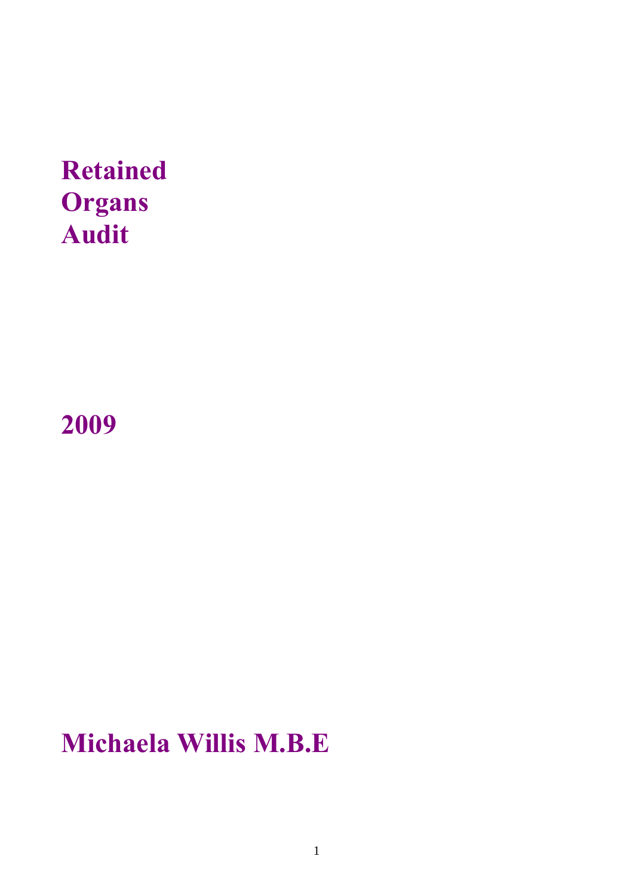# Retained Organs Audit

## 2009

## Michaela Willis M.B.E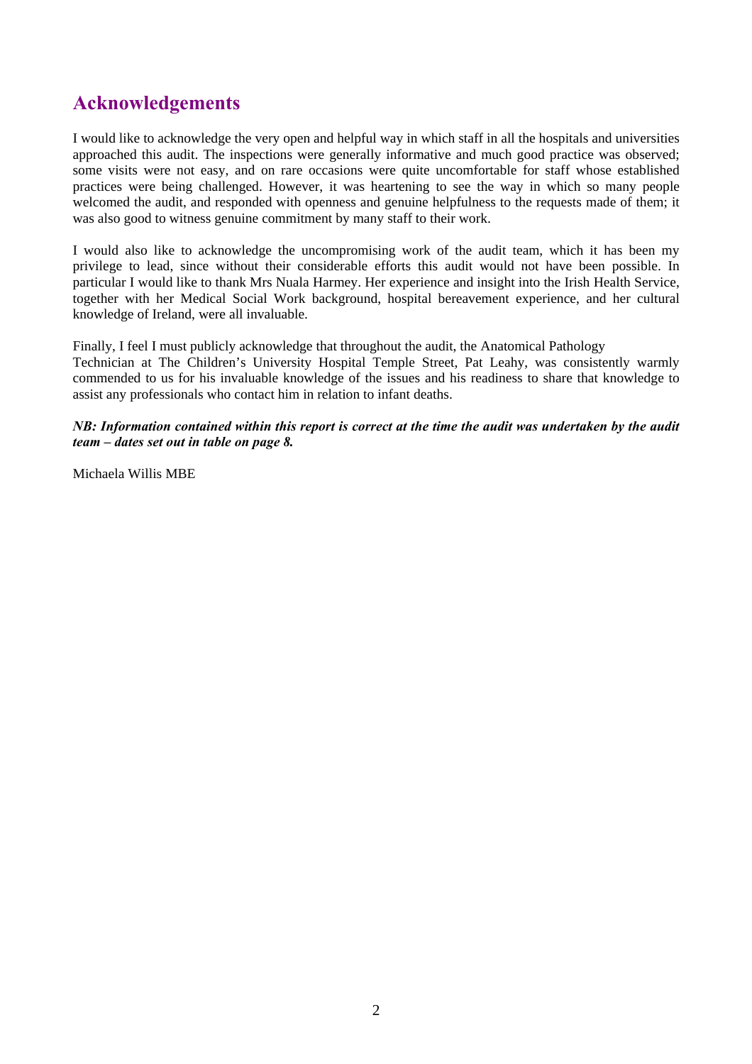## Acknowledgements

I would like to acknowledge the very open and helpful way in which staff in all the hospitals and universities approached this audit. The inspections were generally informative and much good practice was observed; some visits were not easy, and on rare occasions were quite uncomfortable for staff whose established practices were being challenged. However, it was heartening to see the way in which so many people welcomed the audit, and responded with openness and genuine helpfulness to the requests made of them; it was also good to witness genuine commitment by many staff to their work.

I would also like to acknowledge the uncompromising work of the audit team, which it has been my privilege to lead, since without their considerable efforts this audit would not have been possible. In particular I would like to thank Mrs Nuala Harmey. Her experience and insight into the Irish Health Service, together with her Medical Social Work background, hospital bereavement experience, and her cultural knowledge of Ireland, were all invaluable.

Finally, I feel I must publicly acknowledge that throughout the audit, the Anatomical Pathology Technician at The Children's University Hospital Temple Street, Pat Leahy, was consistently warmly commended to us for his invaluable knowledge of the issues and his readiness to share that knowledge to assist any professionals who contact him in relation to infant deaths.

***NB: Information contained within this report is correct at the time the audit was undertaken by the audit team – dates set out in table on page 8.***

Michaela Willis MBE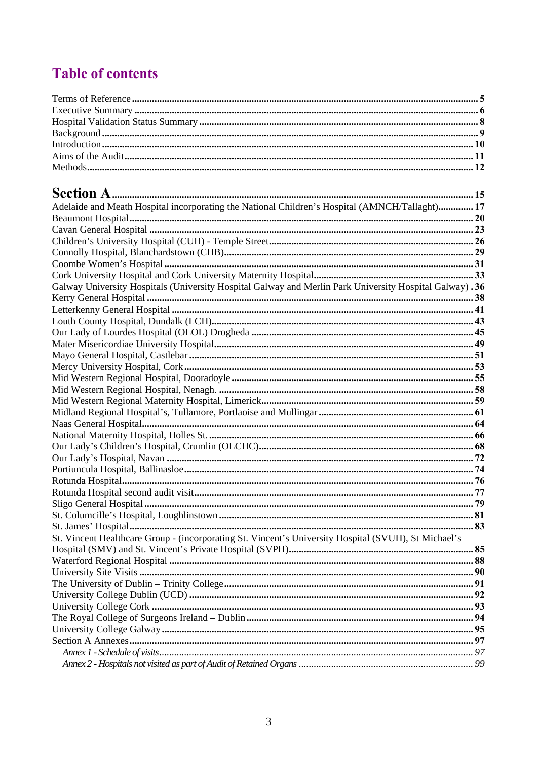# Table of contents

Terms of Reference ..... 5
Executive Summary ..... 6
Hospital Validation Status Summary ..... 8
Background ..... 9
Introduction ..... 10
Aims of the Audit ..... 11
Methods ..... 12

**Section A** ..... 15
Adelaide and Meath Hospital incorporating the National Children's Hospital (AMNCH/Tallaght) ..... 17
Beaumont Hospital ..... 20
Cavan General Hospital ..... 23
Children's University Hospital (CUH) - Temple Street ..... 26
Connolly Hospital, Blanchardstown (CHB) ..... 29
Coombe Women's Hospital ..... 31
Cork University Hospital and Cork University Maternity Hospital ..... 33
Galway University Hospitals (University Hospital Galway and Merlin Park University Hospital Galway) . 36
Kerry General Hospital ..... 38
Letterkenny General Hospital ..... 41
Louth County Hospital, Dundalk (LCH) ..... 43
Our Lady of Lourdes Hospital (OLOL) Drogheda ..... 45
Mater Misericordiae University Hospital ..... 49
Mayo General Hospital, Castlebar ..... 51
Mercy University Hospital, Cork ..... 53
Mid Western Regional Hospital, Dooradoyle ..... 55
Mid Western Regional Hospital, Nenagh. ..... 58
Mid Western Regional Maternity Hospital, Limerick ..... 59
Midland Regional Hospital's, Tullamore, Portlaoise and Mullingar ..... 61
Naas General Hospital ..... 64
National Maternity Hospital, Holles St. ..... 66
Our Lady's Children's Hospital, Crumlin (OLCHC) ..... 68
Our Lady's Hospital, Navan ..... 72
Portiuncula Hospital, Ballinasloe ..... 74
Rotunda Hospital ..... 76
Rotunda Hospital second audit visit ..... 77
Sligo General Hospital ..... 79
St. Columcille's Hospital, Loughlinstown ..... 81
St. James' Hospital ..... 83
St. Vincent Healthcare Group - (incorporating St. Vincent's University Hospital (SVUH), St Michael's Hospital (SMV) and St. Vincent's Private Hospital (SVPH) ..... 85
Waterford Regional Hospital ..... 88
University Site Visits ..... 90
The University of Dublin – Trinity College ..... 91
University College Dublin (UCD) ..... 92
University College Cork ..... 93
The Royal College of Surgeons Ireland – Dublin ..... 94
University College Galway ..... 95
Section A Annexes ..... 97
*Annex 1 - Schedule of visits ..... 97*
*Annex 2 - Hospitals not visited as part of Audit of Retained Organs ..... 99*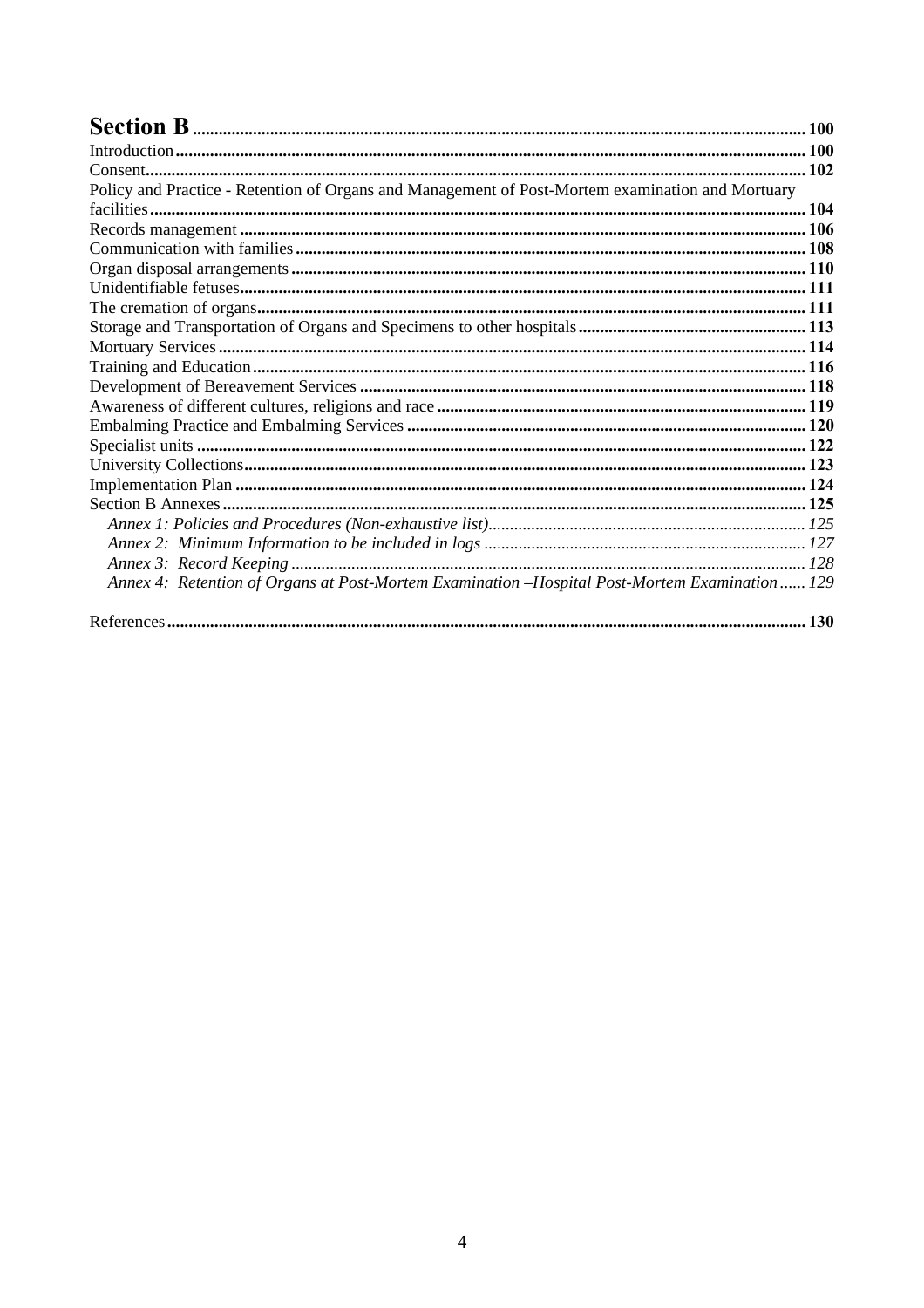**Section B** .......... **100**

Introduction .......... **100**
Consent .......... **102**
Policy and Practice - Retention of Organs and Management of Post-Mortem examination and Mortuary facilities .......... **104**
Records management .......... **106**
Communication with families .......... **108**
Organ disposal arrangements .......... **110**
Unidentifiable fetuses .......... **111**
The cremation of organs .......... **111**
Storage and Transportation of Organs and Specimens to other hospitals .......... **113**
Mortuary Services .......... **114**
Training and Education .......... **116**
Development of Bereavement Services .......... **118**
Awareness of different cultures, religions and race .......... **119**
Embalming Practice and Embalming Services .......... **120**
Specialist units .......... **122**
University Collections .......... **123**
Implementation Plan .......... **124**
Section B Annexes .......... **125**

- *Annex 1: Policies and Procedures (Non-exhaustive list)* .......... *125*
- *Annex 2: Minimum Information to be included in logs* .......... *127*
- *Annex 3: Record Keeping* .......... *128*
- *Annex 4: Retention of Organs at Post-Mortem Examination –Hospital Post-Mortem Examination* .......... *129*

References .......... **130**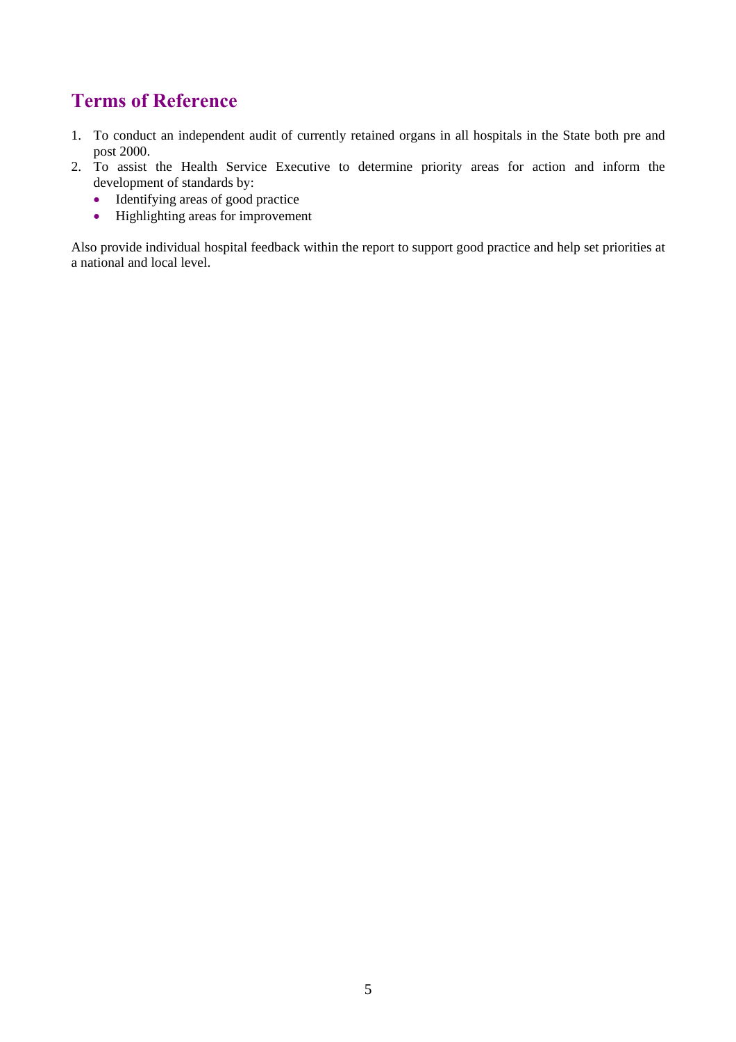## Terms of Reference

1. To conduct an independent audit of currently retained organs in all hospitals in the State both pre and post 2000.
2. To assist the Health Service Executive to determine priority areas for action and inform the development of standards by:
   - Identifying areas of good practice
   - Highlighting areas for improvement

Also provide individual hospital feedback within the report to support good practice and help set priorities at a national and local level.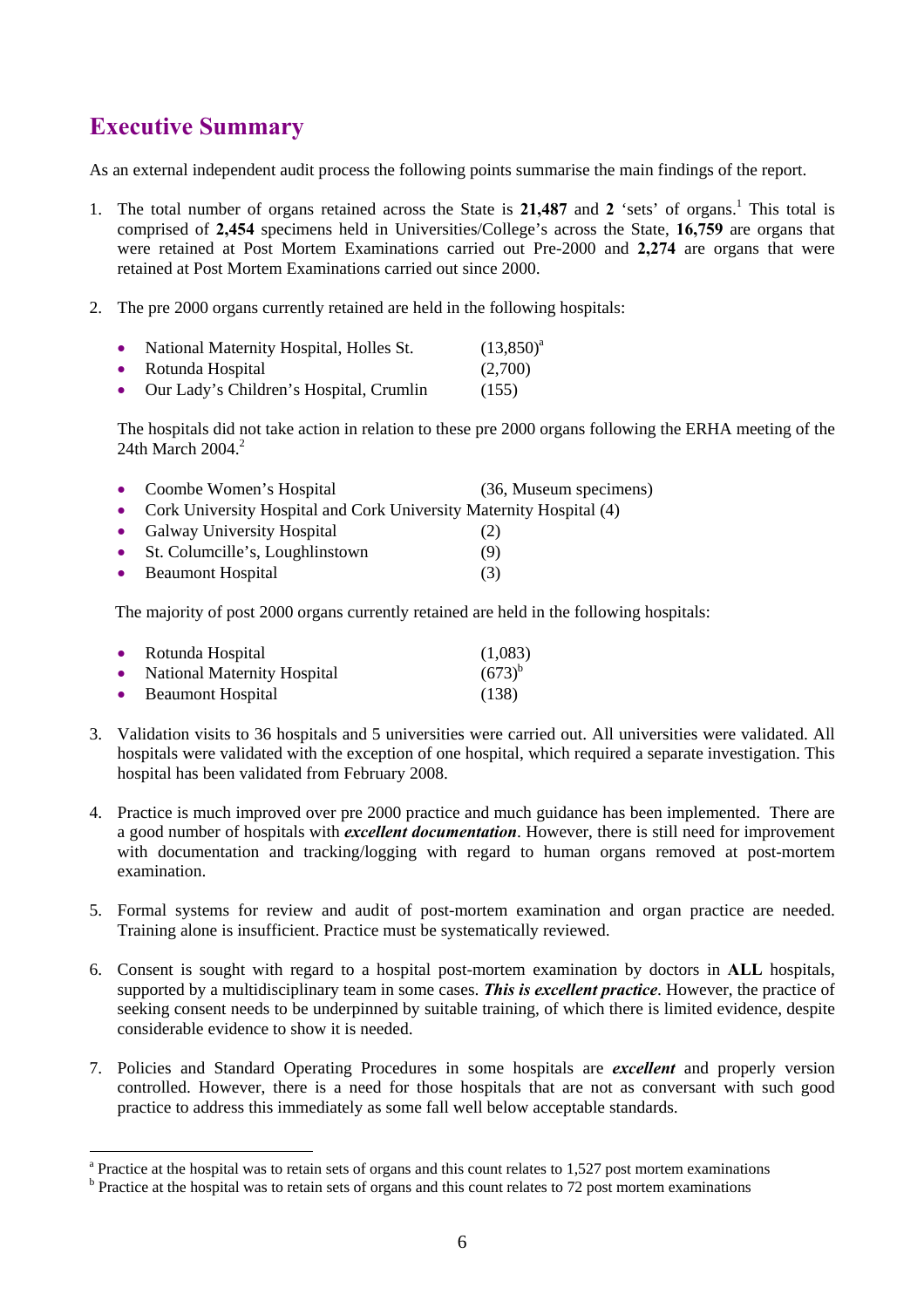# Executive Summary

As an external independent audit process the following points summarise the main findings of the report.

1. The total number of organs retained across the State is **21,487** and **2** 'sets' of organs.[1] This total is comprised of **2,454** specimens held in Universities/College's across the State, **16,759** are organs that were retained at Post Mortem Examinations carried out Pre-2000 and **2,274** are organs that were retained at Post Mortem Examinations carried out since 2000.

2. The pre 2000 organs currently retained are held in the following hospitals:

   - National Maternity Hospital, Holles St. (13,850)[a]
   - Rotunda Hospital (2,700)
   - Our Lady's Children's Hospital, Crumlin (155)

   The hospitals did not take action in relation to these pre 2000 organs following the ERHA meeting of the 24th March 2004.[2]

   - Coombe Women's Hospital (36, Museum specimens)
   - Cork University Hospital and Cork University Maternity Hospital (4)
   - Galway University Hospital (2)
   - St. Columcille's, Loughlinstown (9)
   - Beaumont Hospital (3)

   The majority of post 2000 organs currently retained are held in the following hospitals:

   - Rotunda Hospital (1,083)
   - National Maternity Hospital (673)[b]
   - Beaumont Hospital (138)

3. Validation visits to 36 hospitals and 5 universities were carried out. All universities were validated. All hospitals were validated with the exception of one hospital, which required a separate investigation. This hospital has been validated from February 2008.

4. Practice is much improved over pre 2000 practice and much guidance has been implemented. There are a good number of hospitals with ***excellent documentation***. However, there is still need for improvement with documentation and tracking/logging with regard to human organs removed at post-mortem examination.

5. Formal systems for review and audit of post-mortem examination and organ practice are needed. Training alone is insufficient. Practice must be systematically reviewed.

6. Consent is sought with regard to a hospital post-mortem examination by doctors in **ALL** hospitals, supported by a multidisciplinary team in some cases. ***This is excellent practice***. However, the practice of seeking consent needs to be underpinned by suitable training, of which there is limited evidence, despite considerable evidence to show it is needed.

7. Policies and Standard Operating Procedures in some hospitals are ***excellent*** and properly version controlled. However, there is a need for those hospitals that are not as conversant with such good practice to address this immediately as some fall well below acceptable standards.

---

[a] Practice at the hospital was to retain sets of organs and this count relates to 1,527 post mortem examinations

[b] Practice at the hospital was to retain sets of organs and this count relates to 72 post mortem examinations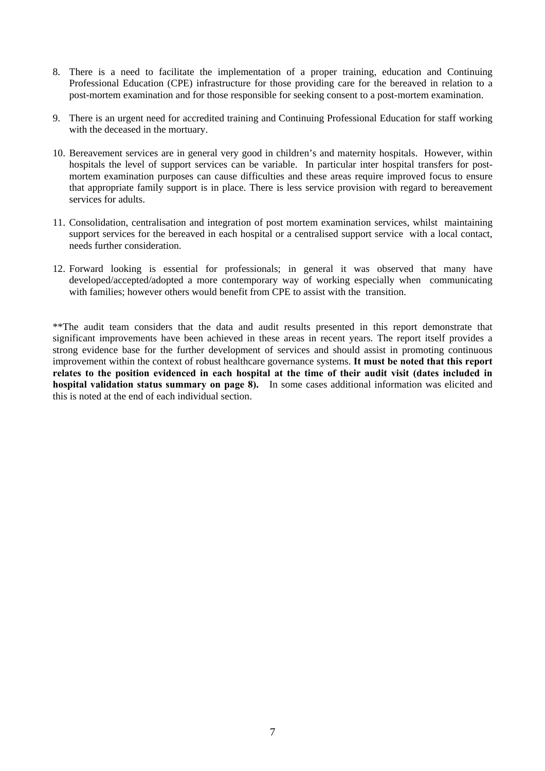8. There is a need to facilitate the implementation of a proper training, education and Continuing Professional Education (CPE) infrastructure for those providing care for the bereaved in relation to a post-mortem examination and for those responsible for seeking consent to a post-mortem examination.

9. There is an urgent need for accredited training and Continuing Professional Education for staff working with the deceased in the mortuary.

10. Bereavement services are in general very good in children's and maternity hospitals. However, within hospitals the level of support services can be variable. In particular inter hospital transfers for post-mortem examination purposes can cause difficulties and these areas require improved focus to ensure that appropriate family support is in place. There is less service provision with regard to bereavement services for adults.

11. Consolidation, centralisation and integration of post mortem examination services, whilst maintaining support services for the bereaved in each hospital or a centralised support service with a local contact, needs further consideration.

12. Forward looking is essential for professionals; in general it was observed that many have developed/accepted/adopted a more contemporary way of working especially when communicating with families; however others would benefit from CPE to assist with the transition.

**The audit team considers that the data and audit results presented in this report demonstrate that significant improvements have been achieved in these areas in recent years. The report itself provides a strong evidence base for the further development of services and should assist in promoting continuous improvement within the context of robust healthcare governance systems. **It must be noted that this report relates to the position evidenced in each hospital at the time of their audit visit (dates included in hospital validation status summary on page 8).** In some cases additional information was elicited and this is noted at the end of each individual section.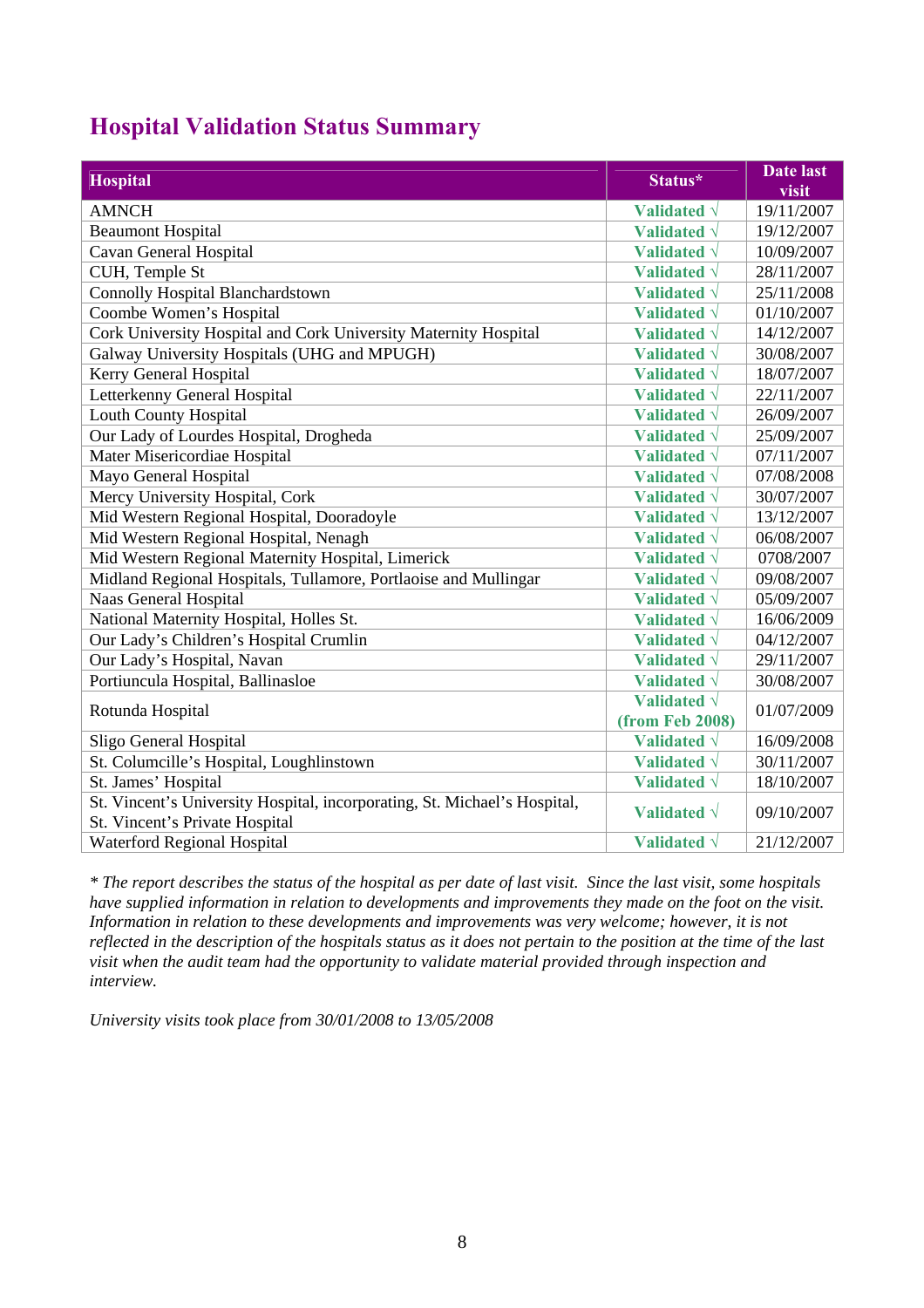## Hospital Validation Status Summary

| Hospital | Status* | Date last visit |
|---|---|---|
| AMNCH | Validated √ | 19/11/2007 |
| Beaumont Hospital | Validated √ | 19/12/2007 |
| Cavan General Hospital | Validated √ | 10/09/2007 |
| CUH, Temple St | Validated √ | 28/11/2007 |
| Connolly Hospital Blanchardstown | Validated √ | 25/11/2008 |
| Coombe Women's Hospital | Validated √ | 01/10/2007 |
| Cork University Hospital and Cork University Maternity Hospital | Validated √ | 14/12/2007 |
| Galway University Hospitals (UHG and MPUGH) | Validated √ | 30/08/2007 |
| Kerry General Hospital | Validated √ | 18/07/2007 |
| Letterkenny General Hospital | Validated √ | 22/11/2007 |
| Louth County Hospital | Validated √ | 26/09/2007 |
| Our Lady of Lourdes Hospital, Drogheda | Validated √ | 25/09/2007 |
| Mater Misericordiae Hospital | Validated √ | 07/11/2007 |
| Mayo General Hospital | Validated √ | 07/08/2008 |
| Mercy University Hospital, Cork | Validated √ | 30/07/2007 |
| Mid Western Regional Hospital, Dooradoyle | Validated √ | 13/12/2007 |
| Mid Western Regional Hospital, Nenagh | Validated √ | 06/08/2007 |
| Mid Western Regional Maternity Hospital, Limerick | Validated √ | 0708/2007 |
| Midland Regional Hospitals, Tullamore, Portlaoise and Mullingar | Validated √ | 09/08/2007 |
| Naas General Hospital | Validated √ | 05/09/2007 |
| National Maternity Hospital, Holles St. | Validated √ | 16/06/2009 |
| Our Lady's Children's Hospital Crumlin | Validated √ | 04/12/2007 |
| Our Lady's Hospital, Navan | Validated √ | 29/11/2007 |
| Portiuncula Hospital, Ballinasloe | Validated √ | 30/08/2007 |
| Rotunda Hospital | Validated √ (from Feb 2008) | 01/07/2009 |
| Sligo General Hospital | Validated √ | 16/09/2008 |
| St. Columcille's Hospital, Loughlinstown | Validated √ | 30/11/2007 |
| St. James' Hospital | Validated √ | 18/10/2007 |
| St. Vincent's University Hospital, incorporating, St. Michael's Hospital, St. Vincent's Private Hospital | Validated √ | 09/10/2007 |
| Waterford Regional Hospital | Validated √ | 21/12/2007 |

*\* The report describes the status of the hospital as per date of last visit. Since the last visit, some hospitals have supplied information in relation to developments and improvements they made on the foot on the visit. Information in relation to these developments and improvements was very welcome; however, it is not reflected in the description of the hospitals status as it does not pertain to the position at the time of the last visit when the audit team had the opportunity to validate material provided through inspection and interview.*

*University visits took place from 30/01/2008 to 13/05/2008*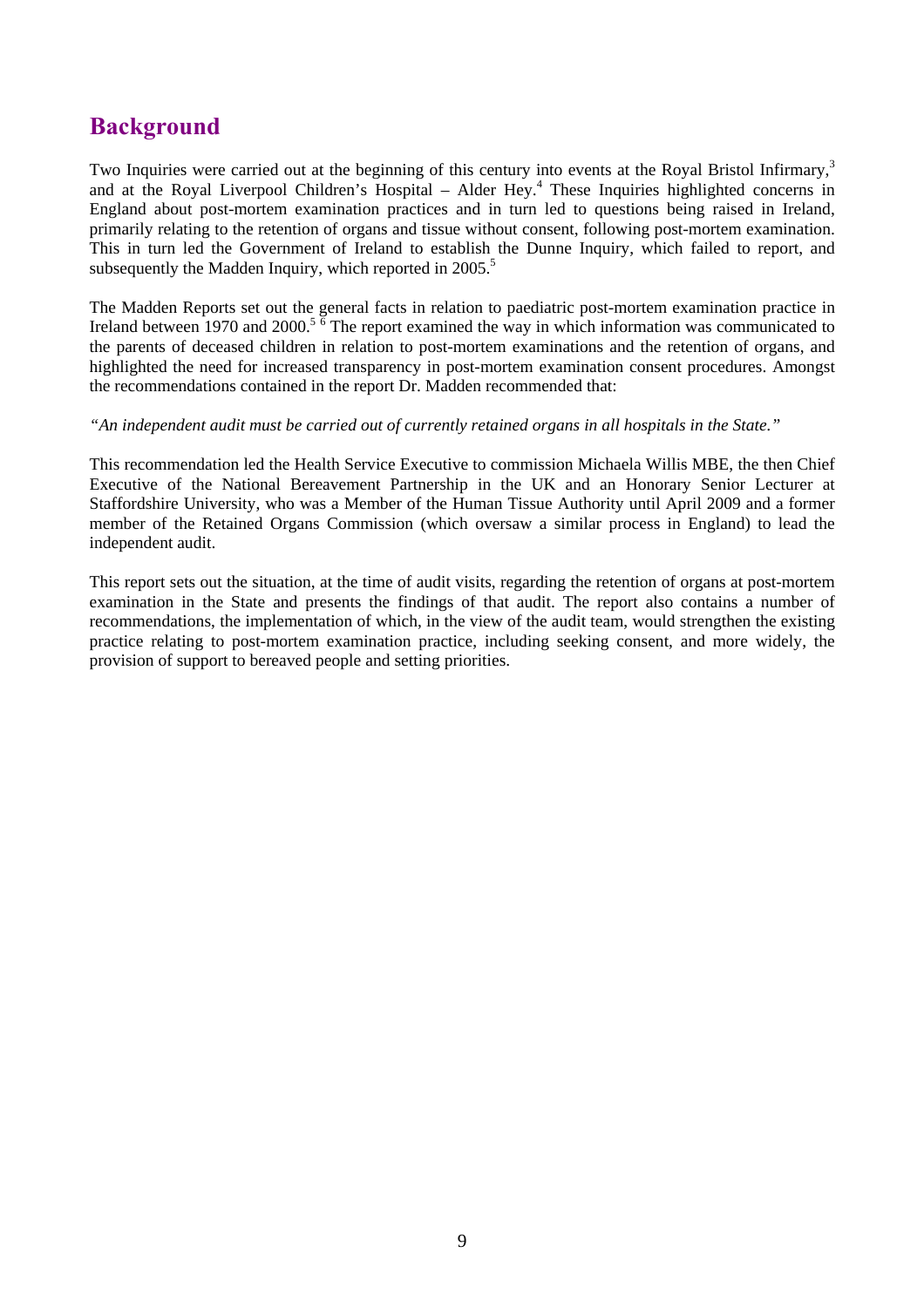## Background

Two Inquiries were carried out at the beginning of this century into events at the Royal Bristol Infirmary,[3] and at the Royal Liverpool Children's Hospital – Alder Hey.[4] These Inquiries highlighted concerns in England about post-mortem examination practices and in turn led to questions being raised in Ireland, primarily relating to the retention of organs and tissue without consent, following post-mortem examination. This in turn led the Government of Ireland to establish the Dunne Inquiry, which failed to report, and subsequently the Madden Inquiry, which reported in 2005.[5]

The Madden Reports set out the general facts in relation to paediatric post-mortem examination practice in Ireland between 1970 and 2000.[5 6] The report examined the way in which information was communicated to the parents of deceased children in relation to post-mortem examinations and the retention of organs, and highlighted the need for increased transparency in post-mortem examination consent procedures. Amongst the recommendations contained in the report Dr. Madden recommended that:

*"An independent audit must be carried out of currently retained organs in all hospitals in the State."*

This recommendation led the Health Service Executive to commission Michaela Willis MBE, the then Chief Executive of the National Bereavement Partnership in the UK and an Honorary Senior Lecturer at Staffordshire University, who was a Member of the Human Tissue Authority until April 2009 and a former member of the Retained Organs Commission (which oversaw a similar process in England) to lead the independent audit.

This report sets out the situation, at the time of audit visits, regarding the retention of organs at post-mortem examination in the State and presents the findings of that audit. The report also contains a number of recommendations, the implementation of which, in the view of the audit team, would strengthen the existing practice relating to post-mortem examination practice, including seeking consent, and more widely, the provision of support to bereaved people and setting priorities.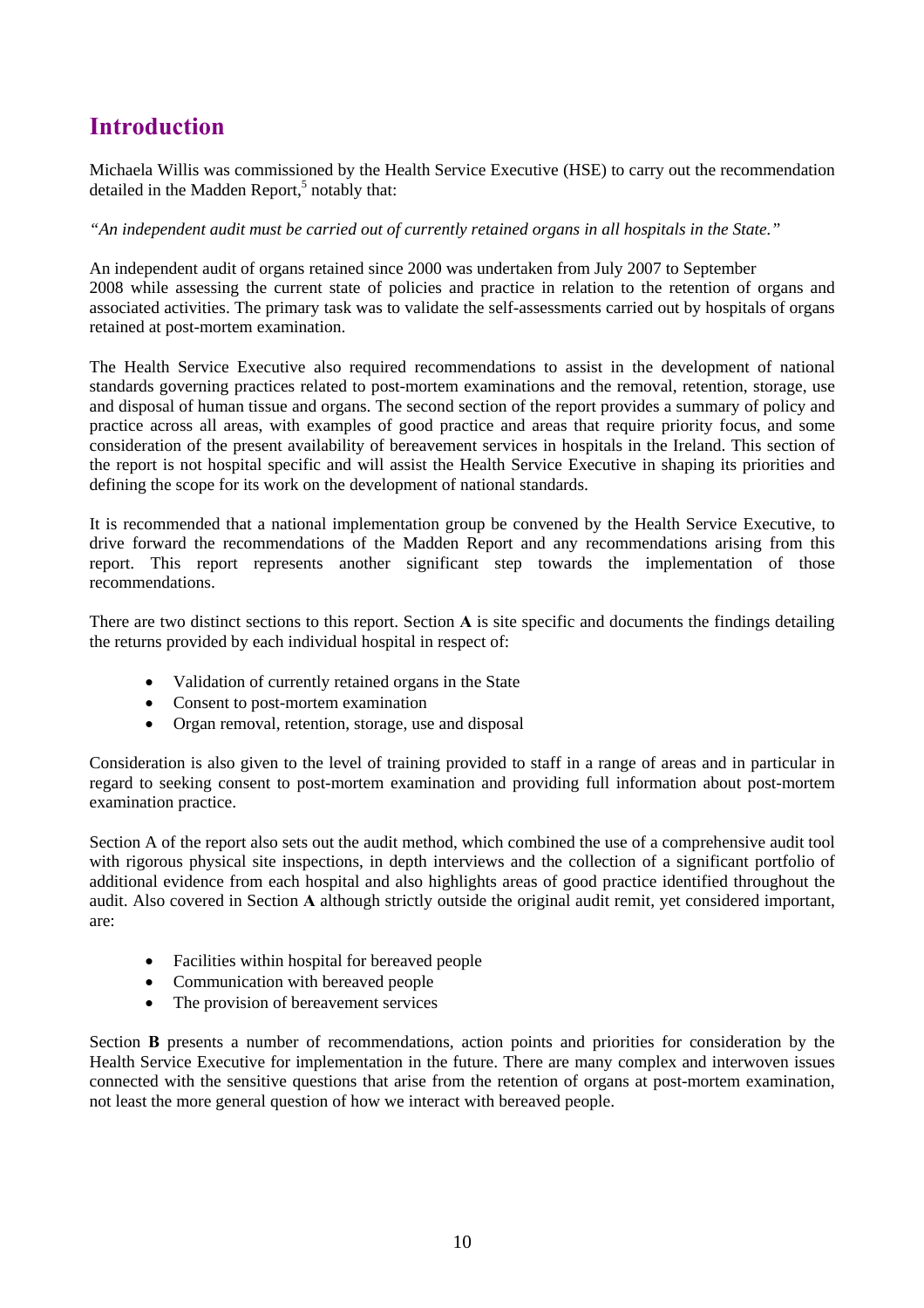# Introduction

Michaela Willis was commissioned by the Health Service Executive (HSE) to carry out the recommendation detailed in the Madden Report,[5] notably that:

*"An independent audit must be carried out of currently retained organs in all hospitals in the State."*

An independent audit of organs retained since 2000 was undertaken from July 2007 to September 2008 while assessing the current state of policies and practice in relation to the retention of organs and associated activities. The primary task was to validate the self-assessments carried out by hospitals of organs retained at post-mortem examination.

The Health Service Executive also required recommendations to assist in the development of national standards governing practices related to post-mortem examinations and the removal, retention, storage, use and disposal of human tissue and organs. The second section of the report provides a summary of policy and practice across all areas, with examples of good practice and areas that require priority focus, and some consideration of the present availability of bereavement services in hospitals in the Ireland. This section of the report is not hospital specific and will assist the Health Service Executive in shaping its priorities and defining the scope for its work on the development of national standards.

It is recommended that a national implementation group be convened by the Health Service Executive, to drive forward the recommendations of the Madden Report and any recommendations arising from this report. This report represents another significant step towards the implementation of those recommendations.

There are two distinct sections to this report. Section **A** is site specific and documents the findings detailing the returns provided by each individual hospital in respect of:

- Validation of currently retained organs in the State
- Consent to post-mortem examination
- Organ removal, retention, storage, use and disposal

Consideration is also given to the level of training provided to staff in a range of areas and in particular in regard to seeking consent to post-mortem examination and providing full information about post-mortem examination practice.

Section A of the report also sets out the audit method, which combined the use of a comprehensive audit tool with rigorous physical site inspections, in depth interviews and the collection of a significant portfolio of additional evidence from each hospital and also highlights areas of good practice identified throughout the audit. Also covered in Section **A** although strictly outside the original audit remit, yet considered important, are:

- Facilities within hospital for bereaved people
- Communication with bereaved people
- The provision of bereavement services

Section **B** presents a number of recommendations, action points and priorities for consideration by the Health Service Executive for implementation in the future. There are many complex and interwoven issues connected with the sensitive questions that arise from the retention of organs at post-mortem examination, not least the more general question of how we interact with bereaved people.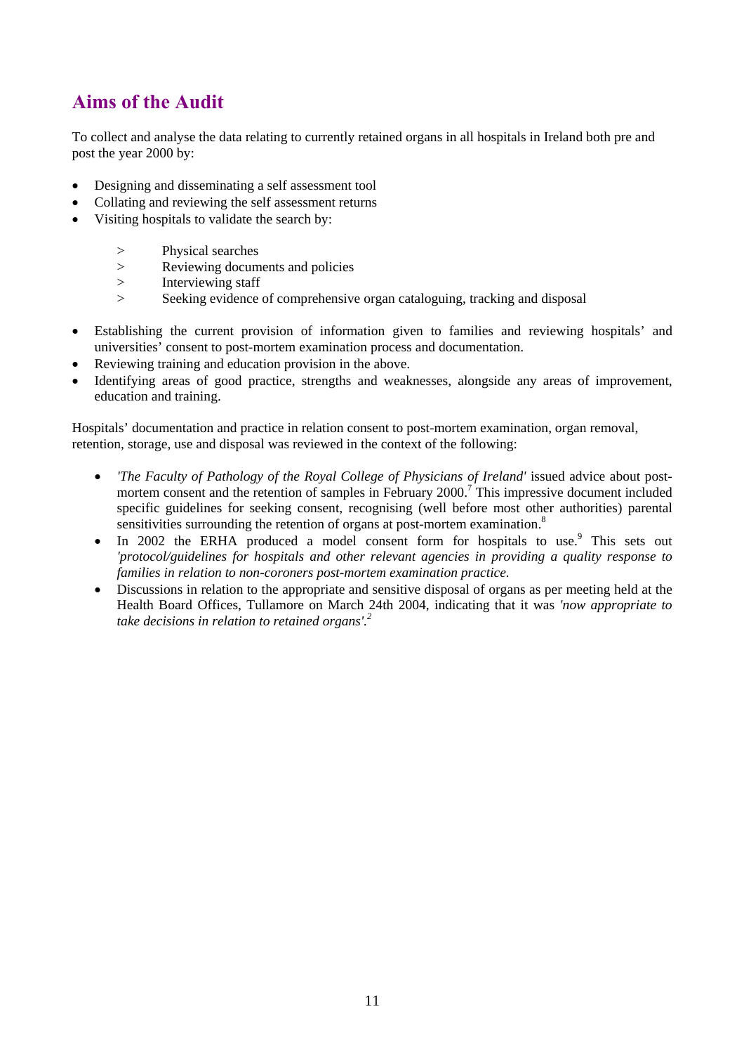## Aims of the Audit

To collect and analyse the data relating to currently retained organs in all hospitals in Ireland both pre and post the year 2000 by:

- Designing and disseminating a self assessment tool
- Collating and reviewing the self assessment returns
- Visiting hospitals to validate the search by:
    - > Physical searches
    - > Reviewing documents and policies
    - > Interviewing staff
    - > Seeking evidence of comprehensive organ cataloguing, tracking and disposal
- Establishing the current provision of information given to families and reviewing hospitals' and universities' consent to post-mortem examination process and documentation.
- Reviewing training and education provision in the above.
- Identifying areas of good practice, strengths and weaknesses, alongside any areas of improvement, education and training.

Hospitals' documentation and practice in relation consent to post-mortem examination, organ removal, retention, storage, use and disposal was reviewed in the context of the following:

- *'The Faculty of Pathology of the Royal College of Physicians of Ireland'* issued advice about post-mortem consent and the retention of samples in February 2000.[7] This impressive document included specific guidelines for seeking consent, recognising (well before most other authorities) parental sensitivities surrounding the retention of organs at post-mortem examination.[8]
- In 2002 the ERHA produced a model consent form for hospitals to use.[9] This sets out *'protocol/guidelines for hospitals and other relevant agencies in providing a quality response to families in relation to non-coroners post-mortem examination practice.*
- Discussions in relation to the appropriate and sensitive disposal of organs as per meeting held at the Health Board Offices, Tullamore on March 24th 2004, indicating that it was *'now appropriate to take decisions in relation to retained organs'.*[2]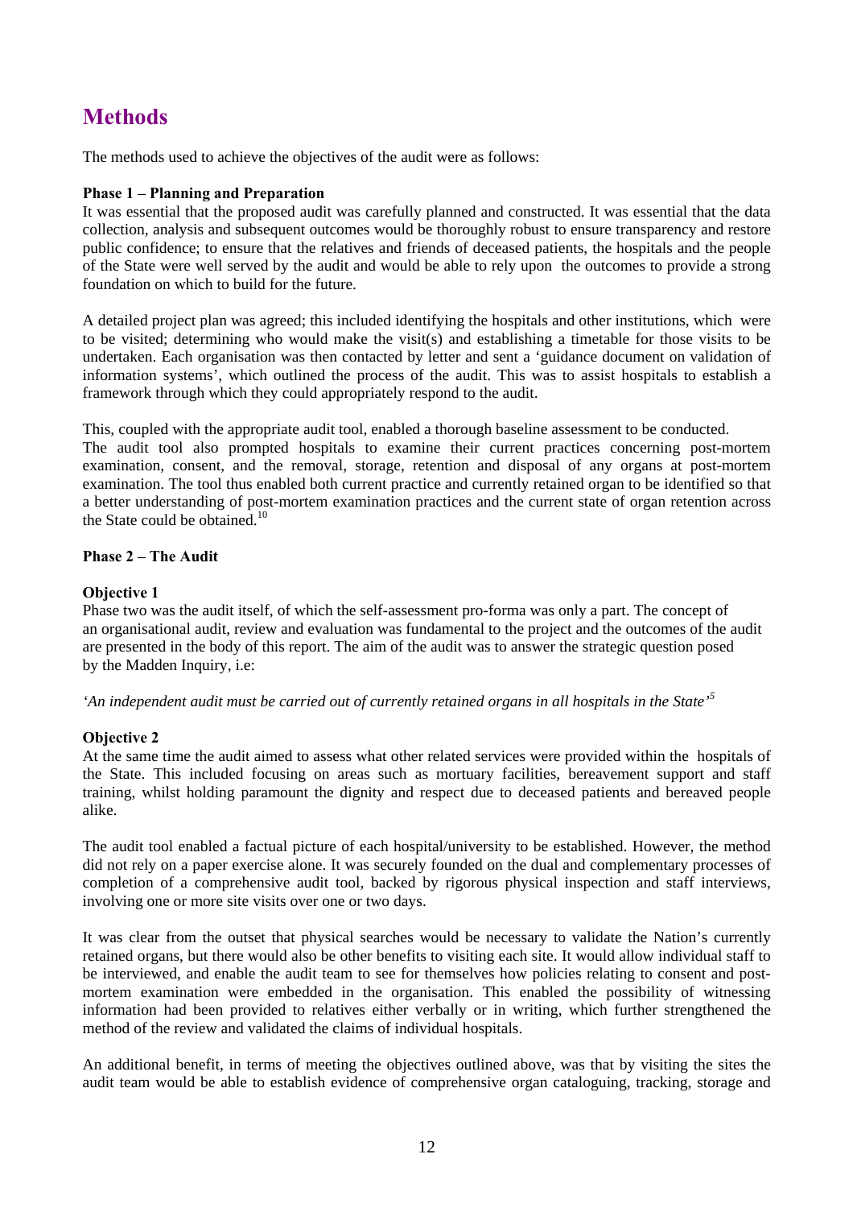# Methods

The methods used to achieve the objectives of the audit were as follows:

**Phase 1 – Planning and Preparation**

It was essential that the proposed audit was carefully planned and constructed. It was essential that the data collection, analysis and subsequent outcomes would be thoroughly robust to ensure transparency and restore public confidence; to ensure that the relatives and friends of deceased patients, the hospitals and the people of the State were well served by the audit and would be able to rely upon the outcomes to provide a strong foundation on which to build for the future.

A detailed project plan was agreed; this included identifying the hospitals and other institutions, which were to be visited; determining who would make the visit(s) and establishing a timetable for those visits to be undertaken. Each organisation was then contacted by letter and sent a 'guidance document on validation of information systems', which outlined the process of the audit. This was to assist hospitals to establish a framework through which they could appropriately respond to the audit.

This, coupled with the appropriate audit tool, enabled a thorough baseline assessment to be conducted. The audit tool also prompted hospitals to examine their current practices concerning post-mortem examination, consent, and the removal, storage, retention and disposal of any organs at post-mortem examination. The tool thus enabled both current practice and currently retained organ to be identified so that a better understanding of post-mortem examination practices and the current state of organ retention across the State could be obtained.[10]

**Phase 2 – The Audit**

**Objective 1**

Phase two was the audit itself, of which the self-assessment pro-forma was only a part. The concept of an organisational audit, review and evaluation was fundamental to the project and the outcomes of the audit are presented in the body of this report. The aim of the audit was to answer the strategic question posed by the Madden Inquiry, i.e:

*'An independent audit must be carried out of currently retained organs in all hospitals in the State'*[5]

**Objective 2**

At the same time the audit aimed to assess what other related services were provided within the hospitals of the State. This included focusing on areas such as mortuary facilities, bereavement support and staff training, whilst holding paramount the dignity and respect due to deceased patients and bereaved people alike.

The audit tool enabled a factual picture of each hospital/university to be established. However, the method did not rely on a paper exercise alone. It was securely founded on the dual and complementary processes of completion of a comprehensive audit tool, backed by rigorous physical inspection and staff interviews, involving one or more site visits over one or two days.

It was clear from the outset that physical searches would be necessary to validate the Nation's currently retained organs, but there would also be other benefits to visiting each site. It would allow individual staff to be interviewed, and enable the audit team to see for themselves how policies relating to consent and post-mortem examination were embedded in the organisation. This enabled the possibility of witnessing information had been provided to relatives either verbally or in writing, which further strengthened the method of the review and validated the claims of individual hospitals.

An additional benefit, in terms of meeting the objectives outlined above, was that by visiting the sites the audit team would be able to establish evidence of comprehensive organ cataloguing, tracking, storage and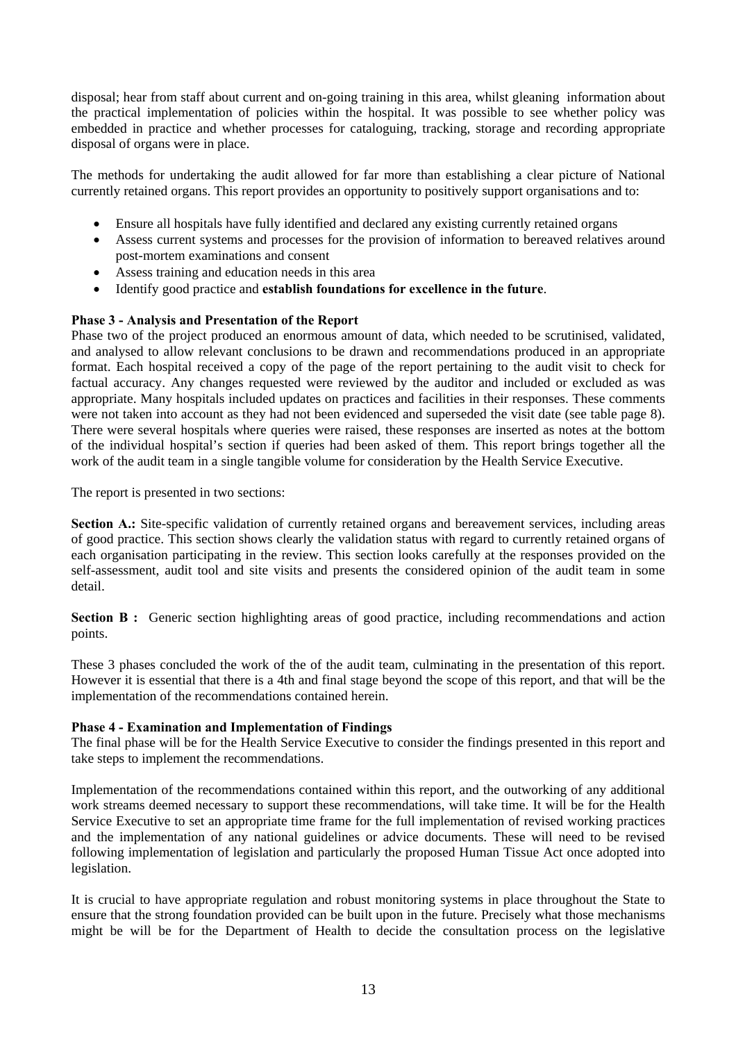disposal; hear from staff about current and on-going training in this area, whilst gleaning information about the practical implementation of policies within the hospital. It was possible to see whether policy was embedded in practice and whether processes for cataloguing, tracking, storage and recording appropriate disposal of organs were in place.

The methods for undertaking the audit allowed for far more than establishing a clear picture of National currently retained organs. This report provides an opportunity to positively support organisations and to:

- Ensure all hospitals have fully identified and declared any existing currently retained organs
- Assess current systems and processes for the provision of information to bereaved relatives around post-mortem examinations and consent
- Assess training and education needs in this area
- Identify good practice and **establish foundations for excellence in the future**.

**Phase 3 - Analysis and Presentation of the Report**

Phase two of the project produced an enormous amount of data, which needed to be scrutinised, validated, and analysed to allow relevant conclusions to be drawn and recommendations produced in an appropriate format. Each hospital received a copy of the page of the report pertaining to the audit visit to check for factual accuracy. Any changes requested were reviewed by the auditor and included or excluded as was appropriate. Many hospitals included updates on practices and facilities in their responses. These comments were not taken into account as they had not been evidenced and superseded the visit date (see table page 8). There were several hospitals where queries were raised, these responses are inserted as notes at the bottom of the individual hospital's section if queries had been asked of them. This report brings together all the work of the audit team in a single tangible volume for consideration by the Health Service Executive.

The report is presented in two sections:

**Section A.:** Site-specific validation of currently retained organs and bereavement services, including areas of good practice. This section shows clearly the validation status with regard to currently retained organs of each organisation participating in the review. This section looks carefully at the responses provided on the self-assessment, audit tool and site visits and presents the considered opinion of the audit team in some detail.

**Section B :** Generic section highlighting areas of good practice, including recommendations and action points.

These 3 phases concluded the work of the of the audit team, culminating in the presentation of this report. However it is essential that there is a 4th and final stage beyond the scope of this report, and that will be the implementation of the recommendations contained herein.

**Phase 4 - Examination and Implementation of Findings**

The final phase will be for the Health Service Executive to consider the findings presented in this report and take steps to implement the recommendations.

Implementation of the recommendations contained within this report, and the outworking of any additional work streams deemed necessary to support these recommendations, will take time. It will be for the Health Service Executive to set an appropriate time frame for the full implementation of revised working practices and the implementation of any national guidelines or advice documents. These will need to be revised following implementation of legislation and particularly the proposed Human Tissue Act once adopted into legislation.

It is crucial to have appropriate regulation and robust monitoring systems in place throughout the State to ensure that the strong foundation provided can be built upon in the future. Precisely what those mechanisms might be will be for the Department of Health to decide the consultation process on the legislative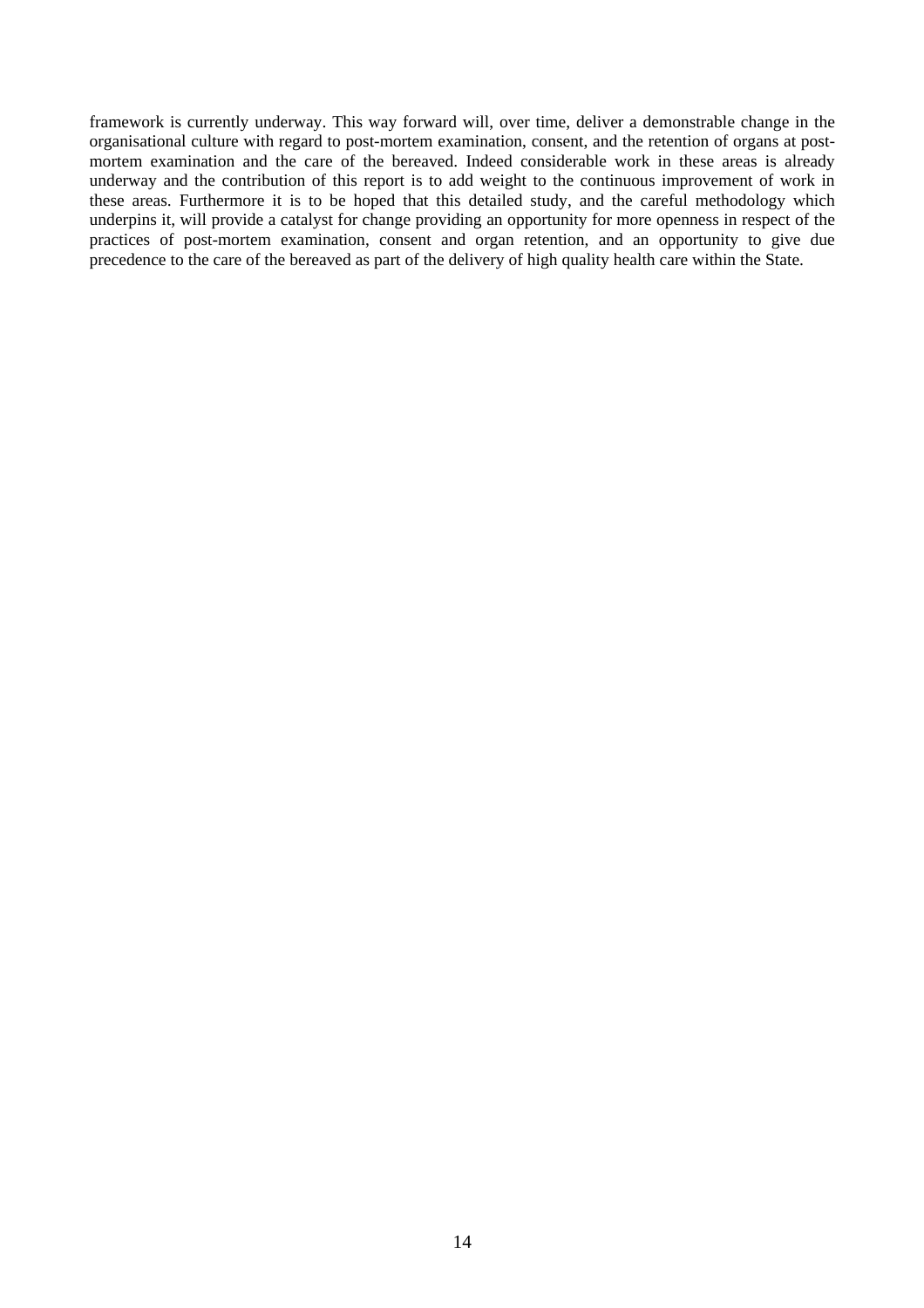framework is currently underway. This way forward will, over time, deliver a demonstrable change in the organisational culture with regard to post-mortem examination, consent, and the retention of organs at post-mortem examination and the care of the bereaved. Indeed considerable work in these areas is already underway and the contribution of this report is to add weight to the continuous improvement of work in these areas. Furthermore it is to be hoped that this detailed study, and the careful methodology which underpins it, will provide a catalyst for change providing an opportunity for more openness in respect of the practices of post-mortem examination, consent and organ retention, and an opportunity to give due precedence to the care of the bereaved as part of the delivery of high quality health care within the State.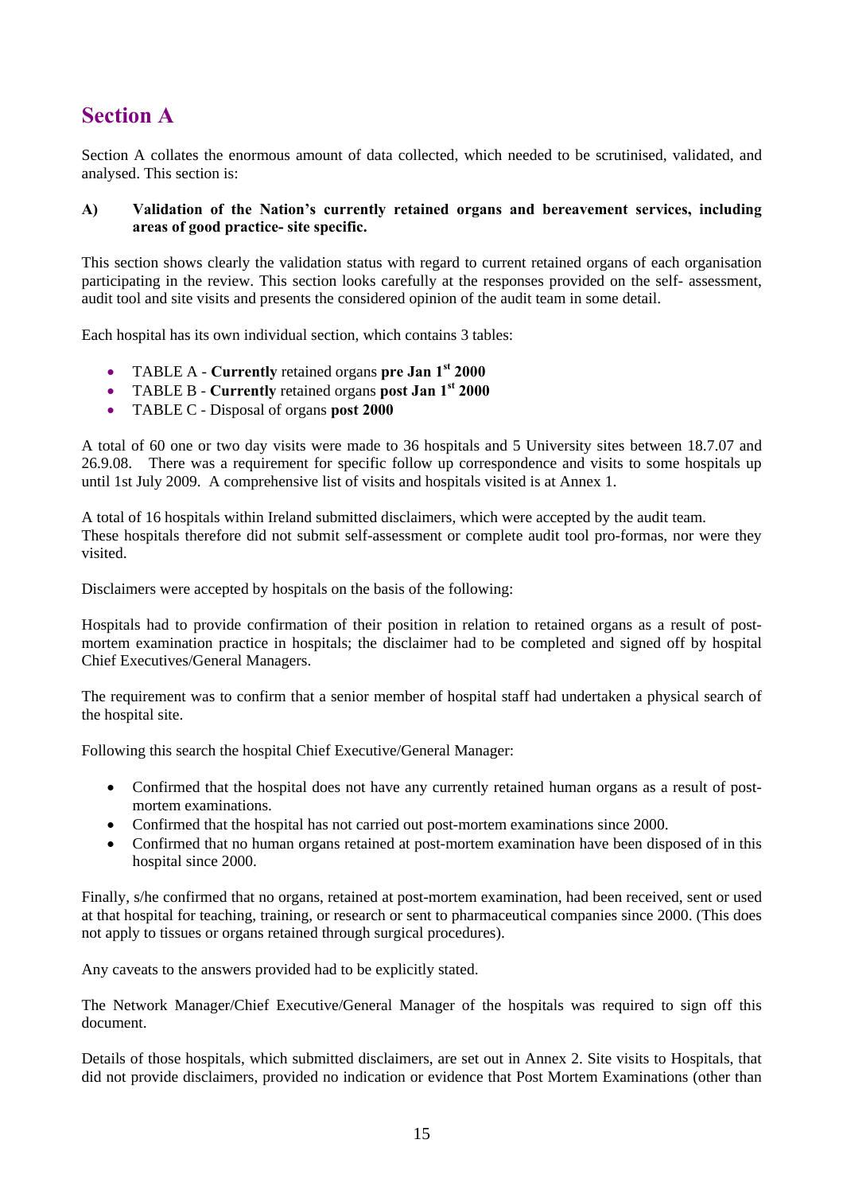# Section A

Section A collates the enormous amount of data collected, which needed to be scrutinised, validated, and analysed. This section is:

**A) Validation of the Nation's currently retained organs and bereavement services, including areas of good practice- site specific.**

This section shows clearly the validation status with regard to current retained organs of each organisation participating in the review. This section looks carefully at the responses provided on the self- assessment, audit tool and site visits and presents the considered opinion of the audit team in some detail.

Each hospital has its own individual section, which contains 3 tables:

- TABLE A - **Currently** retained organs **pre Jan 1st 2000**
- TABLE B - **Currently** retained organs **post Jan 1st 2000**
- TABLE C - Disposal of organs **post 2000**

A total of 60 one or two day visits were made to 36 hospitals and 5 University sites between 18.7.07 and 26.9.08. There was a requirement for specific follow up correspondence and visits to some hospitals up until 1st July 2009. A comprehensive list of visits and hospitals visited is at Annex 1.

A total of 16 hospitals within Ireland submitted disclaimers, which were accepted by the audit team. These hospitals therefore did not submit self-assessment or complete audit tool pro-formas, nor were they visited.

Disclaimers were accepted by hospitals on the basis of the following:

Hospitals had to provide confirmation of their position in relation to retained organs as a result of post-mortem examination practice in hospitals; the disclaimer had to be completed and signed off by hospital Chief Executives/General Managers.

The requirement was to confirm that a senior member of hospital staff had undertaken a physical search of the hospital site.

Following this search the hospital Chief Executive/General Manager:

- Confirmed that the hospital does not have any currently retained human organs as a result of post-mortem examinations.
- Confirmed that the hospital has not carried out post-mortem examinations since 2000.
- Confirmed that no human organs retained at post-mortem examination have been disposed of in this hospital since 2000.

Finally, s/he confirmed that no organs, retained at post-mortem examination, had been received, sent or used at that hospital for teaching, training, or research or sent to pharmaceutical companies since 2000. (This does not apply to tissues or organs retained through surgical procedures).

Any caveats to the answers provided had to be explicitly stated.

The Network Manager/Chief Executive/General Manager of the hospitals was required to sign off this document.

Details of those hospitals, which submitted disclaimers, are set out in Annex 2. Site visits to Hospitals, that did not provide disclaimers, provided no indication or evidence that Post Mortem Examinations (other than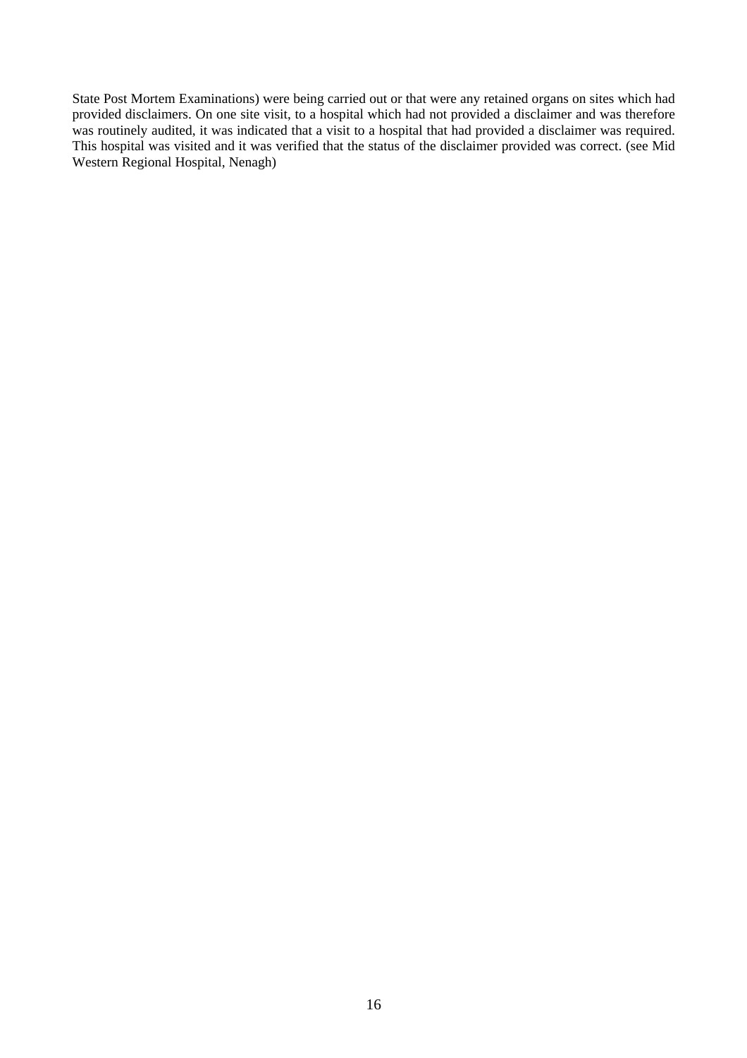State Post Mortem Examinations) were being carried out or that were any retained organs on sites which had provided disclaimers. On one site visit, to a hospital which had not provided a disclaimer and was therefore was routinely audited, it was indicated that a visit to a hospital that had provided a disclaimer was required. This hospital was visited and it was verified that the status of the disclaimer provided was correct. (see Mid Western Regional Hospital, Nenagh)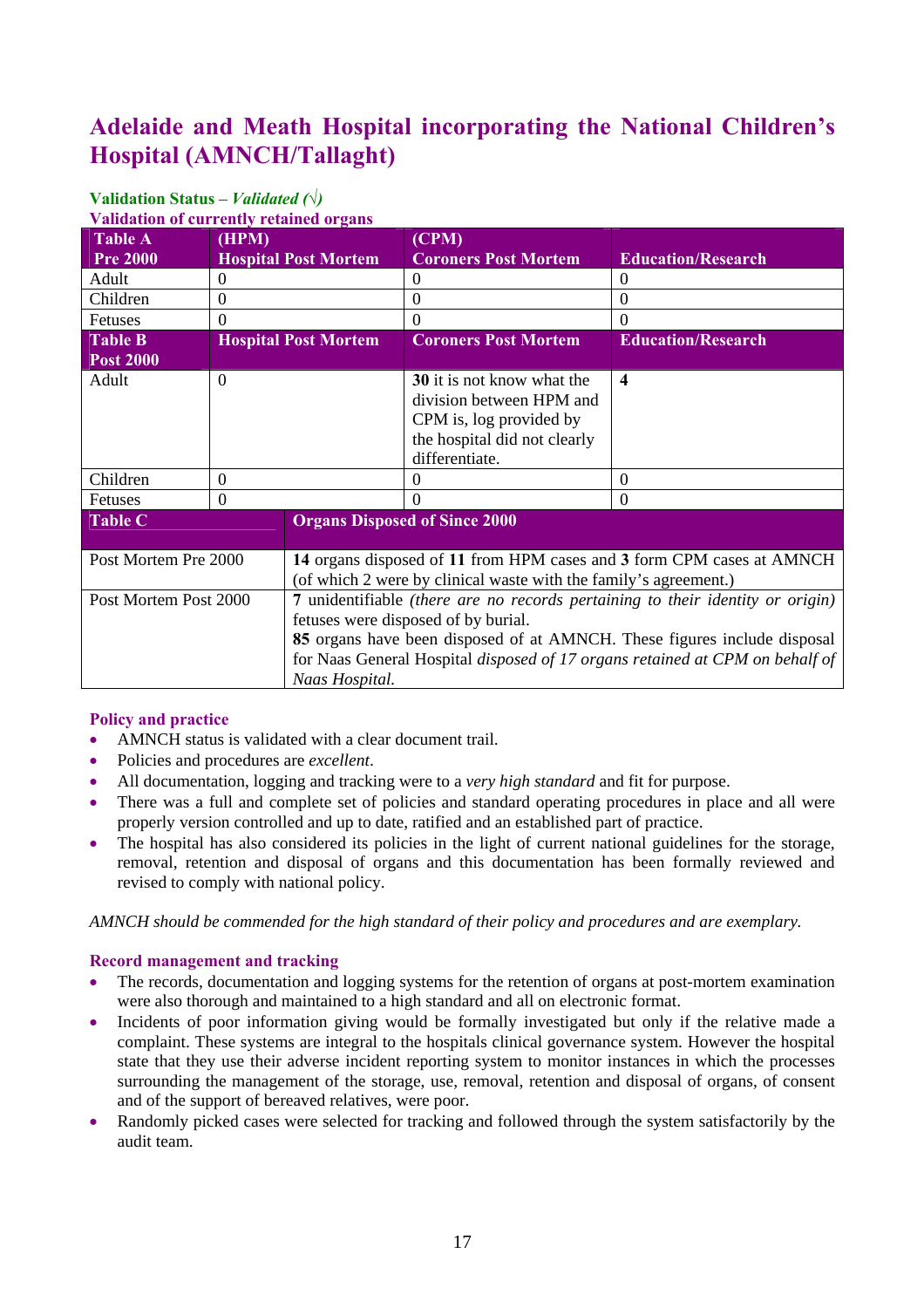# Adelaide and Meath Hospital incorporating the National Children's Hospital (AMNCH/Tallaght)

**Validation Status** – *Validated (√)*

**Validation of currently retained organs**

| Table A<br>Pre 2000 | (HPM)<br>Hospital Post Mortem | (CPM)<br>Coroners Post Mortem | Education/Research |
|---|---|---|---|
| Adult | 0 | 0 | 0 |
| Children | 0 | 0 | 0 |
| Fetuses | 0 | 0 | 0 |
| **Table B<br>Post 2000** | **Hospital Post Mortem** | **Coroners Post Mortem** | **Education/Research** |
| Adult | 0 | **30** it is not know what the division between HPM and CPM is, log provided by the hospital did not clearly differentiate. | **4** |
| Children | 0 | 0 | 0 |
| Fetuses | 0 | 0 | 0 |

| Table C | Organs Disposed of Since 2000 |
|---|---|
| Post Mortem Pre 2000 | **14** organs disposed of **11** from HPM cases and **3** form CPM cases at AMNCH (of which 2 were by clinical waste with the family's agreement.) |
| Post Mortem Post 2000 | **7** unidentifiable *(there are no records pertaining to their identity or origin)* fetuses were disposed of by burial.<br>**85** organs have been disposed of at AMNCH. These figures include disposal for Naas General Hospital *disposed of 17 organs retained at CPM on behalf of Naas Hospital.* |

## Policy and practice

- AMNCH status is validated with a clear document trail.
- Policies and procedures are *excellent*.
- All documentation, logging and tracking were to a *very high standard* and fit for purpose.
- There was a full and complete set of policies and standard operating procedures in place and all were properly version controlled and up to date, ratified and an established part of practice.
- The hospital has also considered its policies in the light of current national guidelines for the storage, removal, retention and disposal of organs and this documentation has been formally reviewed and revised to comply with national policy.

*AMNCH should be commended for the high standard of their policy and procedures and are exemplary.*

## Record management and tracking

- The records, documentation and logging systems for the retention of organs at post-mortem examination were also thorough and maintained to a high standard and all on electronic format.
- Incidents of poor information giving would be formally investigated but only if the relative made a complaint. These systems are integral to the hospitals clinical governance system. However the hospital state that they use their adverse incident reporting system to monitor instances in which the processes surrounding the management of the storage, use, removal, retention and disposal of organs, of consent and of the support of bereaved relatives, were poor.
- Randomly picked cases were selected for tracking and followed through the system satisfactorily by the audit team.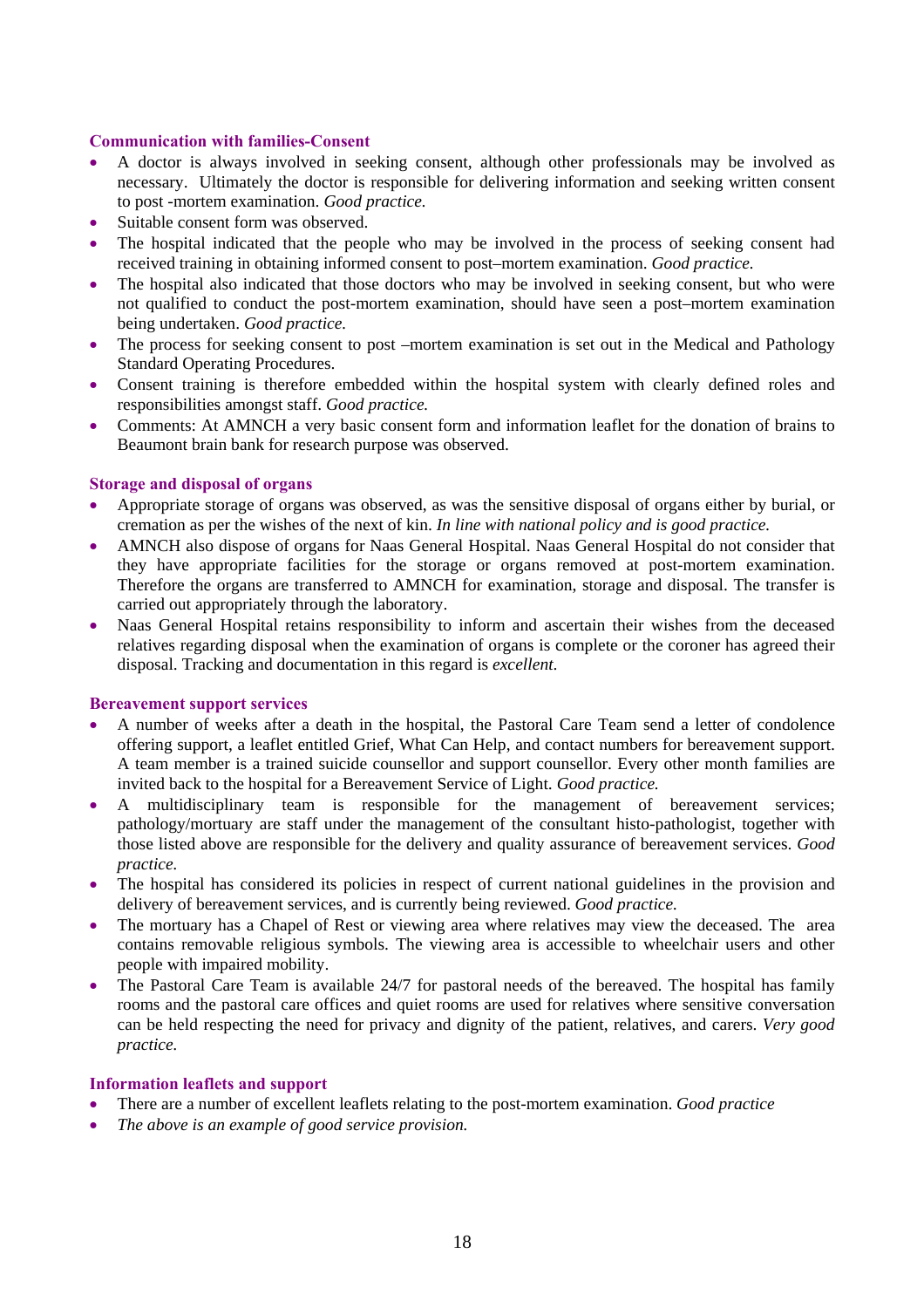### Communication with families-Consent

- A doctor is always involved in seeking consent, although other professionals may be involved as necessary. Ultimately the doctor is responsible for delivering information and seeking written consent to post -mortem examination. *Good practice.*
- Suitable consent form was observed.
- The hospital indicated that the people who may be involved in the process of seeking consent had received training in obtaining informed consent to post–mortem examination. *Good practice.*
- The hospital also indicated that those doctors who may be involved in seeking consent, but who were not qualified to conduct the post-mortem examination, should have seen a post–mortem examination being undertaken. *Good practice.*
- The process for seeking consent to post –mortem examination is set out in the Medical and Pathology Standard Operating Procedures.
- Consent training is therefore embedded within the hospital system with clearly defined roles and responsibilities amongst staff. *Good practice.*
- Comments: At AMNCH a very basic consent form and information leaflet for the donation of brains to Beaumont brain bank for research purpose was observed.

### Storage and disposal of organs

- Appropriate storage of organs was observed, as was the sensitive disposal of organs either by burial, or cremation as per the wishes of the next of kin. *In line with national policy and is good practice.*
- AMNCH also dispose of organs for Naas General Hospital. Naas General Hospital do not consider that they have appropriate facilities for the storage or organs removed at post-mortem examination. Therefore the organs are transferred to AMNCH for examination, storage and disposal. The transfer is carried out appropriately through the laboratory.
- Naas General Hospital retains responsibility to inform and ascertain their wishes from the deceased relatives regarding disposal when the examination of organs is complete or the coroner has agreed their disposal. Tracking and documentation in this regard is *excellent.*

### Bereavement support services

- A number of weeks after a death in the hospital, the Pastoral Care Team send a letter of condolence offering support, a leaflet entitled Grief, What Can Help, and contact numbers for bereavement support. A team member is a trained suicide counsellor and support counsellor. Every other month families are invited back to the hospital for a Bereavement Service of Light. *Good practice.*
- A multidisciplinary team is responsible for the management of bereavement services; pathology/mortuary are staff under the management of the consultant histo-pathologist, together with those listed above are responsible for the delivery and quality assurance of bereavement services. *Good practice.*
- The hospital has considered its policies in respect of current national guidelines in the provision and delivery of bereavement services, and is currently being reviewed. *Good practice.*
- The mortuary has a Chapel of Rest or viewing area where relatives may view the deceased. The area contains removable religious symbols. The viewing area is accessible to wheelchair users and other people with impaired mobility.
- The Pastoral Care Team is available 24/7 for pastoral needs of the bereaved. The hospital has family rooms and the pastoral care offices and quiet rooms are used for relatives where sensitive conversation can be held respecting the need for privacy and dignity of the patient, relatives, and carers. *Very good practice.*

### Information leaflets and support

- There are a number of excellent leaflets relating to the post-mortem examination. *Good practice*
- *The above is an example of good service provision.*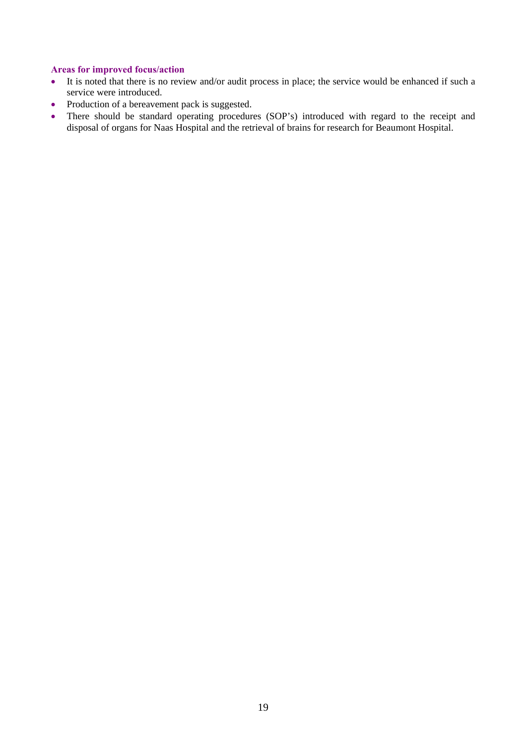**Areas for improved focus/action**

- It is noted that there is no review and/or audit process in place; the service would be enhanced if such a service were introduced.
- Production of a bereavement pack is suggested.
- There should be standard operating procedures (SOP's) introduced with regard to the receipt and disposal of organs for Naas Hospital and the retrieval of brains for research for Beaumont Hospital.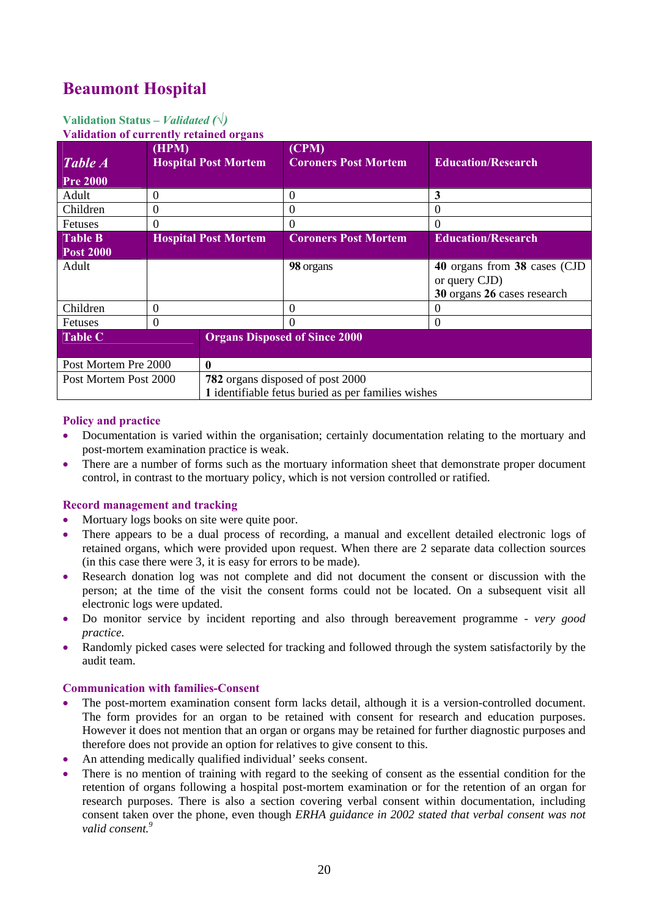# Beaumont Hospital

**Validation Status –** ***Validated (√)***

**Validation of currently retained organs**

| ***Table A*** **Pre 2000** | **(HPM) Hospital Post Mortem** | **(CPM) Coroners Post Mortem** | **Education/Research** |
|---|---|---|---|
| Adult | 0 | 0 | **3** |
| Children | 0 | 0 | 0 |
| Fetuses | 0 | 0 | 0 |
| **Table B Post 2000** | **Hospital Post Mortem** | **Coroners Post Mortem** | **Education/Research** |
| Adult | | **98** organs | **40** organs from **38** cases (CJD or query CJD) **30** organs **26** cases research |
| Children | 0 | 0 | 0 |
| Fetuses | 0 | 0 | 0 |

| **Table C** | **Organs Disposed of Since 2000** |
|---|---|
| Post Mortem Pre 2000 | **0** |
| Post Mortem Post 2000 | **782** organs disposed of post 2000<br>1 identifiable fetus buried as per families wishes |

### Policy and practice

- Documentation is varied within the organisation; certainly documentation relating to the mortuary and post-mortem examination practice is weak.
- There are a number of forms such as the mortuary information sheet that demonstrate proper document control, in contrast to the mortuary policy, which is not version controlled or ratified.

### Record management and tracking

- Mortuary logs books on site were quite poor.
- There appears to be a dual process of recording, a manual and excellent detailed electronic logs of retained organs, which were provided upon request. When there are 2 separate data collection sources (in this case there were 3, it is easy for errors to be made).
- Research donation log was not complete and did not document the consent or discussion with the person; at the time of the visit the consent forms could not be located. On a subsequent visit all electronic logs were updated.
- Do monitor service by incident reporting and also through bereavement programme - *very good practice.*
- Randomly picked cases were selected for tracking and followed through the system satisfactorily by the audit team.

### Communication with families-Consent

- The post-mortem examination consent form lacks detail, although it is a version-controlled document. The form provides for an organ to be retained with consent for research and education purposes. However it does not mention that an organ or organs may be retained for further diagnostic purposes and therefore does not provide an option for relatives to give consent to this.
- An attending medically qualified individual' seeks consent.
- There is no mention of training with regard to the seeking of consent as the essential condition for the retention of organs following a hospital post-mortem examination or for the retention of an organ for research purposes. There is also a section covering verbal consent within documentation, including consent taken over the phone, even though *ERHA guidance in 2002 stated that verbal consent was not valid consent.*[9]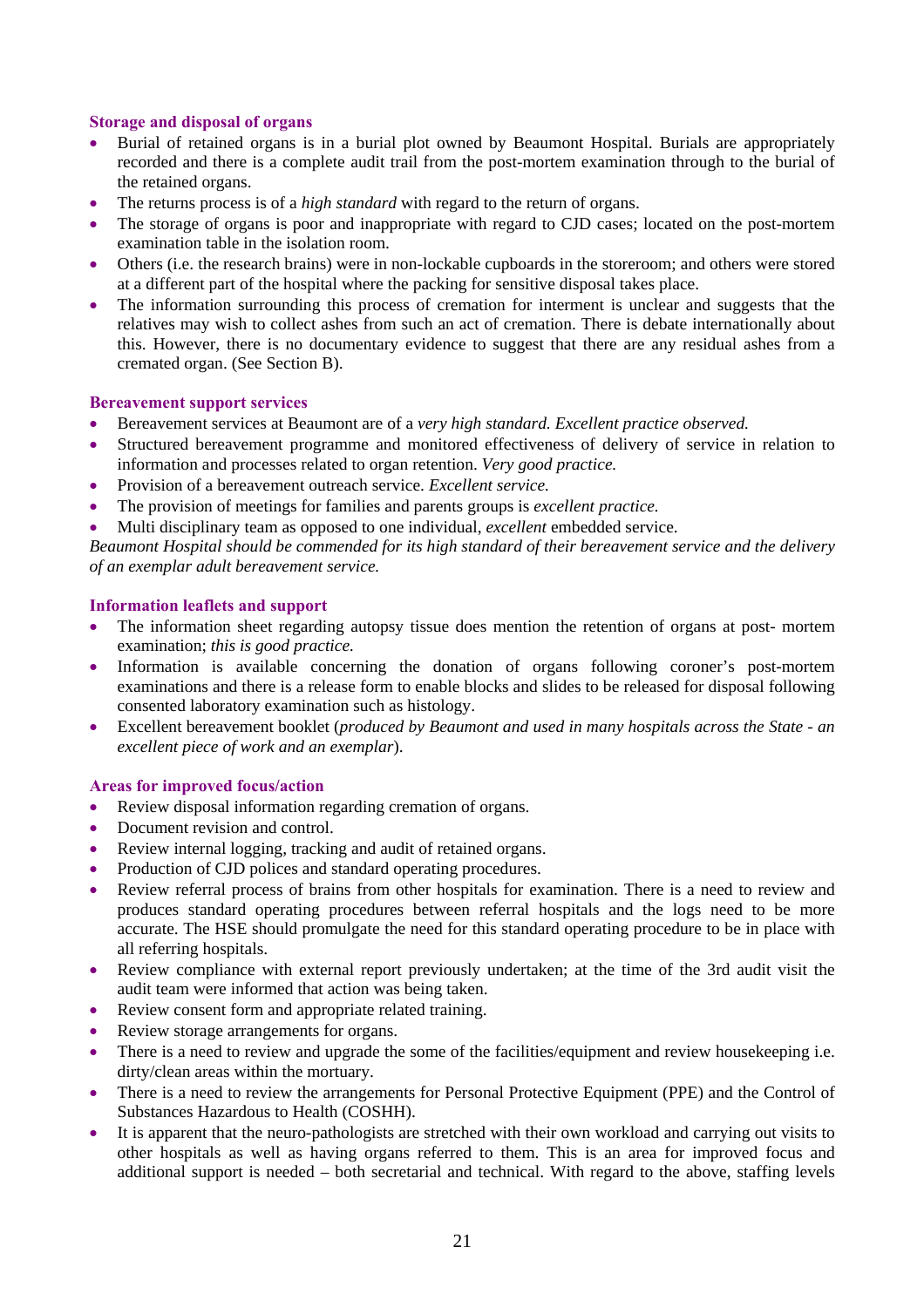### Storage and disposal of organs

- Burial of retained organs is in a burial plot owned by Beaumont Hospital. Burials are appropriately recorded and there is a complete audit trail from the post-mortem examination through to the burial of the retained organs.
- The returns process is of a *high standard* with regard to the return of organs.
- The storage of organs is poor and inappropriate with regard to CJD cases; located on the post-mortem examination table in the isolation room.
- Others (i.e. the research brains) were in non-lockable cupboards in the storeroom; and others were stored at a different part of the hospital where the packing for sensitive disposal takes place.
- The information surrounding this process of cremation for interment is unclear and suggests that the relatives may wish to collect ashes from such an act of cremation. There is debate internationally about this. However, there is no documentary evidence to suggest that there are any residual ashes from a cremated organ. (See Section B).

### Bereavement support services

- Bereavement services at Beaumont are of a *very high standard. Excellent practice observed.*
- Structured bereavement programme and monitored effectiveness of delivery of service in relation to information and processes related to organ retention. *Very good practice.*
- Provision of a bereavement outreach service. *Excellent service.*
- The provision of meetings for families and parents groups is *excellent practice.*
- Multi disciplinary team as opposed to one individual, *excellent* embedded service.

*Beaumont Hospital should be commended for its high standard of their bereavement service and the delivery of an exemplar adult bereavement service.*

### Information leaflets and support

- The information sheet regarding autopsy tissue does mention the retention of organs at post- mortem examination; *this is good practice.*
- Information is available concerning the donation of organs following coroner's post-mortem examinations and there is a release form to enable blocks and slides to be released for disposal following consented laboratory examination such as histology.
- Excellent bereavement booklet (*produced by Beaumont and used in many hospitals across the State - an excellent piece of work and an exemplar*).

### Areas for improved focus/action

- Review disposal information regarding cremation of organs.
- Document revision and control.
- Review internal logging, tracking and audit of retained organs.
- Production of CJD polices and standard operating procedures.
- Review referral process of brains from other hospitals for examination. There is a need to review and produces standard operating procedures between referral hospitals and the logs need to be more accurate. The HSE should promulgate the need for this standard operating procedure to be in place with all referring hospitals.
- Review compliance with external report previously undertaken; at the time of the 3rd audit visit the audit team were informed that action was being taken.
- Review consent form and appropriate related training.
- Review storage arrangements for organs.
- There is a need to review and upgrade the some of the facilities/equipment and review housekeeping i.e. dirty/clean areas within the mortuary.
- There is a need to review the arrangements for Personal Protective Equipment (PPE) and the Control of Substances Hazardous to Health (COSHH).
- It is apparent that the neuro-pathologists are stretched with their own workload and carrying out visits to other hospitals as well as having organs referred to them. This is an area for improved focus and additional support is needed – both secretarial and technical. With regard to the above, staffing levels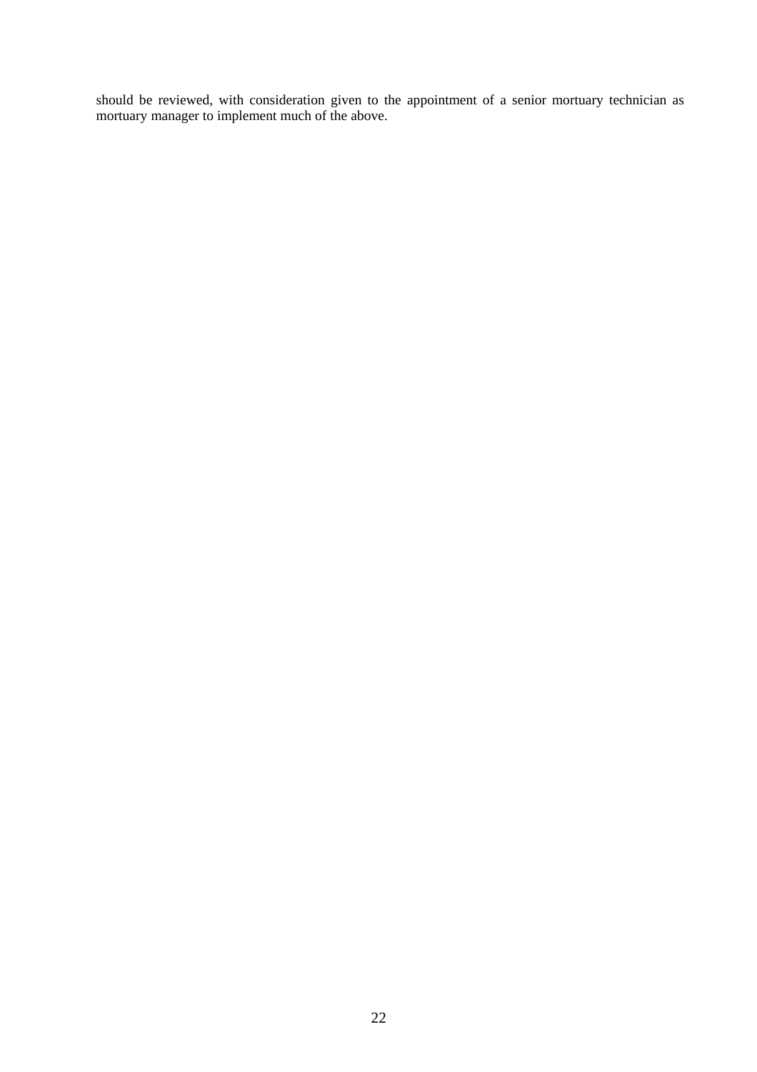should be reviewed, with consideration given to the appointment of a senior mortuary technician as mortuary manager to implement much of the above.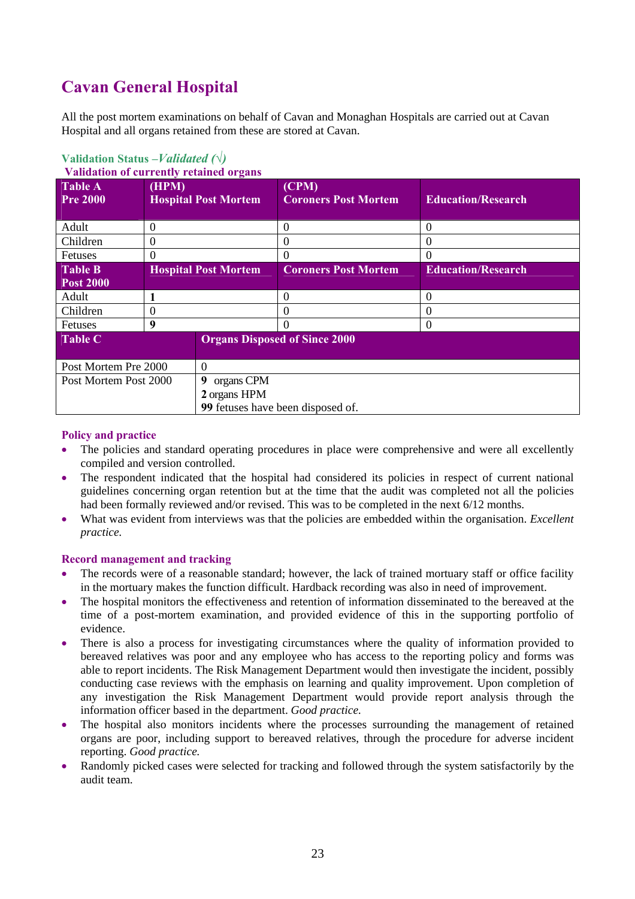## Cavan General Hospital

All the post mortem examinations on behalf of Cavan and Monaghan Hospitals are carried out at Cavan Hospital and all organs retained from these are stored at Cavan.

**Validation Status –*Validated (√)***

**Validation of currently retained organs**

| Table A Pre 2000 | (HPM) Hospital Post Mortem | (CPM) Coroners Post Mortem | Education/Research |
|---|---|---|---|
| Adult | 0 | 0 | 0 |
| Children | 0 | 0 | 0 |
| Fetuses | 0 | 0 | 0 |
| **Table B Post 2000** | **Hospital Post Mortem** | **Coroners Post Mortem** | **Education/Research** |
| Adult | **1** | 0 | 0 |
| Children | 0 | 0 | 0 |
| Fetuses | **9** | 0 | 0 |

| Table C | Organs Disposed of Since 2000 |
|---|---|
| Post Mortem Pre 2000 | 0 |
| Post Mortem Post 2000 | **9** organs CPM<br>**2** organs HPM<br>**99** fetuses have been disposed of. |

### Policy and practice

- The policies and standard operating procedures in place were comprehensive and were all excellently compiled and version controlled.
- The respondent indicated that the hospital had considered its policies in respect of current national guidelines concerning organ retention but at the time that the audit was completed not all the policies had been formally reviewed and/or revised. This was to be completed in the next 6/12 months.
- What was evident from interviews was that the policies are embedded within the organisation. *Excellent practice.*

### Record management and tracking

- The records were of a reasonable standard; however, the lack of trained mortuary staff or office facility in the mortuary makes the function difficult. Hardback recording was also in need of improvement.
- The hospital monitors the effectiveness and retention of information disseminated to the bereaved at the time of a post-mortem examination, and provided evidence of this in the supporting portfolio of evidence.
- There is also a process for investigating circumstances where the quality of information provided to bereaved relatives was poor and any employee who has access to the reporting policy and forms was able to report incidents. The Risk Management Department would then investigate the incident, possibly conducting case reviews with the emphasis on learning and quality improvement. Upon completion of any investigation the Risk Management Department would provide report analysis through the information officer based in the department. *Good practice.*
- The hospital also monitors incidents where the processes surrounding the management of retained organs are poor, including support to bereaved relatives, through the procedure for adverse incident reporting. *Good practice.*
- Randomly picked cases were selected for tracking and followed through the system satisfactorily by the audit team.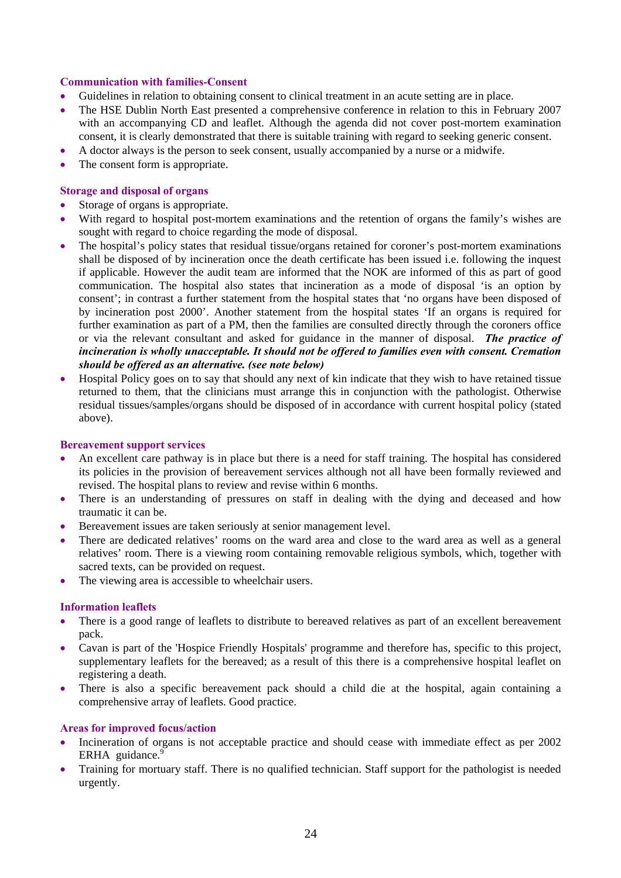### Communication with families-Consent

- Guidelines in relation to obtaining consent to clinical treatment in an acute setting are in place.
- The HSE Dublin North East presented a comprehensive conference in relation to this in February 2007 with an accompanying CD and leaflet. Although the agenda did not cover post-mortem examination consent, it is clearly demonstrated that there is suitable training with regard to seeking generic consent.
- A doctor always is the person to seek consent, usually accompanied by a nurse or a midwife.
- The consent form is appropriate.

### Storage and disposal of organs

- Storage of organs is appropriate.
- With regard to hospital post-mortem examinations and the retention of organs the family's wishes are sought with regard to choice regarding the mode of disposal.
- The hospital's policy states that residual tissue/organs retained for coroner's post-mortem examinations shall be disposed of by incineration once the death certificate has been issued i.e. following the inquest if applicable. However the audit team are informed that the NOK are informed of this as part of good communication. The hospital also states that incineration as a mode of disposal 'is an option by consent'; in contrast a further statement from the hospital states that 'no organs have been disposed of by incineration post 2000'. Another statement from the hospital states 'If an organs is required for further examination as part of a PM, then the families are consulted directly through the coroners office or via the relevant consultant and asked for guidance in the manner of disposal. ***The practice of incineration is wholly unacceptable. It should not be offered to families even with consent. Cremation should be offered as an alternative. (see note below)***
- Hospital Policy goes on to say that should any next of kin indicate that they wish to have retained tissue returned to them, that the clinicians must arrange this in conjunction with the pathologist. Otherwise residual tissues/samples/organs should be disposed of in accordance with current hospital policy (stated above).

### Bereavement support services

- An excellent care pathway is in place but there is a need for staff training. The hospital has considered its policies in the provision of bereavement services although not all have been formally reviewed and revised. The hospital plans to review and revise within 6 months.
- There is an understanding of pressures on staff in dealing with the dying and deceased and how traumatic it can be.
- Bereavement issues are taken seriously at senior management level.
- There are dedicated relatives' rooms on the ward area and close to the ward area as well as a general relatives' room. There is a viewing room containing removable religious symbols, which, together with sacred texts, can be provided on request.
- The viewing area is accessible to wheelchair users.

### Information leaflets

- There is a good range of leaflets to distribute to bereaved relatives as part of an excellent bereavement pack.
- Cavan is part of the 'Hospice Friendly Hospitals' programme and therefore has, specific to this project, supplementary leaflets for the bereaved; as a result of this there is a comprehensive hospital leaflet on registering a death.
- There is also a specific bereavement pack should a child die at the hospital, again containing a comprehensive array of leaflets. Good practice.

### Areas for improved focus/action

- Incineration of organs is not acceptable practice and should cease with immediate effect as per 2002 ERHA guidance.[9]
- Training for mortuary staff. There is no qualified technician. Staff support for the pathologist is needed urgently.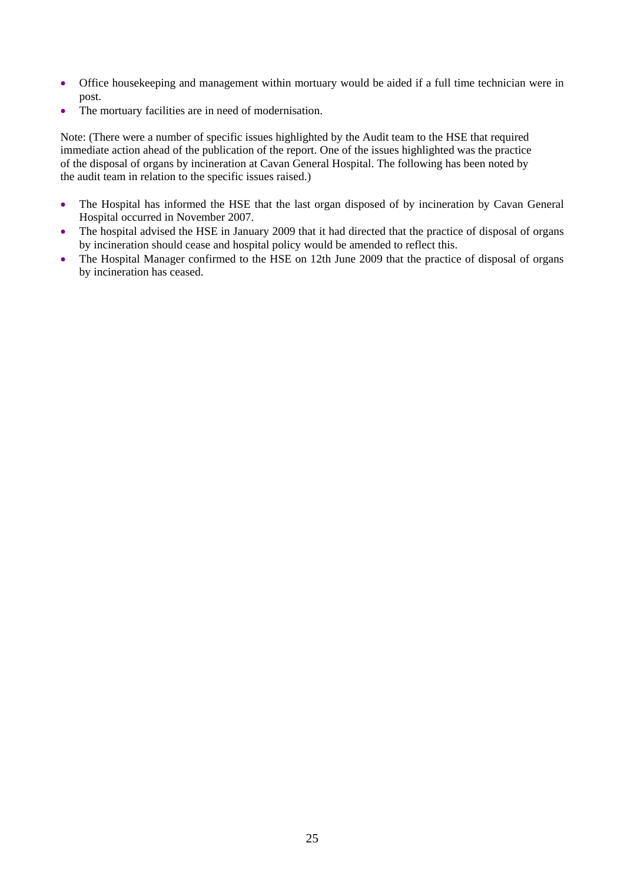- Office housekeeping and management within mortuary would be aided if a full time technician were in post.
- The mortuary facilities are in need of modernisation.

Note: (There were a number of specific issues highlighted by the Audit team to the HSE that required immediate action ahead of the publication of the report. One of the issues highlighted was the practice of the disposal of organs by incineration at Cavan General Hospital. The following has been noted by the audit team in relation to the specific issues raised.)

- The Hospital has informed the HSE that the last organ disposed of by incineration by Cavan General Hospital occurred in November 2007.
- The hospital advised the HSE in January 2009 that it had directed that the practice of disposal of organs by incineration should cease and hospital policy would be amended to reflect this.
- The Hospital Manager confirmed to the HSE on 12th June 2009 that the practice of disposal of organs by incineration has ceased.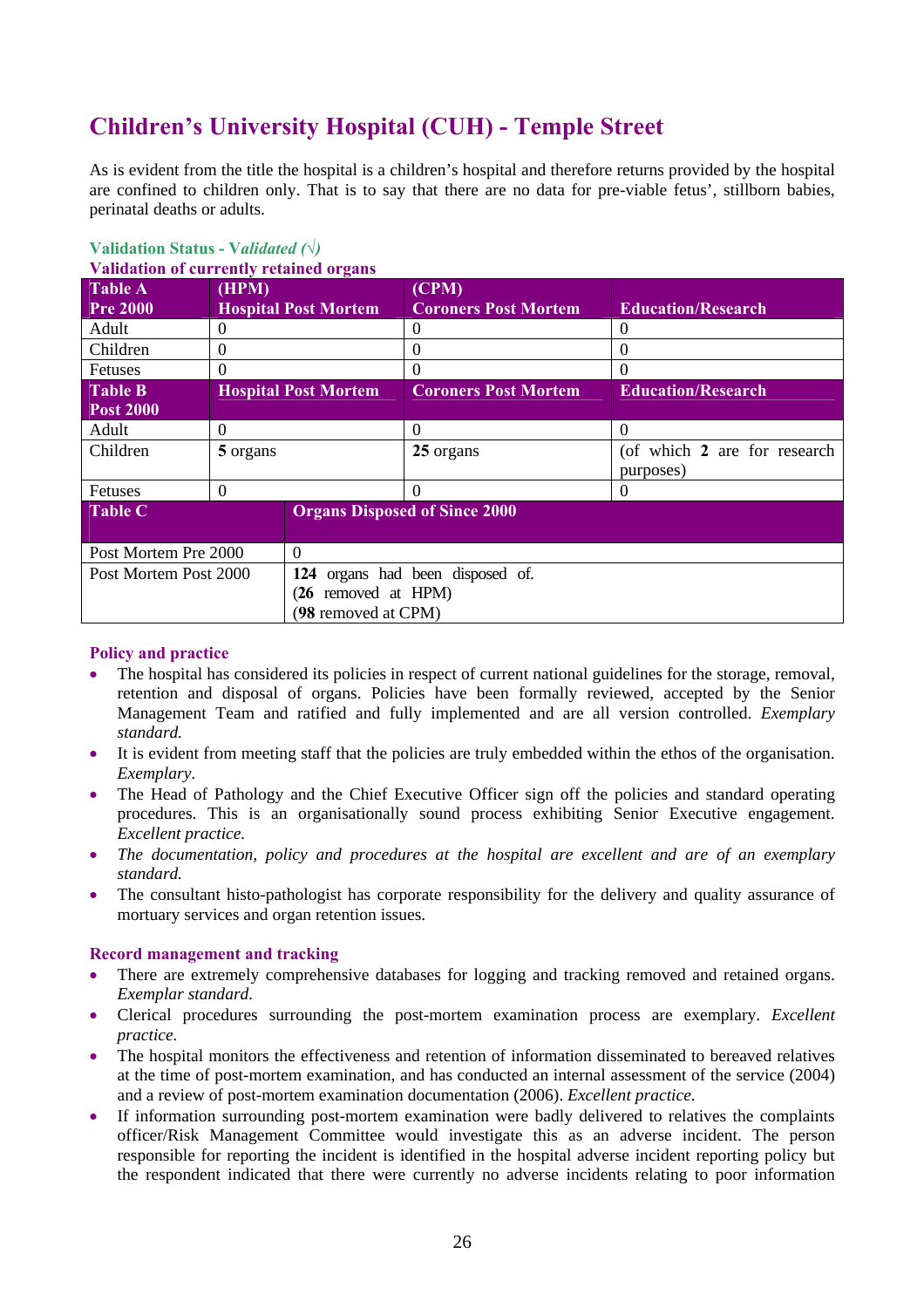# Children's University Hospital (CUH) - Temple Street

As is evident from the title the hospital is a children's hospital and therefore returns provided by the hospital are confined to children only. That is to say that there are no data for pre-viable fetus', stillborn babies, perinatal deaths or adults.

**Validation Status - V*alidated (√)***

**Validation of currently retained organs**

| Table A Pre 2000 | (HPM) Hospital Post Mortem | (CPM) Coroners Post Mortem | Education/Research |
|---|---|---|---|
| Adult | 0 | 0 | 0 |
| Children | 0 | 0 | 0 |
| Fetuses | 0 | 0 | 0 |
| **Table B Post 2000** | **Hospital Post Mortem** | **Coroners Post Mortem** | **Education/Research** |
| Adult | 0 | 0 | 0 |
| Children | **5** organs | **25** organs | (of which **2** are for research purposes) |
| Fetuses | 0 | 0 | 0 |

| Table C | Organs Disposed of Since 2000 |
|---|---|
| Post Mortem Pre 2000 | 0 |
| Post Mortem Post 2000 | **124** organs had been disposed of. (**26** removed at HPM) (**98** removed at CPM) |

### Policy and practice

- The hospital has considered its policies in respect of current national guidelines for the storage, removal, retention and disposal of organs. Policies have been formally reviewed, accepted by the Senior Management Team and ratified and fully implemented and are all version controlled. *Exemplary standard.*
- It is evident from meeting staff that the policies are truly embedded within the ethos of the organisation. *Exemplary*.
- The Head of Pathology and the Chief Executive Officer sign off the policies and standard operating procedures. This is an organisationally sound process exhibiting Senior Executive engagement. *Excellent practice.*
- *The documentation, policy and procedures at the hospital are excellent and are of an exemplary standard.*
- The consultant histo-pathologist has corporate responsibility for the delivery and quality assurance of mortuary services and organ retention issues.

### Record management and tracking

- There are extremely comprehensive databases for logging and tracking removed and retained organs. *Exemplar standard.*
- Clerical procedures surrounding the post-mortem examination process are exemplary. *Excellent practice.*
- The hospital monitors the effectiveness and retention of information disseminated to bereaved relatives at the time of post-mortem examination, and has conducted an internal assessment of the service (2004) and a review of post-mortem examination documentation (2006). *Excellent practice.*
- If information surrounding post-mortem examination were badly delivered to relatives the complaints officer/Risk Management Committee would investigate this as an adverse incident. The person responsible for reporting the incident is identified in the hospital adverse incident reporting policy but the respondent indicated that there were currently no adverse incidents relating to poor information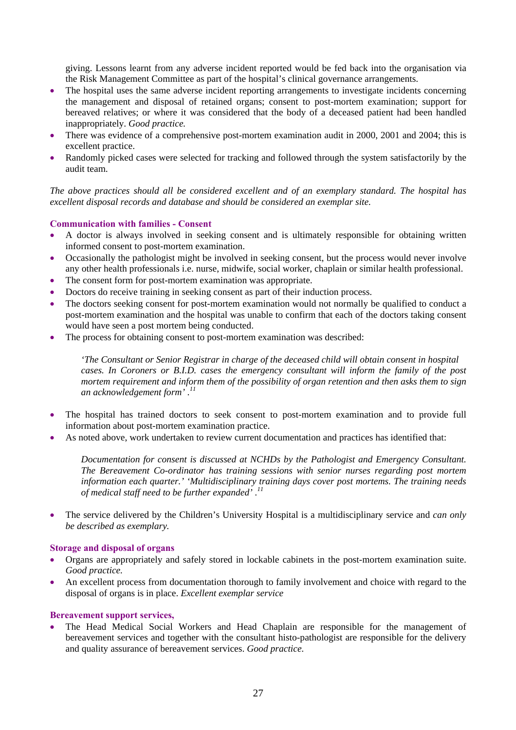giving. Lessons learnt from any adverse incident reported would be fed back into the organisation via the Risk Management Committee as part of the hospital's clinical governance arrangements.

- The hospital uses the same adverse incident reporting arrangements to investigate incidents concerning the management and disposal of retained organs; consent to post-mortem examination; support for bereaved relatives; or where it was considered that the body of a deceased patient had been handled inappropriately. *Good practice.*
- There was evidence of a comprehensive post-mortem examination audit in 2000, 2001 and 2004; this is excellent practice.
- Randomly picked cases were selected for tracking and followed through the system satisfactorily by the audit team.

*The above practices should all be considered excellent and of an exemplary standard. The hospital has excellent disposal records and database and should be considered an exemplar site.*

### Communication with families - Consent

- A doctor is always involved in seeking consent and is ultimately responsible for obtaining written informed consent to post-mortem examination.
- Occasionally the pathologist might be involved in seeking consent, but the process would never involve any other health professionals i.e. nurse, midwife, social worker, chaplain or similar health professional.
- The consent form for post-mortem examination was appropriate.
- Doctors do receive training in seeking consent as part of their induction process.
- The doctors seeking consent for post-mortem examination would not normally be qualified to conduct a post-mortem examination and the hospital was unable to confirm that each of the doctors taking consent would have seen a post mortem being conducted.
- The process for obtaining consent to post-mortem examination was described:

> *'The Consultant or Senior Registrar in charge of the deceased child will obtain consent in hospital cases. In Coroners or B.I.D. cases the emergency consultant will inform the family of the post mortem requirement and inform them of the possibility of organ retention and then asks them to sign an acknowledgement form'* .[11]

- The hospital has trained doctors to seek consent to post-mortem examination and to provide full information about post-mortem examination practice.
- As noted above, work undertaken to review current documentation and practices has identified that:

> *Documentation for consent is discussed at NCHDs by the Pathologist and Emergency Consultant. The Bereavement Co-ordinator has training sessions with senior nurses regarding post mortem information each quarter.' 'Multidisciplinary training days cover post mortems. The training needs of medical staff need to be further expanded'* .[11]

- The service delivered by the Children's University Hospital is a multidisciplinary service and *can only be described as exemplary.*

### Storage and disposal of organs

- Organs are appropriately and safely stored in lockable cabinets in the post-mortem examination suite. *Good practice.*
- An excellent process from documentation thorough to family involvement and choice with regard to the disposal of organs is in place. *Excellent exemplar service*

### Bereavement support services,

- The Head Medical Social Workers and Head Chaplain are responsible for the management of bereavement services and together with the consultant histo-pathologist are responsible for the delivery and quality assurance of bereavement services. *Good practice.*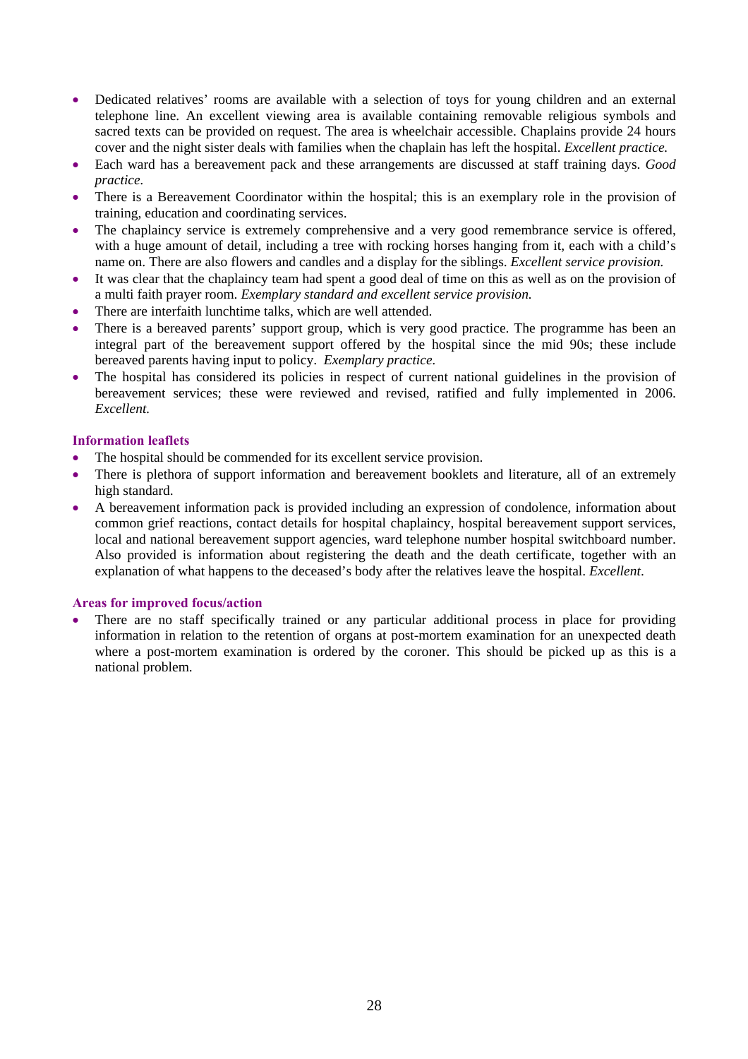- Dedicated relatives' rooms are available with a selection of toys for young children and an external telephone line. An excellent viewing area is available containing removable religious symbols and sacred texts can be provided on request. The area is wheelchair accessible. Chaplains provide 24 hours cover and the night sister deals with families when the chaplain has left the hospital. *Excellent practice.*
- Each ward has a bereavement pack and these arrangements are discussed at staff training days. *Good practice.*
- There is a Bereavement Coordinator within the hospital; this is an exemplary role in the provision of training, education and coordinating services.
- The chaplaincy service is extremely comprehensive and a very good remembrance service is offered, with a huge amount of detail, including a tree with rocking horses hanging from it, each with a child's name on. There are also flowers and candles and a display for the siblings. *Excellent service provision.*
- It was clear that the chaplaincy team had spent a good deal of time on this as well as on the provision of a multi faith prayer room. *Exemplary standard and excellent service provision.*
- There are interfaith lunchtime talks, which are well attended.
- There is a bereaved parents' support group, which is very good practice. The programme has been an integral part of the bereavement support offered by the hospital since the mid 90s; these include bereaved parents having input to policy. *Exemplary practice.*
- The hospital has considered its policies in respect of current national guidelines in the provision of bereavement services; these were reviewed and revised, ratified and fully implemented in 2006. *Excellent.*

#### Information leaflets

- The hospital should be commended for its excellent service provision.
- There is plethora of support information and bereavement booklets and literature, all of an extremely high standard.
- A bereavement information pack is provided including an expression of condolence, information about common grief reactions, contact details for hospital chaplaincy, hospital bereavement support services, local and national bereavement support agencies, ward telephone number hospital switchboard number. Also provided is information about registering the death and the death certificate, together with an explanation of what happens to the deceased's body after the relatives leave the hospital. *Excellent*.

#### Areas for improved focus/action

- There are no staff specifically trained or any particular additional process in place for providing information in relation to the retention of organs at post-mortem examination for an unexpected death where a post-mortem examination is ordered by the coroner. This should be picked up as this is a national problem.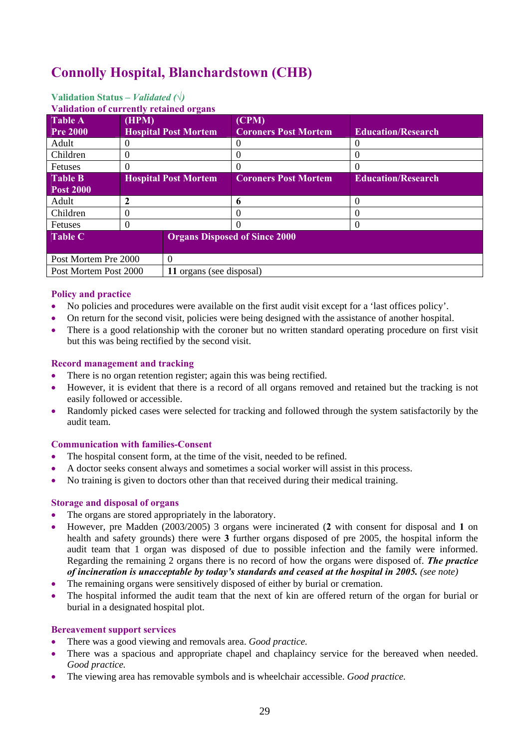## Connolly Hospital, Blanchardstown (CHB)

**Validation Status –** ***Validated (√)***

**Validation of currently retained organs**

| Table A Pre 2000 | (HPM) Hospital Post Mortem | (CPM) Coroners Post Mortem | Education/Research |
|---|---|---|---|
| Adult | 0 | 0 | 0 |
| Children | 0 | 0 | 0 |
| Fetuses | 0 | 0 | 0 |
| **Table B Post 2000** | **Hospital Post Mortem** | **Coroners Post Mortem** | **Education/Research** |
| Adult | **2** | **6** | 0 |
| Children | 0 | 0 | 0 |
| Fetuses | 0 | 0 | 0 |

| Table C | Organs Disposed of Since 2000 |
|---|---|
| Post Mortem Pre 2000 | 0 |
| Post Mortem Post 2000 | **11** organs (see disposal) |

### Policy and practice

- No policies and procedures were available on the first audit visit except for a 'last offices policy'.
- On return for the second visit, policies were being designed with the assistance of another hospital.
- There is a good relationship with the coroner but no written standard operating procedure on first visit but this was being rectified by the second visit.

### Record management and tracking

- There is no organ retention register; again this was being rectified.
- However, it is evident that there is a record of all organs removed and retained but the tracking is not easily followed or accessible.
- Randomly picked cases were selected for tracking and followed through the system satisfactorily by the audit team.

### Communication with families-Consent

- The hospital consent form, at the time of the visit, needed to be refined.
- A doctor seeks consent always and sometimes a social worker will assist in this process.
- No training is given to doctors other than that received during their medical training.

### Storage and disposal of organs

- The organs are stored appropriately in the laboratory.
- However, pre Madden (2003/2005) 3 organs were incinerated (**2** with consent for disposal and **1** on health and safety grounds) there were **3** further organs disposed of pre 2005, the hospital inform the audit team that 1 organ was disposed of due to possible infection and the family were informed. Regarding the remaining 2 organs there is no record of how the organs were disposed of. ***The practice of incineration is unacceptable by today's standards and ceased at the hospital in 2005.*** *(see note)*
- The remaining organs were sensitively disposed of either by burial or cremation.
- The hospital informed the audit team that the next of kin are offered return of the organ for burial or burial in a designated hospital plot.

### Bereavement support services

- There was a good viewing and removals area. *Good practice.*
- There was a spacious and appropriate chapel and chaplaincy service for the bereaved when needed. *Good practice.*
- The viewing area has removable symbols and is wheelchair accessible. *Good practice.*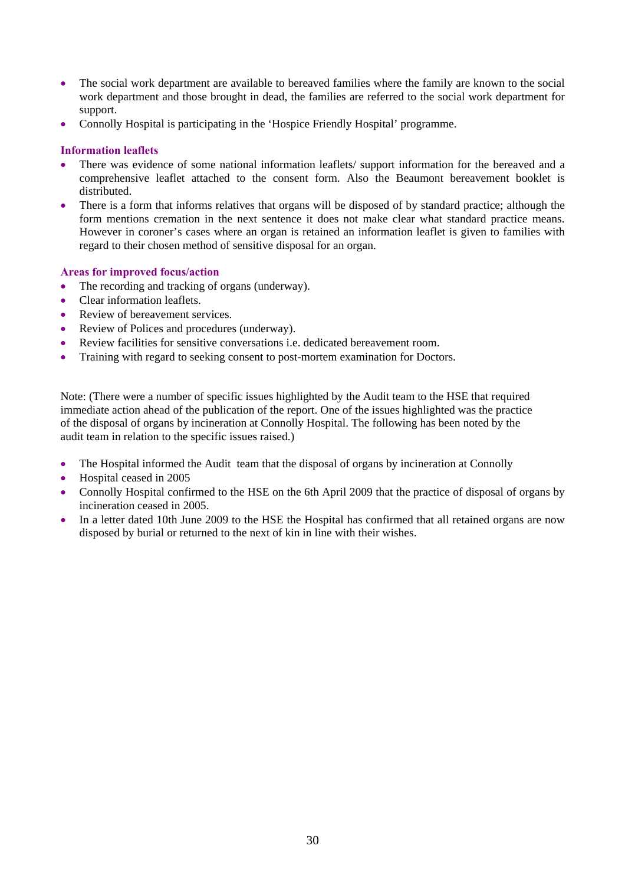- The social work department are available to bereaved families where the family are known to the social work department and those brought in dead, the families are referred to the social work department for support.
- Connolly Hospital is participating in the 'Hospice Friendly Hospital' programme.

### Information leaflets

- There was evidence of some national information leaflets/ support information for the bereaved and a comprehensive leaflet attached to the consent form. Also the Beaumont bereavement booklet is distributed.
- There is a form that informs relatives that organs will be disposed of by standard practice; although the form mentions cremation in the next sentence it does not make clear what standard practice means. However in coroner's cases where an organ is retained an information leaflet is given to families with regard to their chosen method of sensitive disposal for an organ.

### Areas for improved focus/action

- The recording and tracking of organs (underway).
- Clear information leaflets.
- Review of bereavement services.
- Review of Polices and procedures (underway).
- Review facilities for sensitive conversations i.e. dedicated bereavement room.
- Training with regard to seeking consent to post-mortem examination for Doctors.

Note: (There were a number of specific issues highlighted by the Audit team to the HSE that required immediate action ahead of the publication of the report. One of the issues highlighted was the practice of the disposal of organs by incineration at Connolly Hospital. The following has been noted by the audit team in relation to the specific issues raised.)

- The Hospital informed the Audit team that the disposal of organs by incineration at Connolly
- Hospital ceased in 2005
- Connolly Hospital confirmed to the HSE on the 6th April 2009 that the practice of disposal of organs by incineration ceased in 2005.
- In a letter dated 10th June 2009 to the HSE the Hospital has confirmed that all retained organs are now disposed by burial or returned to the next of kin in line with their wishes.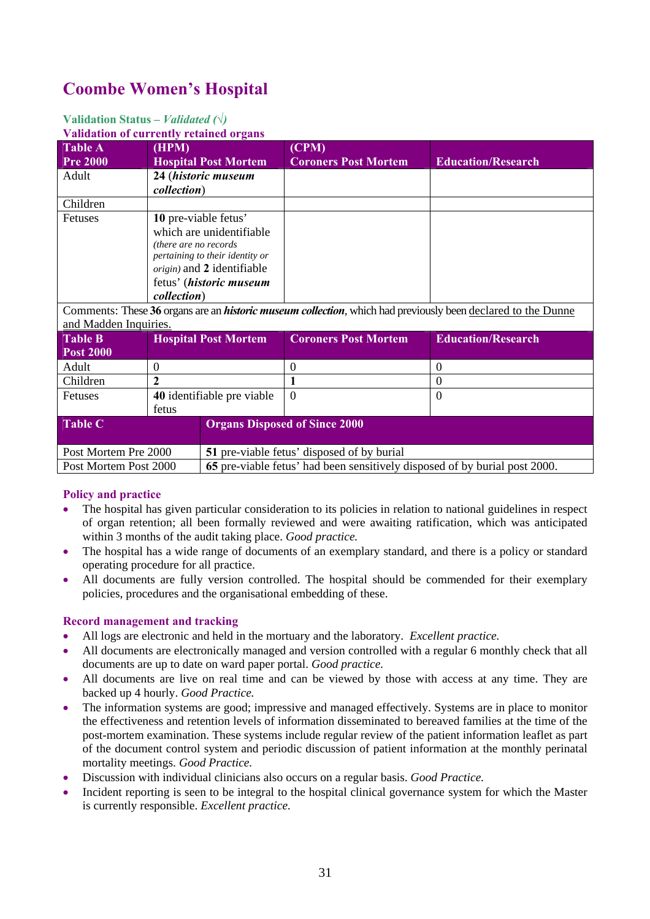# Coombe Women's Hospital

**Validation Status –** ***Validated (√)***

**Validation of currently retained organs**

| Table A Pre 2000 | (HPM) Hospital Post Mortem | (CPM) Coroners Post Mortem | Education/Research |
|---|---|---|---|
| Adult | **24** (***historic museum collection***) | | |
| Children | | | |
| Fetuses | **10** pre-viable fetus' which are unidentifiable *(there are no records pertaining to their identity or origin)* and **2** identifiable fetus' (***historic museum collection***) | | |
| Comments: These **36** organs are an ***historic museum collection***, which had previously been declared to the Dunne and Madden Inquiries. | | | |
| **Table B Post 2000** | **Hospital Post Mortem** | **Coroners Post Mortem** | **Education/Research** |
| Adult | 0 | 0 | 0 |
| Children | **2** | **1** | 0 |
| Fetuses | **40** identifiable pre viable fetus | 0 | 0 |

| Table C | Organs Disposed of Since 2000 |
|---|---|
| Post Mortem Pre 2000 | **51** pre-viable fetus' disposed of by burial |
| Post Mortem Post 2000 | **65** pre-viable fetus' had been sensitively disposed of by burial post 2000. |

### Policy and practice

- The hospital has given particular consideration to its policies in relation to national guidelines in respect of organ retention; all been formally reviewed and were awaiting ratification, which was anticipated within 3 months of the audit taking place. *Good practice.*
- The hospital has a wide range of documents of an exemplary standard, and there is a policy or standard operating procedure for all practice.
- All documents are fully version controlled. The hospital should be commended for their exemplary policies, procedures and the organisational embedding of these.

### Record management and tracking

- All logs are electronic and held in the mortuary and the laboratory. *Excellent practice.*
- All documents are electronically managed and version controlled with a regular 6 monthly check that all documents are up to date on ward paper portal. *Good practice.*
- All documents are live on real time and can be viewed by those with access at any time. They are backed up 4 hourly. *Good Practice.*
- The information systems are good; impressive and managed effectively. Systems are in place to monitor the effectiveness and retention levels of information disseminated to bereaved families at the time of the post-mortem examination. These systems include regular review of the patient information leaflet as part of the document control system and periodic discussion of patient information at the monthly perinatal mortality meetings. *Good Practice.*
- Discussion with individual clinicians also occurs on a regular basis. *Good Practice.*
- Incident reporting is seen to be integral to the hospital clinical governance system for which the Master is currently responsible. *Excellent practice.*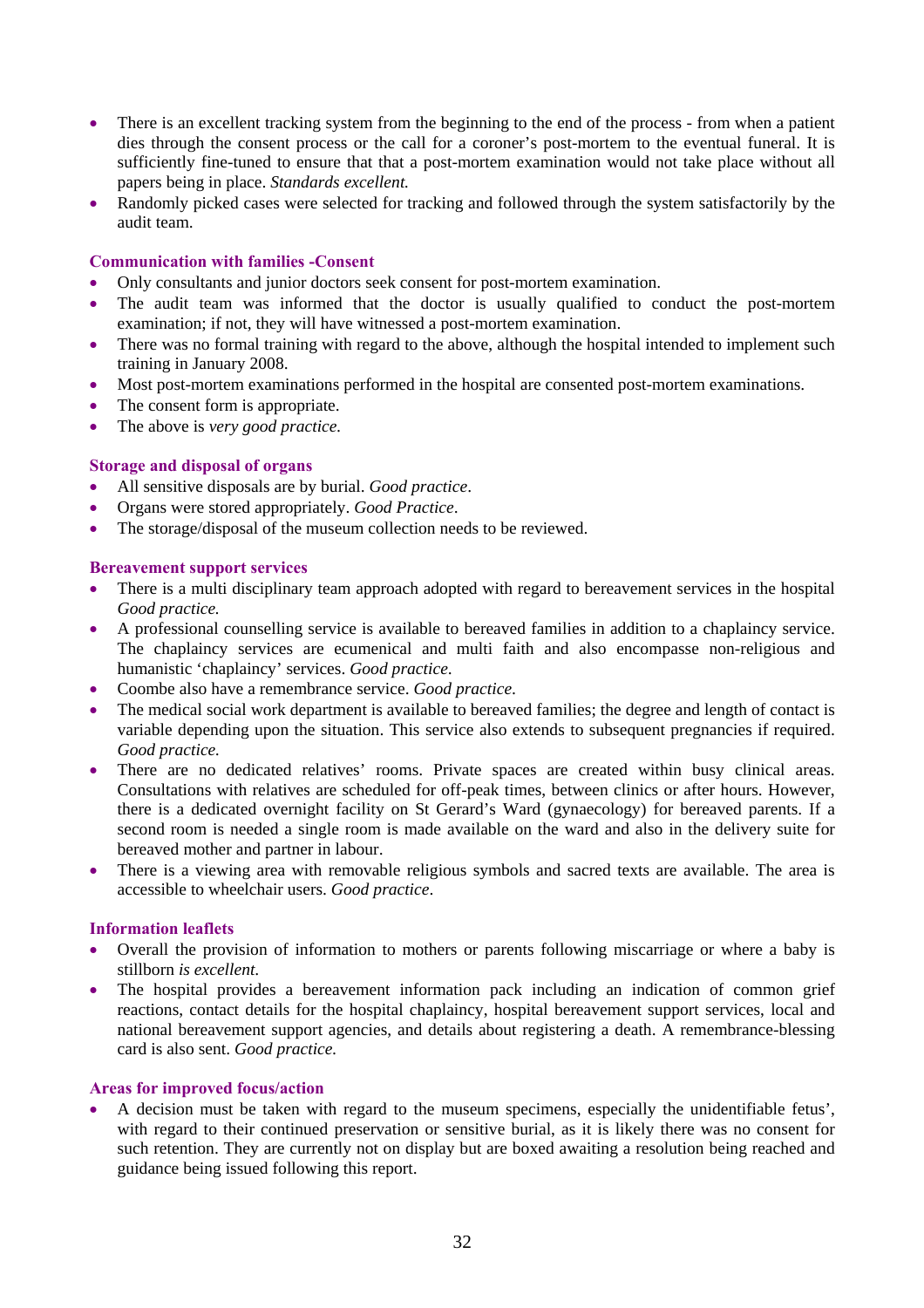- There is an excellent tracking system from the beginning to the end of the process - from when a patient dies through the consent process or the call for a coroner's post-mortem to the eventual funeral. It is sufficiently fine-tuned to ensure that that a post-mortem examination would not take place without all papers being in place. *Standards excellent.*
- Randomly picked cases were selected for tracking and followed through the system satisfactorily by the audit team.

### Communication with families -Consent

- Only consultants and junior doctors seek consent for post-mortem examination.
- The audit team was informed that the doctor is usually qualified to conduct the post-mortem examination; if not, they will have witnessed a post-mortem examination.
- There was no formal training with regard to the above, although the hospital intended to implement such training in January 2008.
- Most post-mortem examinations performed in the hospital are consented post-mortem examinations.
- The consent form is appropriate.
- The above is *very good practice*.

### Storage and disposal of organs

- All sensitive disposals are by burial. *Good practice*.
- Organs were stored appropriately. *Good Practice*.
- The storage/disposal of the museum collection needs to be reviewed.

### Bereavement support services

- There is a multi disciplinary team approach adopted with regard to bereavement services in the hospital *Good practice.*
- A professional counselling service is available to bereaved families in addition to a chaplaincy service. The chaplaincy services are ecumenical and multi faith and also encompasse non-religious and humanistic 'chaplaincy' services. *Good practice*.
- Coombe also have a remembrance service. *Good practice*.
- The medical social work department is available to bereaved families; the degree and length of contact is variable depending upon the situation. This service also extends to subsequent pregnancies if required. *Good practice.*
- There are no dedicated relatives' rooms. Private spaces are created within busy clinical areas. Consultations with relatives are scheduled for off-peak times, between clinics or after hours. However, there is a dedicated overnight facility on St Gerard's Ward (gynaecology) for bereaved parents. If a second room is needed a single room is made available on the ward and also in the delivery suite for bereaved mother and partner in labour.
- There is a viewing area with removable religious symbols and sacred texts are available. The area is accessible to wheelchair users. *Good practice*.

### Information leaflets

- Overall the provision of information to mothers or parents following miscarriage or where a baby is stillborn *is excellent.*
- The hospital provides a bereavement information pack including an indication of common grief reactions, contact details for the hospital chaplaincy, hospital bereavement support services, local and national bereavement support agencies, and details about registering a death. A remembrance-blessing card is also sent. *Good practice.*

### Areas for improved focus/action

- A decision must be taken with regard to the museum specimens, especially the unidentifiable fetus', with regard to their continued preservation or sensitive burial, as it is likely there was no consent for such retention. They are currently not on display but are boxed awaiting a resolution being reached and guidance being issued following this report.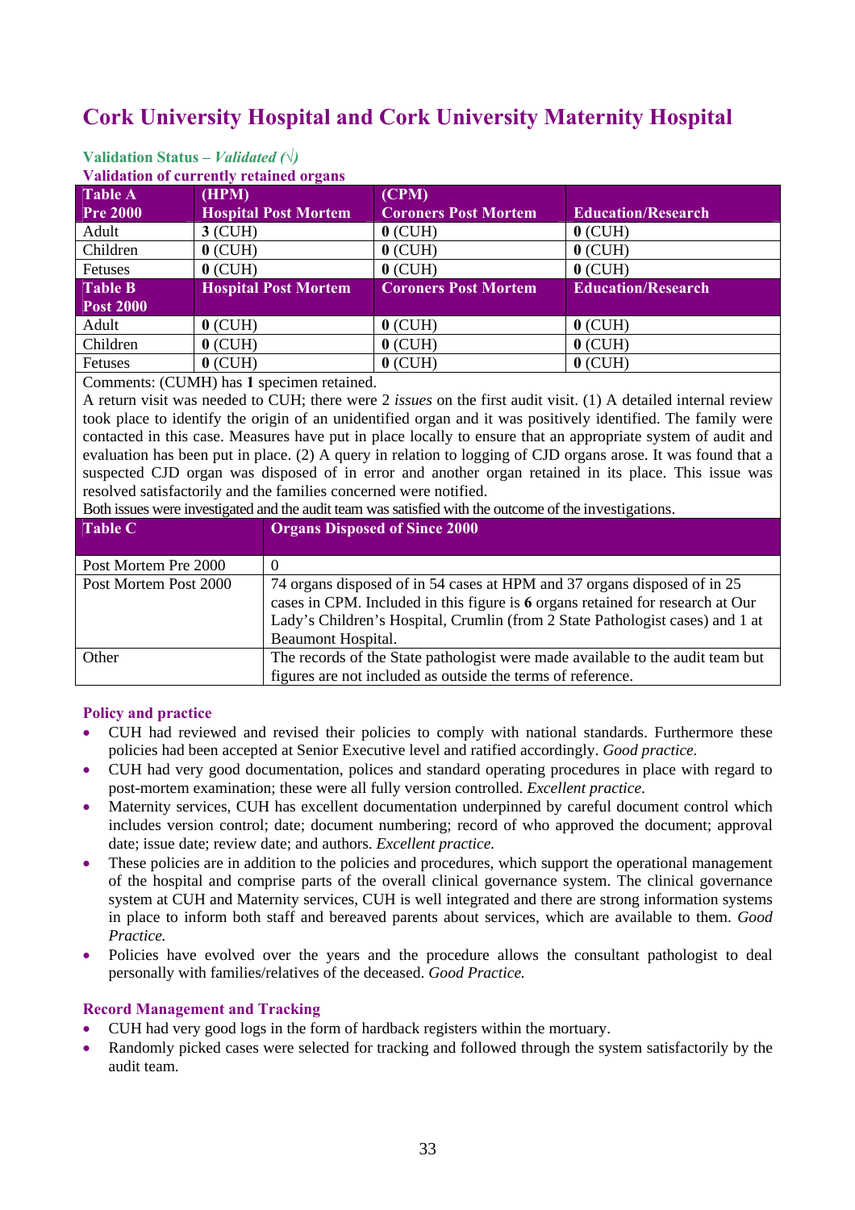# Cork University Hospital and Cork University Maternity Hospital

**Validation Status –** ***Validated (√)***

**Validation of currently retained organs**

| **Table A Pre 2000** | **(HPM) Hospital Post Mortem** | **(CPM) Coroners Post Mortem** | **Education/Research** |
|---|---|---|---|
| Adult | **3** (CUH) | **0** (CUH) | **0** (CUH) |
| Children | **0** (CUH) | **0** (CUH) | **0** (CUH) |
| Fetuses | **0** (CUH) | **0** (CUH) | **0** (CUH) |
| **Table B Post 2000** | **Hospital Post Mortem** | **Coroners Post Mortem** | **Education/Research** |
| Adult | **0** (CUH) | **0** (CUH) | **0** (CUH) |
| Children | **0** (CUH) | **0** (CUH) | **0** (CUH) |
| Fetuses | **0** (CUH) | **0** (CUH) | **0** (CUH) |

Comments: (CUMH) has **1** specimen retained.

A return visit was needed to CUH; there were 2 *issues* on the first audit visit. (1) A detailed internal review took place to identify the origin of an unidentified organ and it was positively identified. The family were contacted in this case. Measures have put in place locally to ensure that an appropriate system of audit and evaluation has been put in place. (2) A query in relation to logging of CJD organs arose. It was found that a suspected CJD organ was disposed of in error and another organ retained in its place. This issue was resolved satisfactorily and the families concerned were notified.

Both issues were investigated and the audit team was satisfied with the outcome of the investigations.

| **Table C** | **Organs Disposed of Since 2000** |
|---|---|
| Post Mortem Pre 2000 | 0 |
| Post Mortem Post 2000 | 74 organs disposed of in 54 cases at HPM and 37 organs disposed of in 25 cases in CPM. Included in this figure is **6** organs retained for research at Our Lady's Children's Hospital, Crumlin (from 2 State Pathologist cases) and 1 at Beaumont Hospital. |
| Other | The records of the State pathologist were made available to the audit team but figures are not included as outside the terms of reference. |

### Policy and practice

- CUH had reviewed and revised their policies to comply with national standards. Furthermore these policies had been accepted at Senior Executive level and ratified accordingly. *Good practice.*
- CUH had very good documentation, polices and standard operating procedures in place with regard to post-mortem examination; these were all fully version controlled. *Excellent practice.*
- Maternity services, CUH has excellent documentation underpinned by careful document control which includes version control; date; document numbering; record of who approved the document; approval date; issue date; review date; and authors. *Excellent practice.*
- These policies are in addition to the policies and procedures, which support the operational management of the hospital and comprise parts of the overall clinical governance system. The clinical governance system at CUH and Maternity services, CUH is well integrated and there are strong information systems in place to inform both staff and bereaved parents about services, which are available to them. *Good Practice.*
- Policies have evolved over the years and the procedure allows the consultant pathologist to deal personally with families/relatives of the deceased. *Good Practice.*

### Record Management and Tracking

- CUH had very good logs in the form of hardback registers within the mortuary.
- Randomly picked cases were selected for tracking and followed through the system satisfactorily by the audit team.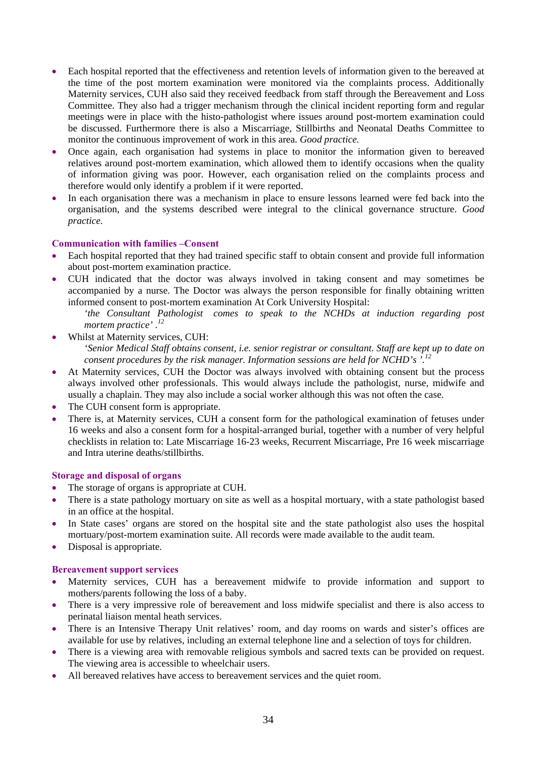- Each hospital reported that the effectiveness and retention levels of information given to the bereaved at the time of the post mortem examination were monitored via the complaints process. Additionally Maternity services, CUH also said they received feedback from staff through the Bereavement and Loss Committee. They also had a trigger mechanism through the clinical incident reporting form and regular meetings were in place with the histo-pathologist where issues around post-mortem examination could be discussed. Furthermore there is also a Miscarriage, Stillbirths and Neonatal Deaths Committee to monitor the continuous improvement of work in this area. *Good practice.*
- Once again, each organisation had systems in place to monitor the information given to bereaved relatives around post-mortem examination, which allowed them to identify occasions when the quality of information giving was poor. However, each organisation relied on the complaints process and therefore would only identify a problem if it were reported.
- In each organisation there was a mechanism in place to ensure lessons learned were fed back into the organisation, and the systems described were integral to the clinical governance structure. *Good practice.*

**Communication with families –Consent**

- Each hospital reported that they had trained specific staff to obtain consent and provide full information about post-mortem examination practice.
- CUH indicated that the doctor was always involved in taking consent and may sometimes be accompanied by a nurse. The Doctor was always the person responsible for finally obtaining written informed consent to post-mortem examination At Cork University Hospital:

  *'the Consultant Pathologist comes to speak to the NCHDs at induction regarding post mortem practice'* .[12]
- Whilst at Maternity services, CUH:

  *'Senior Medical Staff obtains consent, i.e. senior registrar or consultant. Staff are kept up to date on consent procedures by the risk manager. Information sessions are held for NCHD's '.*[12]
- At Maternity services, CUH the Doctor was always involved with obtaining consent but the process always involved other professionals. This would always include the pathologist, nurse, midwife and usually a chaplain. They may also include a social worker although this was not often the case.
- The CUH consent form is appropriate.
- There is, at Maternity services, CUH a consent form for the pathological examination of fetuses under 16 weeks and also a consent form for a hospital-arranged burial, together with a number of very helpful checklists in relation to: Late Miscarriage 16-23 weeks, Recurrent Miscarriage, Pre 16 week miscarriage and Intra uterine deaths/stillbirths.

**Storage and disposal of organs**

- The storage of organs is appropriate at CUH.
- There is a state pathology mortuary on site as well as a hospital mortuary, with a state pathologist based in an office at the hospital.
- In State cases' organs are stored on the hospital site and the state pathologist also uses the hospital mortuary/post-mortem examination suite. All records were made available to the audit team.
- Disposal is appropriate.

**Bereavement support services**

- Maternity services, CUH has a bereavement midwife to provide information and support to mothers/parents following the loss of a baby.
- There is a very impressive role of bereavement and loss midwife specialist and there is also access to perinatal liaison mental heath services.
- There is an Intensive Therapy Unit relatives' room, and day rooms on wards and sister's offices are available for use by relatives, including an external telephone line and a selection of toys for children.
- There is a viewing area with removable religious symbols and sacred texts can be provided on request. The viewing area is accessible to wheelchair users.
- All bereaved relatives have access to bereavement services and the quiet room.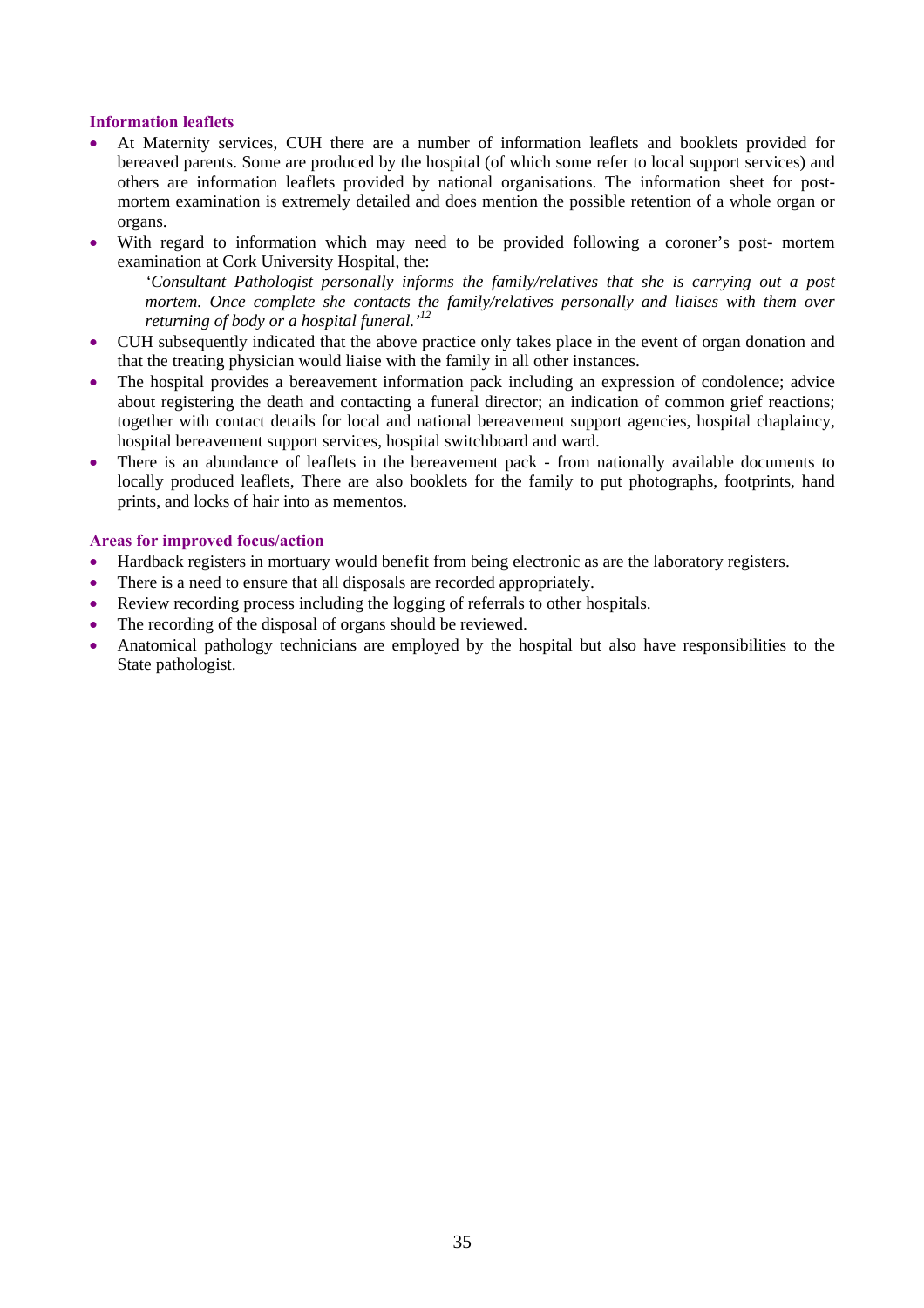### Information leaflets

- At Maternity services, CUH there are a number of information leaflets and booklets provided for bereaved parents. Some are produced by the hospital (of which some refer to local support services) and others are information leaflets provided by national organisations. The information sheet for post-mortem examination is extremely detailed and does mention the possible retention of a whole organ or organs.
- With regard to information which may need to be provided following a coroner's post- mortem examination at Cork University Hospital, the:

  *'Consultant Pathologist personally informs the family/relatives that she is carrying out a post mortem. Once complete she contacts the family/relatives personally and liaises with them over returning of body or a hospital funeral.'*[12]

- CUH subsequently indicated that the above practice only takes place in the event of organ donation and that the treating physician would liaise with the family in all other instances.
- The hospital provides a bereavement information pack including an expression of condolence; advice about registering the death and contacting a funeral director; an indication of common grief reactions; together with contact details for local and national bereavement support agencies, hospital chaplaincy, hospital bereavement support services, hospital switchboard and ward.
- There is an abundance of leaflets in the bereavement pack - from nationally available documents to locally produced leaflets, There are also booklets for the family to put photographs, footprints, hand prints, and locks of hair into as mementos.

### Areas for improved focus/action

- Hardback registers in mortuary would benefit from being electronic as are the laboratory registers.
- There is a need to ensure that all disposals are recorded appropriately.
- Review recording process including the logging of referrals to other hospitals.
- The recording of the disposal of organs should be reviewed.
- Anatomical pathology technicians are employed by the hospital but also have responsibilities to the State pathologist.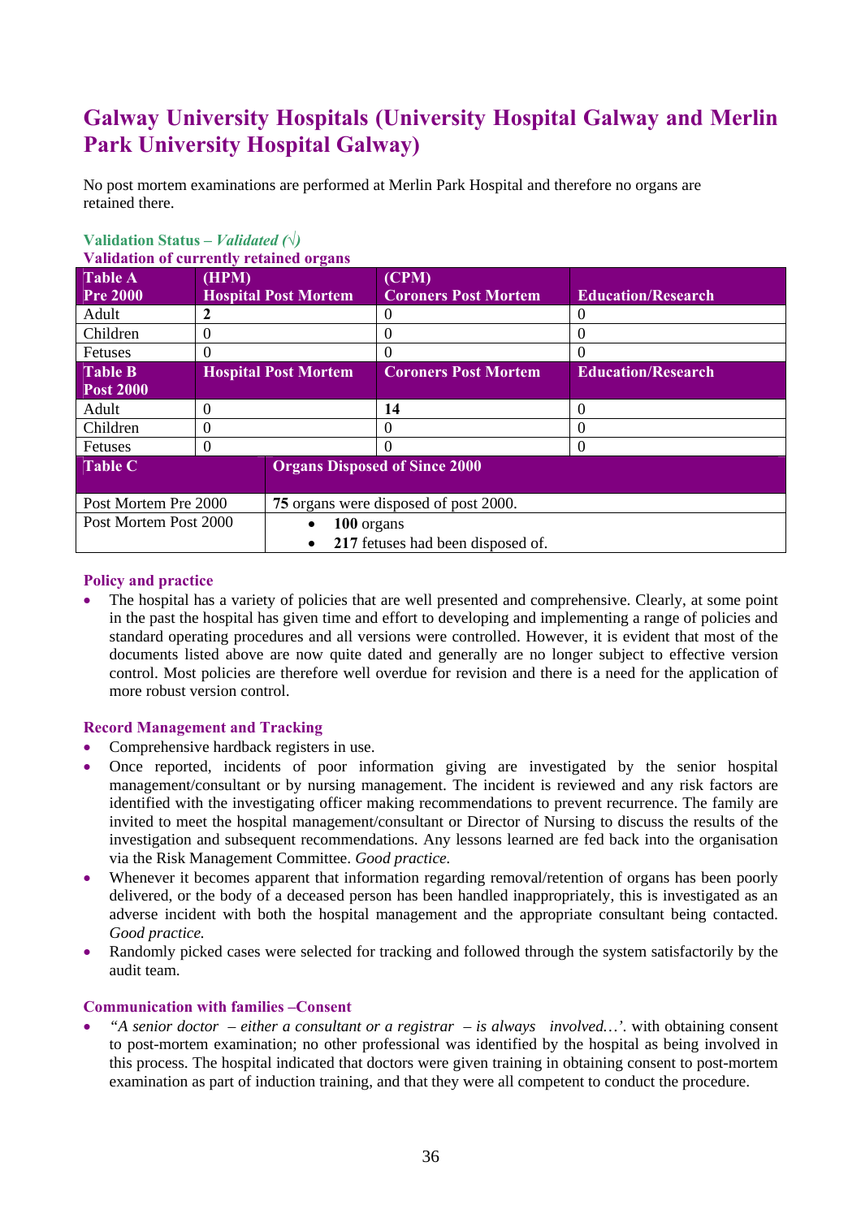# Galway University Hospitals (University Hospital Galway and Merlin Park University Hospital Galway)

No post mortem examinations are performed at Merlin Park Hospital and therefore no organs are retained there.

**Validation Status –** ***Validated (√)***

**Validation of currently retained organs**

| Table A Pre 2000 | (HPM) Hospital Post Mortem | (CPM) Coroners Post Mortem | Education/Research |
|---|---|---|---|
| Adult | **2** | 0 | 0 |
| Children | 0 | 0 | 0 |
| Fetuses | 0 | 0 | 0 |
| **Table B Post 2000** | **Hospital Post Mortem** | **Coroners Post Mortem** | **Education/Research** |
| Adult | 0 | **14** | 0 |
| Children | 0 | 0 | 0 |
| Fetuses | 0 | 0 | 0 |

| Table C | Organs Disposed of Since 2000 |
|---|---|
| Post Mortem Pre 2000 | **75** organs were disposed of post 2000. |
| Post Mortem Post 2000 | • **100** organs<br>• **217** fetuses had been disposed of. |

### Policy and practice

- The hospital has a variety of policies that are well presented and comprehensive. Clearly, at some point in the past the hospital has given time and effort to developing and implementing a range of policies and standard operating procedures and all versions were controlled. However, it is evident that most of the documents listed above are now quite dated and generally are no longer subject to effective version control. Most policies are therefore well overdue for revision and there is a need for the application of more robust version control.

### Record Management and Tracking

- Comprehensive hardback registers in use.
- Once reported, incidents of poor information giving are investigated by the senior hospital management/consultant or by nursing management. The incident is reviewed and any risk factors are identified with the investigating officer making recommendations to prevent recurrence. The family are invited to meet the hospital management/consultant or Director of Nursing to discuss the results of the investigation and subsequent recommendations. Any lessons learned are fed back into the organisation via the Risk Management Committee. *Good practice.*
- Whenever it becomes apparent that information regarding removal/retention of organs has been poorly delivered, or the body of a deceased person has been handled inappropriately, this is investigated as an adverse incident with both the hospital management and the appropriate consultant being contacted. *Good practice.*
- Randomly picked cases were selected for tracking and followed through the system satisfactorily by the audit team.

### Communication with families –Consent

- *"A senior doctor – either a consultant or a registrar – is always involved…'.* with obtaining consent to post-mortem examination; no other professional was identified by the hospital as being involved in this process. The hospital indicated that doctors were given training in obtaining consent to post-mortem examination as part of induction training, and that they were all competent to conduct the procedure.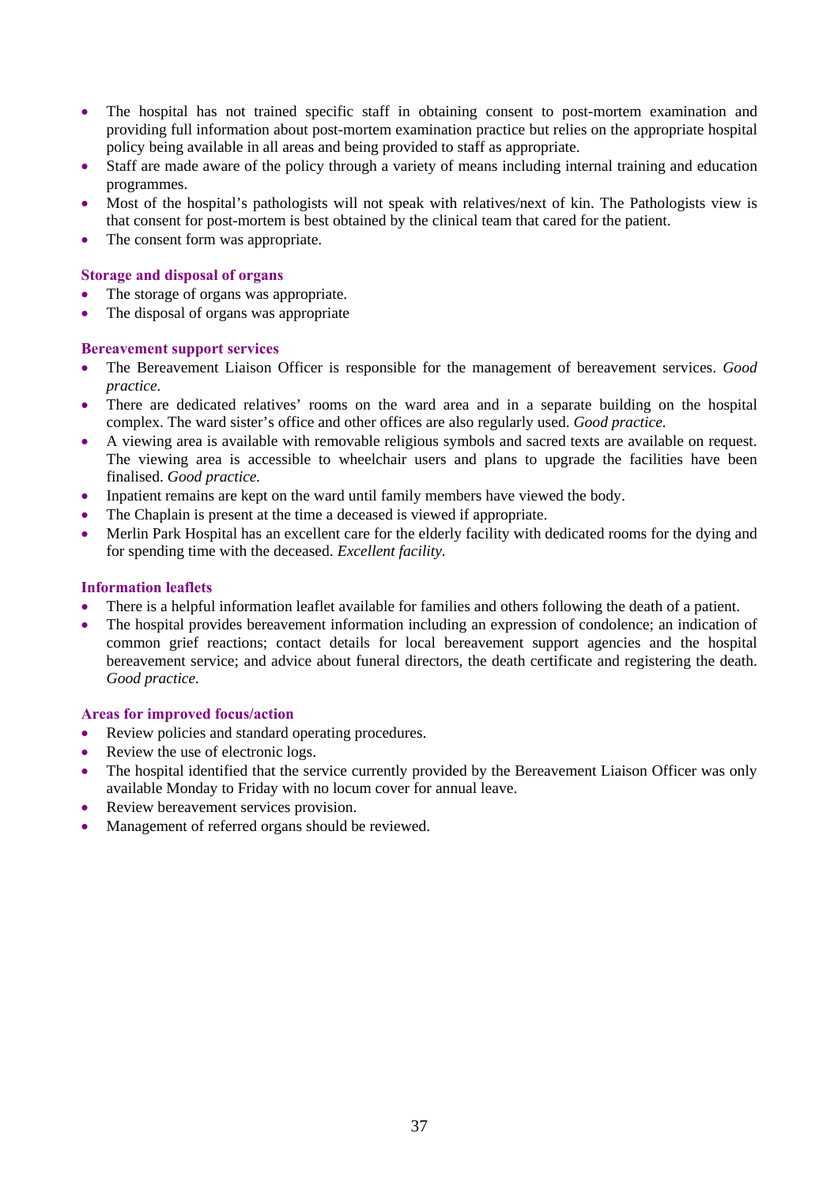- The hospital has not trained specific staff in obtaining consent to post-mortem examination and providing full information about post-mortem examination practice but relies on the appropriate hospital policy being available in all areas and being provided to staff as appropriate.
- Staff are made aware of the policy through a variety of means including internal training and education programmes.
- Most of the hospital's pathologists will not speak with relatives/next of kin. The Pathologists view is that consent for post-mortem is best obtained by the clinical team that cared for the patient.
- The consent form was appropriate.

### Storage and disposal of organs

- The storage of organs was appropriate.
- The disposal of organs was appropriate

### Bereavement support services

- The Bereavement Liaison Officer is responsible for the management of bereavement services. *Good practice.*
- There are dedicated relatives' rooms on the ward area and in a separate building on the hospital complex. The ward sister's office and other offices are also regularly used. *Good practice.*
- A viewing area is available with removable religious symbols and sacred texts are available on request. The viewing area is accessible to wheelchair users and plans to upgrade the facilities have been finalised. *Good practice.*
- Inpatient remains are kept on the ward until family members have viewed the body.
- The Chaplain is present at the time a deceased is viewed if appropriate.
- Merlin Park Hospital has an excellent care for the elderly facility with dedicated rooms for the dying and for spending time with the deceased. *Excellent facility.*

### Information leaflets

- There is a helpful information leaflet available for families and others following the death of a patient.
- The hospital provides bereavement information including an expression of condolence; an indication of common grief reactions; contact details for local bereavement support agencies and the hospital bereavement service; and advice about funeral directors, the death certificate and registering the death. *Good practice.*

### Areas for improved focus/action

- Review policies and standard operating procedures.
- Review the use of electronic logs.
- The hospital identified that the service currently provided by the Bereavement Liaison Officer was only available Monday to Friday with no locum cover for annual leave.
- Review bereavement services provision.
- Management of referred organs should be reviewed.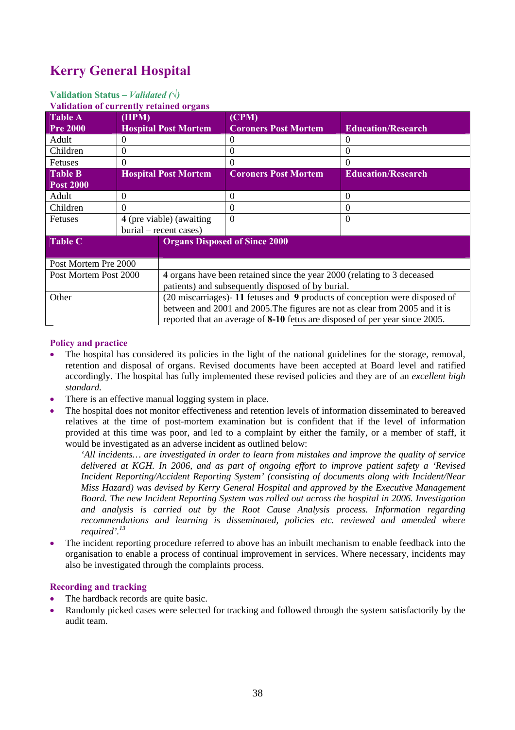# Kerry General Hospital

**Validation Status –** ***Validated (√)***

**Validation of currently retained organs**

| Table A Pre 2000 | (HPM) Hospital Post Mortem | (CPM) Coroners Post Mortem | Education/Research |
|---|---|---|---|
| Adult | 0 | 0 | 0 |
| Children | 0 | 0 | 0 |
| Fetuses | 0 | 0 | 0 |
| **Table B Post 2000** | **Hospital Post Mortem** | **Coroners Post Mortem** | **Education/Research** |
| Adult | 0 | 0 | 0 |
| Children | 0 | 0 | 0 |
| Fetuses | **4** (pre viable) (awaiting burial – recent cases) | 0 | 0 |

| Table C | Organs Disposed of Since 2000 |
|---|---|
| Post Mortem Pre 2000 | |
| Post Mortem Post 2000 | **4** organs have been retained since the year 2000 (relating to 3 deceased patients) and subsequently disposed of by burial. |
| Other | (20 miscarriages)- **11** fetuses and **9** products of conception were disposed of between and 2001 and 2005.The figures are not as clear from 2005 and it is reported that an average of **8-10** fetus are disposed of per year since 2005. |

## Policy and practice

- The hospital has considered its policies in the light of the national guidelines for the storage, removal, retention and disposal of organs. Revised documents have been accepted at Board level and ratified accordingly. The hospital has fully implemented these revised policies and they are of an *excellent high standard.*
- There is an effective manual logging system in place.
- The hospital does not monitor effectiveness and retention levels of information disseminated to bereaved relatives at the time of post-mortem examination but is confident that if the level of information provided at this time was poor, and led to a complaint by either the family, or a member of staff, it would be investigated as an adverse incident as outlined below:

  *'All incidents… are investigated in order to learn from mistakes and improve the quality of service delivered at KGH. In 2006, and as part of ongoing effort to improve patient safety a 'Revised Incident Reporting/Accident Reporting System' (consisting of documents along with Incident/Near Miss Hazard) was devised by Kerry General Hospital and approved by the Executive Management Board. The new Incident Reporting System was rolled out across the hospital in 2006. Investigation and analysis is carried out by the Root Cause Analysis process. Information regarding recommendations and learning is disseminated, policies etc. reviewed and amended where required'.*[13]

- The incident reporting procedure referred to above has an inbuilt mechanism to enable feedback into the organisation to enable a process of continual improvement in services. Where necessary, incidents may also be investigated through the complaints process.

## Recording and tracking

- The hardback records are quite basic.
- Randomly picked cases were selected for tracking and followed through the system satisfactorily by the audit team.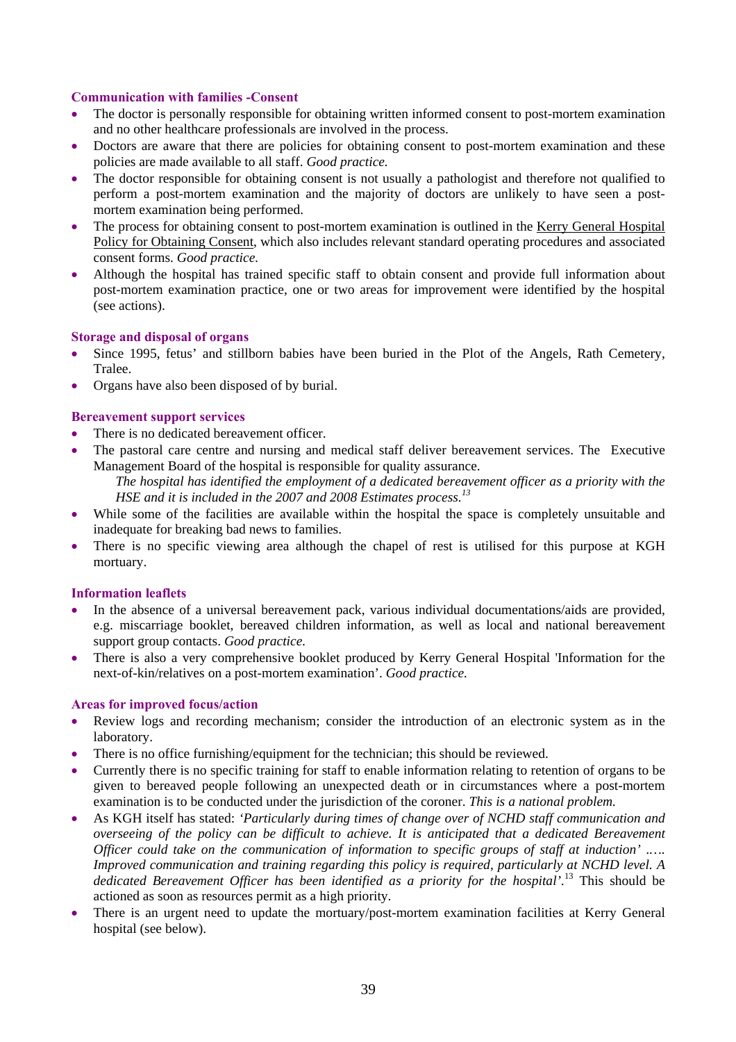#### Communication with families -Consent

- The doctor is personally responsible for obtaining written informed consent to post-mortem examination and no other healthcare professionals are involved in the process.
- Doctors are aware that there are policies for obtaining consent to post-mortem examination and these policies are made available to all staff. *Good practice.*
- The doctor responsible for obtaining consent is not usually a pathologist and therefore not qualified to perform a post-mortem examination and the majority of doctors are unlikely to have seen a post-mortem examination being performed.
- The process for obtaining consent to post-mortem examination is outlined in the Kerry General Hospital Policy for Obtaining Consent, which also includes relevant standard operating procedures and associated consent forms. *Good practice.*
- Although the hospital has trained specific staff to obtain consent and provide full information about post-mortem examination practice, one or two areas for improvement were identified by the hospital (see actions).

#### Storage and disposal of organs

- Since 1995, fetus' and stillborn babies have been buried in the Plot of the Angels, Rath Cemetery, Tralee.
- Organs have also been disposed of by burial.

#### Bereavement support services

- There is no dedicated bereavement officer.
- The pastoral care centre and nursing and medical staff deliver bereavement services. The Executive Management Board of the hospital is responsible for quality assurance.

  *The hospital has identified the employment of a dedicated bereavement officer as a priority with the HSE and it is included in the 2007 and 2008 Estimates process.*[13]
- While some of the facilities are available within the hospital the space is completely unsuitable and inadequate for breaking bad news to families.
- There is no specific viewing area although the chapel of rest is utilised for this purpose at KGH mortuary.

#### Information leaflets

- In the absence of a universal bereavement pack, various individual documentations/aids are provided, e.g. miscarriage booklet, bereaved children information, as well as local and national bereavement support group contacts. *Good practice.*
- There is also a very comprehensive booklet produced by Kerry General Hospital 'Information for the next-of-kin/relatives on a post-mortem examination'. *Good practice.*

#### Areas for improved focus/action

- Review logs and recording mechanism; consider the introduction of an electronic system as in the laboratory.
- There is no office furnishing/equipment for the technician; this should be reviewed.
- Currently there is no specific training for staff to enable information relating to retention of organs to be given to bereaved people following an unexpected death or in circumstances where a post-mortem examination is to be conducted under the jurisdiction of the coroner. *This is a national problem.*
- As KGH itself has stated: *'Particularly during times of change over of NCHD staff communication and overseeing of the policy can be difficult to achieve. It is anticipated that a dedicated Bereavement Officer could take on the communication of information to specific groups of staff at induction' ..…. Improved communication and training regarding this policy is required, particularly at NCHD level. A dedicated Bereavement Officer has been identified as a priority for the hospital'.*[13] This should be actioned as soon as resources permit as a high priority.
- There is an urgent need to update the mortuary/post-mortem examination facilities at Kerry General hospital (see below).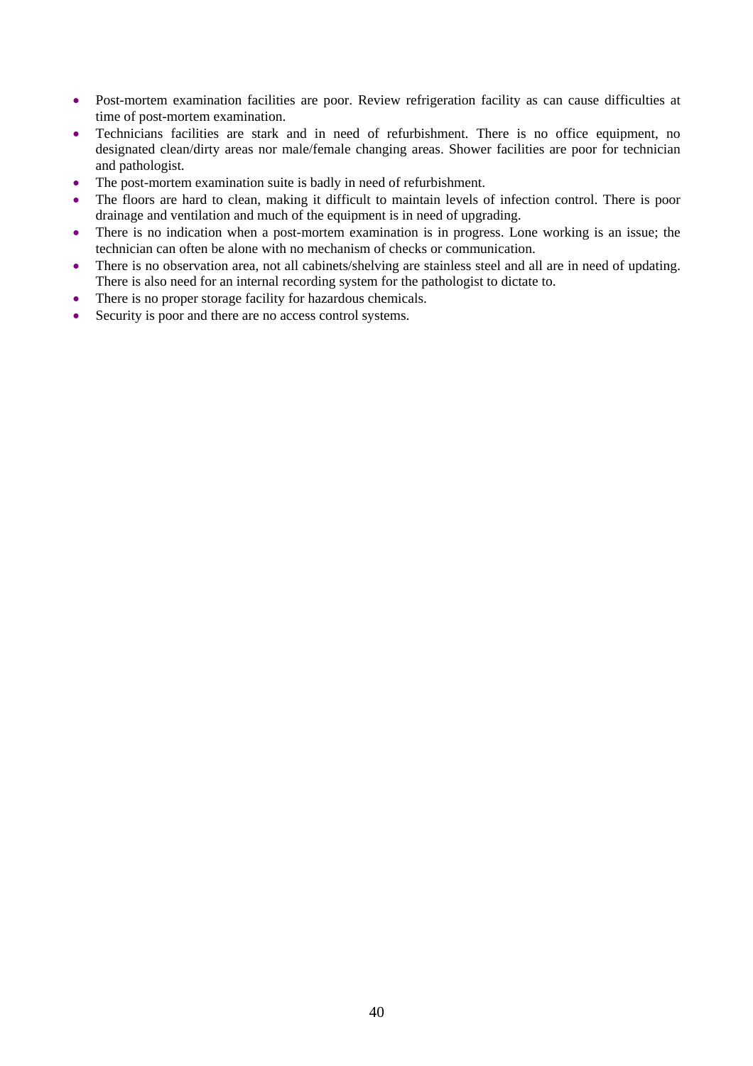- Post-mortem examination facilities are poor. Review refrigeration facility as can cause difficulties at time of post-mortem examination.
- Technicians facilities are stark and in need of refurbishment. There is no office equipment, no designated clean/dirty areas nor male/female changing areas. Shower facilities are poor for technician and pathologist.
- The post-mortem examination suite is badly in need of refurbishment.
- The floors are hard to clean, making it difficult to maintain levels of infection control. There is poor drainage and ventilation and much of the equipment is in need of upgrading.
- There is no indication when a post-mortem examination is in progress. Lone working is an issue; the technician can often be alone with no mechanism of checks or communication.
- There is no observation area, not all cabinets/shelving are stainless steel and all are in need of updating. There is also need for an internal recording system for the pathologist to dictate to.
- There is no proper storage facility for hazardous chemicals.
- Security is poor and there are no access control systems.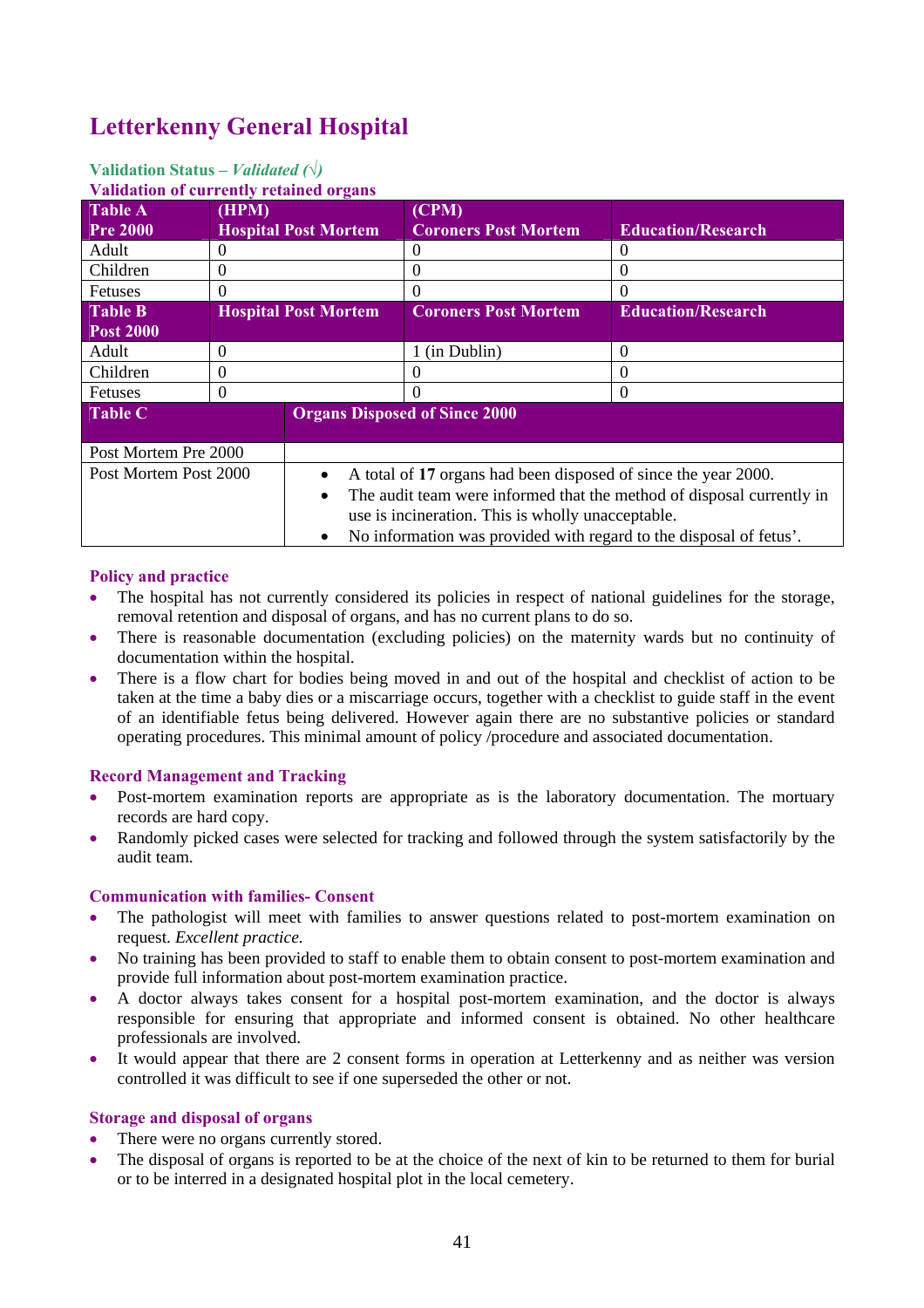# Letterkenny General Hospital

**Validation Status –** ***Validated (√)***

**Validation of currently retained organs**

| Table A Pre 2000 | (HPM) Hospital Post Mortem | (CPM) Coroners Post Mortem | Education/Research |
|---|---|---|---|
| Adult | 0 | 0 | 0 |
| Children | 0 | 0 | 0 |
| Fetuses | 0 | 0 | 0 |
| **Table B Post 2000** | **Hospital Post Mortem** | **Coroners Post Mortem** | **Education/Research** |
| Adult | 0 | 1 (in Dublin) | 0 |
| Children | 0 | 0 | 0 |
| Fetuses | 0 | 0 | 0 |

| Table C | Organs Disposed of Since 2000 |
|---|---|
| Post Mortem Pre 2000 | |
| Post Mortem Post 2000 | • A total of **17** organs had been disposed of since the year 2000. • The audit team were informed that the method of disposal currently in use is incineration. This is wholly unacceptable. • No information was provided with regard to the disposal of fetus'. |

## Policy and practice

- The hospital has not currently considered its policies in respect of national guidelines for the storage, removal retention and disposal of organs, and has no current plans to do so.
- There is reasonable documentation (excluding policies) on the maternity wards but no continuity of documentation within the hospital.
- There is a flow chart for bodies being moved in and out of the hospital and checklist of action to be taken at the time a baby dies or a miscarriage occurs, together with a checklist to guide staff in the event of an identifiable fetus being delivered. However again there are no substantive policies or standard operating procedures. This minimal amount of policy /procedure and associated documentation.

## Record Management and Tracking

- Post-mortem examination reports are appropriate as is the laboratory documentation. The mortuary records are hard copy.
- Randomly picked cases were selected for tracking and followed through the system satisfactorily by the audit team.

## Communication with families- Consent

- The pathologist will meet with families to answer questions related to post-mortem examination on request. *Excellent practice.*
- No training has been provided to staff to enable them to obtain consent to post-mortem examination and provide full information about post-mortem examination practice.
- A doctor always takes consent for a hospital post-mortem examination, and the doctor is always responsible for ensuring that appropriate and informed consent is obtained. No other healthcare professionals are involved.
- It would appear that there are 2 consent forms in operation at Letterkenny and as neither was version controlled it was difficult to see if one superseded the other or not.

## Storage and disposal of organs

- There were no organs currently stored.
- The disposal of organs is reported to be at the choice of the next of kin to be returned to them for burial or to be interred in a designated hospital plot in the local cemetery.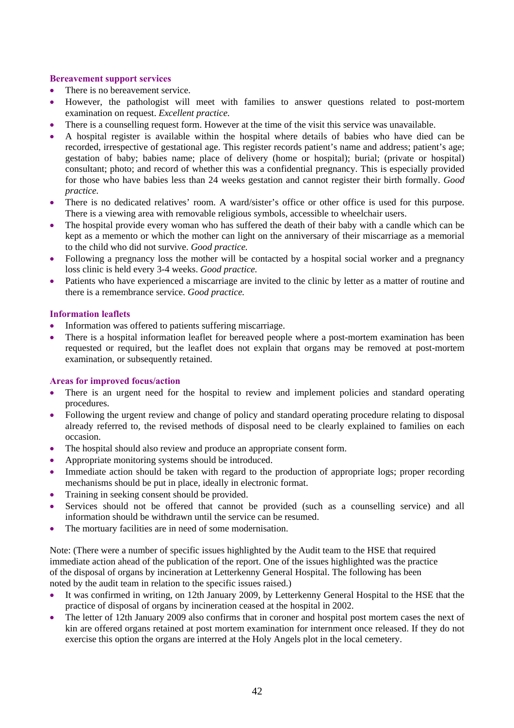### Bereavement support services

- There is no bereavement service.
- However, the pathologist will meet with families to answer questions related to post-mortem examination on request. *Excellent practice.*
- There is a counselling request form. However at the time of the visit this service was unavailable.
- A hospital register is available within the hospital where details of babies who have died can be recorded, irrespective of gestational age. This register records patient's name and address; patient's age; gestation of baby; babies name; place of delivery (home or hospital); burial; (private or hospital) consultant; photo; and record of whether this was a confidential pregnancy. This is especially provided for those who have babies less than 24 weeks gestation and cannot register their birth formally. *Good practice.*
- There is no dedicated relatives' room. A ward/sister's office or other office is used for this purpose. There is a viewing area with removable religious symbols, accessible to wheelchair users.
- The hospital provide every woman who has suffered the death of their baby with a candle which can be kept as a memento or which the mother can light on the anniversary of their miscarriage as a memorial to the child who did not survive. *Good practice.*
- Following a pregnancy loss the mother will be contacted by a hospital social worker and a pregnancy loss clinic is held every 3-4 weeks. *Good practice.*
- Patients who have experienced a miscarriage are invited to the clinic by letter as a matter of routine and there is a remembrance service. *Good practice.*

### Information leaflets

- Information was offered to patients suffering miscarriage.
- There is a hospital information leaflet for bereaved people where a post-mortem examination has been requested or required, but the leaflet does not explain that organs may be removed at post-mortem examination, or subsequently retained.

### Areas for improved focus/action

- There is an urgent need for the hospital to review and implement policies and standard operating procedures.
- Following the urgent review and change of policy and standard operating procedure relating to disposal already referred to, the revised methods of disposal need to be clearly explained to families on each occasion.
- The hospital should also review and produce an appropriate consent form.
- Appropriate monitoring systems should be introduced.
- Immediate action should be taken with regard to the production of appropriate logs; proper recording mechanisms should be put in place, ideally in electronic format.
- Training in seeking consent should be provided.
- Services should not be offered that cannot be provided (such as a counselling service) and all information should be withdrawn until the service can be resumed.
- The mortuary facilities are in need of some modernisation.

Note: (There were a number of specific issues highlighted by the Audit team to the HSE that required immediate action ahead of the publication of the report. One of the issues highlighted was the practice of the disposal of organs by incineration at Letterkenny General Hospital. The following has been noted by the audit team in relation to the specific issues raised.)

- It was confirmed in writing, on 12th January 2009, by Letterkenny General Hospital to the HSE that the practice of disposal of organs by incineration ceased at the hospital in 2002.
- The letter of 12th January 2009 also confirms that in coroner and hospital post mortem cases the next of kin are offered organs retained at post mortem examination for internment once released. If they do not exercise this option the organs are interred at the Holy Angels plot in the local cemetery.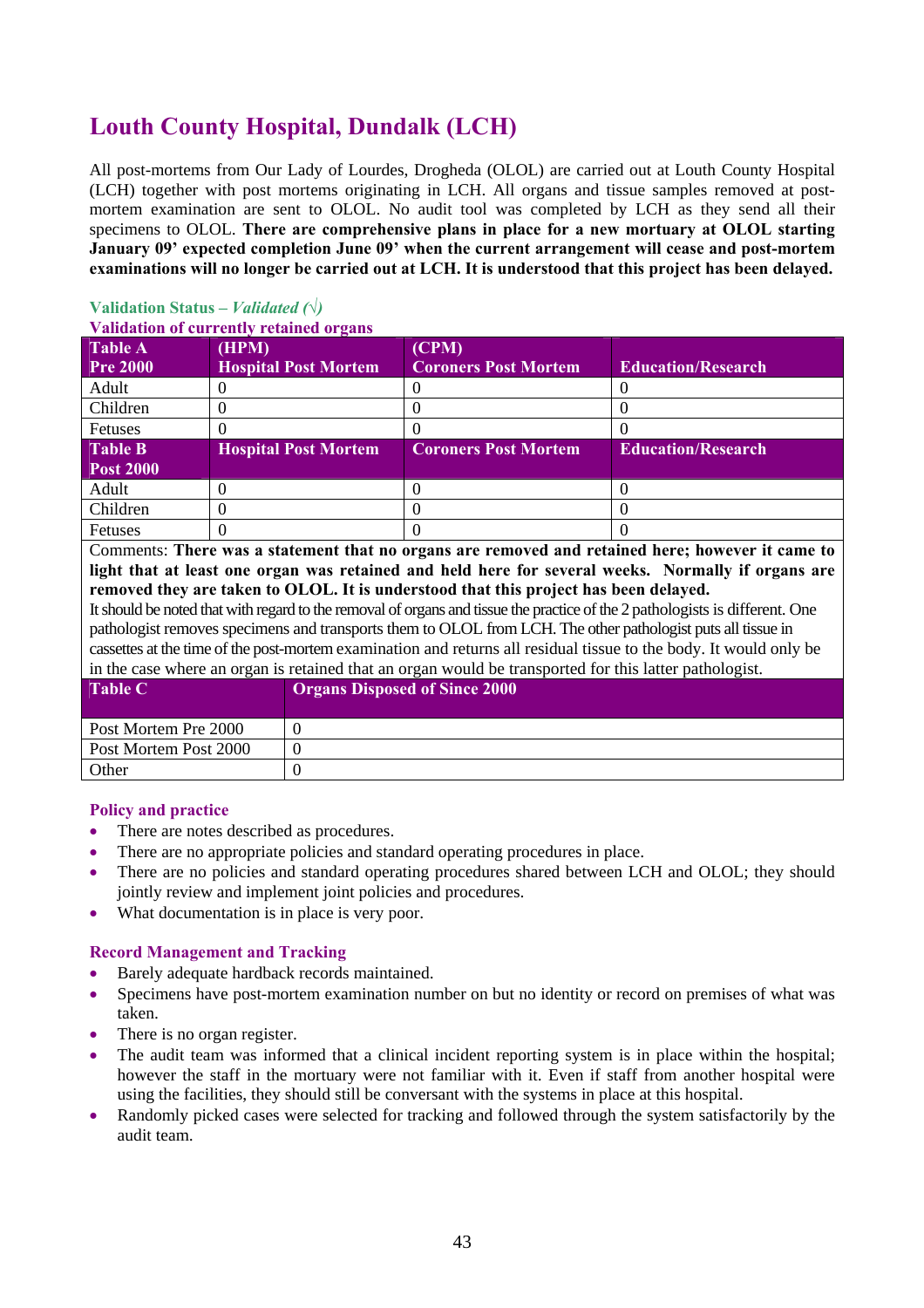## Louth County Hospital, Dundalk (LCH)

All post-mortems from Our Lady of Lourdes, Drogheda (OLOL) are carried out at Louth County Hospital (LCH) together with post mortems originating in LCH. All organs and tissue samples removed at post-mortem examination are sent to OLOL. No audit tool was completed by LCH as they send all their specimens to OLOL. **There are comprehensive plans in place for a new mortuary at OLOL starting January 09' expected completion June 09' when the current arrangement will cease and post-mortem examinations will no longer be carried out at LCH. It is understood that this project has been delayed.**

**Validation Status –** ***Validated (√)***

**Validation of currently retained organs**

| Table A<br>Pre 2000 | (HPM)<br>Hospital Post Mortem | (CPM)<br>Coroners Post Mortem | Education/Research |
|---|---|---|---|
| Adult | 0 | 0 | 0 |
| Children | 0 | 0 | 0 |
| Fetuses | 0 | 0 | 0 |
| **Table B<br>Post 2000** | **Hospital Post Mortem** | **Coroners Post Mortem** | **Education/Research** |
| Adult | 0 | 0 | 0 |
| Children | 0 | 0 | 0 |
| Fetuses | 0 | 0 | 0 |

Comments: **There was a statement that no organs are removed and retained here; however it came to light that at least one organ was retained and held here for several weeks. Normally if organs are removed they are taken to OLOL. It is understood that this project has been delayed.**

It should be noted that with regard to the removal of organs and tissue the practice of the 2 pathologists is different. One pathologist removes specimens and transports them to OLOL from LCH. The other pathologist puts all tissue in cassettes at the time of the post-mortem examination and returns all residual tissue to the body. It would only be in the case where an organ is retained that an organ would be transported for this latter pathologist.

| Table C | Organs Disposed of Since 2000 |
|---|---|
| Post Mortem Pre 2000 | 0 |
| Post Mortem Post 2000 | 0 |
| Other | 0 |

### Policy and practice

- There are notes described as procedures.
- There are no appropriate policies and standard operating procedures in place.
- There are no policies and standard operating procedures shared between LCH and OLOL; they should jointly review and implement joint policies and procedures.
- What documentation is in place is very poor.

### Record Management and Tracking

- Barely adequate hardback records maintained.
- Specimens have post-mortem examination number on but no identity or record on premises of what was taken.
- There is no organ register.
- The audit team was informed that a clinical incident reporting system is in place within the hospital; however the staff in the mortuary were not familiar with it. Even if staff from another hospital were using the facilities, they should still be conversant with the systems in place at this hospital.
- Randomly picked cases were selected for tracking and followed through the system satisfactorily by the audit team.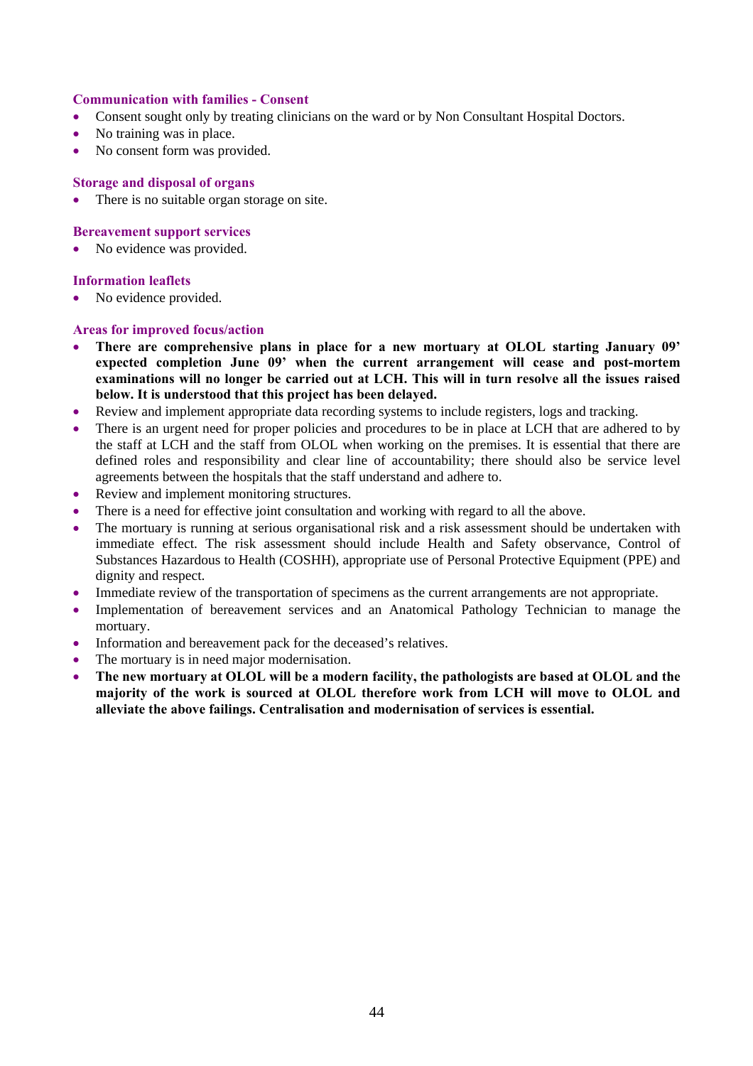### Communication with families - Consent

- Consent sought only by treating clinicians on the ward or by Non Consultant Hospital Doctors.
- No training was in place.
- No consent form was provided.

### Storage and disposal of organs

- There is no suitable organ storage on site.

### Bereavement support services

- No evidence was provided.

### Information leaflets

- No evidence provided.

### Areas for improved focus/action

- **There are comprehensive plans in place for a new mortuary at OLOL starting January 09' expected completion June 09' when the current arrangement will cease and post-mortem examinations will no longer be carried out at LCH. This will in turn resolve all the issues raised below. It is understood that this project has been delayed.**
- Review and implement appropriate data recording systems to include registers, logs and tracking.
- There is an urgent need for proper policies and procedures to be in place at LCH that are adhered to by the staff at LCH and the staff from OLOL when working on the premises. It is essential that there are defined roles and responsibility and clear line of accountability; there should also be service level agreements between the hospitals that the staff understand and adhere to.
- Review and implement monitoring structures.
- There is a need for effective joint consultation and working with regard to all the above.
- The mortuary is running at serious organisational risk and a risk assessment should be undertaken with immediate effect. The risk assessment should include Health and Safety observance, Control of Substances Hazardous to Health (COSHH), appropriate use of Personal Protective Equipment (PPE) and dignity and respect.
- Immediate review of the transportation of specimens as the current arrangements are not appropriate.
- Implementation of bereavement services and an Anatomical Pathology Technician to manage the mortuary.
- Information and bereavement pack for the deceased's relatives.
- The mortuary is in need major modernisation.
- **The new mortuary at OLOL will be a modern facility, the pathologists are based at OLOL and the majority of the work is sourced at OLOL therefore work from LCH will move to OLOL and alleviate the above failings. Centralisation and modernisation of services is essential.**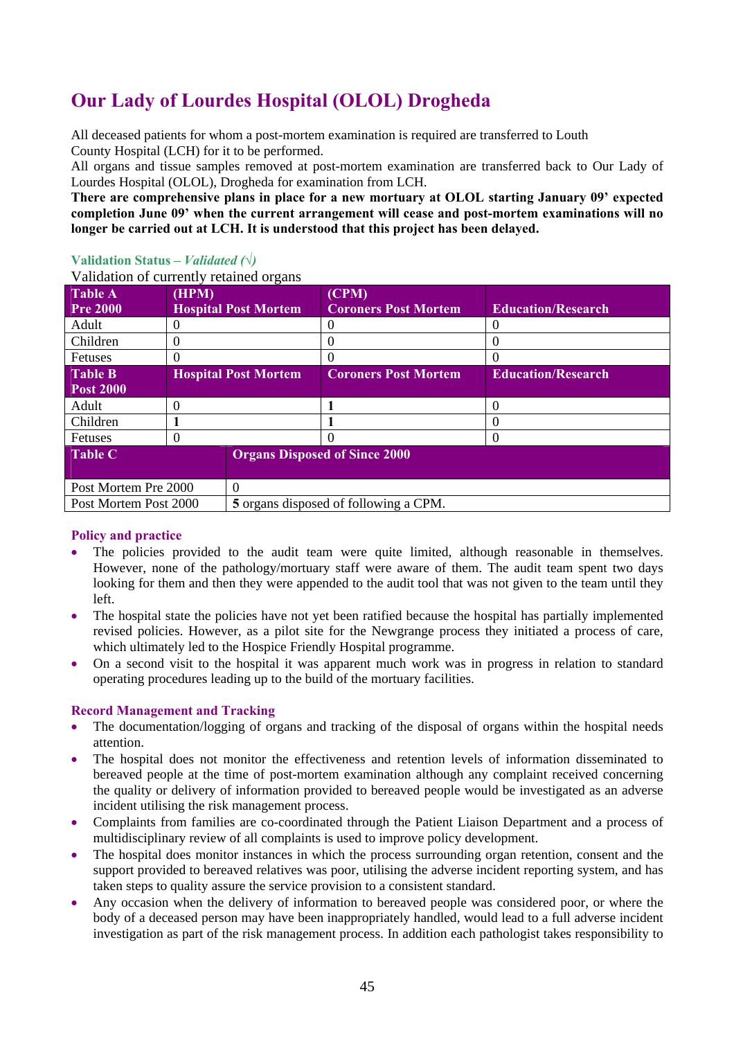## Our Lady of Lourdes Hospital (OLOL) Drogheda

All deceased patients for whom a post-mortem examination is required are transferred to Louth County Hospital (LCH) for it to be performed.
All organs and tissue samples removed at post-mortem examination are transferred back to Our Lady of Lourdes Hospital (OLOL), Drogheda for examination from LCH.
**There are comprehensive plans in place for a new mortuary at OLOL starting January 09' expected completion June 09' when the current arrangement will cease and post-mortem examinations will no longer be carried out at LCH. It is understood that this project has been delayed.**

**Validation Status –** ***Validated (√)***

Validation of currently retained organs

| Table A Pre 2000 | (HPM) Hospital Post Mortem | (CPM) Coroners Post Mortem | Education/Research |
|---|---|---|---|
| Adult | 0 | 0 | 0 |
| Children | 0 | 0 | 0 |
| Fetuses | 0 | 0 | 0 |
| **Table B Post 2000** | **Hospital Post Mortem** | **Coroners Post Mortem** | **Education/Research** |
| Adult | 0 | **1** | 0 |
| Children | **1** | **1** | 0 |
| Fetuses | 0 | 0 | 0 |

| Table C | Organs Disposed of Since 2000 |
|---|---|
| Post Mortem Pre 2000 | 0 |
| Post Mortem Post 2000 | **5** organs disposed of following a CPM. |

### Policy and practice

- The policies provided to the audit team were quite limited, although reasonable in themselves. However, none of the pathology/mortuary staff were aware of them. The audit team spent two days looking for them and then they were appended to the audit tool that was not given to the team until they left.
- The hospital state the policies have not yet been ratified because the hospital has partially implemented revised policies. However, as a pilot site for the Newgrange process they initiated a process of care, which ultimately led to the Hospice Friendly Hospital programme.
- On a second visit to the hospital it was apparent much work was in progress in relation to standard operating procedures leading up to the build of the mortuary facilities.

### Record Management and Tracking

- The documentation/logging of organs and tracking of the disposal of organs within the hospital needs attention.
- The hospital does not monitor the effectiveness and retention levels of information disseminated to bereaved people at the time of post-mortem examination although any complaint received concerning the quality or delivery of information provided to bereaved people would be investigated as an adverse incident utilising the risk management process.
- Complaints from families are co-coordinated through the Patient Liaison Department and a process of multidisciplinary review of all complaints is used to improve policy development.
- The hospital does monitor instances in which the process surrounding organ retention, consent and the support provided to bereaved relatives was poor, utilising the adverse incident reporting system, and has taken steps to quality assure the service provision to a consistent standard.
- Any occasion when the delivery of information to bereaved people was considered poor, or where the body of a deceased person may have been inappropriately handled, would lead to a full adverse incident investigation as part of the risk management process. In addition each pathologist takes responsibility to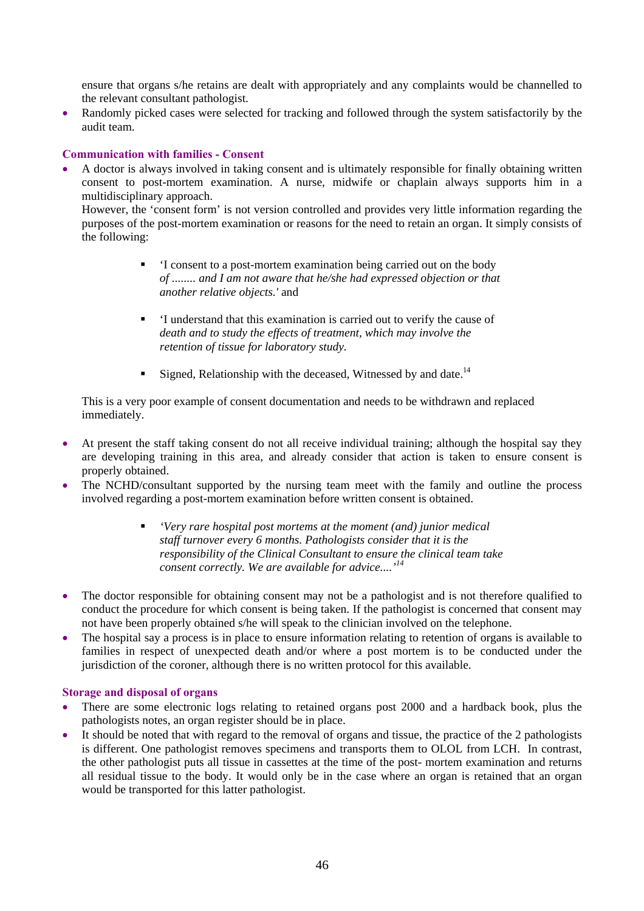ensure that organs s/he retains are dealt with appropriately and any complaints would be channelled to the relevant consultant pathologist.

- Randomly picked cases were selected for tracking and followed through the system satisfactorily by the audit team.

### Communication with families - Consent

- A doctor is always involved in taking consent and is ultimately responsible for finally obtaining written consent to post-mortem examination. A nurse, midwife or chaplain always supports him in a multidisciplinary approach.

  However, the 'consent form' is not version controlled and provides very little information regarding the purposes of the post-mortem examination or reasons for the need to retain an organ. It simply consists of the following:

  - 'I consent to a post-mortem examination being carried out on the body *of ........ and I am not aware that he/she had expressed objection or that another relative objects.'* and
  - 'I understand that this examination is carried out to verify the cause of *death and to study the effects of treatment, which may involve the retention of tissue for laboratory study.*
  - Signed, Relationship with the deceased, Witnessed by and date.[14]

  This is a very poor example of consent documentation and needs to be withdrawn and replaced immediately.

- At present the staff taking consent do not all receive individual training; although the hospital say they are developing training in this area, and already consider that action is taken to ensure consent is properly obtained.
- The NCHD/consultant supported by the nursing team meet with the family and outline the process involved regarding a post-mortem examination before written consent is obtained.

  - *'Very rare hospital post mortems at the moment (and) junior medical staff turnover every 6 months. Pathologists consider that it is the responsibility of the Clinical Consultant to ensure the clinical team take consent correctly. We are available for advice....'*[14]

- The doctor responsible for obtaining consent may not be a pathologist and is not therefore qualified to conduct the procedure for which consent is being taken. If the pathologist is concerned that consent may not have been properly obtained s/he will speak to the clinician involved on the telephone.
- The hospital say a process is in place to ensure information relating to retention of organs is available to families in respect of unexpected death and/or where a post mortem is to be conducted under the jurisdiction of the coroner, although there is no written protocol for this available.

### Storage and disposal of organs

- There are some electronic logs relating to retained organs post 2000 and a hardback book, plus the pathologists notes, an organ register should be in place.
- It should be noted that with regard to the removal of organs and tissue, the practice of the 2 pathologists is different. One pathologist removes specimens and transports them to OLOL from LCH. In contrast, the other pathologist puts all tissue in cassettes at the time of the post- mortem examination and returns all residual tissue to the body. It would only be in the case where an organ is retained that an organ would be transported for this latter pathologist.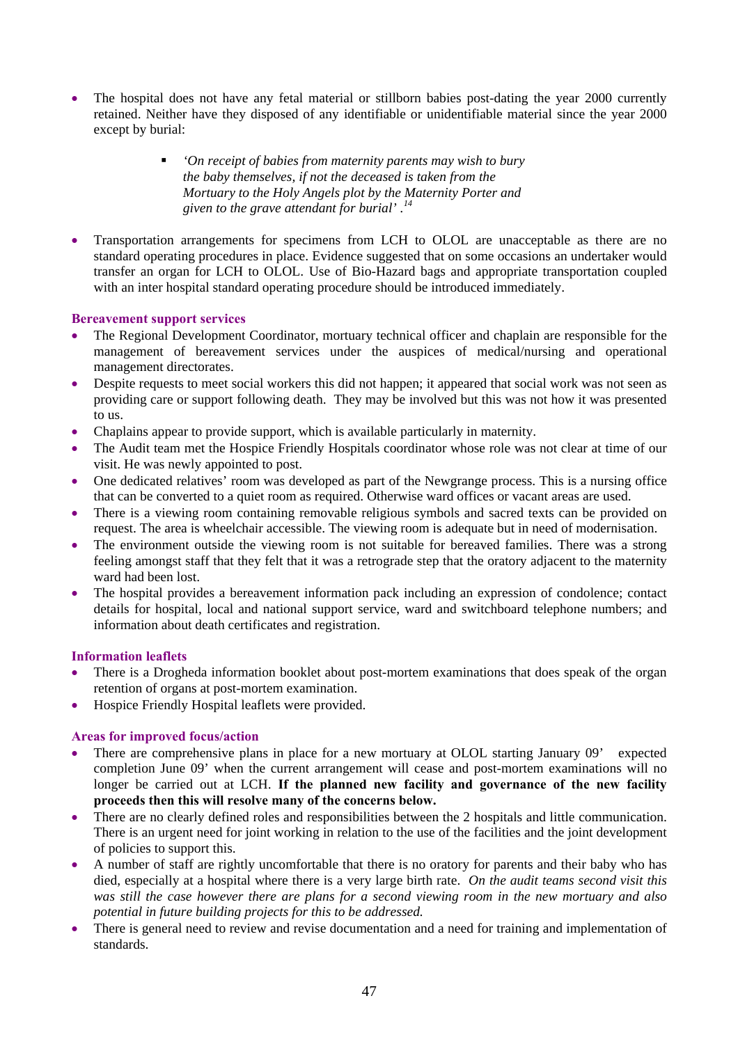- The hospital does not have any fetal material or stillborn babies post-dating the year 2000 currently retained. Neither have they disposed of any identifiable or unidentifiable material since the year 2000 except by burial:

    - *'On receipt of babies from maternity parents may wish to bury the baby themselves, if not the deceased is taken from the Mortuary to the Holy Angels plot by the Maternity Porter and given to the grave attendant for burial'* .[14]

- Transportation arrangements for specimens from LCH to OLOL are unacceptable as there are no standard operating procedures in place. Evidence suggested that on some occasions an undertaker would transfer an organ for LCH to OLOL. Use of Bio-Hazard bags and appropriate transportation coupled with an inter hospital standard operating procedure should be introduced immediately.

### Bereavement support services

- The Regional Development Coordinator, mortuary technical officer and chaplain are responsible for the management of bereavement services under the auspices of medical/nursing and operational management directorates.
- Despite requests to meet social workers this did not happen; it appeared that social work was not seen as providing care or support following death. They may be involved but this was not how it was presented to us.
- Chaplains appear to provide support, which is available particularly in maternity.
- The Audit team met the Hospice Friendly Hospitals coordinator whose role was not clear at time of our visit. He was newly appointed to post.
- One dedicated relatives' room was developed as part of the Newgrange process. This is a nursing office that can be converted to a quiet room as required. Otherwise ward offices or vacant areas are used.
- There is a viewing room containing removable religious symbols and sacred texts can be provided on request. The area is wheelchair accessible. The viewing room is adequate but in need of modernisation.
- The environment outside the viewing room is not suitable for bereaved families. There was a strong feeling amongst staff that they felt that it was a retrograde step that the oratory adjacent to the maternity ward had been lost.
- The hospital provides a bereavement information pack including an expression of condolence; contact details for hospital, local and national support service, ward and switchboard telephone numbers; and information about death certificates and registration.

### Information leaflets

- There is a Drogheda information booklet about post-mortem examinations that does speak of the organ retention of organs at post-mortem examination.
- Hospice Friendly Hospital leaflets were provided.

### Areas for improved focus/action

- There are comprehensive plans in place for a new mortuary at OLOL starting January 09' expected completion June 09' when the current arrangement will cease and post-mortem examinations will no longer be carried out at LCH. **If the planned new facility and governance of the new facility proceeds then this will resolve many of the concerns below.**
- There are no clearly defined roles and responsibilities between the 2 hospitals and little communication. There is an urgent need for joint working in relation to the use of the facilities and the joint development of policies to support this.
- A number of staff are rightly uncomfortable that there is no oratory for parents and their baby who has died, especially at a hospital where there is a very large birth rate. *On the audit teams second visit this was still the case however there are plans for a second viewing room in the new mortuary and also potential in future building projects for this to be addressed.*
- There is general need to review and revise documentation and a need for training and implementation of standards.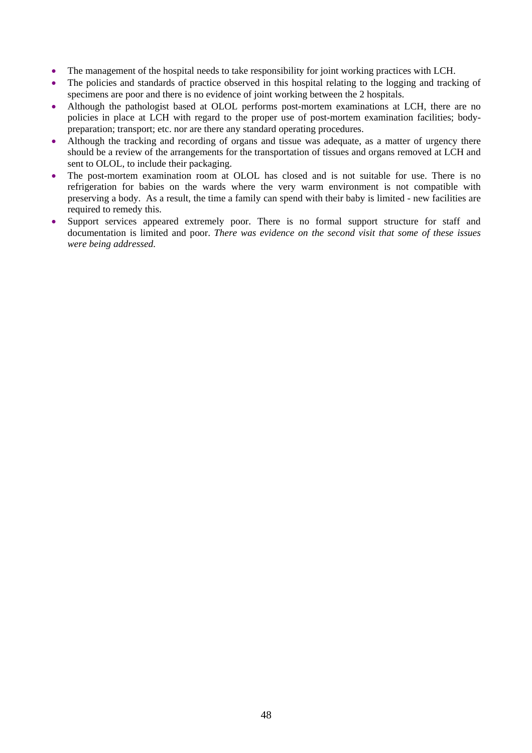- The management of the hospital needs to take responsibility for joint working practices with LCH.
- The policies and standards of practice observed in this hospital relating to the logging and tracking of specimens are poor and there is no evidence of joint working between the 2 hospitals.
- Although the pathologist based at OLOL performs post-mortem examinations at LCH, there are no policies in place at LCH with regard to the proper use of post-mortem examination facilities; body-preparation; transport; etc. nor are there any standard operating procedures.
- Although the tracking and recording of organs and tissue was adequate, as a matter of urgency there should be a review of the arrangements for the transportation of tissues and organs removed at LCH and sent to OLOL, to include their packaging.
- The post-mortem examination room at OLOL has closed and is not suitable for use. There is no refrigeration for babies on the wards where the very warm environment is not compatible with preserving a body. As a result, the time a family can spend with their baby is limited - new facilities are required to remedy this.
- Support services appeared extremely poor. There is no formal support structure for staff and documentation is limited and poor. *There was evidence on the second visit that some of these issues were being addressed.*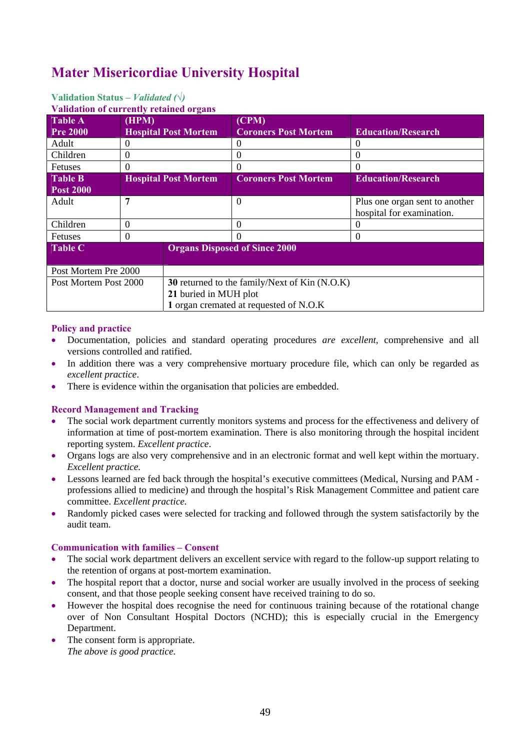# Mater Misericordiae University Hospital

**Validation Status –** ***Validated (√)***

**Validation of currently retained organs**

| Table A Pre 2000 | (HPM) Hospital Post Mortem | (CPM) Coroners Post Mortem | Education/Research |
|---|---|---|---|
| Adult | 0 | 0 | 0 |
| Children | 0 | 0 | 0 |
| Fetuses | 0 | 0 | 0 |
| **Table B Post 2000** | **Hospital Post Mortem** | **Coroners Post Mortem** | **Education/Research** |
| Adult | **7** | 0 | Plus one organ sent to another hospital for examination. |
| Children | 0 | 0 | 0 |
| Fetuses | 0 | 0 | 0 |

| Table C | Organs Disposed of Since 2000 |
|---|---|
| Post Mortem Pre 2000 | |
| Post Mortem Post 2000 | **30** returned to the family/Next of Kin (N.O.K)<br>**21** buried in MUH plot<br>**1** organ cremated at requested of N.O.K |

### Policy and practice

- Documentation, policies and standard operating procedures *are excellent*, comprehensive and all versions controlled and ratified.
- In addition there was a very comprehensive mortuary procedure file, which can only be regarded as *excellent practice*.
- There is evidence within the organisation that policies are embedded.

### Record Management and Tracking

- The social work department currently monitors systems and process for the effectiveness and delivery of information at time of post-mortem examination. There is also monitoring through the hospital incident reporting system. *Excellent practice*.
- Organs logs are also very comprehensive and in an electronic format and well kept within the mortuary. *Excellent practice.*
- Lessons learned are fed back through the hospital's executive committees (Medical, Nursing and PAM - professions allied to medicine) and through the hospital's Risk Management Committee and patient care committee. *Excellent practice.*
- Randomly picked cases were selected for tracking and followed through the system satisfactorily by the audit team.

### Communication with families – Consent

- The social work department delivers an excellent service with regard to the follow-up support relating to the retention of organs at post-mortem examination.
- The hospital report that a doctor, nurse and social worker are usually involved in the process of seeking consent, and that those people seeking consent have received training to do so.
- However the hospital does recognise the need for continuous training because of the rotational change over of Non Consultant Hospital Doctors (NCHD); this is especially crucial in the Emergency Department.
- The consent form is appropriate.
  *The above is good practice.*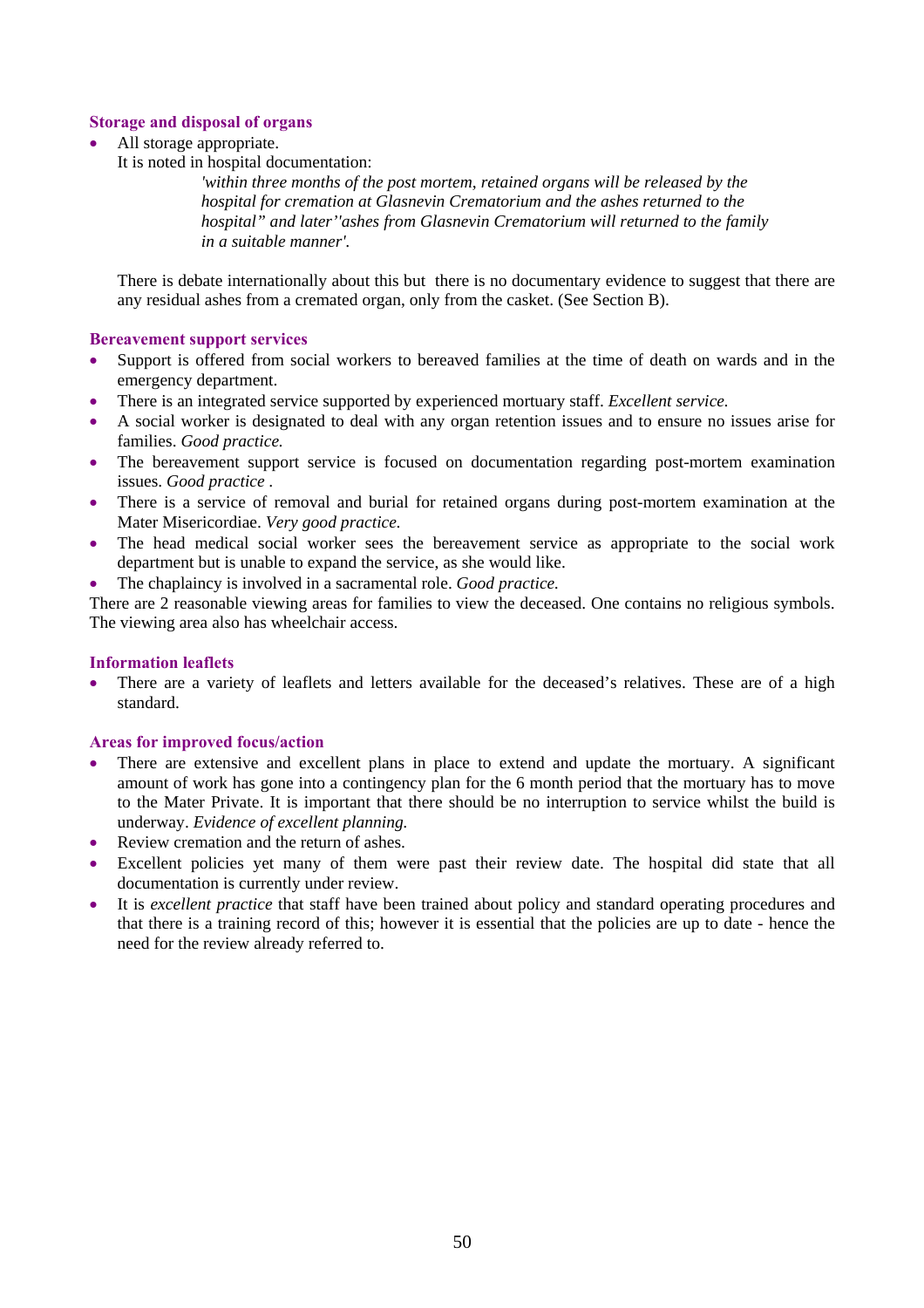### Storage and disposal of organs

- All storage appropriate.
  It is noted in hospital documentation:

  > *'within three months of the post mortem, retained organs will be released by the hospital for cremation at Glasnevin Crematorium and the ashes returned to the hospital" and later''ashes from Glasnevin Crematorium will returned to the family in a suitable manner'.*

  There is debate internationally about this but there is no documentary evidence to suggest that there are any residual ashes from a cremated organ, only from the casket. (See Section B).

### Bereavement support services

- Support is offered from social workers to bereaved families at the time of death on wards and in the emergency department.
- There is an integrated service supported by experienced mortuary staff. *Excellent service.*
- A social worker is designated to deal with any organ retention issues and to ensure no issues arise for families. *Good practice.*
- The bereavement support service is focused on documentation regarding post-mortem examination issues. *Good practice .*
- There is a service of removal and burial for retained organs during post-mortem examination at the Mater Misericordiae. *Very good practice.*
- The head medical social worker sees the bereavement service as appropriate to the social work department but is unable to expand the service, as she would like.
- The chaplaincy is involved in a sacramental role. *Good practice.*

There are 2 reasonable viewing areas for families to view the deceased. One contains no religious symbols. The viewing area also has wheelchair access.

### Information leaflets

- There are a variety of leaflets and letters available for the deceased's relatives. These are of a high standard.

### Areas for improved focus/action

- There are extensive and excellent plans in place to extend and update the mortuary. A significant amount of work has gone into a contingency plan for the 6 month period that the mortuary has to move to the Mater Private. It is important that there should be no interruption to service whilst the build is underway. *Evidence of excellent planning.*
- Review cremation and the return of ashes.
- Excellent policies yet many of them were past their review date. The hospital did state that all documentation is currently under review.
- It is *excellent practice* that staff have been trained about policy and standard operating procedures and that there is a training record of this; however it is essential that the policies are up to date - hence the need for the review already referred to.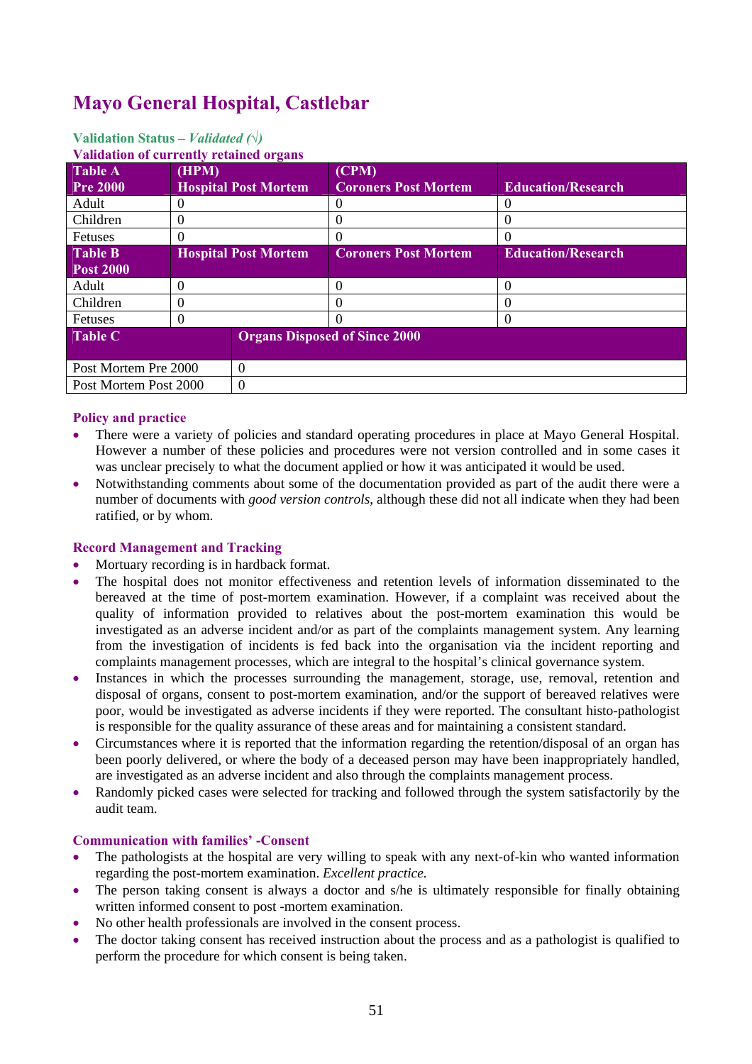# Mayo General Hospital, Castlebar

**Validation Status –** ***Validated (√)***

**Validation of currently retained organs**

| Table A Pre 2000 | (HPM) Hospital Post Mortem | (CPM) Coroners Post Mortem | Education/Research |
|---|---|---|---|
| Adult | 0 | 0 | 0 |
| Children | 0 | 0 | 0 |
| Fetuses | 0 | 0 | 0 |
| **Table B Post 2000** | **Hospital Post Mortem** | **Coroners Post Mortem** | **Education/Research** |
| Adult | 0 | 0 | 0 |
| Children | 0 | 0 | 0 |
| Fetuses | 0 | 0 | 0 |

| Table C | Organs Disposed of Since 2000 |
|---|---|
| Post Mortem Pre 2000 | 0 |
| Post Mortem Post 2000 | 0 |

### Policy and practice

- There were a variety of policies and standard operating procedures in place at Mayo General Hospital. However a number of these policies and procedures were not version controlled and in some cases it was unclear precisely to what the document applied or how it was anticipated it would be used.
- Notwithstanding comments about some of the documentation provided as part of the audit there were a number of documents with *good version controls*, although these did not all indicate when they had been ratified, or by whom.

### Record Management and Tracking

- Mortuary recording is in hardback format.
- The hospital does not monitor effectiveness and retention levels of information disseminated to the bereaved at the time of post-mortem examination. However, if a complaint was received about the quality of information provided to relatives about the post-mortem examination this would be investigated as an adverse incident and/or as part of the complaints management system. Any learning from the investigation of incidents is fed back into the organisation via the incident reporting and complaints management processes, which are integral to the hospital's clinical governance system.
- Instances in which the processes surrounding the management, storage, use, removal, retention and disposal of organs, consent to post-mortem examination, and/or the support of bereaved relatives were poor, would be investigated as adverse incidents if they were reported. The consultant histo-pathologist is responsible for the quality assurance of these areas and for maintaining a consistent standard.
- Circumstances where it is reported that the information regarding the retention/disposal of an organ has been poorly delivered, or where the body of a deceased person may have been inappropriately handled, are investigated as an adverse incident and also through the complaints management process.
- Randomly picked cases were selected for tracking and followed through the system satisfactorily by the audit team.

### Communication with families' -Consent

- The pathologists at the hospital are very willing to speak with any next-of-kin who wanted information regarding the post-mortem examination. *Excellent practice.*
- The person taking consent is always a doctor and s/he is ultimately responsible for finally obtaining written informed consent to post -mortem examination.
- No other health professionals are involved in the consent process.
- The doctor taking consent has received instruction about the process and as a pathologist is qualified to perform the procedure for which consent is being taken.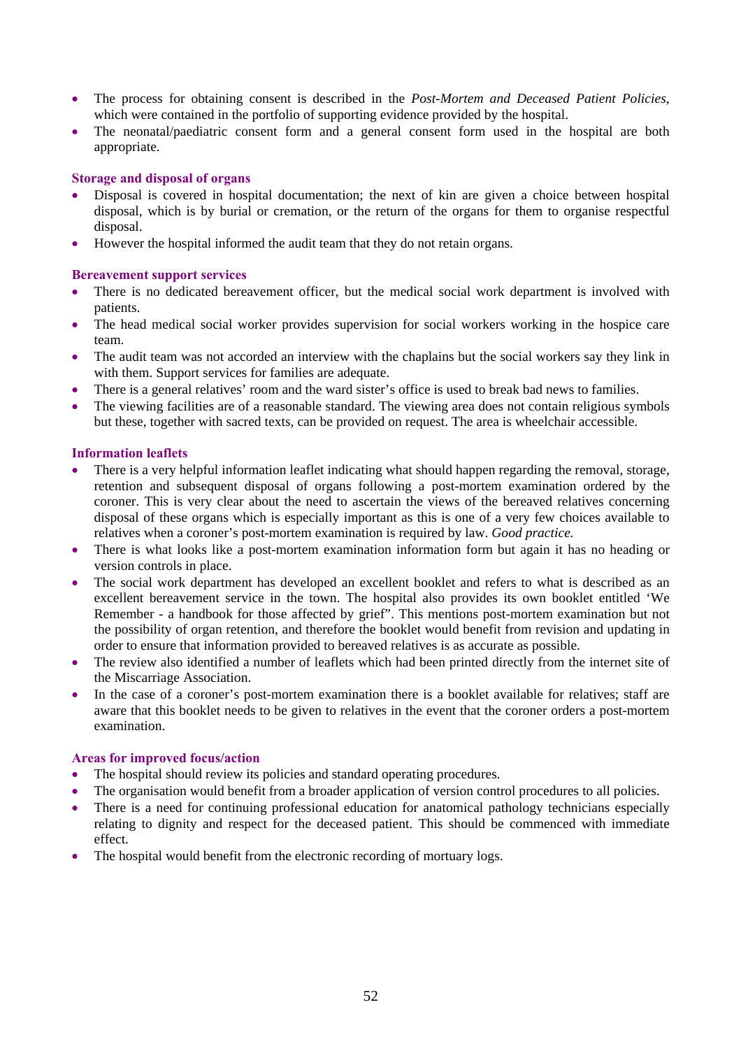- The process for obtaining consent is described in the *Post-Mortem and Deceased Patient Policies*, which were contained in the portfolio of supporting evidence provided by the hospital.
- The neonatal/paediatric consent form and a general consent form used in the hospital are both appropriate.

### Storage and disposal of organs

- Disposal is covered in hospital documentation; the next of kin are given a choice between hospital disposal, which is by burial or cremation, or the return of the organs for them to organise respectful disposal.
- However the hospital informed the audit team that they do not retain organs.

### Bereavement support services

- There is no dedicated bereavement officer, but the medical social work department is involved with patients.
- The head medical social worker provides supervision for social workers working in the hospice care team.
- The audit team was not accorded an interview with the chaplains but the social workers say they link in with them. Support services for families are adequate.
- There is a general relatives' room and the ward sister's office is used to break bad news to families.
- The viewing facilities are of a reasonable standard. The viewing area does not contain religious symbols but these, together with sacred texts, can be provided on request. The area is wheelchair accessible.

### Information leaflets

- There is a very helpful information leaflet indicating what should happen regarding the removal, storage, retention and subsequent disposal of organs following a post-mortem examination ordered by the coroner. This is very clear about the need to ascertain the views of the bereaved relatives concerning disposal of these organs which is especially important as this is one of a very few choices available to relatives when a coroner's post-mortem examination is required by law. *Good practice.*
- There is what looks like a post-mortem examination information form but again it has no heading or version controls in place.
- The social work department has developed an excellent booklet and refers to what is described as an excellent bereavement service in the town. The hospital also provides its own booklet entitled 'We Remember - a handbook for those affected by grief". This mentions post-mortem examination but not the possibility of organ retention, and therefore the booklet would benefit from revision and updating in order to ensure that information provided to bereaved relatives is as accurate as possible.
- The review also identified a number of leaflets which had been printed directly from the internet site of the Miscarriage Association.
- In the case of a coroner's post-mortem examination there is a booklet available for relatives; staff are aware that this booklet needs to be given to relatives in the event that the coroner orders a post-mortem examination.

### Areas for improved focus/action

- The hospital should review its policies and standard operating procedures.
- The organisation would benefit from a broader application of version control procedures to all policies.
- There is a need for continuing professional education for anatomical pathology technicians especially relating to dignity and respect for the deceased patient. This should be commenced with immediate effect.
- The hospital would benefit from the electronic recording of mortuary logs.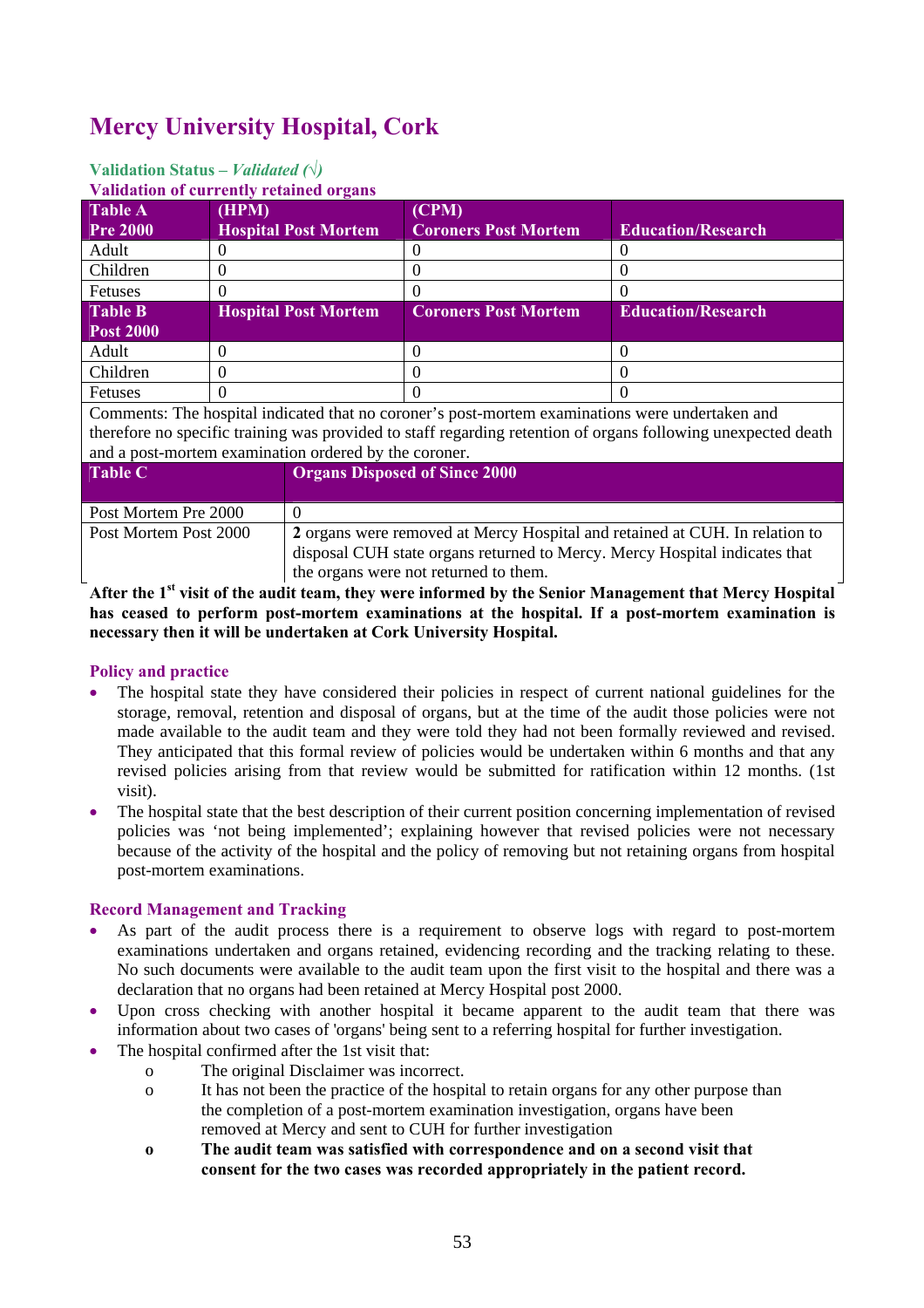# Mercy University Hospital, Cork

**Validation Status –** ***Validated (√)***

**Validation of currently retained organs**

| Table A Pre 2000 | (HPM) Hospital Post Mortem | (CPM) Coroners Post Mortem | Education/Research |
|---|---|---|---|
| Adult | 0 | 0 | 0 |
| Children | 0 | 0 | 0 |
| Fetuses | 0 | 0 | 0 |
| **Table B Post 2000** | **Hospital Post Mortem** | **Coroners Post Mortem** | **Education/Research** |
| Adult | 0 | 0 | 0 |
| Children | 0 | 0 | 0 |
| Fetuses | 0 | 0 | 0 |

Comments: The hospital indicated that no coroner's post-mortem examinations were undertaken and therefore no specific training was provided to staff regarding retention of organs following unexpected death and a post-mortem examination ordered by the coroner.

| Table C | Organs Disposed of Since 2000 |
|---|---|
| Post Mortem Pre 2000 | 0 |
| Post Mortem Post 2000 | **2** organs were removed at Mercy Hospital and retained at CUH. In relation to disposal CUH state organs returned to Mercy. Mercy Hospital indicates that the organs were not returned to them. |

**After the 1st visit of the audit team, they were informed by the Senior Management that Mercy Hospital has ceased to perform post-mortem examinations at the hospital. If a post-mortem examination is necessary then it will be undertaken at Cork University Hospital.**

## Policy and practice

- The hospital state they have considered their policies in respect of current national guidelines for the storage, removal, retention and disposal of organs, but at the time of the audit those policies were not made available to the audit team and they were told they had not been formally reviewed and revised. They anticipated that this formal review of policies would be undertaken within 6 months and that any revised policies arising from that review would be submitted for ratification within 12 months. (1st visit).
- The hospital state that the best description of their current position concerning implementation of revised policies was 'not being implemented'; explaining however that revised policies were not necessary because of the activity of the hospital and the policy of removing but not retaining organs from hospital post-mortem examinations.

## Record Management and Tracking

- As part of the audit process there is a requirement to observe logs with regard to post-mortem examinations undertaken and organs retained, evidencing recording and the tracking relating to these. No such documents were available to the audit team upon the first visit to the hospital and there was a declaration that no organs had been retained at Mercy Hospital post 2000.
- Upon cross checking with another hospital it became apparent to the audit team that there was information about two cases of 'organs' being sent to a referring hospital for further investigation.
- The hospital confirmed after the 1st visit that:
    - The original Disclaimer was incorrect.
    - It has not been the practice of the hospital to retain organs for any other purpose than the completion of a post-mortem examination investigation, organs have been removed at Mercy and sent to CUH for further investigation
    - **The audit team was satisfied with correspondence and on a second visit that consent for the two cases was recorded appropriately in the patient record.**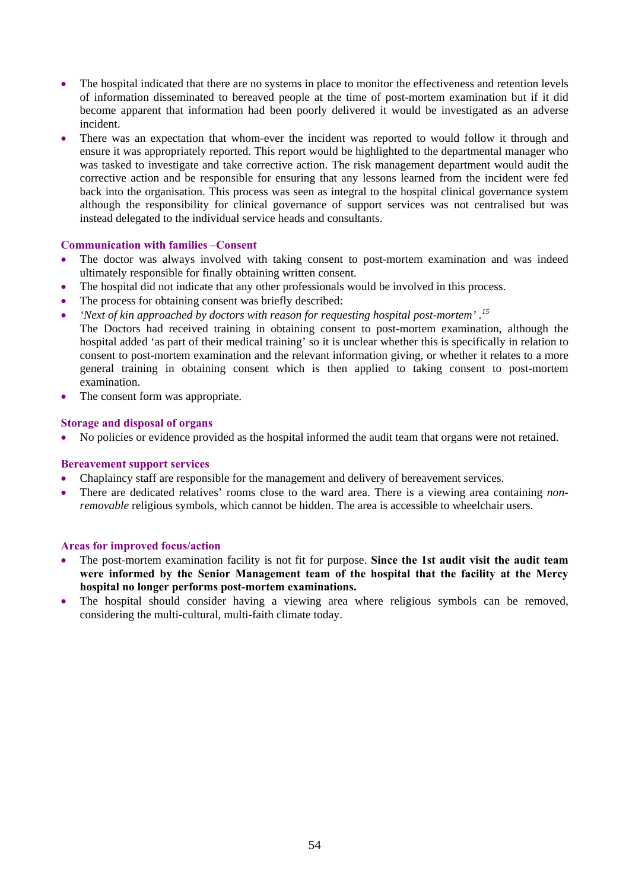- The hospital indicated that there are no systems in place to monitor the effectiveness and retention levels of information disseminated to bereaved people at the time of post-mortem examination but if it did become apparent that information had been poorly delivered it would be investigated as an adverse incident.
- There was an expectation that whom-ever the incident was reported to would follow it through and ensure it was appropriately reported. This report would be highlighted to the departmental manager who was tasked to investigate and take corrective action. The risk management department would audit the corrective action and be responsible for ensuring that any lessons learned from the incident were fed back into the organisation. This process was seen as integral to the hospital clinical governance system although the responsibility for clinical governance of support services was not centralised but was instead delegated to the individual service heads and consultants.

### Communication with families –Consent

- The doctor was always involved with taking consent to post-mortem examination and was indeed ultimately responsible for finally obtaining written consent.
- The hospital did not indicate that any other professionals would be involved in this process.
- The process for obtaining consent was briefly described:
- *'Next of kin approached by doctors with reason for requesting hospital post-mortem'*.[15]
  The Doctors had received training in obtaining consent to post-mortem examination, although the hospital added 'as part of their medical training' so it is unclear whether this is specifically in relation to consent to post-mortem examination and the relevant information giving, or whether it relates to a more general training in obtaining consent which is then applied to taking consent to post-mortem examination.
- The consent form was appropriate.

### Storage and disposal of organs

- No policies or evidence provided as the hospital informed the audit team that organs were not retained.

### Bereavement support services

- Chaplaincy staff are responsible for the management and delivery of bereavement services.
- There are dedicated relatives' rooms close to the ward area. There is a viewing area containing *non-removable* religious symbols, which cannot be hidden. The area is accessible to wheelchair users.

### Areas for improved focus/action

- The post-mortem examination facility is not fit for purpose. **Since the 1st audit visit the audit team were informed by the Senior Management team of the hospital that the facility at the Mercy hospital no longer performs post-mortem examinations.**
- The hospital should consider having a viewing area where religious symbols can be removed, considering the multi-cultural, multi-faith climate today.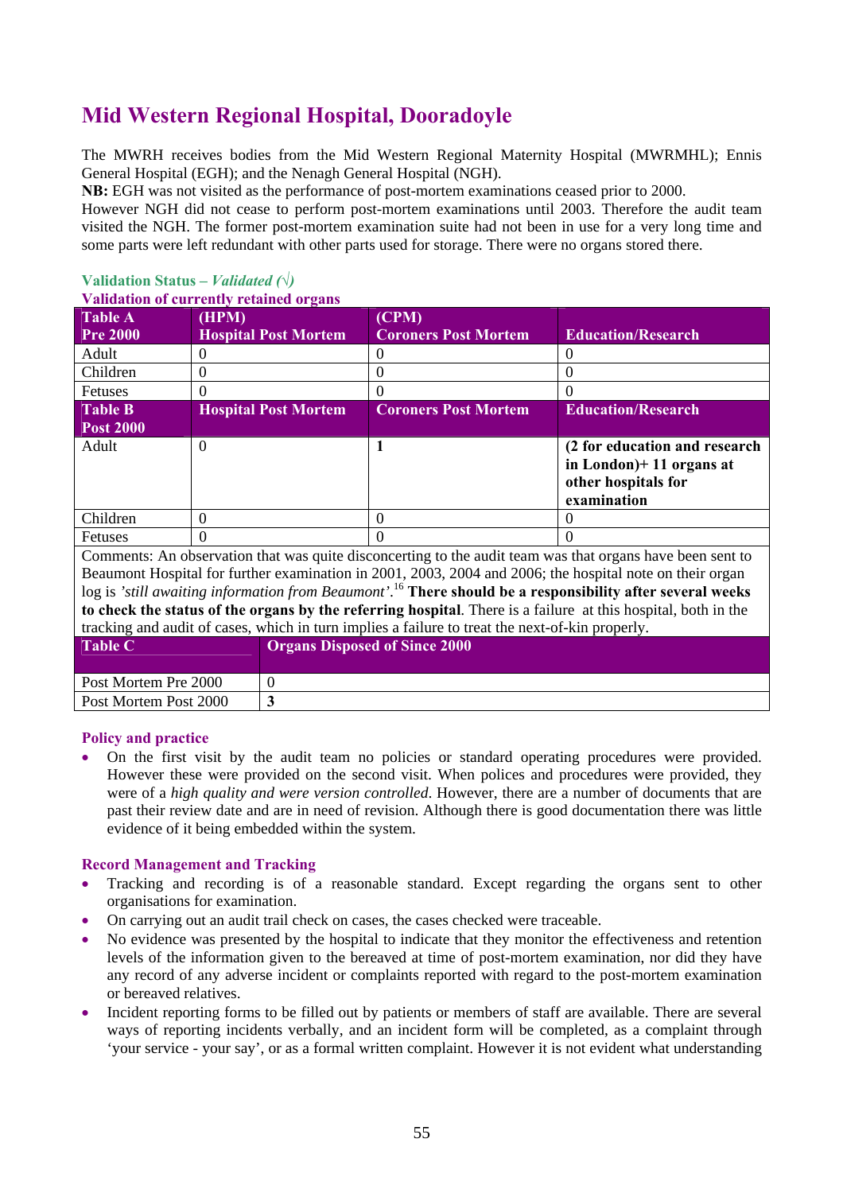## Mid Western Regional Hospital, Dooradoyle

The MWRH receives bodies from the Mid Western Regional Maternity Hospital (MWRMHL); Ennis General Hospital (EGH); and the Nenagh General Hospital (NGH).

**NB:** EGH was not visited as the performance of post-mortem examinations ceased prior to 2000.

However NGH did not cease to perform post-mortem examinations until 2003. Therefore the audit team visited the NGH. The former post-mortem examination suite had not been in use for a very long time and some parts were left redundant with other parts used for storage. There were no organs stored there.

**Validation Status –** ***Validated (√)***

**Validation of currently retained organs**

| **Table A Pre 2000** | **(HPM) Hospital Post Mortem** | **(CPM) Coroners Post Mortem** | **Education/Research** |
|---|---|---|---|
| Adult | 0 | 0 | 0 |
| Children | 0 | 0 | 0 |
| Fetuses | 0 | 0 | 0 |
| **Table B Post 2000** | **Hospital Post Mortem** | **Coroners Post Mortem** | **Education/Research** |
| Adult | 0 | **1** | **(2 for education and research in London)+ 11 organs at other hospitals for examination** |
| Children | 0 | 0 | 0 |
| Fetuses | 0 | 0 | 0 |

Comments: An observation that was quite disconcerting to the audit team was that organs have been sent to Beaumont Hospital for further examination in 2001, 2003, 2004 and 2006; the hospital note on their organ log is *'still awaiting information from Beaumont'*.[16] **There should be a responsibility after several weeks to check the status of the organs by the referring hospital**. There is a failure at this hospital, both in the tracking and audit of cases, which in turn implies a failure to treat the next-of-kin properly.

| **Table C** | **Organs Disposed of Since 2000** |
|---|---|
| Post Mortem Pre 2000 | 0 |
| Post Mortem Post 2000 | **3** |

### Policy and practice

- On the first visit by the audit team no policies or standard operating procedures were provided. However these were provided on the second visit. When polices and procedures were provided, they were of a *high quality and were version controlled*. However, there are a number of documents that are past their review date and are in need of revision. Although there is good documentation there was little evidence of it being embedded within the system.

### Record Management and Tracking

- Tracking and recording is of a reasonable standard. Except regarding the organs sent to other organisations for examination.
- On carrying out an audit trail check on cases, the cases checked were traceable.
- No evidence was presented by the hospital to indicate that they monitor the effectiveness and retention levels of the information given to the bereaved at time of post-mortem examination, nor did they have any record of any adverse incident or complaints reported with regard to the post-mortem examination or bereaved relatives.
- Incident reporting forms to be filled out by patients or members of staff are available. There are several ways of reporting incidents verbally, and an incident form will be completed, as a complaint through 'your service - your say', or as a formal written complaint. However it is not evident what understanding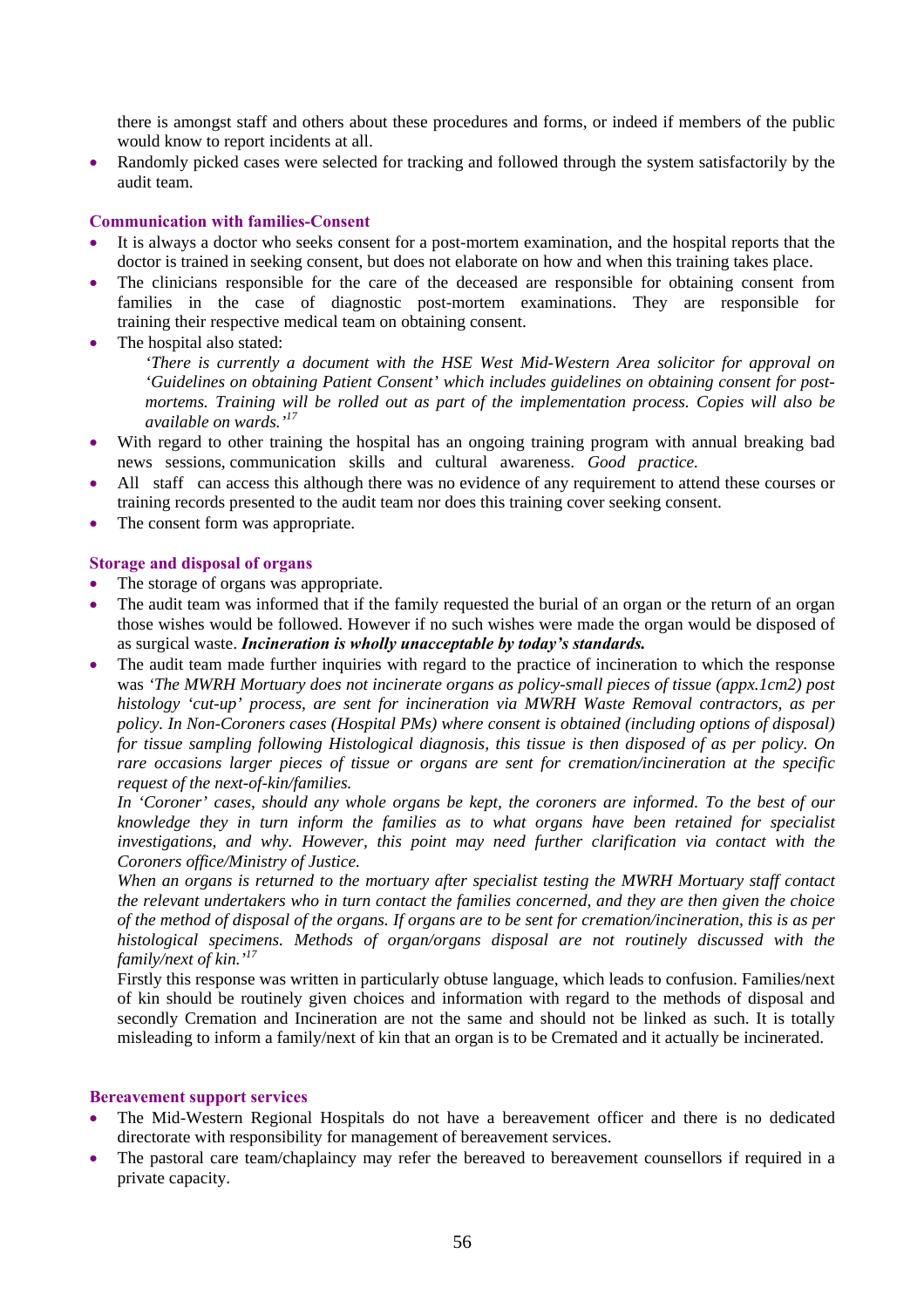there is amongst staff and others about these procedures and forms, or indeed if members of the public would know to report incidents at all.

- Randomly picked cases were selected for tracking and followed through the system satisfactorily by the audit team.

### Communication with families-Consent

- It is always a doctor who seeks consent for a post-mortem examination, and the hospital reports that the doctor is trained in seeking consent, but does not elaborate on how and when this training takes place.
- The clinicians responsible for the care of the deceased are responsible for obtaining consent from families in the case of diagnostic post-mortem examinations. They are responsible for training their respective medical team on obtaining consent.
- The hospital also stated:

  *'There is currently a document with the HSE West Mid-Western Area solicitor for approval on 'Guidelines on obtaining Patient Consent' which includes guidelines on obtaining consent for post-mortems. Training will be rolled out as part of the implementation process. Copies will also be available on wards.'*[17]

- With regard to other training the hospital has an ongoing training program with annual breaking bad news sessions, communication skills and cultural awareness. *Good practice.*
- All staff can access this although there was no evidence of any requirement to attend these courses or training records presented to the audit team nor does this training cover seeking consent.
- The consent form was appropriate.

### Storage and disposal of organs

- The storage of organs was appropriate.
- The audit team was informed that if the family requested the burial of an organ or the return of an organ those wishes would be followed. However if no such wishes were made the organ would be disposed of as surgical waste. ***Incineration is wholly unacceptable by today's standards.***
- The audit team made further inquiries with regard to the practice of incineration to which the response was *'The MWRH Mortuary does not incinerate organs as policy-small pieces of tissue (appx.1cm2) post histology 'cut-up' process, are sent for incineration via MWRH Waste Removal contractors, as per policy. In Non-Coroners cases (Hospital PMs) where consent is obtained (including options of disposal) for tissue sampling following Histological diagnosis, this tissue is then disposed of as per policy. On rare occasions larger pieces of tissue or organs are sent for cremation/incineration at the specific request of the next-of-kin/families.*

  *In 'Coroner' cases, should any whole organs be kept, the coroners are informed. To the best of our knowledge they in turn inform the families as to what organs have been retained for specialist investigations, and why. However, this point may need further clarification via contact with the Coroners office/Ministry of Justice.*

  *When an organs is returned to the mortuary after specialist testing the MWRH Mortuary staff contact the relevant undertakers who in turn contact the families concerned, and they are then given the choice of the method of disposal of the organs. If organs are to be sent for cremation/incineration, this is as per histological specimens. Methods of organ/organs disposal are not routinely discussed with the family/next of kin.'*[17]

  Firstly this response was written in particularly obtuse language, which leads to confusion. Families/next of kin should be routinely given choices and information with regard to the methods of disposal and secondly Cremation and Incineration are not the same and should not be linked as such. It is totally misleading to inform a family/next of kin that an organ is to be Cremated and it actually be incinerated.

### Bereavement support services

- The Mid-Western Regional Hospitals do not have a bereavement officer and there is no dedicated directorate with responsibility for management of bereavement services.
- The pastoral care team/chaplaincy may refer the bereaved to bereavement counsellors if required in a private capacity.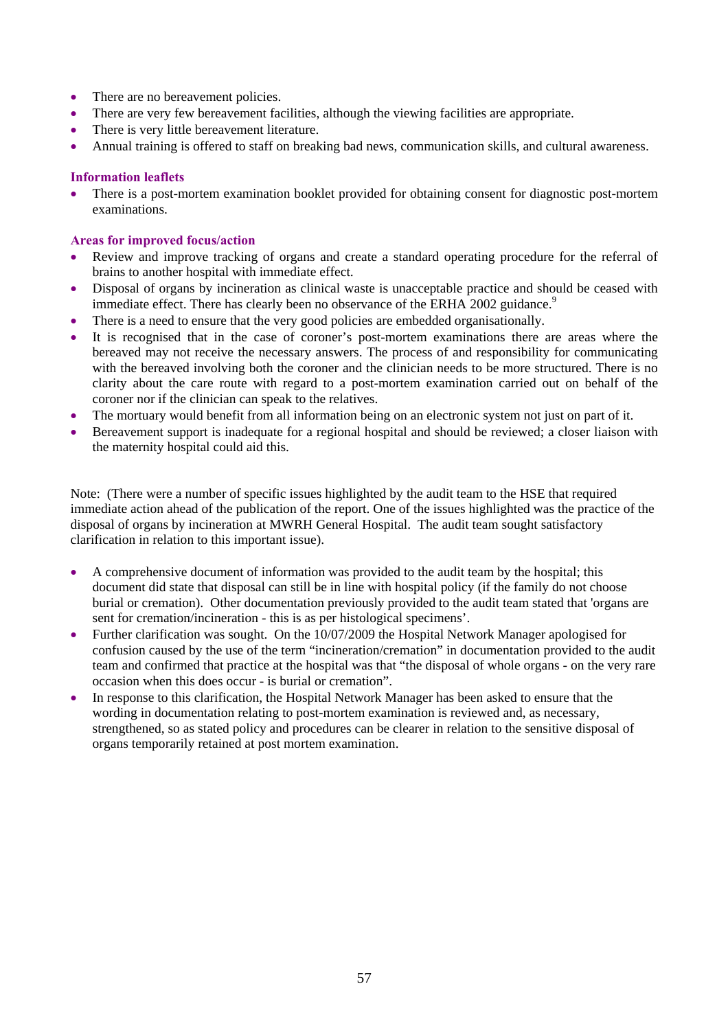- There are no bereavement policies.
- There are very few bereavement facilities, although the viewing facilities are appropriate.
- There is very little bereavement literature.
- Annual training is offered to staff on breaking bad news, communication skills, and cultural awareness.

### Information leaflets

- There is a post-mortem examination booklet provided for obtaining consent for diagnostic post-mortem examinations.

### Areas for improved focus/action

- Review and improve tracking of organs and create a standard operating procedure for the referral of brains to another hospital with immediate effect.
- Disposal of organs by incineration as clinical waste is unacceptable practice and should be ceased with immediate effect. There has clearly been no observance of the ERHA 2002 guidance.[9]
- There is a need to ensure that the very good policies are embedded organisationally.
- It is recognised that in the case of coroner's post-mortem examinations there are areas where the bereaved may not receive the necessary answers. The process of and responsibility for communicating with the bereaved involving both the coroner and the clinician needs to be more structured. There is no clarity about the care route with regard to a post-mortem examination carried out on behalf of the coroner nor if the clinician can speak to the relatives.
- The mortuary would benefit from all information being on an electronic system not just on part of it.
- Bereavement support is inadequate for a regional hospital and should be reviewed; a closer liaison with the maternity hospital could aid this.

Note: (There were a number of specific issues highlighted by the audit team to the HSE that required immediate action ahead of the publication of the report. One of the issues highlighted was the practice of the disposal of organs by incineration at MWRH General Hospital. The audit team sought satisfactory clarification in relation to this important issue).

- A comprehensive document of information was provided to the audit team by the hospital; this document did state that disposal can still be in line with hospital policy (if the family do not choose burial or cremation). Other documentation previously provided to the audit team stated that 'organs are sent for cremation/incineration - this is as per histological specimens'.
- Further clarification was sought. On the 10/07/2009 the Hospital Network Manager apologised for confusion caused by the use of the term "incineration/cremation" in documentation provided to the audit team and confirmed that practice at the hospital was that "the disposal of whole organs - on the very rare occasion when this does occur - is burial or cremation".
- In response to this clarification, the Hospital Network Manager has been asked to ensure that the wording in documentation relating to post-mortem examination is reviewed and, as necessary, strengthened, so as stated policy and procedures can be clearer in relation to the sensitive disposal of organs temporarily retained at post mortem examination.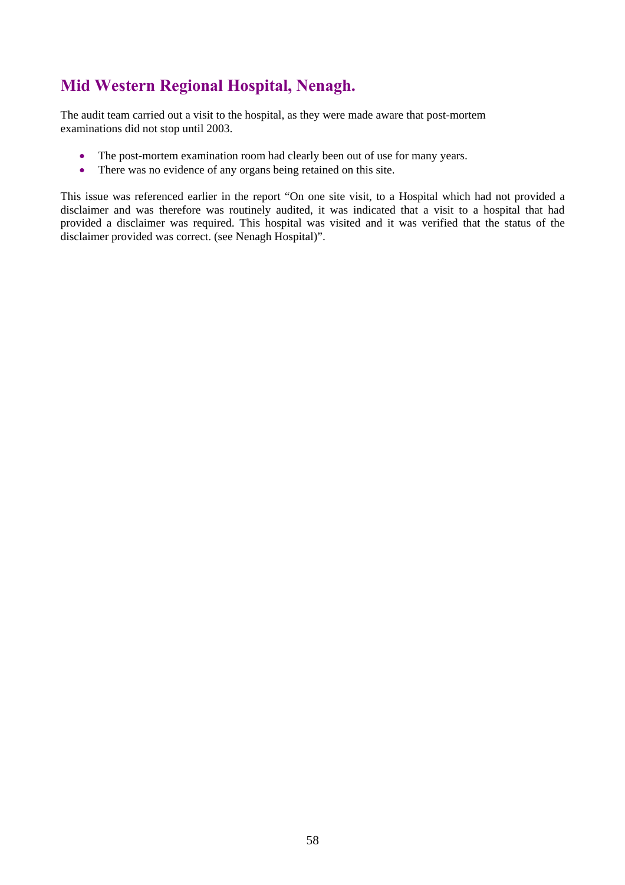## Mid Western Regional Hospital, Nenagh.

The audit team carried out a visit to the hospital, as they were made aware that post-mortem examinations did not stop until 2003.

- The post-mortem examination room had clearly been out of use for many years.
- There was no evidence of any organs being retained on this site.

This issue was referenced earlier in the report "On one site visit, to a Hospital which had not provided a disclaimer and was therefore was routinely audited, it was indicated that a visit to a hospital that had provided a disclaimer was required. This hospital was visited and it was verified that the status of the disclaimer provided was correct. (see Nenagh Hospital)".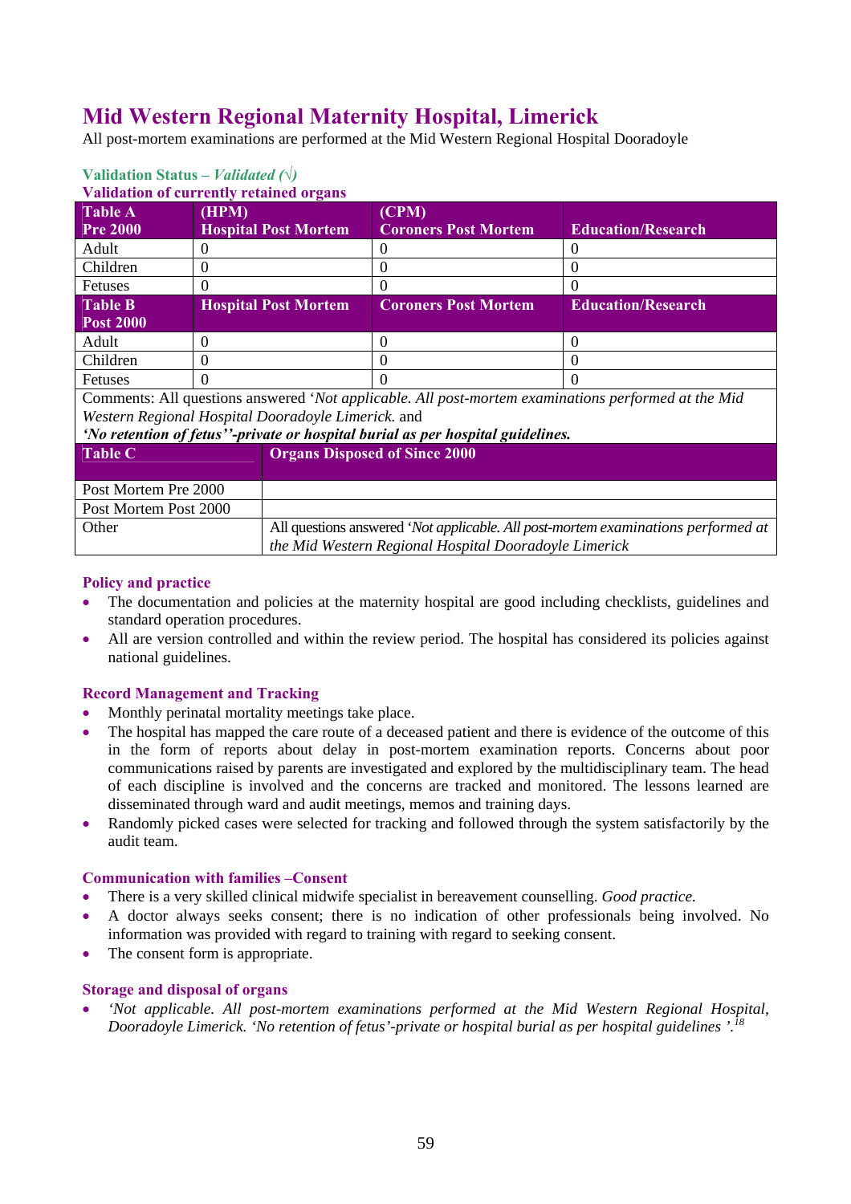## Mid Western Regional Maternity Hospital, Limerick

All post-mortem examinations are performed at the Mid Western Regional Hospital Dooradoyle

**Validation Status – *Validated (√)***

**Validation of currently retained organs**

| Table A Pre 2000 | (HPM) Hospital Post Mortem | (CPM) Coroners Post Mortem | Education/Research |
|---|---|---|---|
| Adult | 0 | 0 | 0 |
| Children | 0 | 0 | 0 |
| Fetuses | 0 | 0 | 0 |
| **Table B Post 2000** | **Hospital Post Mortem** | **Coroners Post Mortem** | **Education/Research** |
| Adult | 0 | 0 | 0 |
| Children | 0 | 0 | 0 |
| Fetuses | 0 | 0 | 0 |

Comments: All questions answered '*Not applicable. All post-mortem examinations performed at the Mid Western Regional Hospital Dooradoyle Limerick.* and ***'No retention of fetus''-private or hospital burial as per hospital guidelines.***

| Table C | Organs Disposed of Since 2000 |
|---|---|
| Post Mortem Pre 2000 | |
| Post Mortem Post 2000 | |
| Other | All questions answered '*Not applicable. All post-mortem examinations performed at the Mid Western Regional Hospital Dooradoyle Limerick* |

### Policy and practice

- The documentation and policies at the maternity hospital are good including checklists, guidelines and standard operation procedures.
- All are version controlled and within the review period. The hospital has considered its policies against national guidelines.

### Record Management and Tracking

- Monthly perinatal mortality meetings take place.
- The hospital has mapped the care route of a deceased patient and there is evidence of the outcome of this in the form of reports about delay in post-mortem examination reports. Concerns about poor communications raised by parents are investigated and explored by the multidisciplinary team. The head of each discipline is involved and the concerns are tracked and monitored. The lessons learned are disseminated through ward and audit meetings, memos and training days.
- Randomly picked cases were selected for tracking and followed through the system satisfactorily by the audit team.

### Communication with families –Consent

- There is a very skilled clinical midwife specialist in bereavement counselling. *Good practice.*
- A doctor always seeks consent; there is no indication of other professionals being involved. No information was provided with regard to training with regard to seeking consent.
- The consent form is appropriate.

### Storage and disposal of organs

- *'Not applicable. All post-mortem examinations performed at the Mid Western Regional Hospital, Dooradoyle Limerick. 'No retention of fetus'-private or hospital burial as per hospital guidelines '.*[18]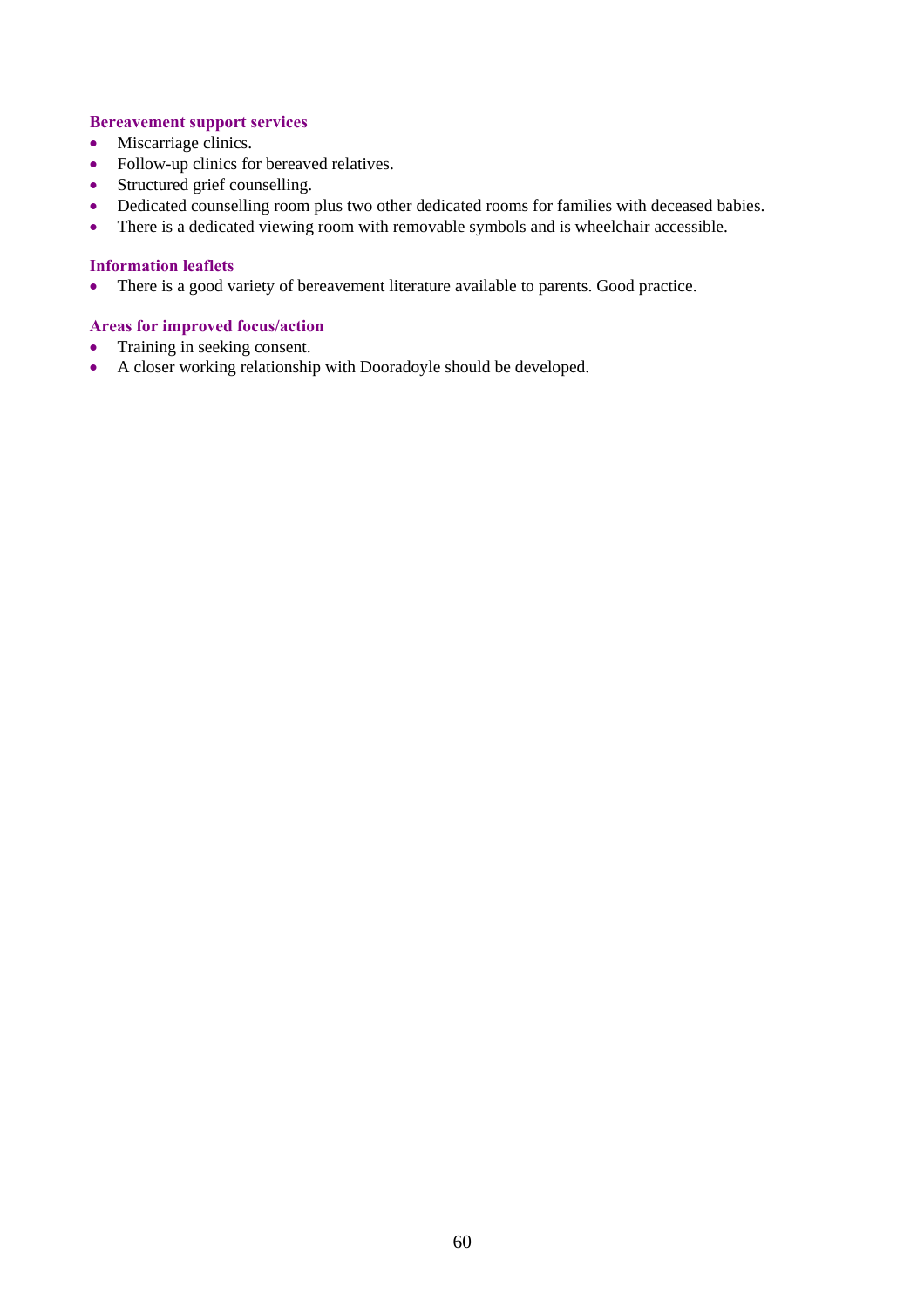#### Bereavement support services

- Miscarriage clinics.
- Follow-up clinics for bereaved relatives.
- Structured grief counselling.
- Dedicated counselling room plus two other dedicated rooms for families with deceased babies.
- There is a dedicated viewing room with removable symbols and is wheelchair accessible.

#### Information leaflets

- There is a good variety of bereavement literature available to parents. Good practice.

#### Areas for improved focus/action

- Training in seeking consent.
- A closer working relationship with Dooradoyle should be developed.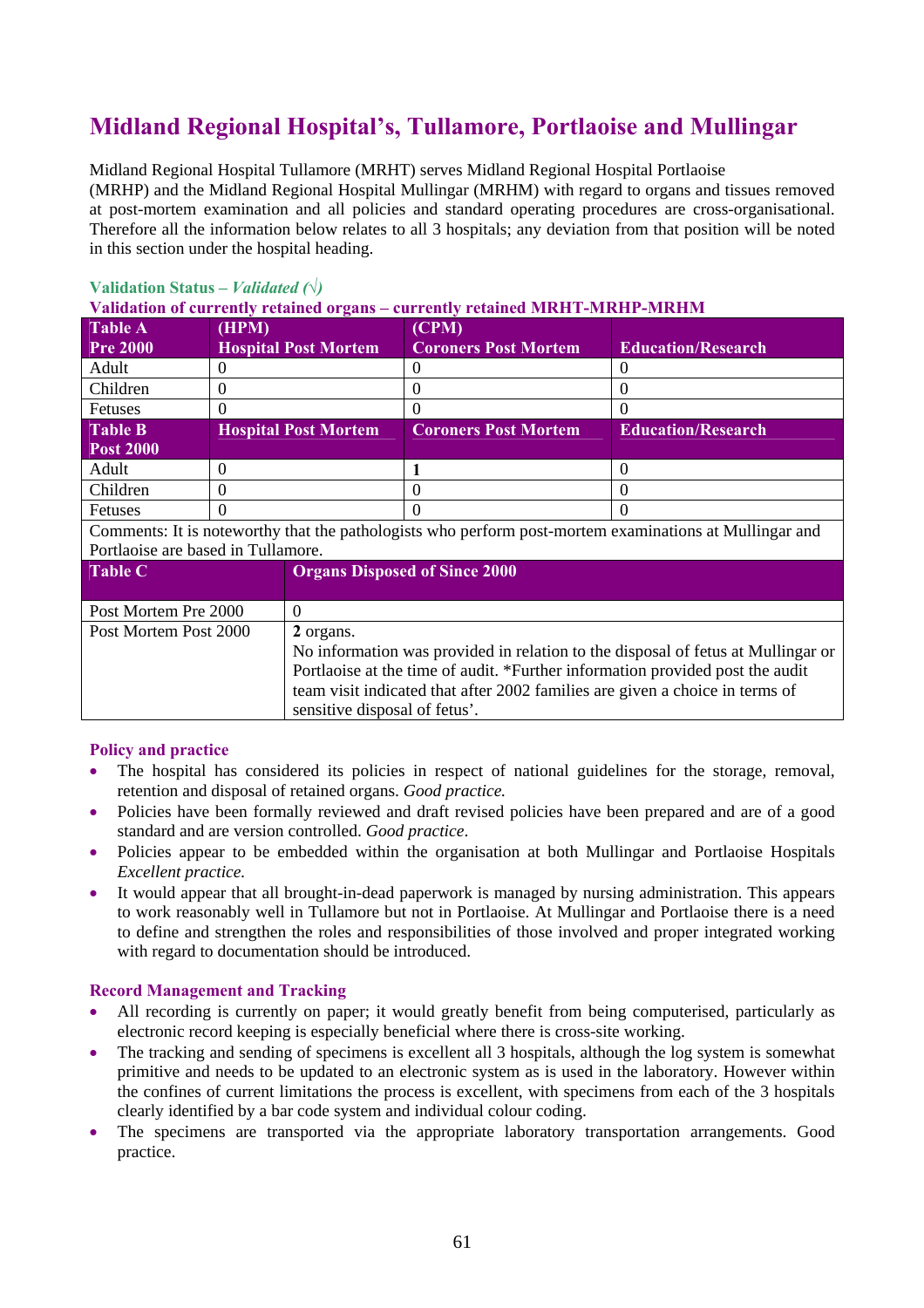# Midland Regional Hospital's, Tullamore, Portlaoise and Mullingar

Midland Regional Hospital Tullamore (MRHT) serves Midland Regional Hospital Portlaoise (MRHP) and the Midland Regional Hospital Mullingar (MRHM) with regard to organs and tissues removed at post-mortem examination and all policies and standard operating procedures are cross-organisational. Therefore all the information below relates to all 3 hospitals; any deviation from that position will be noted in this section under the hospital heading.

**Validation Status –** ***Validated (√)***

**Validation of currently retained organs – currently retained MRHT-MRHP-MRHM**

| **Table A Pre 2000** | **(HPM) Hospital Post Mortem** | **(CPM) Coroners Post Mortem** | **Education/Research** |
|---|---|---|---|
| Adult | 0 | 0 | 0 |
| Children | 0 | 0 | 0 |
| Fetuses | 0 | 0 | 0 |
| **Table B Post 2000** | **Hospital Post Mortem** | **Coroners Post Mortem** | **Education/Research** |
| Adult | 0 | **1** | 0 |
| Children | 0 | 0 | 0 |
| Fetuses | 0 | 0 | 0 |
| Comments: It is noteworthy that the pathologists who perform post-mortem examinations at Mullingar and Portlaoise are based in Tullamore. | | | |

| **Table C** | **Organs Disposed of Since 2000** |
|---|---|
| Post Mortem Pre 2000 | 0 |
| Post Mortem Post 2000 | **2** organs. No information was provided in relation to the disposal of fetus at Mullingar or Portlaoise at the time of audit. *Further information provided post the audit team visit indicated that after 2002 families are given a choice in terms of sensitive disposal of fetus'. |

### Policy and practice

- The hospital has considered its policies in respect of national guidelines for the storage, removal, retention and disposal of retained organs. *Good practice.*
- Policies have been formally reviewed and draft revised policies have been prepared and are of a good standard and are version controlled. *Good practice*.
- Policies appear to be embedded within the organisation at both Mullingar and Portlaoise Hospitals *Excellent practice.*
- It would appear that all brought-in-dead paperwork is managed by nursing administration. This appears to work reasonably well in Tullamore but not in Portlaoise. At Mullingar and Portlaoise there is a need to define and strengthen the roles and responsibilities of those involved and proper integrated working with regard to documentation should be introduced.

### Record Management and Tracking

- All recording is currently on paper; it would greatly benefit from being computerised, particularly as electronic record keeping is especially beneficial where there is cross-site working.
- The tracking and sending of specimens is excellent all 3 hospitals, although the log system is somewhat primitive and needs to be updated to an electronic system as is used in the laboratory. However within the confines of current limitations the process is excellent, with specimens from each of the 3 hospitals clearly identified by a bar code system and individual colour coding.
- The specimens are transported via the appropriate laboratory transportation arrangements. Good practice.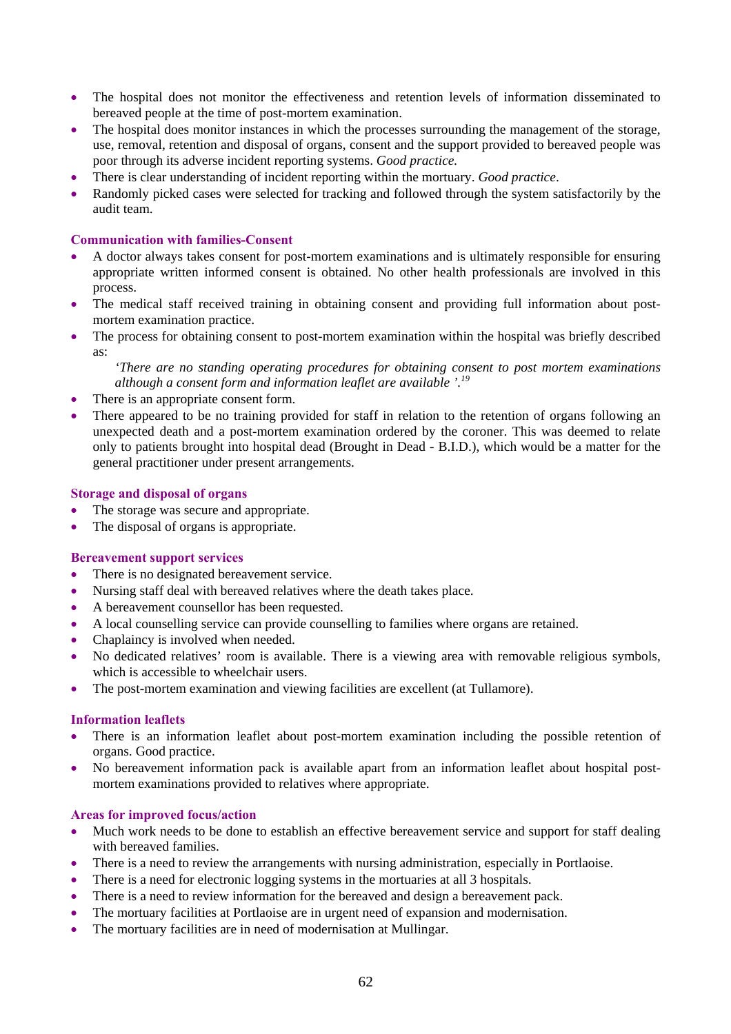- The hospital does not monitor the effectiveness and retention levels of information disseminated to bereaved people at the time of post-mortem examination.
- The hospital does monitor instances in which the processes surrounding the management of the storage, use, removal, retention and disposal of organs, consent and the support provided to bereaved people was poor through its adverse incident reporting systems. *Good practice.*
- There is clear understanding of incident reporting within the mortuary. *Good practice*.
- Randomly picked cases were selected for tracking and followed through the system satisfactorily by the audit team.

### Communication with families-Consent

- A doctor always takes consent for post-mortem examinations and is ultimately responsible for ensuring appropriate written informed consent is obtained. No other health professionals are involved in this process.
- The medical staff received training in obtaining consent and providing full information about post-mortem examination practice.
- The process for obtaining consent to post-mortem examination within the hospital was briefly described as:

  *'There are no standing operating procedures for obtaining consent to post mortem examinations although a consent form and information leaflet are available '.*[19]
- There is an appropriate consent form.
- There appeared to be no training provided for staff in relation to the retention of organs following an unexpected death and a post-mortem examination ordered by the coroner. This was deemed to relate only to patients brought into hospital dead (Brought in Dead - B.I.D.), which would be a matter for the general practitioner under present arrangements.

### Storage and disposal of organs

- The storage was secure and appropriate.
- The disposal of organs is appropriate.

### Bereavement support services

- There is no designated bereavement service.
- Nursing staff deal with bereaved relatives where the death takes place.
- A bereavement counsellor has been requested.
- A local counselling service can provide counselling to families where organs are retained.
- Chaplaincy is involved when needed.
- No dedicated relatives' room is available. There is a viewing area with removable religious symbols, which is accessible to wheelchair users.
- The post-mortem examination and viewing facilities are excellent (at Tullamore).

### Information leaflets

- There is an information leaflet about post-mortem examination including the possible retention of organs. Good practice.
- No bereavement information pack is available apart from an information leaflet about hospital post-mortem examinations provided to relatives where appropriate.

### Areas for improved focus/action

- Much work needs to be done to establish an effective bereavement service and support for staff dealing with bereaved families.
- There is a need to review the arrangements with nursing administration, especially in Portlaoise.
- There is a need for electronic logging systems in the mortuaries at all 3 hospitals.
- There is a need to review information for the bereaved and design a bereavement pack.
- The mortuary facilities at Portlaoise are in urgent need of expansion and modernisation.
- The mortuary facilities are in need of modernisation at Mullingar.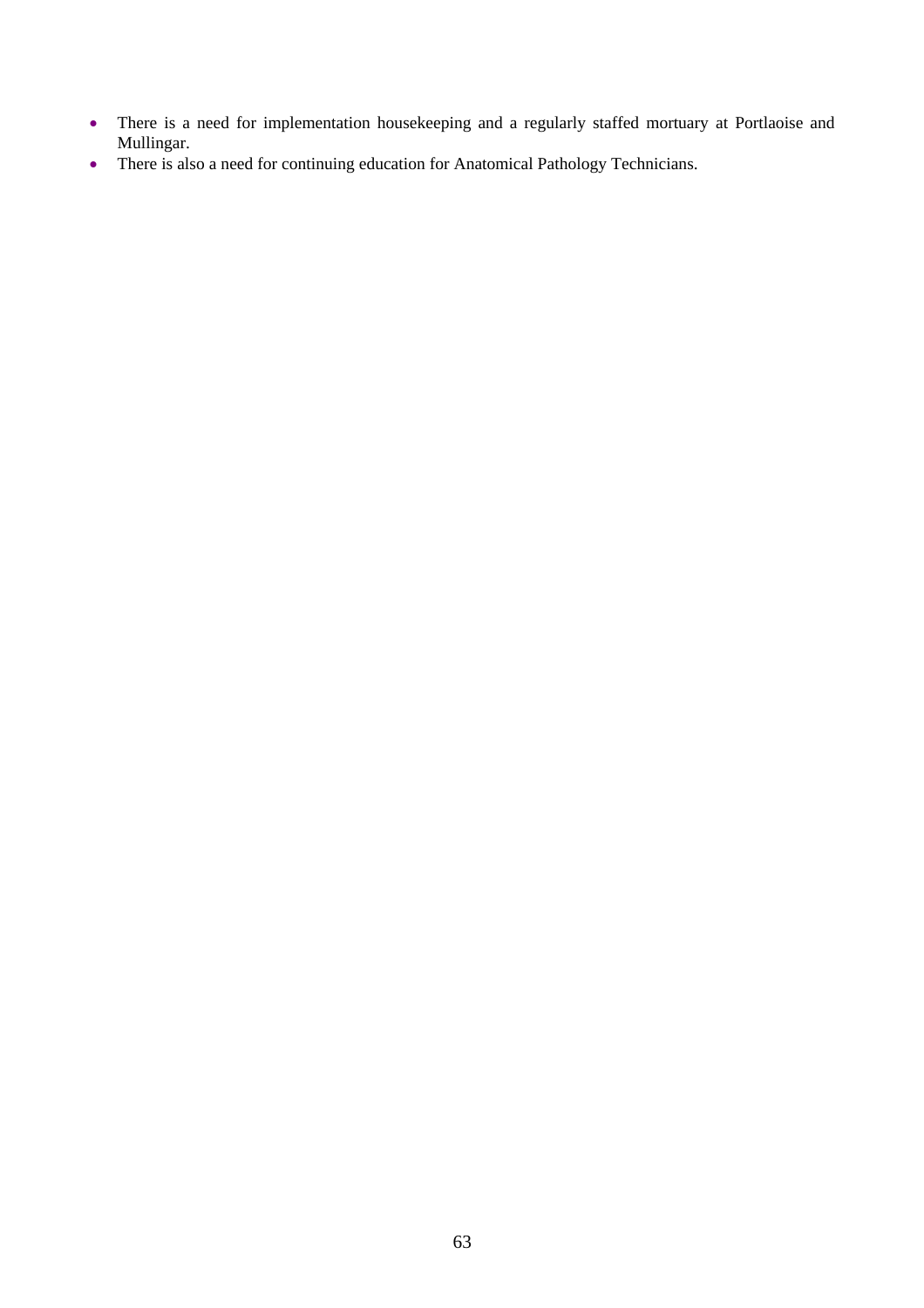- There is a need for implementation housekeeping and a regularly staffed mortuary at Portlaoise and Mullingar.
- There is also a need for continuing education for Anatomical Pathology Technicians.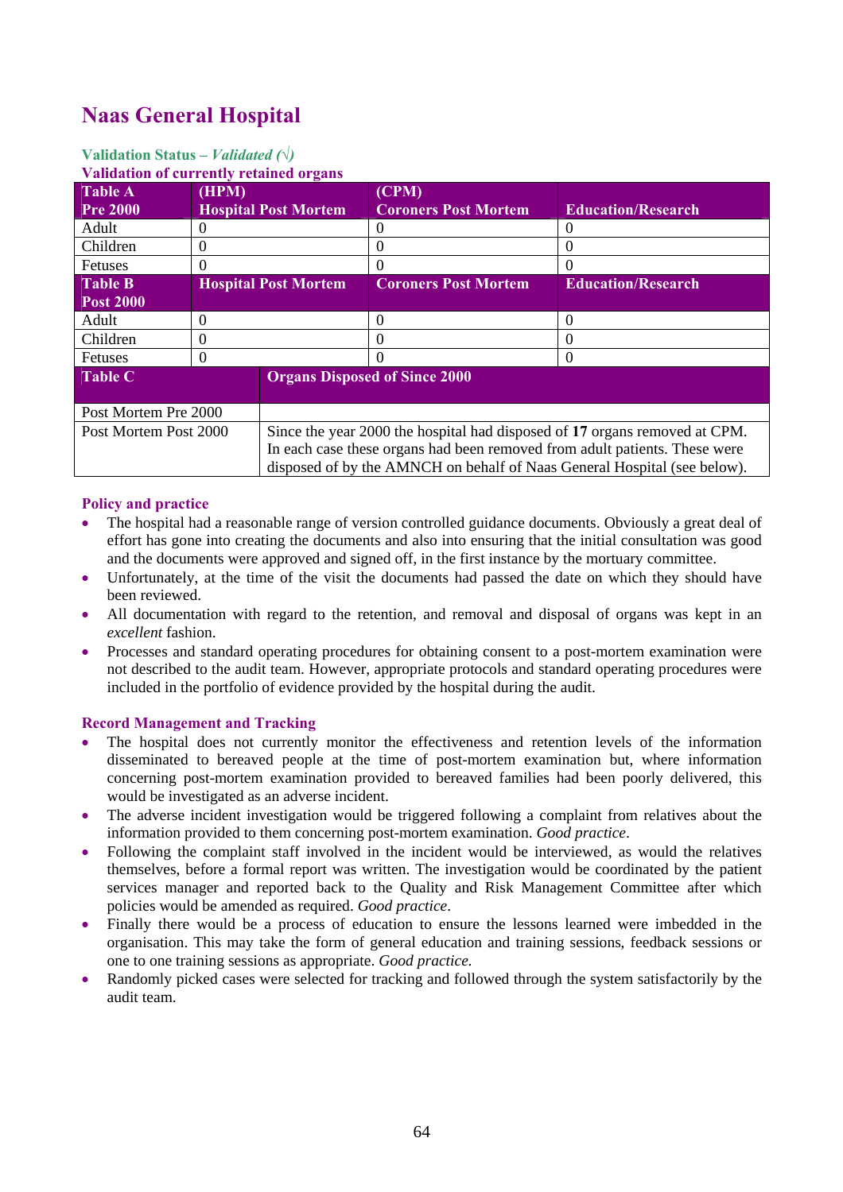# Naas General Hospital

**Validation Status –** ***Validated (√)***

**Validation of currently retained organs**

| Table A Pre 2000 | (HPM) Hospital Post Mortem | (CPM) Coroners Post Mortem | Education/Research |
|---|---|---|---|
| Adult | 0 | 0 | 0 |
| Children | 0 | 0 | 0 |
| Fetuses | 0 | 0 | 0 |
| **Table B Post 2000** | **Hospital Post Mortem** | **Coroners Post Mortem** | **Education/Research** |
| Adult | 0 | 0 | 0 |
| Children | 0 | 0 | 0 |
| Fetuses | 0 | 0 | 0 |

| Table C | Organs Disposed of Since 2000 |
|---|---|
| Post Mortem Pre 2000 | |
| Post Mortem Post 2000 | Since the year 2000 the hospital had disposed of **17** organs removed at CPM. In each case these organs had been removed from adult patients. These were disposed of by the AMNCH on behalf of Naas General Hospital (see below). |

### Policy and practice

- The hospital had a reasonable range of version controlled guidance documents. Obviously a great deal of effort has gone into creating the documents and also into ensuring that the initial consultation was good and the documents were approved and signed off, in the first instance by the mortuary committee.
- Unfortunately, at the time of the visit the documents had passed the date on which they should have been reviewed.
- All documentation with regard to the retention, and removal and disposal of organs was kept in an *excellent* fashion.
- Processes and standard operating procedures for obtaining consent to a post-mortem examination were not described to the audit team. However, appropriate protocols and standard operating procedures were included in the portfolio of evidence provided by the hospital during the audit.

### Record Management and Tracking

- The hospital does not currently monitor the effectiveness and retention levels of the information disseminated to bereaved people at the time of post-mortem examination but, where information concerning post-mortem examination provided to bereaved families had been poorly delivered, this would be investigated as an adverse incident.
- The adverse incident investigation would be triggered following a complaint from relatives about the information provided to them concerning post-mortem examination. *Good practice*.
- Following the complaint staff involved in the incident would be interviewed, as would the relatives themselves, before a formal report was written. The investigation would be coordinated by the patient services manager and reported back to the Quality and Risk Management Committee after which policies would be amended as required. *Good practice*.
- Finally there would be a process of education to ensure the lessons learned were imbedded in the organisation. This may take the form of general education and training sessions, feedback sessions or one to one training sessions as appropriate. *Good practice.*
- Randomly picked cases were selected for tracking and followed through the system satisfactorily by the audit team.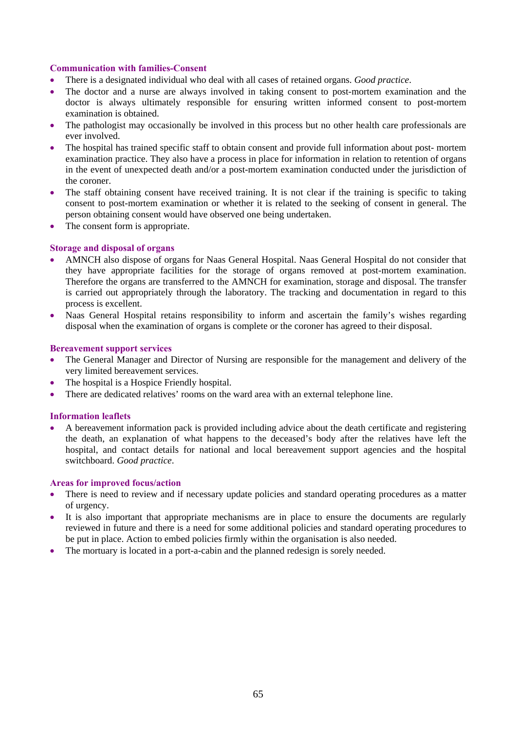### Communication with families-Consent

- There is a designated individual who deal with all cases of retained organs. *Good practice*.
- The doctor and a nurse are always involved in taking consent to post-mortem examination and the doctor is always ultimately responsible for ensuring written informed consent to post-mortem examination is obtained.
- The pathologist may occasionally be involved in this process but no other health care professionals are ever involved.
- The hospital has trained specific staff to obtain consent and provide full information about post- mortem examination practice. They also have a process in place for information in relation to retention of organs in the event of unexpected death and/or a post-mortem examination conducted under the jurisdiction of the coroner.
- The staff obtaining consent have received training. It is not clear if the training is specific to taking consent to post-mortem examination or whether it is related to the seeking of consent in general. The person obtaining consent would have observed one being undertaken.
- The consent form is appropriate.

### Storage and disposal of organs

- AMNCH also dispose of organs for Naas General Hospital. Naas General Hospital do not consider that they have appropriate facilities for the storage of organs removed at post-mortem examination. Therefore the organs are transferred to the AMNCH for examination, storage and disposal. The transfer is carried out appropriately through the laboratory. The tracking and documentation in regard to this process is excellent.
- Naas General Hospital retains responsibility to inform and ascertain the family's wishes regarding disposal when the examination of organs is complete or the coroner has agreed to their disposal.

### Bereavement support services

- The General Manager and Director of Nursing are responsible for the management and delivery of the very limited bereavement services.
- The hospital is a Hospice Friendly hospital.
- There are dedicated relatives' rooms on the ward area with an external telephone line.

### Information leaflets

- A bereavement information pack is provided including advice about the death certificate and registering the death, an explanation of what happens to the deceased's body after the relatives have left the hospital, and contact details for national and local bereavement support agencies and the hospital switchboard. *Good practice*.

### Areas for improved focus/action

- There is need to review and if necessary update policies and standard operating procedures as a matter of urgency.
- It is also important that appropriate mechanisms are in place to ensure the documents are regularly reviewed in future and there is a need for some additional policies and standard operating procedures to be put in place. Action to embed policies firmly within the organisation is also needed.
- The mortuary is located in a port-a-cabin and the planned redesign is sorely needed.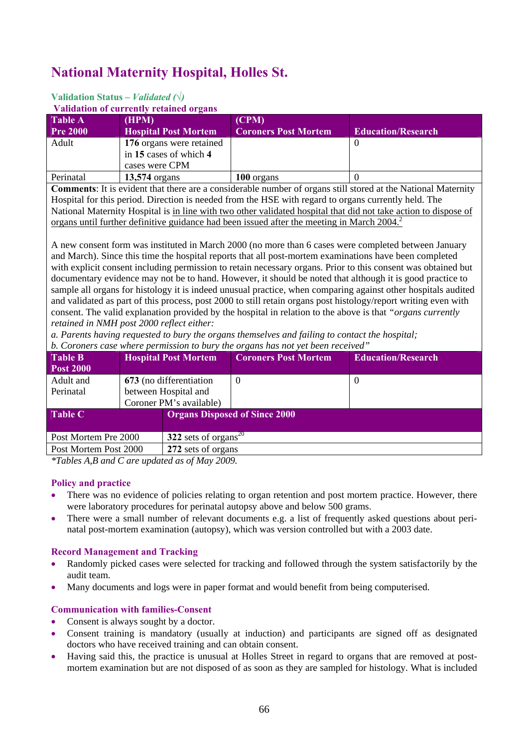# National Maternity Hospital, Holles St.

**Validation Status –** ***Validated (√)***

**Validation of currently retained organs**

| Table A Pre 2000 | (HPM) Hospital Post Mortem | (CPM) Coroners Post Mortem | Education/Research |
|---|---|---|---|
| Adult | **176** organs were retained in **15** cases of which **4** cases were CPM | | 0 |
| Perinatal | **13,574** organs | **100** organs | 0 |

**Comments**: It is evident that there are a considerable number of organs still stored at the National Maternity Hospital for this period. Direction is needed from the HSE with regard to organs currently held. The National Maternity Hospital is in line with two other validated hospital that did not take action to dispose of organs until further definitive guidance had been issued after the meeting in March 2004.[2]

A new consent form was instituted in March 2000 (no more than 6 cases were completed between January and March). Since this time the hospital reports that all post-mortem examinations have been completed with explicit consent including permission to retain necessary organs. Prior to this consent was obtained but documentary evidence may not be to hand. However, it should be noted that although it is good practice to sample all organs for histology it is indeed unusual practice, when comparing against other hospitals audited and validated as part of this process, post 2000 to still retain organs post histology/report writing even with consent. The valid explanation provided by the hospital in relation to the above is that *"organs currently retained in NMH post 2000 reflect either:*

*a. Parents having requested to bury the organs themselves and failing to contact the hospital;*
*b. Coroners case where permission to bury the organs has not yet been received"*

| Table B Post 2000 | Hospital Post Mortem | Coroners Post Mortem | Education/Research |
|---|---|---|---|
| Adult and Perinatal | **673** (no differentiation between Hospital and Coroner PM's available) | 0 | 0 |

| Table C | Organs Disposed of Since 2000 |
|---|---|
| Post Mortem Pre 2000 | **322** sets of organs[20] |
| Post Mortem Post 2000 | **272** sets of organs |

*\*Tables A,B and C are updated as of May 2009.*

### Policy and practice

- There was no evidence of policies relating to organ retention and post mortem practice. However, there were laboratory procedures for perinatal autopsy above and below 500 grams.
- There were a small number of relevant documents e.g. a list of frequently asked questions about perinatal post-mortem examination (autopsy), which was version controlled but with a 2003 date.

### Record Management and Tracking

- Randomly picked cases were selected for tracking and followed through the system satisfactorily by the audit team.
- Many documents and logs were in paper format and would benefit from being computerised.

### Communication with families-Consent

- Consent is always sought by a doctor.
- Consent training is mandatory (usually at induction) and participants are signed off as designated doctors who have received training and can obtain consent.
- Having said this, the practice is unusual at Holles Street in regard to organs that are removed at post-mortem examination but are not disposed of as soon as they are sampled for histology. What is included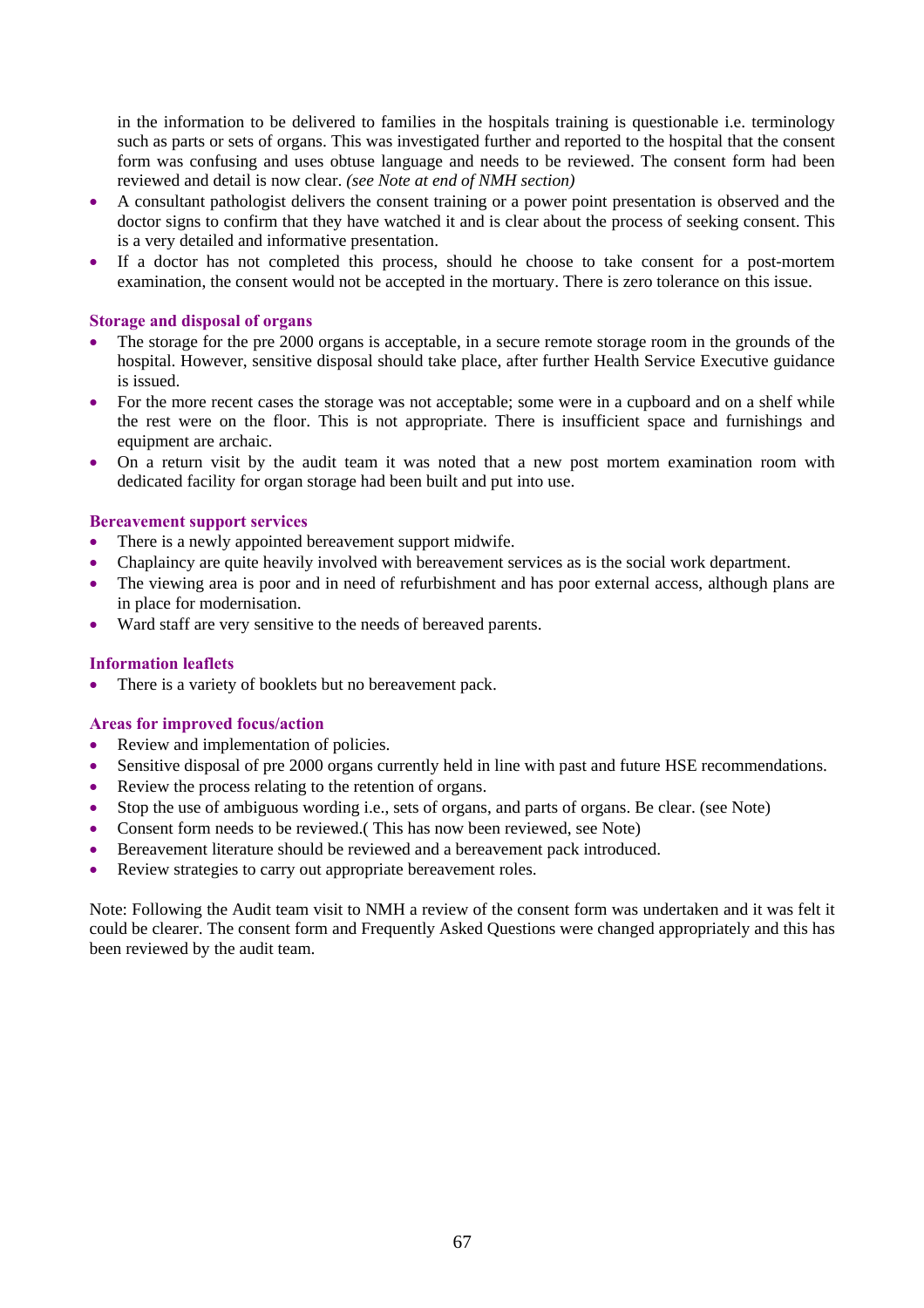in the information to be delivered to families in the hospitals training is questionable i.e. terminology such as parts or sets of organs. This was investigated further and reported to the hospital that the consent form was confusing and uses obtuse language and needs to be reviewed. The consent form had been reviewed and detail is now clear. *(see Note at end of NMH section)*

- A consultant pathologist delivers the consent training or a power point presentation is observed and the doctor signs to confirm that they have watched it and is clear about the process of seeking consent. This is a very detailed and informative presentation.
- If a doctor has not completed this process, should he choose to take consent for a post-mortem examination, the consent would not be accepted in the mortuary. There is zero tolerance on this issue.

### Storage and disposal of organs

- The storage for the pre 2000 organs is acceptable, in a secure remote storage room in the grounds of the hospital. However, sensitive disposal should take place, after further Health Service Executive guidance is issued.
- For the more recent cases the storage was not acceptable; some were in a cupboard and on a shelf while the rest were on the floor. This is not appropriate. There is insufficient space and furnishings and equipment are archaic.
- On a return visit by the audit team it was noted that a new post mortem examination room with dedicated facility for organ storage had been built and put into use.

### Bereavement support services

- There is a newly appointed bereavement support midwife.
- Chaplaincy are quite heavily involved with bereavement services as is the social work department.
- The viewing area is poor and in need of refurbishment and has poor external access, although plans are in place for modernisation.
- Ward staff are very sensitive to the needs of bereaved parents.

### Information leaflets

- There is a variety of booklets but no bereavement pack.

### Areas for improved focus/action

- Review and implementation of policies.
- Sensitive disposal of pre 2000 organs currently held in line with past and future HSE recommendations.
- Review the process relating to the retention of organs.
- Stop the use of ambiguous wording i.e., sets of organs, and parts of organs. Be clear. (see Note)
- Consent form needs to be reviewed.( This has now been reviewed, see Note)
- Bereavement literature should be reviewed and a bereavement pack introduced.
- Review strategies to carry out appropriate bereavement roles.

Note: Following the Audit team visit to NMH a review of the consent form was undertaken and it was felt it could be clearer. The consent form and Frequently Asked Questions were changed appropriately and this has been reviewed by the audit team.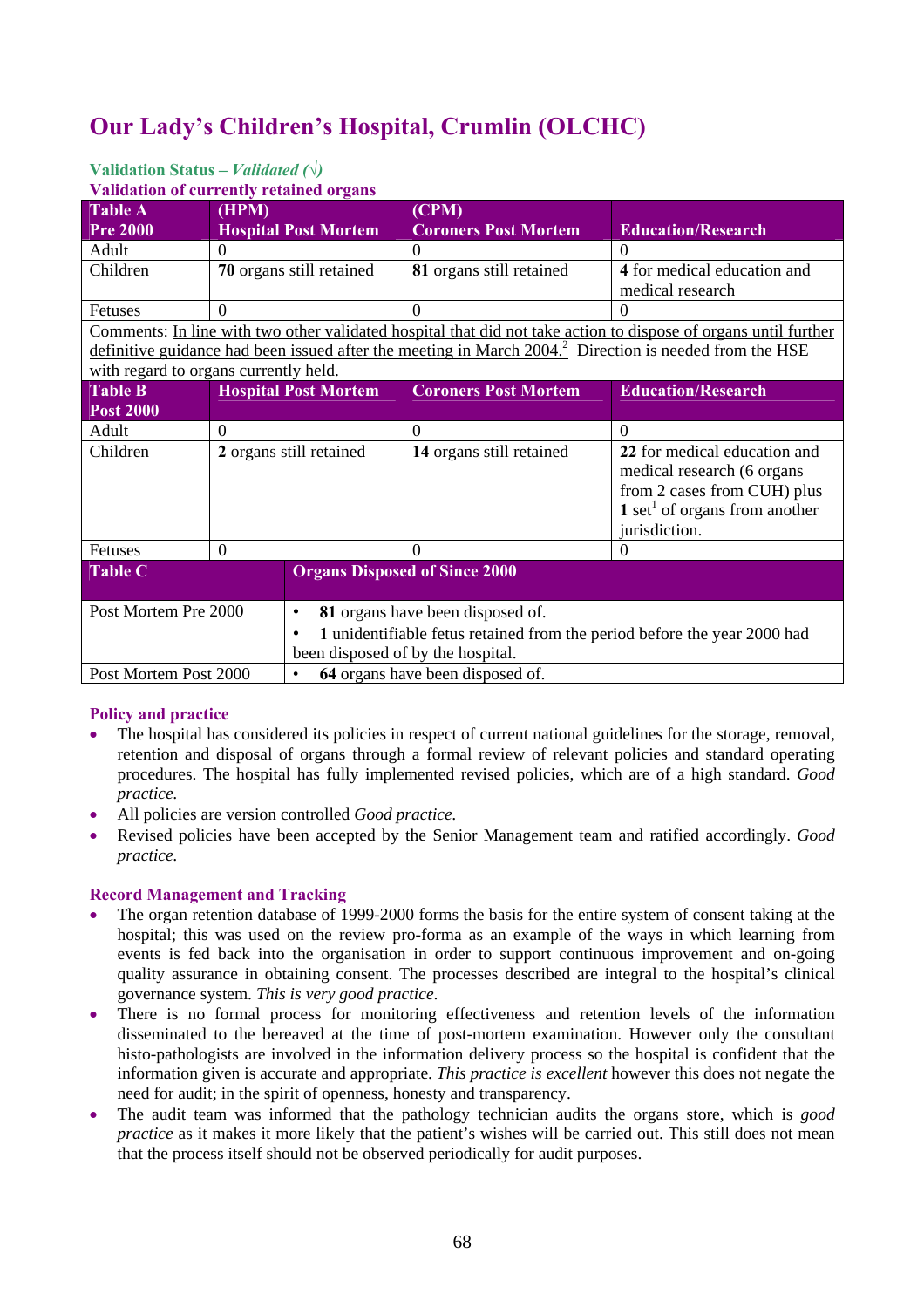# Our Lady's Children's Hospital, Crumlin (OLCHC)

**Validation Status –** ***Validated (√)***

**Validation of currently retained organs**

| **Table A Pre 2000** | **(HPM) Hospital Post Mortem** | **(CPM) Coroners Post Mortem** | **Education/Research** |
|---|---|---|---|
| Adult | 0 | 0 | 0 |
| Children | **70** organs still retained | **81** organs still retained | **4** for medical education and medical research |
| Fetuses | 0 | 0 | 0 |
| Comments: In line with two other validated hospital that did not take action to dispose of organs until further definitive guidance had been issued after the meeting in March 2004.[2] Direction is needed from the HSE with regard to organs currently held. | | | |
| **Table B Post 2000** | **Hospital Post Mortem** | **Coroners Post Mortem** | **Education/Research** |
| Adult | 0 | 0 | 0 |
| Children | **2** organs still retained | **14** organs still retained | **22** for medical education and medical research (6 organs from 2 cases from CUH) plus **1** set[1] of organs from another jurisdiction. |
| Fetuses | 0 | 0 | 0 |

| **Table C** | **Organs Disposed of Since 2000** |
|---|---|
| Post Mortem Pre 2000 | • **81** organs have been disposed of. • **1** unidentifiable fetus retained from the period before the year 2000 had been disposed of by the hospital. |
| Post Mortem Post 2000 | • **64** organs have been disposed of. |

## Policy and practice

- The hospital has considered its policies in respect of current national guidelines for the storage, removal, retention and disposal of organs through a formal review of relevant policies and standard operating procedures. The hospital has fully implemented revised policies, which are of a high standard. *Good practice.*
- All policies are version controlled *Good practice.*
- Revised policies have been accepted by the Senior Management team and ratified accordingly. *Good practice.*

## Record Management and Tracking

- The organ retention database of 1999-2000 forms the basis for the entire system of consent taking at the hospital; this was used on the review pro-forma as an example of the ways in which learning from events is fed back into the organisation in order to support continuous improvement and on-going quality assurance in obtaining consent. The processes described are integral to the hospital's clinical governance system. *This is very good practice*.
- There is no formal process for monitoring effectiveness and retention levels of the information disseminated to the bereaved at the time of post-mortem examination. However only the consultant histo-pathologists are involved in the information delivery process so the hospital is confident that the information given is accurate and appropriate. *This practice is excellent* however this does not negate the need for audit; in the spirit of openness, honesty and transparency.
- The audit team was informed that the pathology technician audits the organs store, which is *good practice* as it makes it more likely that the patient's wishes will be carried out. This still does not mean that the process itself should not be observed periodically for audit purposes.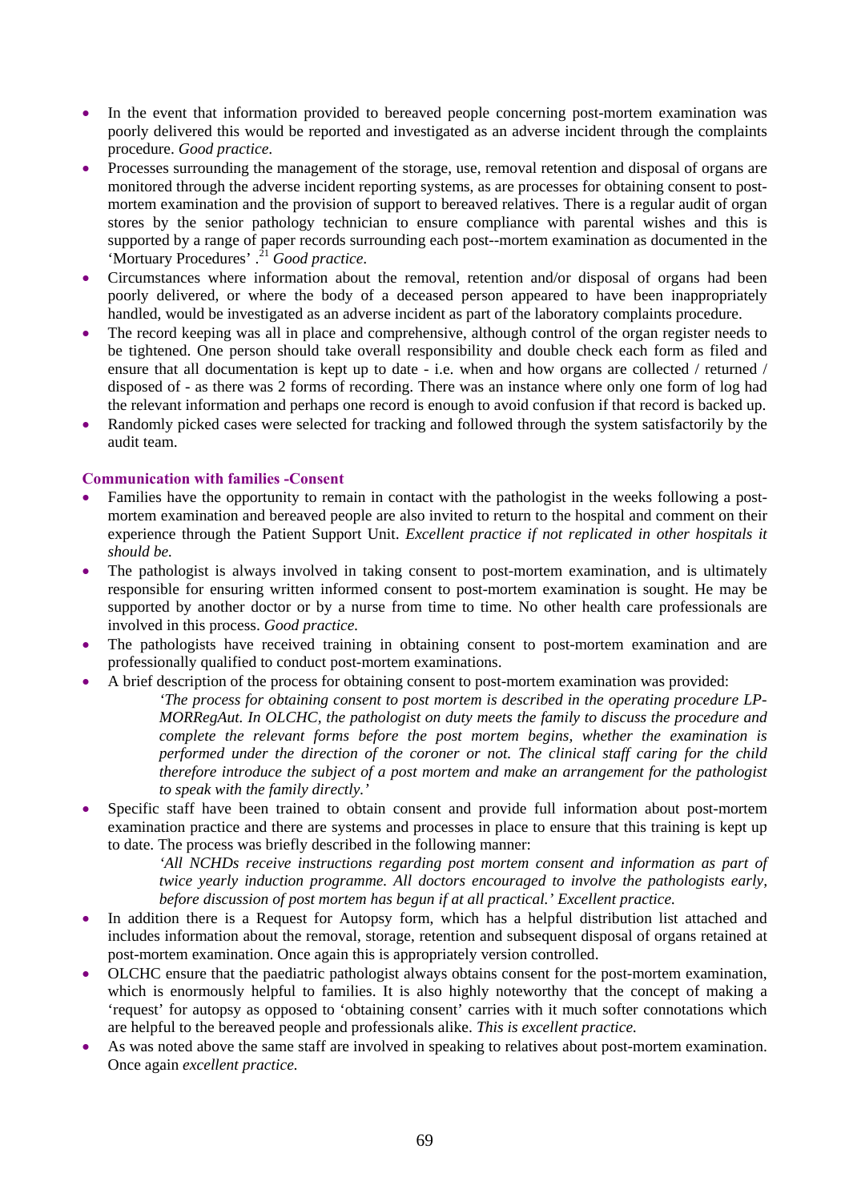- In the event that information provided to bereaved people concerning post-mortem examination was poorly delivered this would be reported and investigated as an adverse incident through the complaints procedure. *Good practice*.
- Processes surrounding the management of the storage, use, removal retention and disposal of organs are monitored through the adverse incident reporting systems, as are processes for obtaining consent to post-mortem examination and the provision of support to bereaved relatives. There is a regular audit of organ stores by the senior pathology technician to ensure compliance with parental wishes and this is supported by a range of paper records surrounding each post--mortem examination as documented in the 'Mortuary Procedures' .[21] *Good practice*.
- Circumstances where information about the removal, retention and/or disposal of organs had been poorly delivered, or where the body of a deceased person appeared to have been inappropriately handled, would be investigated as an adverse incident as part of the laboratory complaints procedure.
- The record keeping was all in place and comprehensive, although control of the organ register needs to be tightened. One person should take overall responsibility and double check each form as filed and ensure that all documentation is kept up to date - i.e. when and how organs are collected / returned / disposed of - as there was 2 forms of recording. There was an instance where only one form of log had the relevant information and perhaps one record is enough to avoid confusion if that record is backed up.
- Randomly picked cases were selected for tracking and followed through the system satisfactorily by the audit team.

**Communication with families -Consent**

- Families have the opportunity to remain in contact with the pathologist in the weeks following a post-mortem examination and bereaved people are also invited to return to the hospital and comment on their experience through the Patient Support Unit. *Excellent practice if not replicated in other hospitals it should be.*
- The pathologist is always involved in taking consent to post-mortem examination, and is ultimately responsible for ensuring written informed consent to post-mortem examination is sought. He may be supported by another doctor or by a nurse from time to time. No other health care professionals are involved in this process. *Good practice*.
- The pathologists have received training in obtaining consent to post-mortem examination and are professionally qualified to conduct post-mortem examinations.
- A brief description of the process for obtaining consent to post-mortem examination was provided:

  > *'The process for obtaining consent to post mortem is described in the operating procedure LP-MORRegAut. In OLCHC, the pathologist on duty meets the family to discuss the procedure and complete the relevant forms before the post mortem begins, whether the examination is performed under the direction of the coroner or not. The clinical staff caring for the child therefore introduce the subject of a post mortem and make an arrangement for the pathologist to speak with the family directly.'*

- Specific staff have been trained to obtain consent and provide full information about post-mortem examination practice and there are systems and processes in place to ensure that this training is kept up to date. The process was briefly described in the following manner:

  > *'All NCHDs receive instructions regarding post mortem consent and information as part of twice yearly induction programme. All doctors encouraged to involve the pathologists early, before discussion of post mortem has begun if at all practical.' Excellent practice.*

- In addition there is a Request for Autopsy form, which has a helpful distribution list attached and includes information about the removal, storage, retention and subsequent disposal of organs retained at post-mortem examination. Once again this is appropriately version controlled.
- OLCHC ensure that the paediatric pathologist always obtains consent for the post-mortem examination, which is enormously helpful to families. It is also highly noteworthy that the concept of making a 'request' for autopsy as opposed to 'obtaining consent' carries with it much softer connotations which are helpful to the bereaved people and professionals alike. *This is excellent practice.*
- As was noted above the same staff are involved in speaking to relatives about post-mortem examination. Once again *excellent practice.*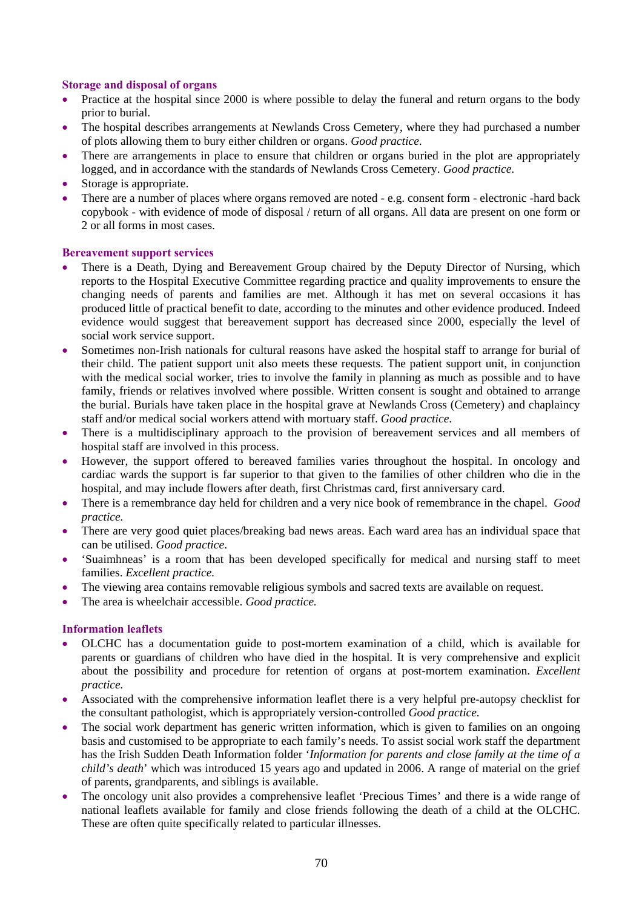### Storage and disposal of organs

- Practice at the hospital since 2000 is where possible to delay the funeral and return organs to the body prior to burial.
- The hospital describes arrangements at Newlands Cross Cemetery, where they had purchased a number of plots allowing them to bury either children or organs. *Good practice.*
- There are arrangements in place to ensure that children or organs buried in the plot are appropriately logged, and in accordance with the standards of Newlands Cross Cemetery. *Good practice.*
- Storage is appropriate.
- There are a number of places where organs removed are noted - e.g. consent form - electronic -hard back copybook - with evidence of mode of disposal / return of all organs. All data are present on one form or 2 or all forms in most cases.

### Bereavement support services

- There is a Death, Dying and Bereavement Group chaired by the Deputy Director of Nursing, which reports to the Hospital Executive Committee regarding practice and quality improvements to ensure the changing needs of parents and families are met. Although it has met on several occasions it has produced little of practical benefit to date, according to the minutes and other evidence produced. Indeed evidence would suggest that bereavement support has decreased since 2000, especially the level of social work service support.
- Sometimes non-Irish nationals for cultural reasons have asked the hospital staff to arrange for burial of their child. The patient support unit also meets these requests. The patient support unit, in conjunction with the medical social worker, tries to involve the family in planning as much as possible and to have family, friends or relatives involved where possible. Written consent is sought and obtained to arrange the burial. Burials have taken place in the hospital grave at Newlands Cross (Cemetery) and chaplaincy staff and/or medical social workers attend with mortuary staff. *Good practice*.
- There is a multidisciplinary approach to the provision of bereavement services and all members of hospital staff are involved in this process.
- However, the support offered to bereaved families varies throughout the hospital. In oncology and cardiac wards the support is far superior to that given to the families of other children who die in the hospital, and may include flowers after death, first Christmas card, first anniversary card.
- There is a remembrance day held for children and a very nice book of remembrance in the chapel. *Good practice.*
- There are very good quiet places/breaking bad news areas. Each ward area has an individual space that can be utilised. *Good practice*.
- 'Suaimhneas' is a room that has been developed specifically for medical and nursing staff to meet families. *Excellent practice.*
- The viewing area contains removable religious symbols and sacred texts are available on request.
- The area is wheelchair accessible. *Good practice.*

### Information leaflets

- OLCHC has a documentation guide to post-mortem examination of a child, which is available for parents or guardians of children who have died in the hospital. It is very comprehensive and explicit about the possibility and procedure for retention of organs at post-mortem examination. *Excellent practice.*
- Associated with the comprehensive information leaflet there is a very helpful pre-autopsy checklist for the consultant pathologist, which is appropriately version-controlled *Good practice.*
- The social work department has generic written information, which is given to families on an ongoing basis and customised to be appropriate to each family's needs. To assist social work staff the department has the Irish Sudden Death Information folder '*Information for parents and close family at the time of a child's death*' which was introduced 15 years ago and updated in 2006. A range of material on the grief of parents, grandparents, and siblings is available.
- The oncology unit also provides a comprehensive leaflet 'Precious Times' and there is a wide range of national leaflets available for family and close friends following the death of a child at the OLCHC. These are often quite specifically related to particular illnesses.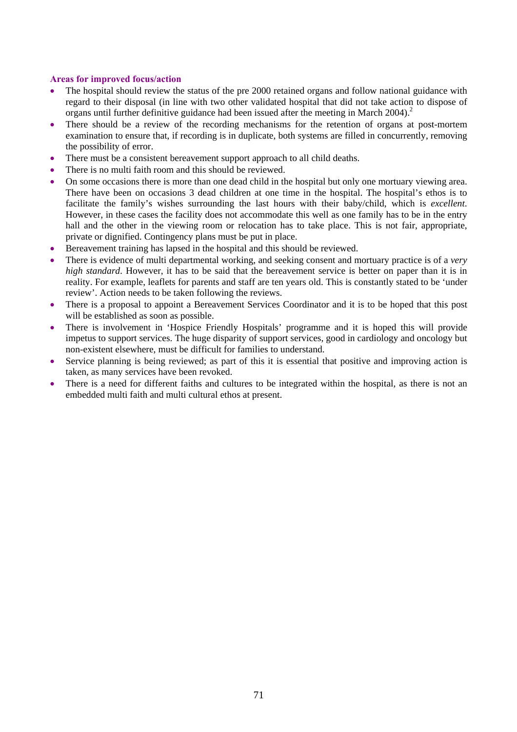**Areas for improved focus/action**

- The hospital should review the status of the pre 2000 retained organs and follow national guidance with regard to their disposal (in line with two other validated hospital that did not take action to dispose of organs until further definitive guidance had been issued after the meeting in March 2004).[2]
- There should be a review of the recording mechanisms for the retention of organs at post-mortem examination to ensure that, if recording is in duplicate, both systems are filled in concurrently, removing the possibility of error.
- There must be a consistent bereavement support approach to all child deaths.
- There is no multi faith room and this should be reviewed.
- On some occasions there is more than one dead child in the hospital but only one mortuary viewing area. There have been on occasions 3 dead children at one time in the hospital. The hospital's ethos is to facilitate the family's wishes surrounding the last hours with their baby/child, which is *excellent*. However, in these cases the facility does not accommodate this well as one family has to be in the entry hall and the other in the viewing room or relocation has to take place. This is not fair, appropriate, private or dignified. Contingency plans must be put in place.
- Bereavement training has lapsed in the hospital and this should be reviewed.
- There is evidence of multi departmental working, and seeking consent and mortuary practice is of a *very high standard*. However, it has to be said that the bereavement service is better on paper than it is in reality. For example, leaflets for parents and staff are ten years old. This is constantly stated to be 'under review'. Action needs to be taken following the reviews.
- There is a proposal to appoint a Bereavement Services Coordinator and it is to be hoped that this post will be established as soon as possible.
- There is involvement in 'Hospice Friendly Hospitals' programme and it is hoped this will provide impetus to support services. The huge disparity of support services, good in cardiology and oncology but non-existent elsewhere, must be difficult for families to understand.
- Service planning is being reviewed; as part of this it is essential that positive and improving action is taken, as many services have been revoked.
- There is a need for different faiths and cultures to be integrated within the hospital, as there is not an embedded multi faith and multi cultural ethos at present.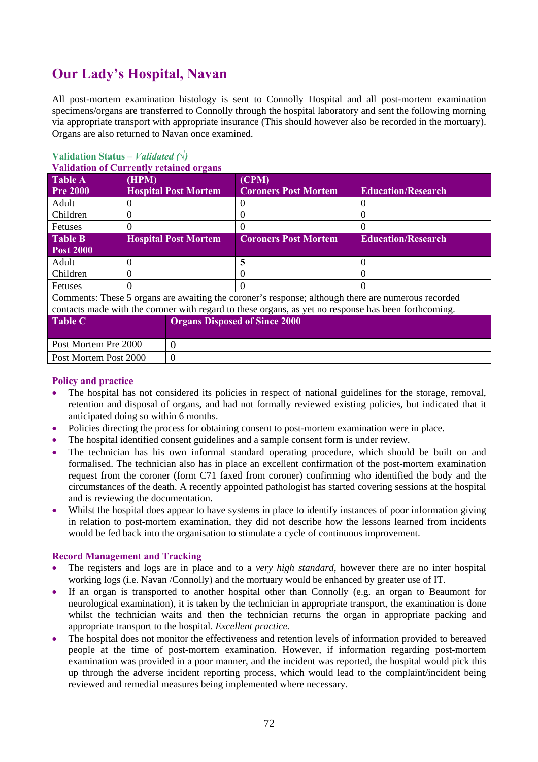## Our Lady's Hospital, Navan

All post-mortem examination histology is sent to Connolly Hospital and all post-mortem examination specimens/organs are transferred to Connolly through the hospital laboratory and sent the following morning via appropriate transport with appropriate insurance (This should however also be recorded in the mortuary). Organs are also returned to Navan once examined.

**Validation Status** – ***Validated (√)***

**Validation of Currently retained organs**

| Table A Pre 2000 | (HPM) Hospital Post Mortem | (CPM) Coroners Post Mortem | Education/Research |
|---|---|---|---|
| Adult | 0 | 0 | 0 |
| Children | 0 | 0 | 0 |
| Fetuses | 0 | 0 | 0 |
| **Table B Post 2000** | **Hospital Post Mortem** | **Coroners Post Mortem** | **Education/Research** |
| Adult | 0 | **5** | 0 |
| Children | 0 | 0 | 0 |
| Fetuses | 0 | 0 | 0 |
| Comments: These 5 organs are awaiting the coroner's response; although there are numerous recorded contacts made with the coroner with regard to these organs, as yet no response has been forthcoming. | | | |

| Table C | Organs Disposed of Since 2000 |
|---|---|
| Post Mortem Pre 2000 | 0 |
| Post Mortem Post 2000 | 0 |

### Policy and practice

- The hospital has not considered its policies in respect of national guidelines for the storage, removal, retention and disposal of organs, and had not formally reviewed existing policies, but indicated that it anticipated doing so within 6 months.
- Policies directing the process for obtaining consent to post-mortem examination were in place.
- The hospital identified consent guidelines and a sample consent form is under review.
- The technician has his own informal standard operating procedure, which should be built on and formalised. The technician also has in place an excellent confirmation of the post-mortem examination request from the coroner (form C71 faxed from coroner) confirming who identified the body and the circumstances of the death. A recently appointed pathologist has started covering sessions at the hospital and is reviewing the documentation.
- Whilst the hospital does appear to have systems in place to identify instances of poor information giving in relation to post-mortem examination, they did not describe how the lessons learned from incidents would be fed back into the organisation to stimulate a cycle of continuous improvement.

### Record Management and Tracking

- The registers and logs are in place and to a *very high standard*, however there are no inter hospital working logs (i.e. Navan /Connolly) and the mortuary would be enhanced by greater use of IT.
- If an organ is transported to another hospital other than Connolly (e.g. an organ to Beaumont for neurological examination), it is taken by the technician in appropriate transport, the examination is done whilst the technician waits and then the technician returns the organ in appropriate packing and appropriate transport to the hospital. *Excellent practice.*
- The hospital does not monitor the effectiveness and retention levels of information provided to bereaved people at the time of post-mortem examination. However, if information regarding post-mortem examination was provided in a poor manner, and the incident was reported, the hospital would pick this up through the adverse incident reporting process, which would lead to the complaint/incident being reviewed and remedial measures being implemented where necessary.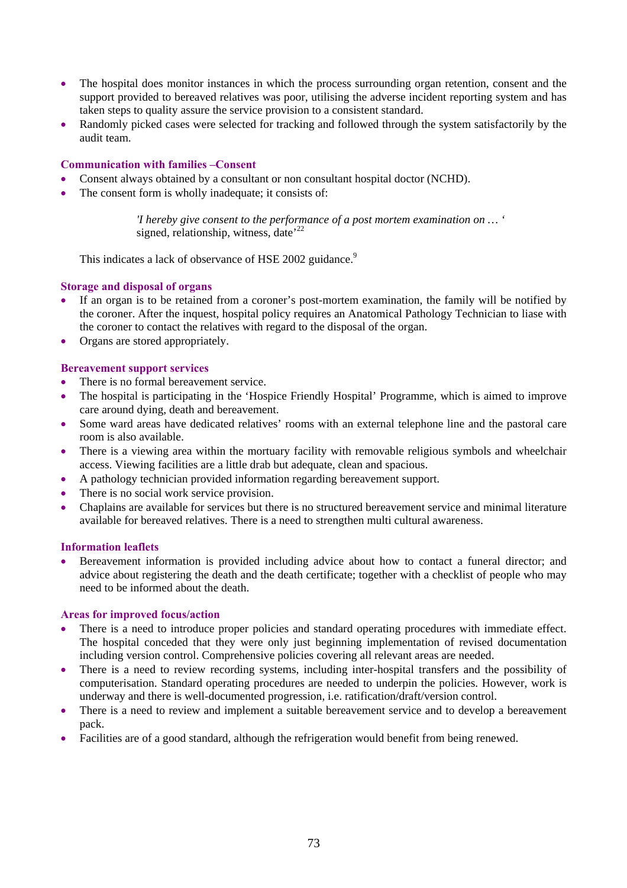- The hospital does monitor instances in which the process surrounding organ retention, consent and the support provided to bereaved relatives was poor, utilising the adverse incident reporting system and has taken steps to quality assure the service provision to a consistent standard.
- Randomly picked cases were selected for tracking and followed through the system satisfactorily by the audit team.

### Communication with families –Consent

- Consent always obtained by a consultant or non consultant hospital doctor (NCHD).
- The consent form is wholly inadequate; it consists of:

> *'I hereby give consent to the performance of a post mortem examination on … '* signed, relationship, witness, date'[22]

This indicates a lack of observance of HSE 2002 guidance.[9]

### Storage and disposal of organs

- If an organ is to be retained from a coroner's post-mortem examination, the family will be notified by the coroner. After the inquest, hospital policy requires an Anatomical Pathology Technician to liase with the coroner to contact the relatives with regard to the disposal of the organ.
- Organs are stored appropriately.

### Bereavement support services

- There is no formal bereavement service.
- The hospital is participating in the 'Hospice Friendly Hospital' Programme, which is aimed to improve care around dying, death and bereavement.
- Some ward areas have dedicated relatives' rooms with an external telephone line and the pastoral care room is also available.
- There is a viewing area within the mortuary facility with removable religious symbols and wheelchair access. Viewing facilities are a little drab but adequate, clean and spacious.
- A pathology technician provided information regarding bereavement support.
- There is no social work service provision.
- Chaplains are available for services but there is no structured bereavement service and minimal literature available for bereaved relatives. There is a need to strengthen multi cultural awareness.

### Information leaflets

- Bereavement information is provided including advice about how to contact a funeral director; and advice about registering the death and the death certificate; together with a checklist of people who may need to be informed about the death.

### Areas for improved focus/action

- There is a need to introduce proper policies and standard operating procedures with immediate effect. The hospital conceded that they were only just beginning implementation of revised documentation including version control. Comprehensive policies covering all relevant areas are needed.
- There is a need to review recording systems, including inter-hospital transfers and the possibility of computerisation. Standard operating procedures are needed to underpin the policies. However, work is underway and there is well-documented progression, i.e. ratification/draft/version control.
- There is a need to review and implement a suitable bereavement service and to develop a bereavement pack.
- Facilities are of a good standard, although the refrigeration would benefit from being renewed.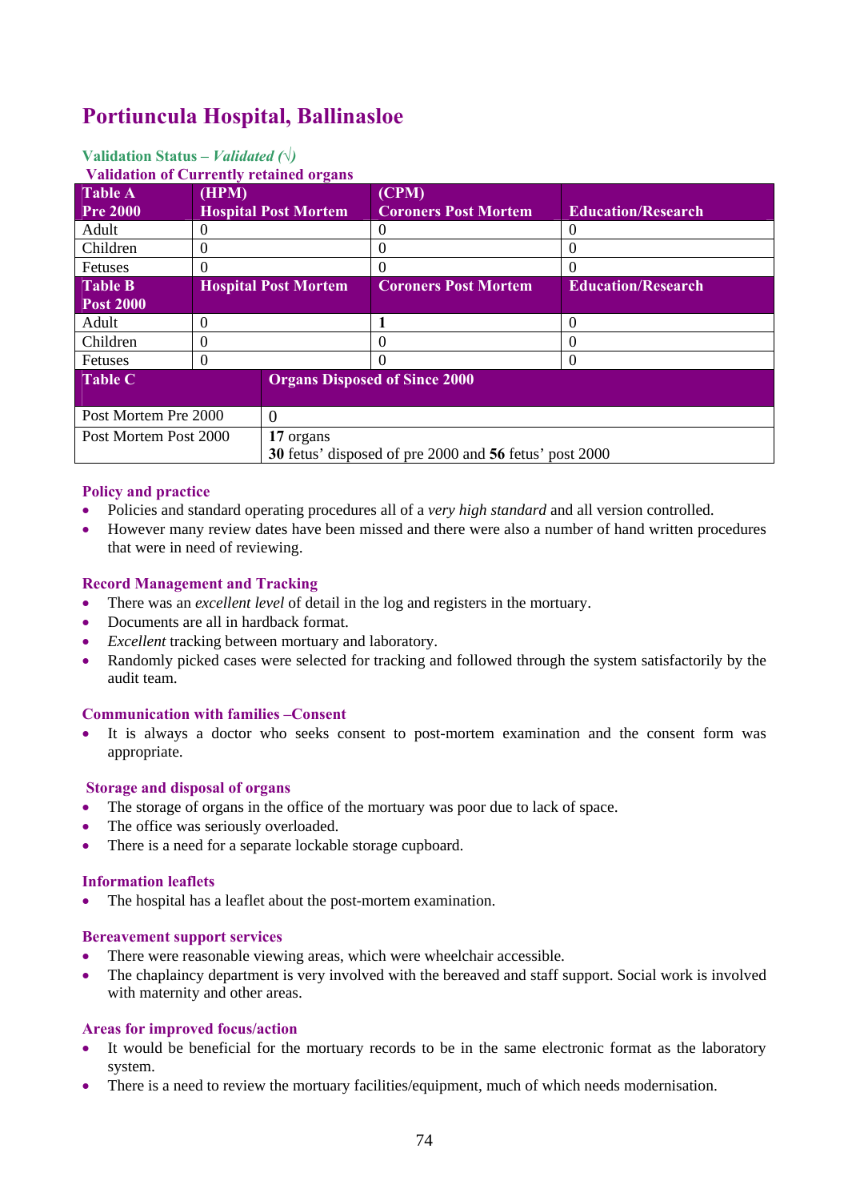# Portiuncula Hospital, Ballinasloe

**Validation Status –** ***Validated (√)***

**Validation of Currently retained organs**

| **Table A Pre 2000** | **(HPM) Hospital Post Mortem** | **(CPM) Coroners Post Mortem** | **Education/Research** |
|---|---|---|---|
| Adult | 0 | 0 | 0 |
| Children | 0 | 0 | 0 |
| Fetuses | 0 | 0 | 0 |
| **Table B Post 2000** | **Hospital Post Mortem** | **Coroners Post Mortem** | **Education/Research** |
| Adult | 0 | **1** | 0 |
| Children | 0 | 0 | 0 |
| Fetuses | 0 | 0 | 0 |

| **Table C** | **Organs Disposed of Since 2000** |
|---|---|
| Post Mortem Pre 2000 | 0 |
| Post Mortem Post 2000 | **17** organs<br>**30** fetus' disposed of pre 2000 and **56** fetus' post 2000 |

### Policy and practice

- Policies and standard operating procedures all of a *very high standard* and all version controlled.
- However many review dates have been missed and there were also a number of hand written procedures that were in need of reviewing.

### Record Management and Tracking

- There was an *excellent level* of detail in the log and registers in the mortuary.
- Documents are all in hardback format.
- *Excellent* tracking between mortuary and laboratory.
- Randomly picked cases were selected for tracking and followed through the system satisfactorily by the audit team.

### Communication with families –Consent

- It is always a doctor who seeks consent to post-mortem examination and the consent form was appropriate.

### Storage and disposal of organs

- The storage of organs in the office of the mortuary was poor due to lack of space.
- The office was seriously overloaded.
- There is a need for a separate lockable storage cupboard.

### Information leaflets

- The hospital has a leaflet about the post-mortem examination.

### Bereavement support services

- There were reasonable viewing areas, which were wheelchair accessible.
- The chaplaincy department is very involved with the bereaved and staff support. Social work is involved with maternity and other areas.

### Areas for improved focus/action

- It would be beneficial for the mortuary records to be in the same electronic format as the laboratory system.
- There is a need to review the mortuary facilities/equipment, much of which needs modernisation.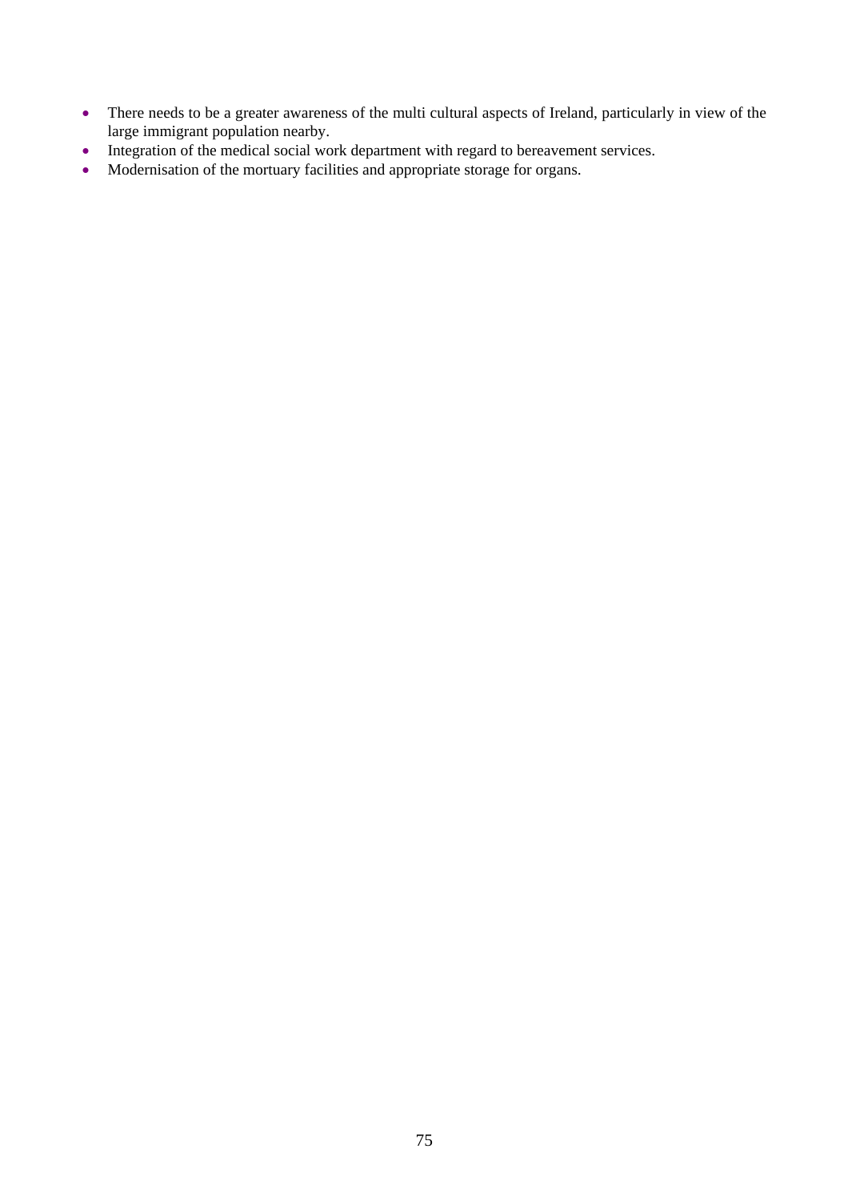- There needs to be a greater awareness of the multi cultural aspects of Ireland, particularly in view of the large immigrant population nearby.
- Integration of the medical social work department with regard to bereavement services.
- Modernisation of the mortuary facilities and appropriate storage for organs.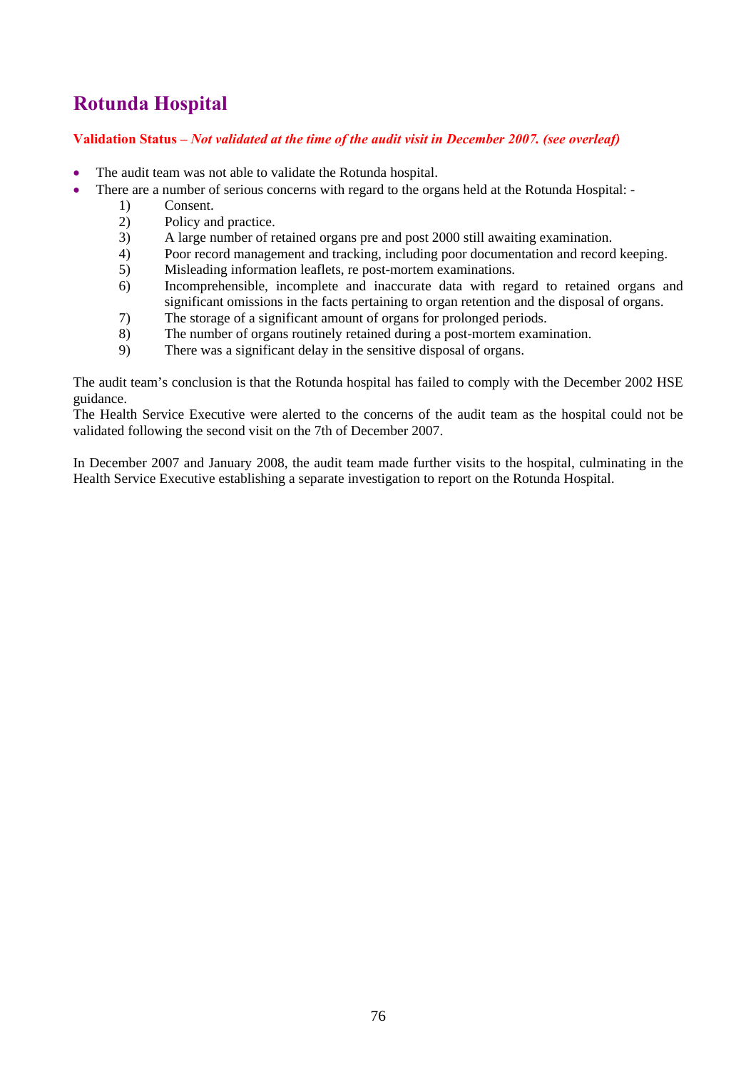# Rotunda Hospital

**Validation Status –** ***Not validated at the time of the audit visit in December 2007. (see overleaf)***

- The audit team was not able to validate the Rotunda hospital.
- There are a number of serious concerns with regard to the organs held at the Rotunda Hospital: -
    1) Consent.
    2) Policy and practice.
    3) A large number of retained organs pre and post 2000 still awaiting examination.
    4) Poor record management and tracking, including poor documentation and record keeping.
    5) Misleading information leaflets, re post-mortem examinations.
    6) Incomprehensible, incomplete and inaccurate data with regard to retained organs and significant omissions in the facts pertaining to organ retention and the disposal of organs.
    7) The storage of a significant amount of organs for prolonged periods.
    8) The number of organs routinely retained during a post-mortem examination.
    9) There was a significant delay in the sensitive disposal of organs.

The audit team's conclusion is that the Rotunda hospital has failed to comply with the December 2002 HSE guidance.
The Health Service Executive were alerted to the concerns of the audit team as the hospital could not be validated following the second visit on the 7th of December 2007.

In December 2007 and January 2008, the audit team made further visits to the hospital, culminating in the Health Service Executive establishing a separate investigation to report on the Rotunda Hospital.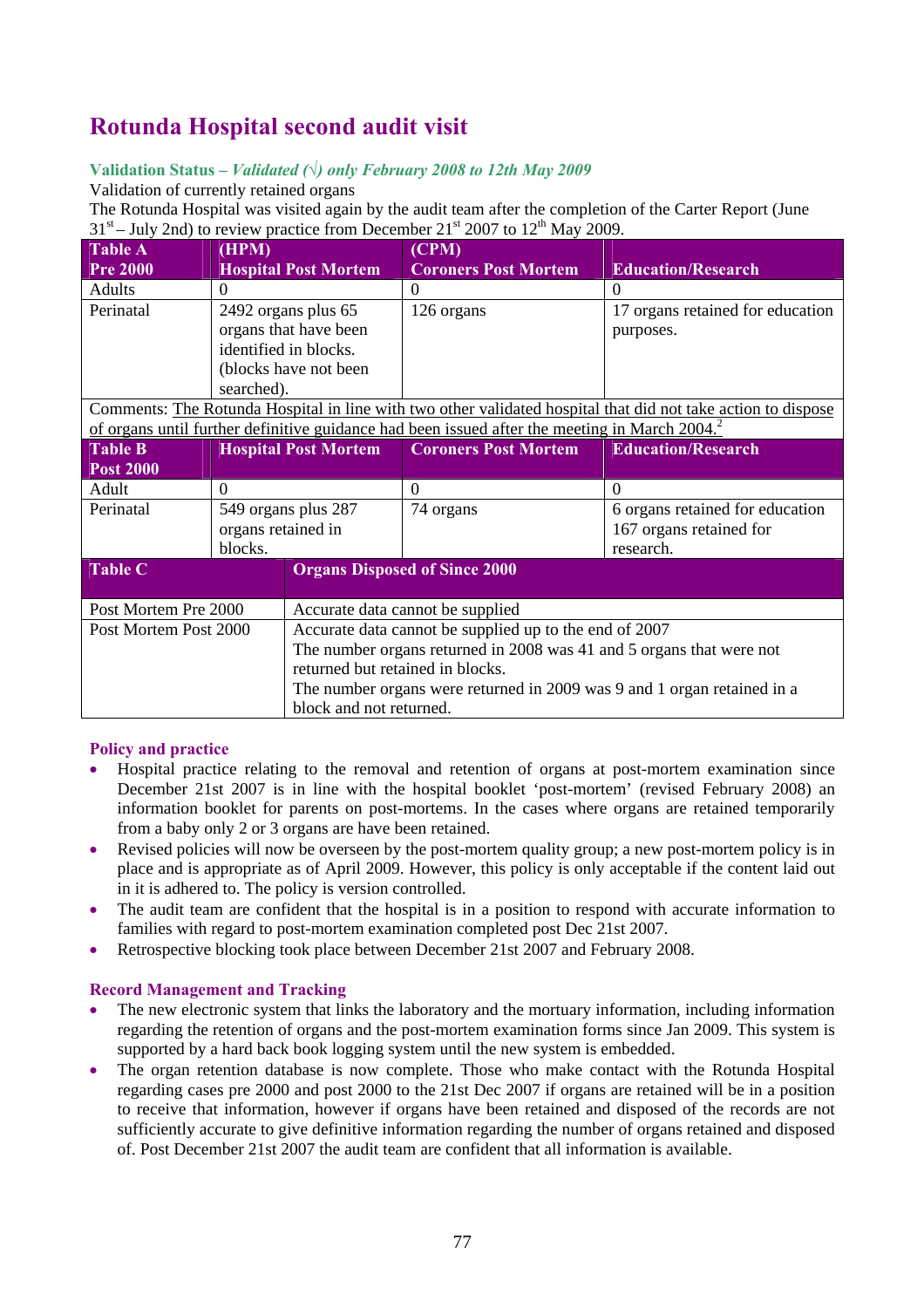## Rotunda Hospital second audit visit

**Validation Status –** ***Validated (√) only February 2008 to 12th May 2009***

Validation of currently retained organs

The Rotunda Hospital was visited again by the audit team after the completion of the Carter Report (June 31st – July 2nd) to review practice from December 21st 2007 to 12th May 2009.

| Table A Pre 2000 | (HPM) Hospital Post Mortem | (CPM) Coroners Post Mortem | Education/Research |
|---|---|---|---|
| Adults | 0 | 0 | 0 |
| Perinatal | 2492 organs plus 65 organs that have been identified in blocks. (blocks have not been searched). | 126 organs | 17 organs retained for education purposes. |
| Comments: The Rotunda Hospital in line with two other validated hospital that did not take action to dispose of organs until further definitive guidance had been issued after the meeting in March 2004.[2] | | | |

| Table B Post 2000 | Hospital Post Mortem | Coroners Post Mortem | Education/Research |
|---|---|---|---|
| Adult | 0 | 0 | 0 |
| Perinatal | 549 organs plus 287 organs retained in blocks. | 74 organs | 6 organs retained for education 167 organs retained for research. |

| Table C | Organs Disposed of Since 2000 |
|---|---|
| Post Mortem Pre 2000 | Accurate data cannot be supplied |
| Post Mortem Post 2000 | Accurate data cannot be supplied up to the end of 2007<br>The number organs returned in 2008 was 41 and 5 organs that were not returned but retained in blocks.<br>The number organs were returned in 2009 was 9 and 1 organ retained in a block and not returned. |

### Policy and practice

- Hospital practice relating to the removal and retention of organs at post-mortem examination since December 21st 2007 is in line with the hospital booklet 'post-mortem' (revised February 2008) an information booklet for parents on post-mortems. In the cases where organs are retained temporarily from a baby only 2 or 3 organs are have been retained.
- Revised policies will now be overseen by the post-mortem quality group; a new post-mortem policy is in place and is appropriate as of April 2009. However, this policy is only acceptable if the content laid out in it is adhered to. The policy is version controlled.
- The audit team are confident that the hospital is in a position to respond with accurate information to families with regard to post-mortem examination completed post Dec 21st 2007.
- Retrospective blocking took place between December 21st 2007 and February 2008.

### Record Management and Tracking

- The new electronic system that links the laboratory and the mortuary information, including information regarding the retention of organs and the post-mortem examination forms since Jan 2009. This system is supported by a hard back book logging system until the new system is embedded.
- The organ retention database is now complete. Those who make contact with the Rotunda Hospital regarding cases pre 2000 and post 2000 to the 21st Dec 2007 if organs are retained will be in a position to receive that information, however if organs have been retained and disposed of the records are not sufficiently accurate to give definitive information regarding the number of organs retained and disposed of. Post December 21st 2007 the audit team are confident that all information is available.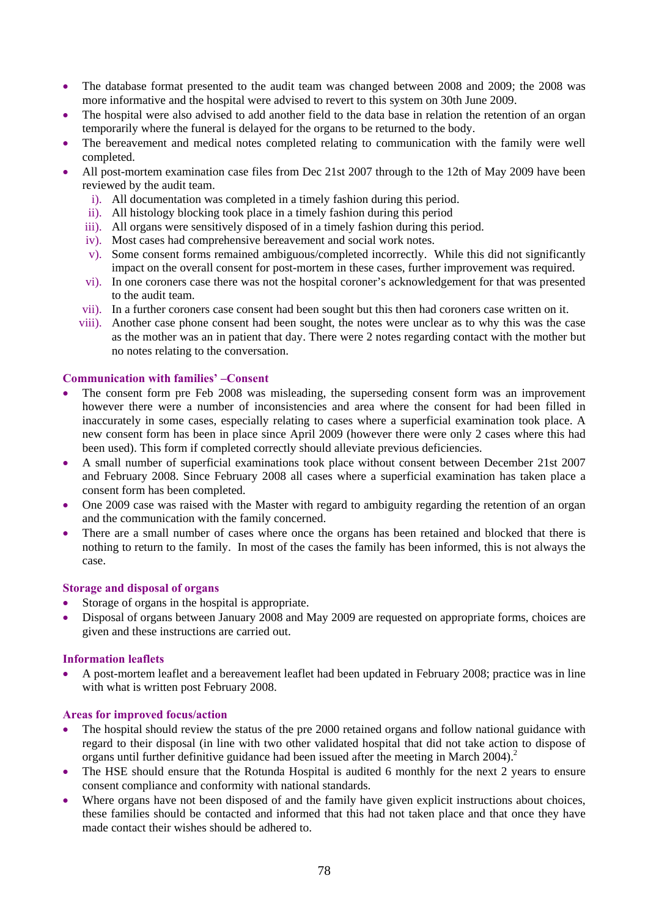- The database format presented to the audit team was changed between 2008 and 2009; the 2008 was more informative and the hospital were advised to revert to this system on 30th June 2009.
- The hospital were also advised to add another field to the data base in relation the retention of an organ temporarily where the funeral is delayed for the organs to be returned to the body.
- The bereavement and medical notes completed relating to communication with the family were well completed.
- All post-mortem examination case files from Dec 21st 2007 through to the 12th of May 2009 have been reviewed by the audit team.
  - i). All documentation was completed in a timely fashion during this period.
  - ii). All histology blocking took place in a timely fashion during this period
  - iii). All organs were sensitively disposed of in a timely fashion during this period.
  - iv). Most cases had comprehensive bereavement and social work notes.
  - v). Some consent forms remained ambiguous/completed incorrectly. While this did not significantly impact on the overall consent for post-mortem in these cases, further improvement was required.
  - vi). In one coroners case there was not the hospital coroner's acknowledgement for that was presented to the audit team.
  - vii). In a further coroners case consent had been sought but this then had coroners case written on it.
  - viii). Another case phone consent had been sought, the notes were unclear as to why this was the case as the mother was an in patient that day. There were 2 notes regarding contact with the mother but no notes relating to the conversation.

### Communication with families' –Consent

- The consent form pre Feb 2008 was misleading, the superseding consent form was an improvement however there were a number of inconsistencies and area where the consent for had been filled in inaccurately in some cases, especially relating to cases where a superficial examination took place. A new consent form has been in place since April 2009 (however there were only 2 cases where this had been used). This form if completed correctly should alleviate previous deficiencies.
- A small number of superficial examinations took place without consent between December 21st 2007 and February 2008. Since February 2008 all cases where a superficial examination has taken place a consent form has been completed.
- One 2009 case was raised with the Master with regard to ambiguity regarding the retention of an organ and the communication with the family concerned.
- There are a small number of cases where once the organs has been retained and blocked that there is nothing to return to the family. In most of the cases the family has been informed, this is not always the case.

### Storage and disposal of organs

- Storage of organs in the hospital is appropriate.
- Disposal of organs between January 2008 and May 2009 are requested on appropriate forms, choices are given and these instructions are carried out.

### Information leaflets

- A post-mortem leaflet and a bereavement leaflet had been updated in February 2008; practice was in line with what is written post February 2008.

### Areas for improved focus/action

- The hospital should review the status of the pre 2000 retained organs and follow national guidance with regard to their disposal (in line with two other validated hospital that did not take action to dispose of organs until further definitive guidance had been issued after the meeting in March 2004).[2]
- The HSE should ensure that the Rotunda Hospital is audited 6 monthly for the next 2 years to ensure consent compliance and conformity with national standards.
- Where organs have not been disposed of and the family have given explicit instructions about choices, these families should be contacted and informed that this had not taken place and that once they have made contact their wishes should be adhered to.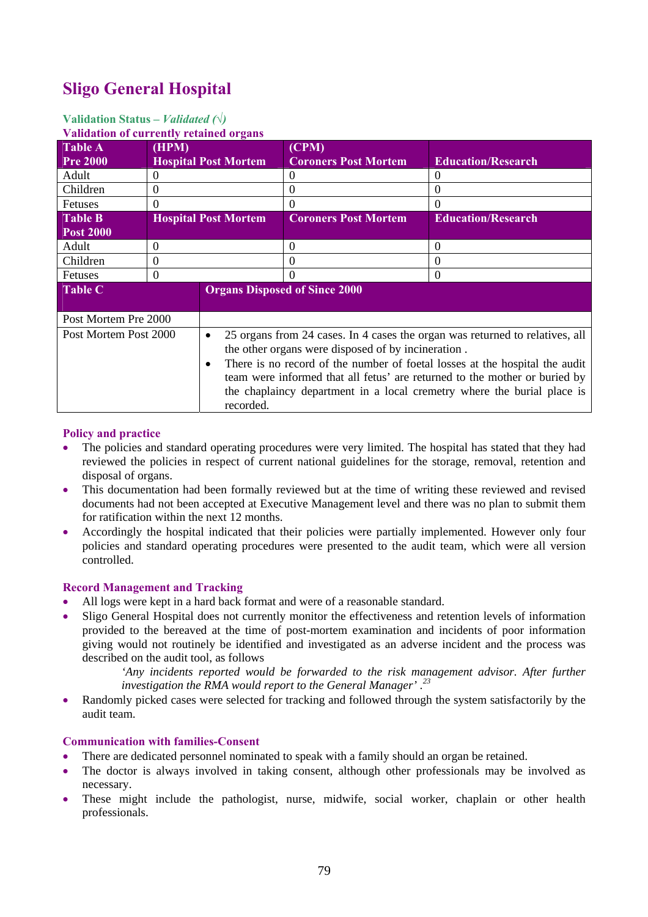## Sligo General Hospital

**Validation Status –** ***Validated (√)***

**Validation of currently retained organs**

| **Table A Pre 2000** | **(HPM) Hospital Post Mortem** | **(CPM) Coroners Post Mortem** | **Education/Research** |
|---|---|---|---|
| Adult | 0 | 0 | 0 |
| Children | 0 | 0 | 0 |
| Fetuses | 0 | 0 | 0 |
| **Table B Post 2000** | **Hospital Post Mortem** | **Coroners Post Mortem** | **Education/Research** |
| Adult | 0 | 0 | 0 |
| Children | 0 | 0 | 0 |
| Fetuses | 0 | 0 | 0 |

| **Table C** | **Organs Disposed of Since 2000** |
|---|---|
| Post Mortem Pre 2000 | |
| Post Mortem Post 2000 | • 25 organs from 24 cases. In 4 cases the organ was returned to relatives, all the other organs were disposed of by incineration .<br>• There is no record of the number of foetal losses at the hospital the audit team were informed that all fetus' are returned to the mother or buried by the chaplaincy department in a local cremetry where the burial place is recorded. |

### Policy and practice

- The policies and standard operating procedures were very limited. The hospital has stated that they had reviewed the policies in respect of current national guidelines for the storage, removal, retention and disposal of organs.
- This documentation had been formally reviewed but at the time of writing these reviewed and revised documents had not been accepted at Executive Management level and there was no plan to submit them for ratification within the next 12 months.
- Accordingly the hospital indicated that their policies were partially implemented. However only four policies and standard operating procedures were presented to the audit team, which were all version controlled.

### Record Management and Tracking

- All logs were kept in a hard back format and were of a reasonable standard.
- Sligo General Hospital does not currently monitor the effectiveness and retention levels of information provided to the bereaved at the time of post-mortem examination and incidents of poor information giving would not routinely be identified and investigated as an adverse incident and the process was described on the audit tool, as follows

  *'Any incidents reported would be forwarded to the risk management advisor. After further investigation the RMA would report to the General Manager' .*[23]

- Randomly picked cases were selected for tracking and followed through the system satisfactorily by the audit team.

### Communication with families-Consent

- There are dedicated personnel nominated to speak with a family should an organ be retained.
- The doctor is always involved in taking consent, although other professionals may be involved as necessary.
- These might include the pathologist, nurse, midwife, social worker, chaplain or other health professionals.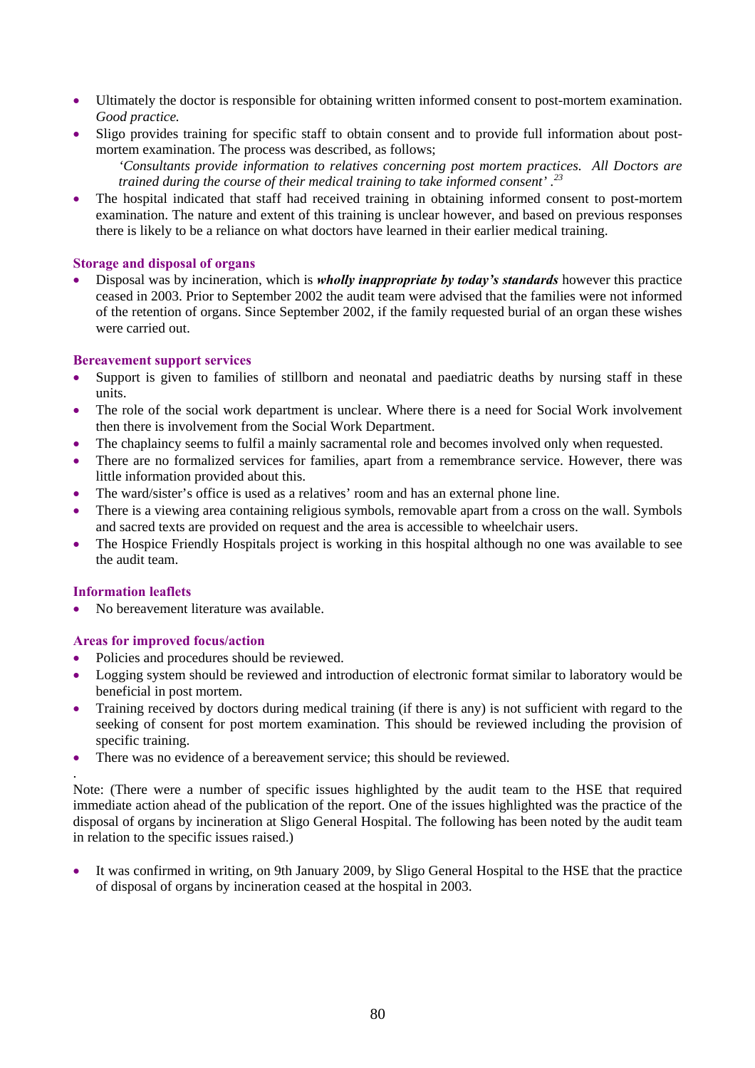- Ultimately the doctor is responsible for obtaining written informed consent to post-mortem examination. *Good practice.*
- Sligo provides training for specific staff to obtain consent and to provide full information about post-mortem examination. The process was described, as follows;

  *'Consultants provide information to relatives concerning post mortem practices. All Doctors are trained during the course of their medical training to take informed consent'* .[23]
- The hospital indicated that staff had received training in obtaining informed consent to post-mortem examination. The nature and extent of this training is unclear however, and based on previous responses there is likely to be a reliance on what doctors have learned in their earlier medical training.

### Storage and disposal of organs

- Disposal was by incineration, which is ***wholly inappropriate by today's standards*** however this practice ceased in 2003. Prior to September 2002 the audit team were advised that the families were not informed of the retention of organs. Since September 2002, if the family requested burial of an organ these wishes were carried out.

### Bereavement support services

- Support is given to families of stillborn and neonatal and paediatric deaths by nursing staff in these units.
- The role of the social work department is unclear. Where there is a need for Social Work involvement then there is involvement from the Social Work Department.
- The chaplaincy seems to fulfil a mainly sacramental role and becomes involved only when requested.
- There are no formalized services for families, apart from a remembrance service. However, there was little information provided about this.
- The ward/sister's office is used as a relatives' room and has an external phone line.
- There is a viewing area containing religious symbols, removable apart from a cross on the wall. Symbols and sacred texts are provided on request and the area is accessible to wheelchair users.
- The Hospice Friendly Hospitals project is working in this hospital although no one was available to see the audit team.

### Information leaflets

- No bereavement literature was available.

### Areas for improved focus/action

- Policies and procedures should be reviewed.
- Logging system should be reviewed and introduction of electronic format similar to laboratory would be beneficial in post mortem.
- Training received by doctors during medical training (if there is any) is not sufficient with regard to the seeking of consent for post mortem examination. This should be reviewed including the provision of specific training.
- There was no evidence of a bereavement service; this should be reviewed.

.

Note: (There were a number of specific issues highlighted by the audit team to the HSE that required immediate action ahead of the publication of the report. One of the issues highlighted was the practice of the disposal of organs by incineration at Sligo General Hospital. The following has been noted by the audit team in relation to the specific issues raised.)

- It was confirmed in writing, on 9th January 2009, by Sligo General Hospital to the HSE that the practice of disposal of organs by incineration ceased at the hospital in 2003.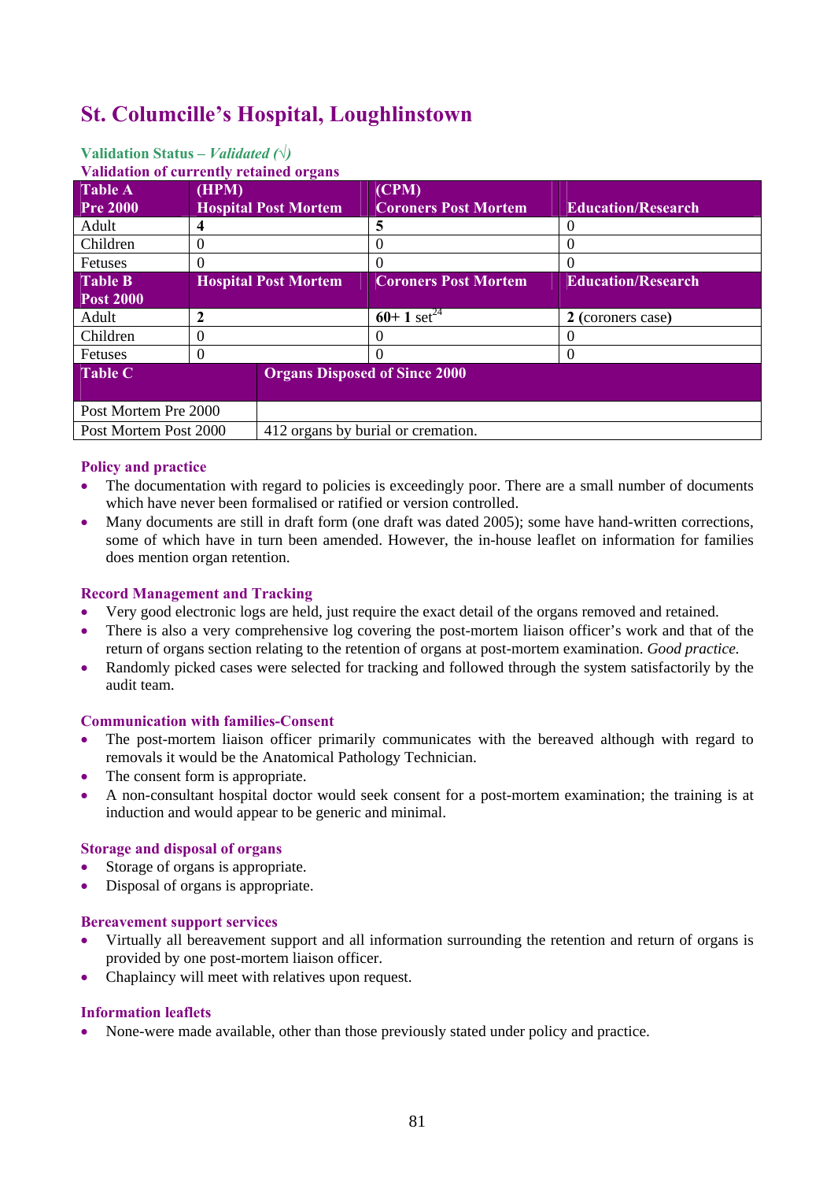# St. Columcille's Hospital, Loughlinstown

**Validation Status –** ***Validated (√)***

**Validation of currently retained organs**

| Table A Pre 2000 | (HPM) Hospital Post Mortem | (CPM) Coroners Post Mortem | Education/Research |
|---|---|---|---|
| Adult | **4** | **5** | 0 |
| Children | 0 | 0 | 0 |
| Fetuses | 0 | 0 | 0 |
| **Table B Post 2000** | **Hospital Post Mortem** | **Coroners Post Mortem** | **Education/Research** |
| Adult | **2** | **60+ 1** set[24] | **2** (coroners case) |
| Children | 0 | 0 | 0 |
| Fetuses | 0 | 0 | 0 |

| Table C | Organs Disposed of Since 2000 |
|---|---|
| Post Mortem Pre 2000 | |
| Post Mortem Post 2000 | 412 organs by burial or cremation. |

### Policy and practice

- The documentation with regard to policies is exceedingly poor. There are a small number of documents which have never been formalised or ratified or version controlled.
- Many documents are still in draft form (one draft was dated 2005); some have hand-written corrections, some of which have in turn been amended. However, the in-house leaflet on information for families does mention organ retention.

### Record Management and Tracking

- Very good electronic logs are held, just require the exact detail of the organs removed and retained.
- There is also a very comprehensive log covering the post-mortem liaison officer's work and that of the return of organs section relating to the retention of organs at post-mortem examination. *Good practice.*
- Randomly picked cases were selected for tracking and followed through the system satisfactorily by the audit team.

### Communication with families-Consent

- The post-mortem liaison officer primarily communicates with the bereaved although with regard to removals it would be the Anatomical Pathology Technician.
- The consent form is appropriate.
- A non-consultant hospital doctor would seek consent for a post-mortem examination; the training is at induction and would appear to be generic and minimal.

### Storage and disposal of organs

- Storage of organs is appropriate.
- Disposal of organs is appropriate.

### Bereavement support services

- Virtually all bereavement support and all information surrounding the retention and return of organs is provided by one post-mortem liaison officer.
- Chaplaincy will meet with relatives upon request.

### Information leaflets

- None-were made available, other than those previously stated under policy and practice.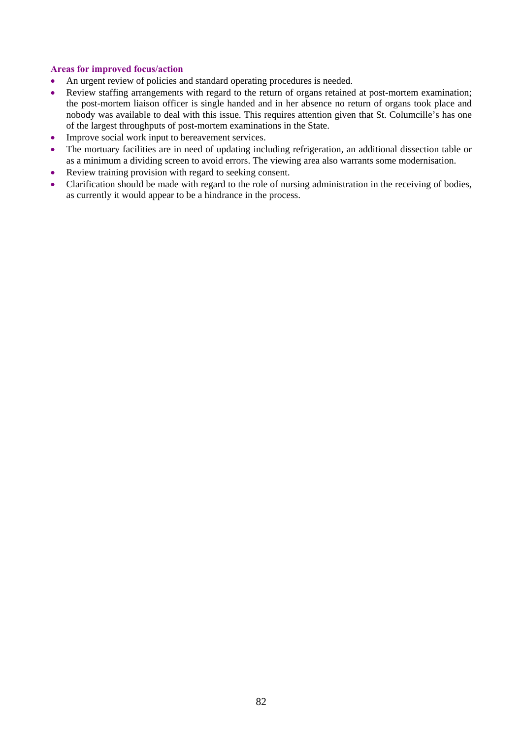**Areas for improved focus/action**

- An urgent review of policies and standard operating procedures is needed.
- Review staffing arrangements with regard to the return of organs retained at post-mortem examination; the post-mortem liaison officer is single handed and in her absence no return of organs took place and nobody was available to deal with this issue. This requires attention given that St. Columcille's has one of the largest throughputs of post-mortem examinations in the State.
- Improve social work input to bereavement services.
- The mortuary facilities are in need of updating including refrigeration, an additional dissection table or as a minimum a dividing screen to avoid errors. The viewing area also warrants some modernisation.
- Review training provision with regard to seeking consent.
- Clarification should be made with regard to the role of nursing administration in the receiving of bodies, as currently it would appear to be a hindrance in the process.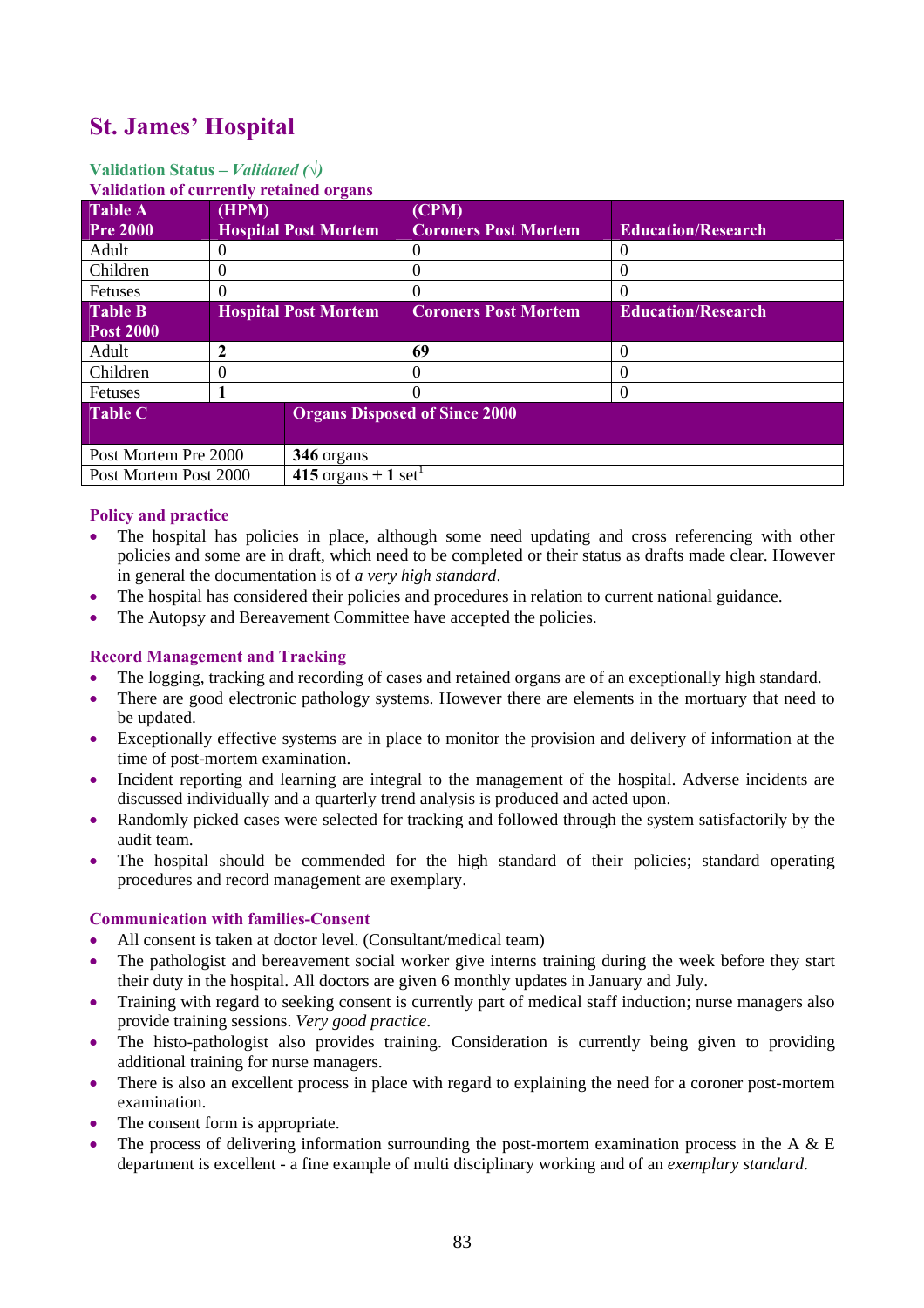## St. James' Hospital

**Validation Status –** ***Validated (√)***

**Validation of currently retained organs**

| Table A Pre 2000 | (HPM) Hospital Post Mortem | (CPM) Coroners Post Mortem | Education/Research |
|---|---|---|---|
| Adult | 0 | 0 | 0 |
| Children | 0 | 0 | 0 |
| Fetuses | 0 | 0 | 0 |
| **Table B Post 2000** | **Hospital Post Mortem** | **Coroners Post Mortem** | **Education/Research** |
| Adult | **2** | **69** | 0 |
| Children | 0 | 0 | 0 |
| Fetuses | **1** | 0 | 0 |

| Table C | Organs Disposed of Since 2000 |
|---|---|
| Post Mortem Pre 2000 | **346** organs |
| Post Mortem Post 2000 | **415** organs + **1** set[1] |

### Policy and practice

- The hospital has policies in place, although some need updating and cross referencing with other policies and some are in draft, which need to be completed or their status as drafts made clear. However in general the documentation is of *a very high standard*.
- The hospital has considered their policies and procedures in relation to current national guidance.
- The Autopsy and Bereavement Committee have accepted the policies.

### Record Management and Tracking

- The logging, tracking and recording of cases and retained organs are of an exceptionally high standard.
- There are good electronic pathology systems. However there are elements in the mortuary that need to be updated.
- Exceptionally effective systems are in place to monitor the provision and delivery of information at the time of post-mortem examination.
- Incident reporting and learning are integral to the management of the hospital. Adverse incidents are discussed individually and a quarterly trend analysis is produced and acted upon.
- Randomly picked cases were selected for tracking and followed through the system satisfactorily by the audit team.
- The hospital should be commended for the high standard of their policies; standard operating procedures and record management are exemplary.

### Communication with families-Consent

- All consent is taken at doctor level. (Consultant/medical team)
- The pathologist and bereavement social worker give interns training during the week before they start their duty in the hospital. All doctors are given 6 monthly updates in January and July.
- Training with regard to seeking consent is currently part of medical staff induction; nurse managers also provide training sessions. *Very good practice*.
- The histo-pathologist also provides training. Consideration is currently being given to providing additional training for nurse managers.
- There is also an excellent process in place with regard to explaining the need for a coroner post-mortem examination.
- The consent form is appropriate.
- The process of delivering information surrounding the post-mortem examination process in the A & E department is excellent - a fine example of multi disciplinary working and of an *exemplary standard*.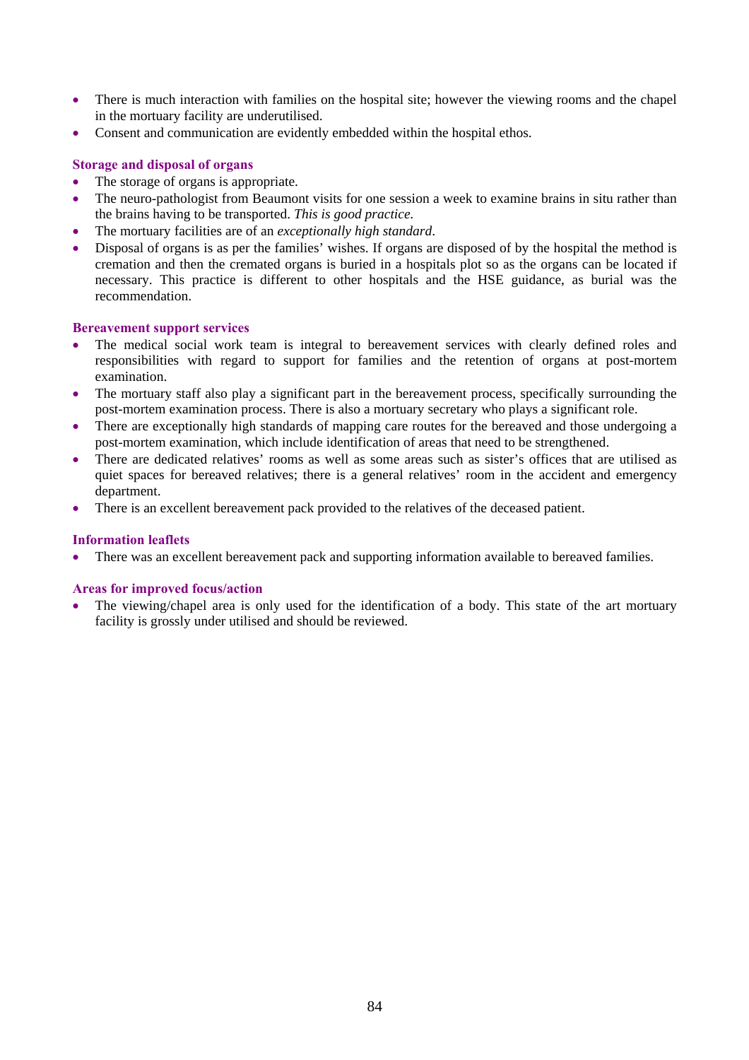- There is much interaction with families on the hospital site; however the viewing rooms and the chapel in the mortuary facility are underutilised.
- Consent and communication are evidently embedded within the hospital ethos.

### Storage and disposal of organs

- The storage of organs is appropriate.
- The neuro-pathologist from Beaumont visits for one session a week to examine brains in situ rather than the brains having to be transported. *This is good practice.*
- The mortuary facilities are of an *exceptionally high standard*.
- Disposal of organs is as per the families' wishes. If organs are disposed of by the hospital the method is cremation and then the cremated organs is buried in a hospitals plot so as the organs can be located if necessary. This practice is different to other hospitals and the HSE guidance, as burial was the recommendation.

### Bereavement support services

- The medical social work team is integral to bereavement services with clearly defined roles and responsibilities with regard to support for families and the retention of organs at post-mortem examination.
- The mortuary staff also play a significant part in the bereavement process, specifically surrounding the post-mortem examination process. There is also a mortuary secretary who plays a significant role.
- There are exceptionally high standards of mapping care routes for the bereaved and those undergoing a post-mortem examination, which include identification of areas that need to be strengthened.
- There are dedicated relatives' rooms as well as some areas such as sister's offices that are utilised as quiet spaces for bereaved relatives; there is a general relatives' room in the accident and emergency department.
- There is an excellent bereavement pack provided to the relatives of the deceased patient.

### Information leaflets

- There was an excellent bereavement pack and supporting information available to bereaved families.

### Areas for improved focus/action

- The viewing/chapel area is only used for the identification of a body. This state of the art mortuary facility is grossly under utilised and should be reviewed.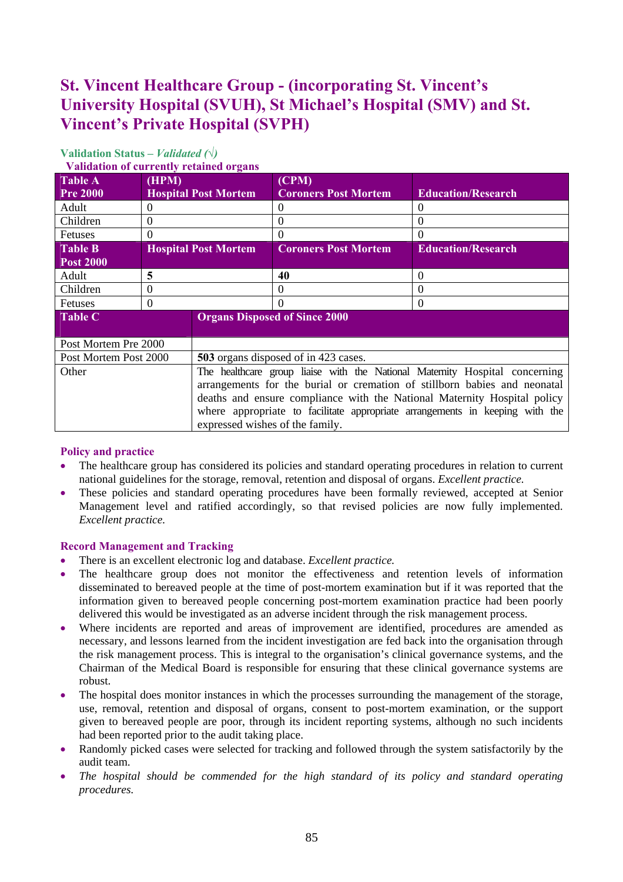# St. Vincent Healthcare Group - (incorporating St. Vincent's University Hospital (SVUH), St Michael's Hospital (SMV) and St. Vincent's Private Hospital (SVPH)

**Validation Status –** ***Validated (√)***

**Validation of currently retained organs**

| **Table A Pre 2000** | **(HPM) Hospital Post Mortem** | **(CPM) Coroners Post Mortem** | **Education/Research** |
|---|---|---|---|
| Adult | 0 | 0 | 0 |
| Children | 0 | 0 | 0 |
| Fetuses | 0 | 0 | 0 |
| **Table B Post 2000** | **Hospital Post Mortem** | **Coroners Post Mortem** | **Education/Research** |
| Adult | **5** | **40** | 0 |
| Children | 0 | 0 | 0 |
| Fetuses | 0 | 0 | 0 |

| **Table C** | **Organs Disposed of Since 2000** |
|---|---|
| Post Mortem Pre 2000 | |
| Post Mortem Post 2000 | **503** organs disposed of in 423 cases. |
| Other | The healthcare group liaise with the National Maternity Hospital concerning arrangements for the burial or cremation of stillborn babies and neonatal deaths and ensure compliance with the National Maternity Hospital policy where appropriate to facilitate appropriate arrangements in keeping with the expressed wishes of the family. |

### Policy and practice

- The healthcare group has considered its policies and standard operating procedures in relation to current national guidelines for the storage, removal, retention and disposal of organs. *Excellent practice.*
- These policies and standard operating procedures have been formally reviewed, accepted at Senior Management level and ratified accordingly, so that revised policies are now fully implemented. *Excellent practice.*

### Record Management and Tracking

- There is an excellent electronic log and database. *Excellent practice.*
- The healthcare group does not monitor the effectiveness and retention levels of information disseminated to bereaved people at the time of post-mortem examination but if it was reported that the information given to bereaved people concerning post-mortem examination practice had been poorly delivered this would be investigated as an adverse incident through the risk management process.
- Where incidents are reported and areas of improvement are identified, procedures are amended as necessary, and lessons learned from the incident investigation are fed back into the organisation through the risk management process. This is integral to the organisation's clinical governance systems, and the Chairman of the Medical Board is responsible for ensuring that these clinical governance systems are robust.
- The hospital does monitor instances in which the processes surrounding the management of the storage, use, removal, retention and disposal of organs, consent to post-mortem examination, or the support given to bereaved people are poor, through its incident reporting systems, although no such incidents had been reported prior to the audit taking place.
- Randomly picked cases were selected for tracking and followed through the system satisfactorily by the audit team.
- *The hospital should be commended for the high standard of its policy and standard operating procedures.*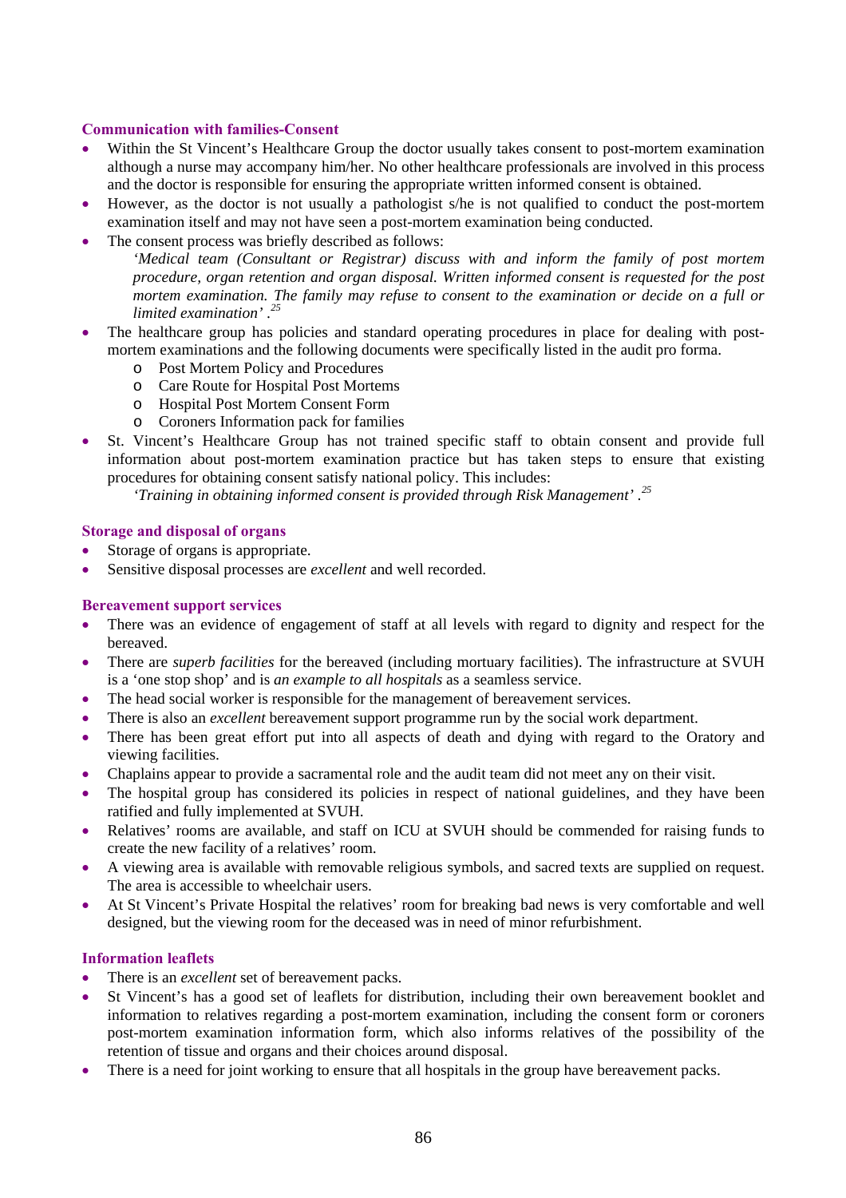### Communication with families-Consent

- Within the St Vincent's Healthcare Group the doctor usually takes consent to post-mortem examination although a nurse may accompany him/her. No other healthcare professionals are involved in this process and the doctor is responsible for ensuring the appropriate written informed consent is obtained.
- However, as the doctor is not usually a pathologist s/he is not qualified to conduct the post-mortem examination itself and may not have seen a post-mortem examination being conducted.
- The consent process was briefly described as follows:
  *'Medical team (Consultant or Registrar) discuss with and inform the family of post mortem procedure, organ retention and organ disposal. Written informed consent is requested for the post mortem examination. The family may refuse to consent to the examination or decide on a full or limited examination'* .[25]
- The healthcare group has policies and standard operating procedures in place for dealing with post-mortem examinations and the following documents were specifically listed in the audit pro forma.
  - Post Mortem Policy and Procedures
  - Care Route for Hospital Post Mortems
  - Hospital Post Mortem Consent Form
  - Coroners Information pack for families
- St. Vincent's Healthcare Group has not trained specific staff to obtain consent and provide full information about post-mortem examination practice but has taken steps to ensure that existing procedures for obtaining consent satisfy national policy. This includes:
  *'Training in obtaining informed consent is provided through Risk Management'* .[25]

### Storage and disposal of organs

- Storage of organs is appropriate.
- Sensitive disposal processes are *excellent* and well recorded.

### Bereavement support services

- There was an evidence of engagement of staff at all levels with regard to dignity and respect for the bereaved.
- There are *superb facilities* for the bereaved (including mortuary facilities). The infrastructure at SVUH is a 'one stop shop' and is *an example to all hospitals* as a seamless service.
- The head social worker is responsible for the management of bereavement services.
- There is also an *excellent* bereavement support programme run by the social work department.
- There has been great effort put into all aspects of death and dying with regard to the Oratory and viewing facilities.
- Chaplains appear to provide a sacramental role and the audit team did not meet any on their visit.
- The hospital group has considered its policies in respect of national guidelines, and they have been ratified and fully implemented at SVUH.
- Relatives' rooms are available, and staff on ICU at SVUH should be commended for raising funds to create the new facility of a relatives' room.
- A viewing area is available with removable religious symbols, and sacred texts are supplied on request. The area is accessible to wheelchair users.
- At St Vincent's Private Hospital the relatives' room for breaking bad news is very comfortable and well designed, but the viewing room for the deceased was in need of minor refurbishment.

### Information leaflets

- There is an *excellent* set of bereavement packs.
- St Vincent's has a good set of leaflets for distribution, including their own bereavement booklet and information to relatives regarding a post-mortem examination, including the consent form or coroners post-mortem examination information form, which also informs relatives of the possibility of the retention of tissue and organs and their choices around disposal.
- There is a need for joint working to ensure that all hospitals in the group have bereavement packs.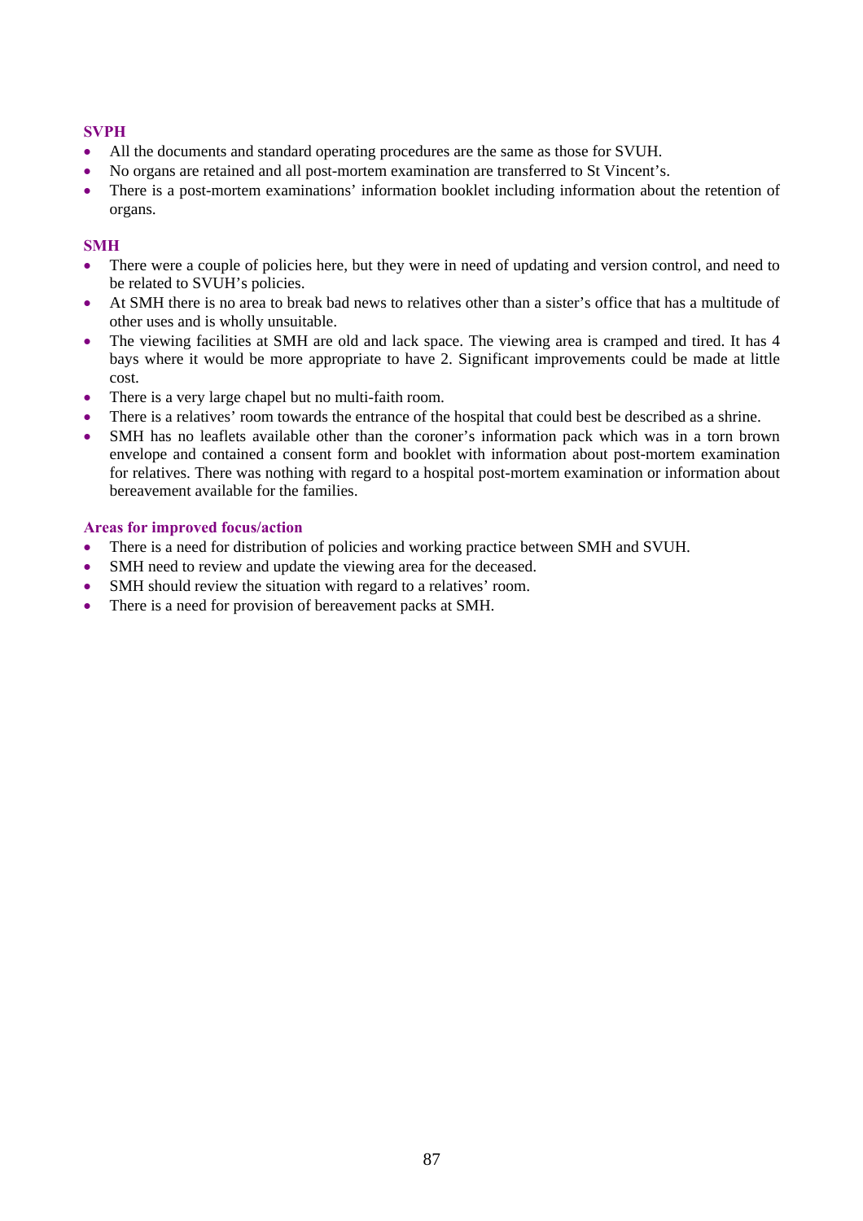### SVPH

- All the documents and standard operating procedures are the same as those for SVUH.
- No organs are retained and all post-mortem examination are transferred to St Vincent's.
- There is a post-mortem examinations' information booklet including information about the retention of organs.

### SMH

- There were a couple of policies here, but they were in need of updating and version control, and need to be related to SVUH's policies.
- At SMH there is no area to break bad news to relatives other than a sister's office that has a multitude of other uses and is wholly unsuitable.
- The viewing facilities at SMH are old and lack space. The viewing area is cramped and tired. It has 4 bays where it would be more appropriate to have 2. Significant improvements could be made at little cost.
- There is a very large chapel but no multi-faith room.
- There is a relatives' room towards the entrance of the hospital that could best be described as a shrine.
- SMH has no leaflets available other than the coroner's information pack which was in a torn brown envelope and contained a consent form and booklet with information about post-mortem examination for relatives. There was nothing with regard to a hospital post-mortem examination or information about bereavement available for the families.

### Areas for improved focus/action

- There is a need for distribution of policies and working practice between SMH and SVUH.
- SMH need to review and update the viewing area for the deceased.
- SMH should review the situation with regard to a relatives' room.
- There is a need for provision of bereavement packs at SMH.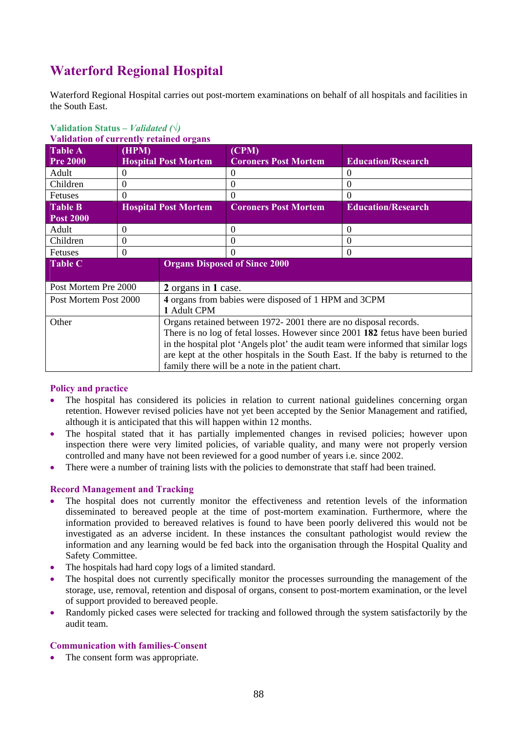# Waterford Regional Hospital

Waterford Regional Hospital carries out post-mortem examinations on behalf of all hospitals and facilities in the South East.

**Validation Status –** ***Validated (√)***
**Validation of currently retained organs**

| Table A Pre 2000 | (HPM) Hospital Post Mortem | (CPM) Coroners Post Mortem | Education/Research |
|---|---|---|---|
| Adult | 0 | 0 | 0 |
| Children | 0 | 0 | 0 |
| Fetuses | 0 | 0 | 0 |
| **Table B Post 2000** | **Hospital Post Mortem** | **Coroners Post Mortem** | **Education/Research** |
| Adult | 0 | 0 | 0 |
| Children | 0 | 0 | 0 |
| Fetuses | 0 | 0 | 0 |

| Table C | Organs Disposed of Since 2000 |
|---|---|
| Post Mortem Pre 2000 | **2** organs in **1** case. |
| Post Mortem Post 2000 | **4** organs from babies were disposed of 1 HPM and 3CPM<br>**1** Adult CPM |
| Other | Organs retained between 1972- 2001 there are no disposal records.<br>There is no log of fetal losses. However since 2001 **182** fetus have been buried in the hospital plot 'Angels plot' the audit team were informed that similar logs are kept at the other hospitals in the South East. If the baby is returned to the family there will be a note in the patient chart. |

### Policy and practice

- The hospital has considered its policies in relation to current national guidelines concerning organ retention. However revised policies have not yet been accepted by the Senior Management and ratified, although it is anticipated that this will happen within 12 months.
- The hospital stated that it has partially implemented changes in revised policies; however upon inspection there were very limited policies, of variable quality, and many were not properly version controlled and many have not been reviewed for a good number of years i.e. since 2002.
- There were a number of training lists with the policies to demonstrate that staff had been trained.

### Record Management and Tracking

- The hospital does not currently monitor the effectiveness and retention levels of the information disseminated to bereaved people at the time of post-mortem examination. Furthermore, where the information provided to bereaved relatives is found to have been poorly delivered this would not be investigated as an adverse incident. In these instances the consultant pathologist would review the information and any learning would be fed back into the organisation through the Hospital Quality and Safety Committee.
- The hospitals had hard copy logs of a limited standard.
- The hospital does not currently specifically monitor the processes surrounding the management of the storage, use, removal, retention and disposal of organs, consent to post-mortem examination, or the level of support provided to bereaved people.
- Randomly picked cases were selected for tracking and followed through the system satisfactorily by the audit team.

### Communication with families-Consent

- The consent form was appropriate.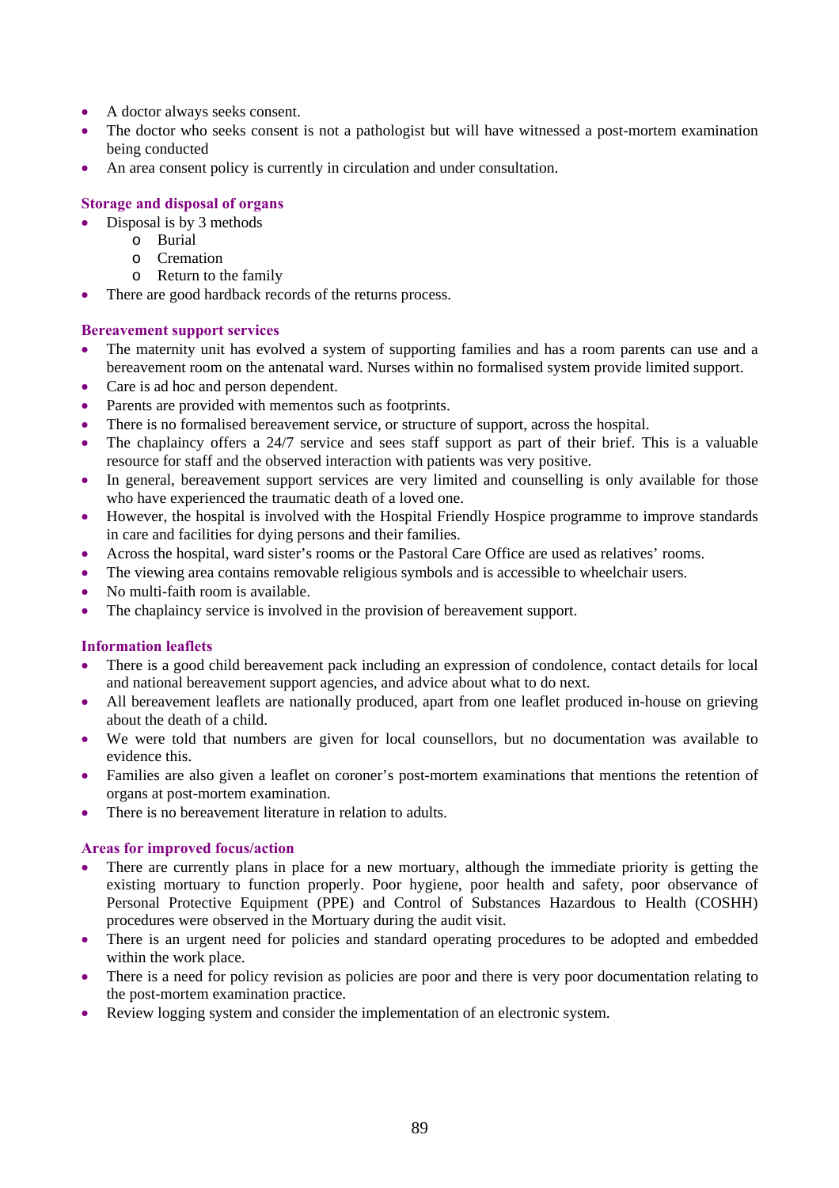- A doctor always seeks consent.
- The doctor who seeks consent is not a pathologist but will have witnessed a post-mortem examination being conducted
- An area consent policy is currently in circulation and under consultation.

### Storage and disposal of organs

- Disposal is by 3 methods
  - Burial
  - Cremation
  - Return to the family
- There are good hardback records of the returns process.

### Bereavement support services

- The maternity unit has evolved a system of supporting families and has a room parents can use and a bereavement room on the antenatal ward. Nurses within no formalised system provide limited support.
- Care is ad hoc and person dependent.
- Parents are provided with mementos such as footprints.
- There is no formalised bereavement service, or structure of support, across the hospital.
- The chaplaincy offers a 24/7 service and sees staff support as part of their brief. This is a valuable resource for staff and the observed interaction with patients was very positive.
- In general, bereavement support services are very limited and counselling is only available for those who have experienced the traumatic death of a loved one.
- However, the hospital is involved with the Hospital Friendly Hospice programme to improve standards in care and facilities for dying persons and their families.
- Across the hospital, ward sister's rooms or the Pastoral Care Office are used as relatives' rooms.
- The viewing area contains removable religious symbols and is accessible to wheelchair users.
- No multi-faith room is available.
- The chaplaincy service is involved in the provision of bereavement support.

### Information leaflets

- There is a good child bereavement pack including an expression of condolence, contact details for local and national bereavement support agencies, and advice about what to do next.
- All bereavement leaflets are nationally produced, apart from one leaflet produced in-house on grieving about the death of a child.
- We were told that numbers are given for local counsellors, but no documentation was available to evidence this.
- Families are also given a leaflet on coroner's post-mortem examinations that mentions the retention of organs at post-mortem examination.
- There is no bereavement literature in relation to adults.

### Areas for improved focus/action

- There are currently plans in place for a new mortuary, although the immediate priority is getting the existing mortuary to function properly. Poor hygiene, poor health and safety, poor observance of Personal Protective Equipment (PPE) and Control of Substances Hazardous to Health (COSHH) procedures were observed in the Mortuary during the audit visit.
- There is an urgent need for policies and standard operating procedures to be adopted and embedded within the work place.
- There is a need for policy revision as policies are poor and there is very poor documentation relating to the post-mortem examination practice.
- Review logging system and consider the implementation of an electronic system.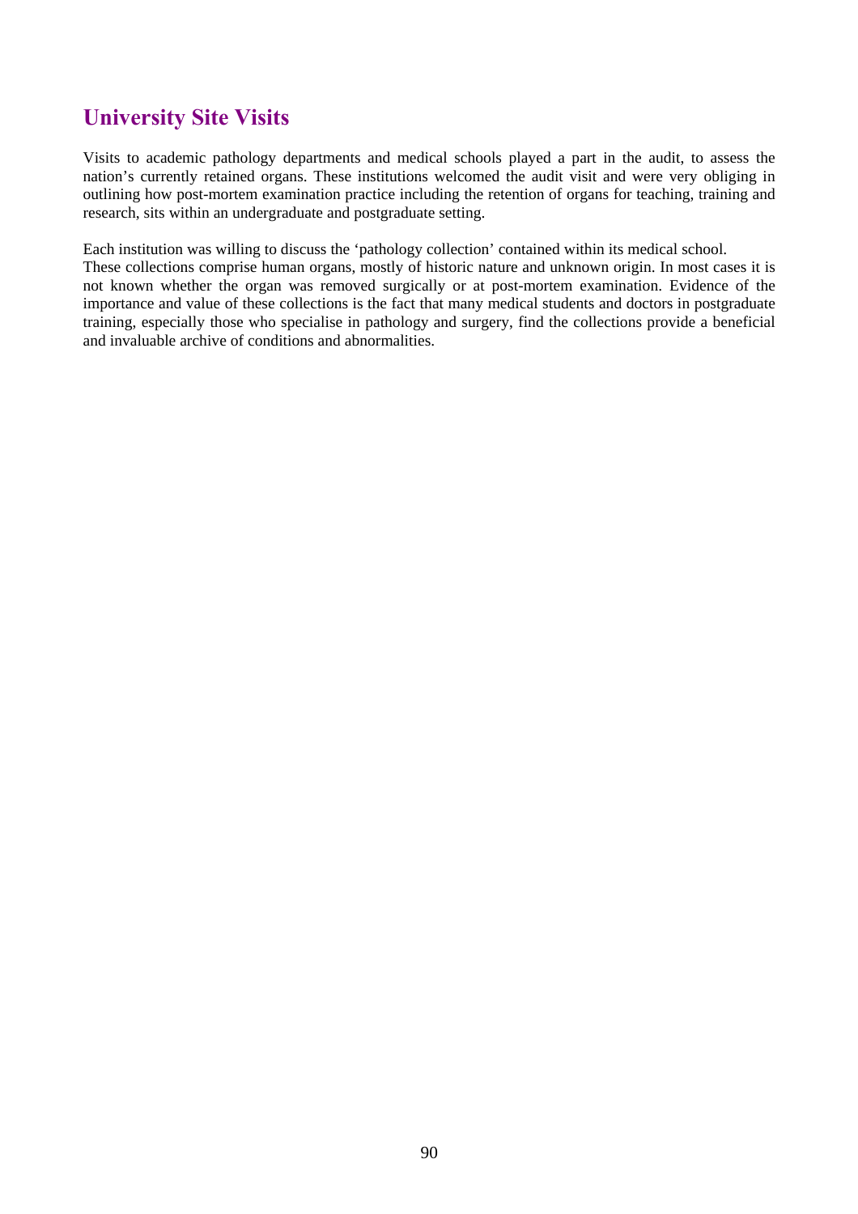## University Site Visits

Visits to academic pathology departments and medical schools played a part in the audit, to assess the nation's currently retained organs. These institutions welcomed the audit visit and were very obliging in outlining how post-mortem examination practice including the retention of organs for teaching, training and research, sits within an undergraduate and postgraduate setting.

Each institution was willing to discuss the 'pathology collection' contained within its medical school.
These collections comprise human organs, mostly of historic nature and unknown origin. In most cases it is not known whether the organ was removed surgically or at post-mortem examination. Evidence of the importance and value of these collections is the fact that many medical students and doctors in postgraduate training, especially those who specialise in pathology and surgery, find the collections provide a beneficial and invaluable archive of conditions and abnormalities.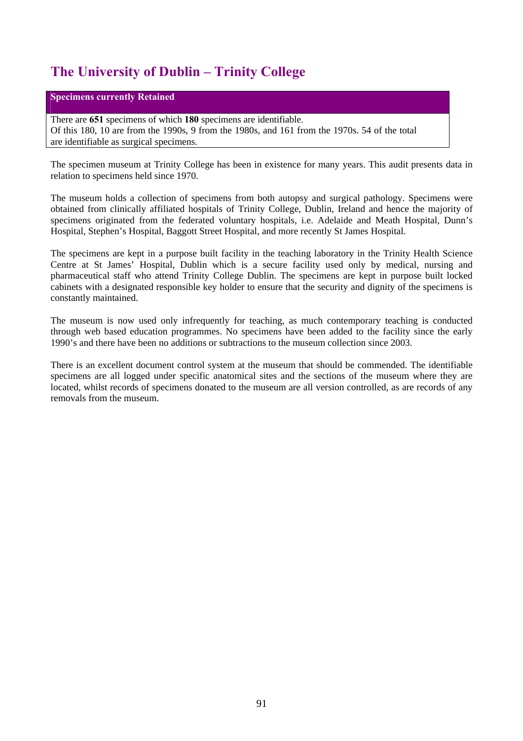## The University of Dublin – Trinity College

| Specimens currently Retained |
|---|
| There are **651** specimens of which **180** specimens are identifiable.<br>Of this 180, 10 are from the 1990s, 9 from the 1980s, and 161 from the 1970s. 54 of the total are identifiable as surgical specimens. |

The specimen museum at Trinity College has been in existence for many years. This audit presents data in relation to specimens held since 1970.

The museum holds a collection of specimens from both autopsy and surgical pathology. Specimens were obtained from clinically affiliated hospitals of Trinity College, Dublin, Ireland and hence the majority of specimens originated from the federated voluntary hospitals, i.e. Adelaide and Meath Hospital, Dunn's Hospital, Stephen's Hospital, Baggott Street Hospital, and more recently St James Hospital.

The specimens are kept in a purpose built facility in the teaching laboratory in the Trinity Health Science Centre at St James' Hospital, Dublin which is a secure facility used only by medical, nursing and pharmaceutical staff who attend Trinity College Dublin. The specimens are kept in purpose built locked cabinets with a designated responsible key holder to ensure that the security and dignity of the specimens is constantly maintained.

The museum is now used only infrequently for teaching, as much contemporary teaching is conducted through web based education programmes. No specimens have been added to the facility since the early 1990's and there have been no additions or subtractions to the museum collection since 2003.

There is an excellent document control system at the museum that should be commended. The identifiable specimens are all logged under specific anatomical sites and the sections of the museum where they are located, whilst records of specimens donated to the museum are all version controlled, as are records of any removals from the museum.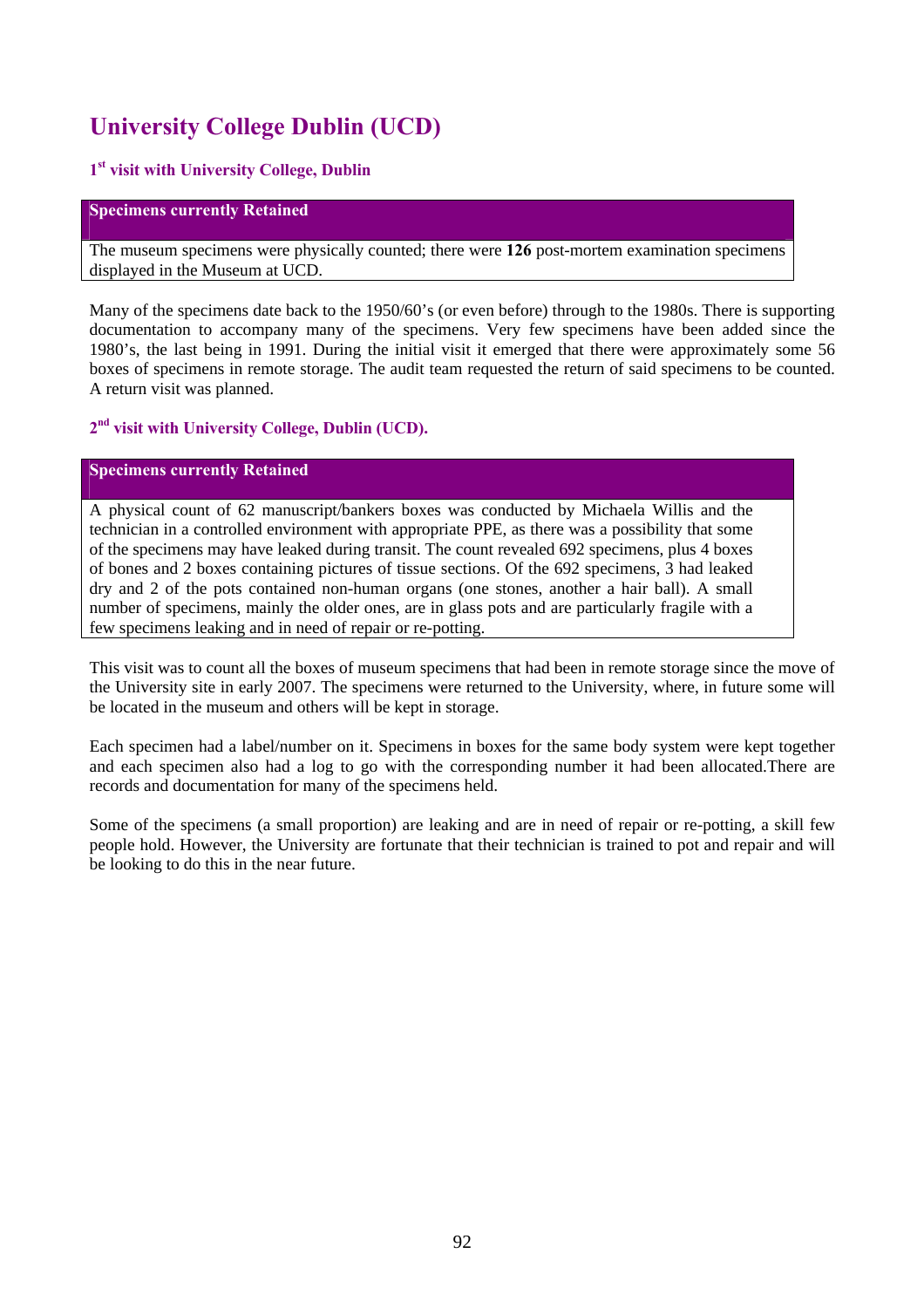# University College Dublin (UCD)

### 1st visit with University College, Dublin

| Specimens currently Retained |
|---|
| The museum specimens were physically counted; there were **126** post-mortem examination specimens displayed in the Museum at UCD. |

Many of the specimens date back to the 1950/60's (or even before) through to the 1980s. There is supporting documentation to accompany many of the specimens. Very few specimens have been added since the 1980's, the last being in 1991. During the initial visit it emerged that there were approximately some 56 boxes of specimens in remote storage. The audit team requested the return of said specimens to be counted. A return visit was planned.

### 2nd visit with University College, Dublin (UCD).

| Specimens currently Retained |
|---|
| A physical count of 62 manuscript/bankers boxes was conducted by Michaela Willis and the technician in a controlled environment with appropriate PPE, as there was a possibility that some of the specimens may have leaked during transit. The count revealed 692 specimens, plus 4 boxes of bones and 2 boxes containing pictures of tissue sections. Of the 692 specimens, 3 had leaked dry and 2 of the pots contained non-human organs (one stones, another a hair ball). A small number of specimens, mainly the older ones, are in glass pots and are particularly fragile with a few specimens leaking and in need of repair or re-potting. |

This visit was to count all the boxes of museum specimens that had been in remote storage since the move of the University site in early 2007. The specimens were returned to the University, where, in future some will be located in the museum and others will be kept in storage.

Each specimen had a label/number on it. Specimens in boxes for the same body system were kept together and each specimen also had a log to go with the corresponding number it had been allocated.There are records and documentation for many of the specimens held.

Some of the specimens (a small proportion) are leaking and are in need of repair or re-potting, a skill few people hold. However, the University are fortunate that their technician is trained to pot and repair and will be looking to do this in the near future.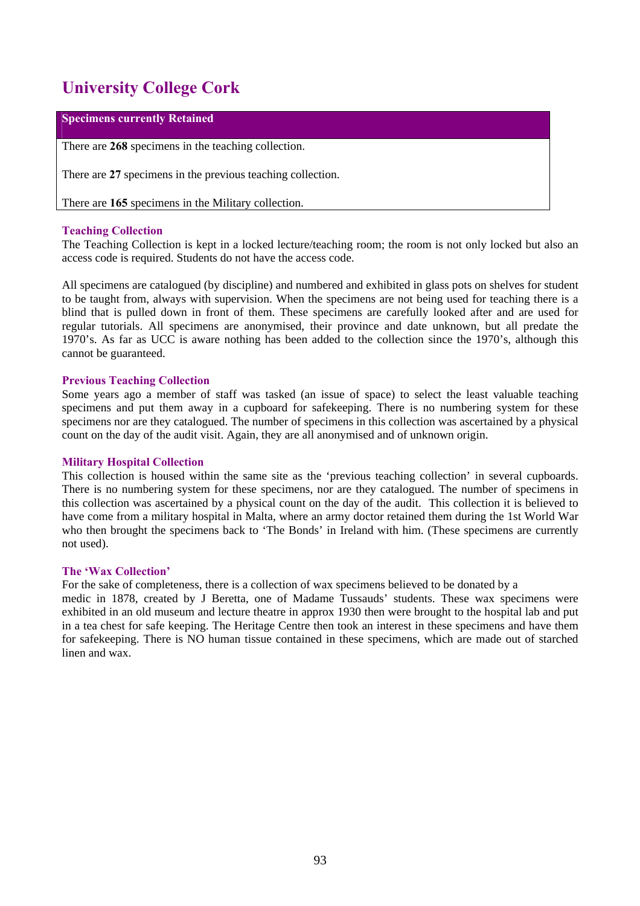## University College Cork

| Specimens currently Retained |
| --- |
| There are **268** specimens in the teaching collection.<br><br>There are **27** specimens in the previous teaching collection.<br><br>There are **165** specimens in the Military collection. |

### Teaching Collection

The Teaching Collection is kept in a locked lecture/teaching room; the room is not only locked but also an access code is required. Students do not have the access code.

All specimens are catalogued (by discipline) and numbered and exhibited in glass pots on shelves for student to be taught from, always with supervision. When the specimens are not being used for teaching there is a blind that is pulled down in front of them. These specimens are carefully looked after and are used for regular tutorials. All specimens are anonymised, their province and date unknown, but all predate the 1970's. As far as UCC is aware nothing has been added to the collection since the 1970's, although this cannot be guaranteed.

### Previous Teaching Collection

Some years ago a member of staff was tasked (an issue of space) to select the least valuable teaching specimens and put them away in a cupboard for safekeeping. There is no numbering system for these specimens nor are they catalogued. The number of specimens in this collection was ascertained by a physical count on the day of the audit visit. Again, they are all anonymised and of unknown origin.

### Military Hospital Collection

This collection is housed within the same site as the 'previous teaching collection' in several cupboards. There is no numbering system for these specimens, nor are they catalogued. The number of specimens in this collection was ascertained by a physical count on the day of the audit. This collection it is believed to have come from a military hospital in Malta, where an army doctor retained them during the 1st World War who then brought the specimens back to 'The Bonds' in Ireland with him. (These specimens are currently not used).

### The 'Wax Collection'

For the sake of completeness, there is a collection of wax specimens believed to be donated by a medic in 1878, created by J Beretta, one of Madame Tussauds' students. These wax specimens were exhibited in an old museum and lecture theatre in approx 1930 then were brought to the hospital lab and put in a tea chest for safe keeping. The Heritage Centre then took an interest in these specimens and have them for safekeeping. There is NO human tissue contained in these specimens, which are made out of starched linen and wax.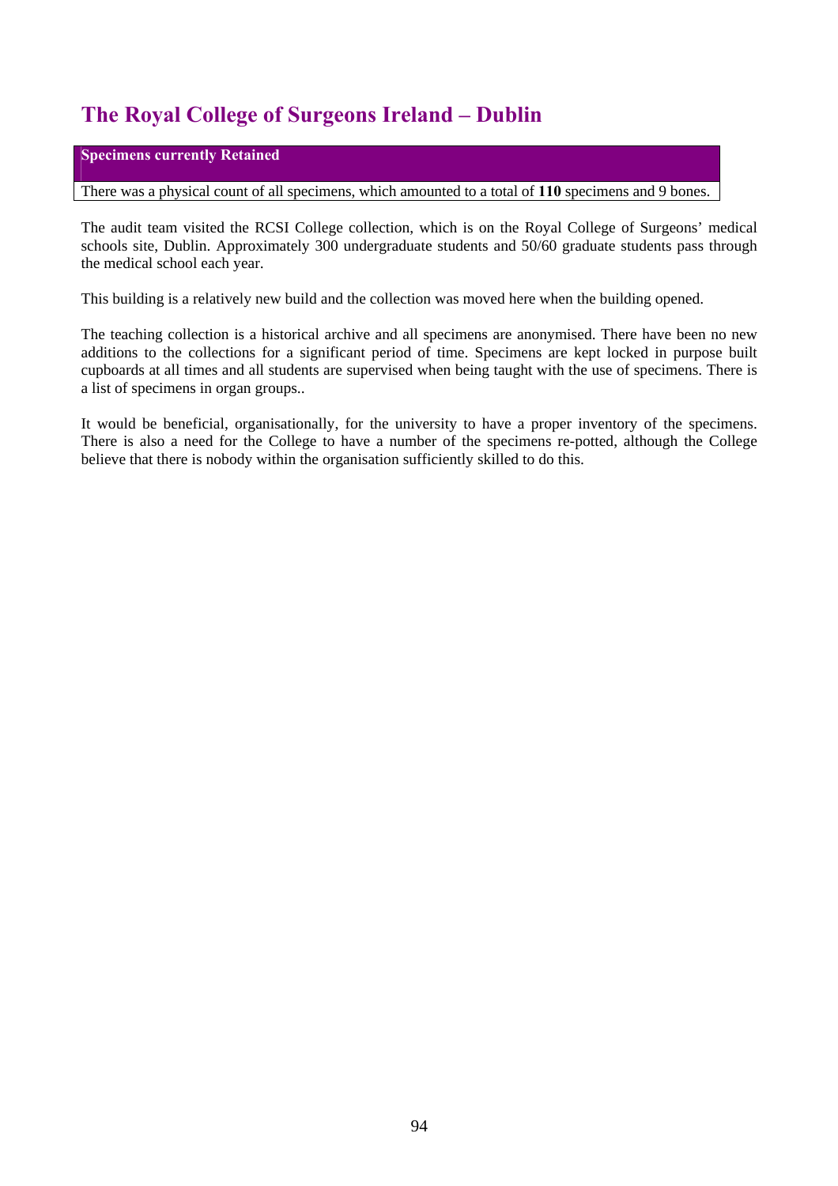# The Royal College of Surgeons Ireland – Dublin

| Specimens currently Retained |
|---|
| There was a physical count of all specimens, which amounted to a total of **110** specimens and 9 bones. |

The audit team visited the RCSI College collection, which is on the Royal College of Surgeons' medical schools site, Dublin. Approximately 300 undergraduate students and 50/60 graduate students pass through the medical school each year.

This building is a relatively new build and the collection was moved here when the building opened.

The teaching collection is a historical archive and all specimens are anonymised. There have been no new additions to the collections for a significant period of time. Specimens are kept locked in purpose built cupboards at all times and all students are supervised when being taught with the use of specimens. There is a list of specimens in organ groups..

It would be beneficial, organisationally, for the university to have a proper inventory of the specimens. There is also a need for the College to have a number of the specimens re-potted, although the College believe that there is nobody within the organisation sufficiently skilled to do this.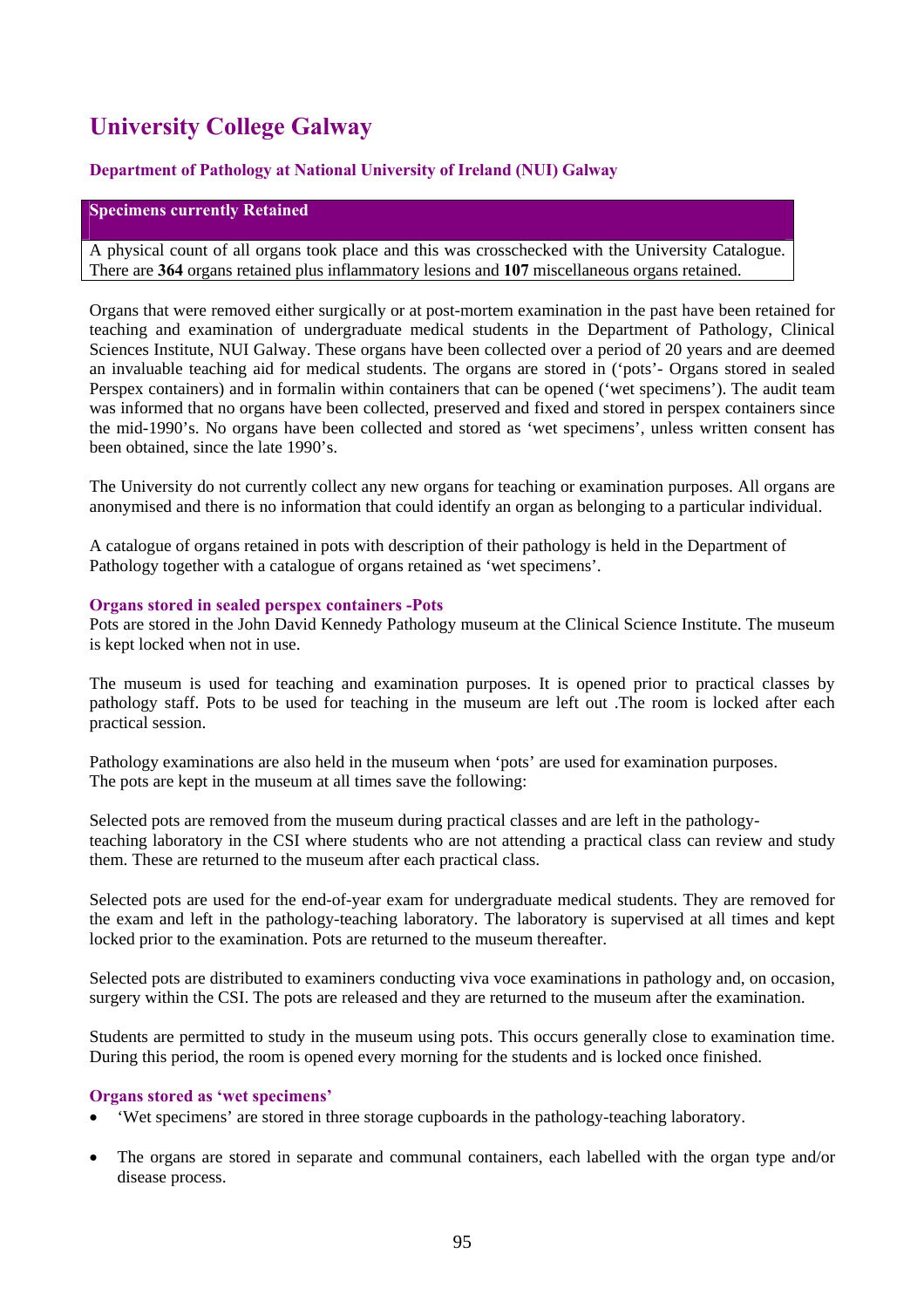# University College Galway

### Department of Pathology at National University of Ireland (NUI) Galway

| **Specimens currently Retained** |
|---|
| A physical count of all organs took place and this was crosschecked with the University Catalogue. There are **364** organs retained plus inflammatory lesions and **107** miscellaneous organs retained. |

Organs that were removed either surgically or at post-mortem examination in the past have been retained for teaching and examination of undergraduate medical students in the Department of Pathology, Clinical Sciences Institute, NUI Galway. These organs have been collected over a period of 20 years and are deemed an invaluable teaching aid for medical students. The organs are stored in (‘pots’- Organs stored in sealed Perspex containers) and in formalin within containers that can be opened (‘wet specimens’). The audit team was informed that no organs have been collected, preserved and fixed and stored in perspex containers since the mid-1990’s. No organs have been collected and stored as ‘wet specimens’, unless written consent has been obtained, since the late 1990’s.

The University do not currently collect any new organs for teaching or examination purposes. All organs are anonymised and there is no information that could identify an organ as belonging to a particular individual.

A catalogue of organs retained in pots with description of their pathology is held in the Department of Pathology together with a catalogue of organs retained as ‘wet specimens’.

### Organs stored in sealed perspex containers -Pots

Pots are stored in the John David Kennedy Pathology museum at the Clinical Science Institute. The museum is kept locked when not in use.

The museum is used for teaching and examination purposes. It is opened prior to practical classes by pathology staff. Pots to be used for teaching in the museum are left out .The room is locked after each practical session.

Pathology examinations are also held in the museum when ‘pots’ are used for examination purposes.
The pots are kept in the museum at all times save the following:

Selected pots are removed from the museum during practical classes and are left in the pathology-teaching laboratory in the CSI where students who are not attending a practical class can review and study them. These are returned to the museum after each practical class.

Selected pots are used for the end-of-year exam for undergraduate medical students. They are removed for the exam and left in the pathology-teaching laboratory. The laboratory is supervised at all times and kept locked prior to the examination. Pots are returned to the museum thereafter.

Selected pots are distributed to examiners conducting viva voce examinations in pathology and, on occasion, surgery within the CSI. The pots are released and they are returned to the museum after the examination.

Students are permitted to study in the museum using pots. This occurs generally close to examination time. During this period, the room is opened every morning for the students and is locked once finished.

### Organs stored as ‘wet specimens’

- ‘Wet specimens’ are stored in three storage cupboards in the pathology-teaching laboratory.
- The organs are stored in separate and communal containers, each labelled with the organ type and/or disease process.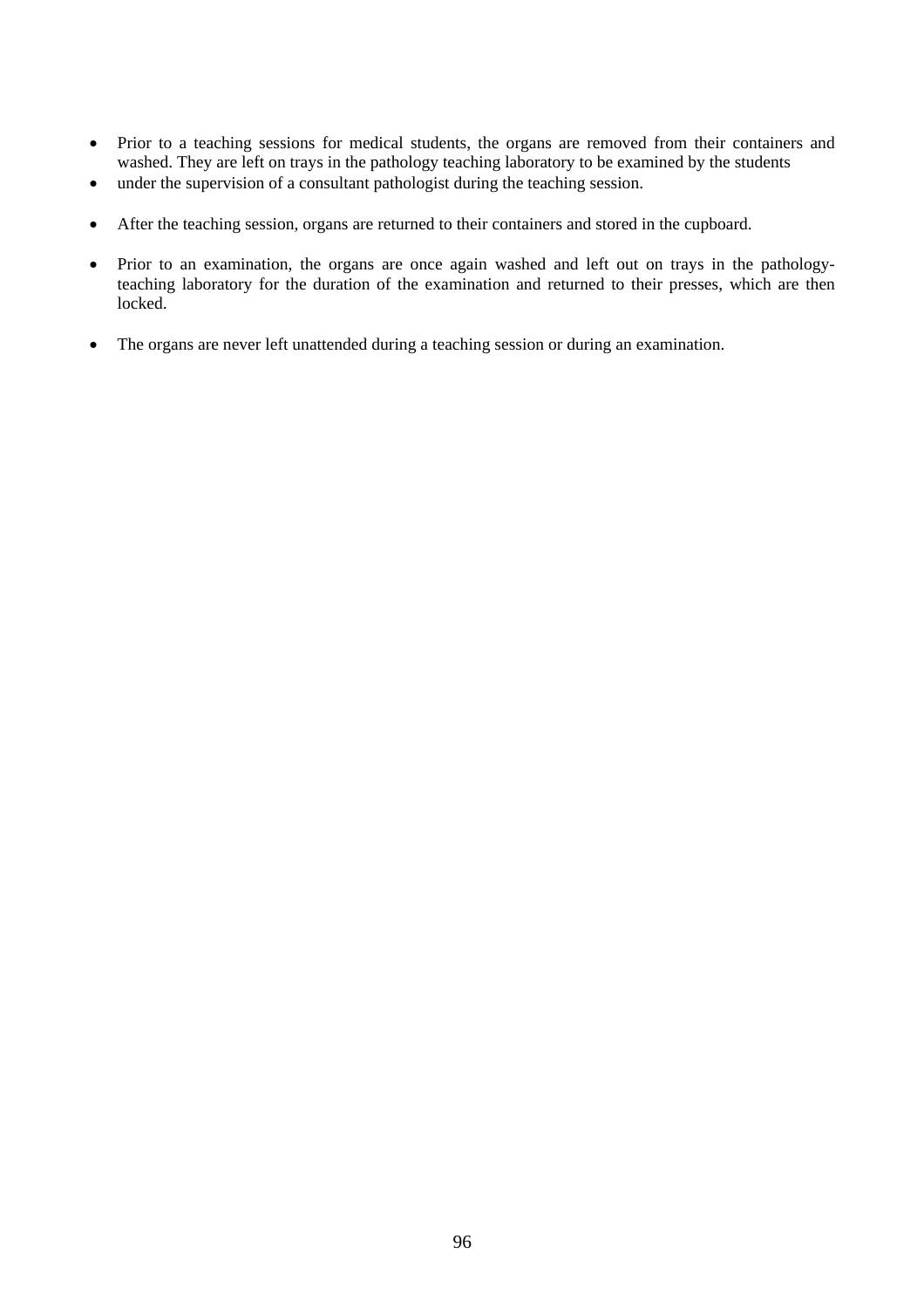- Prior to a teaching sessions for medical students, the organs are removed from their containers and washed. They are left on trays in the pathology teaching laboratory to be examined by the students
- under the supervision of a consultant pathologist during the teaching session.

- After the teaching session, organs are returned to their containers and stored in the cupboard.

- Prior to an examination, the organs are once again washed and left out on trays in the pathology-teaching laboratory for the duration of the examination and returned to their presses, which are then locked.

- The organs are never left unattended during a teaching session or during an examination.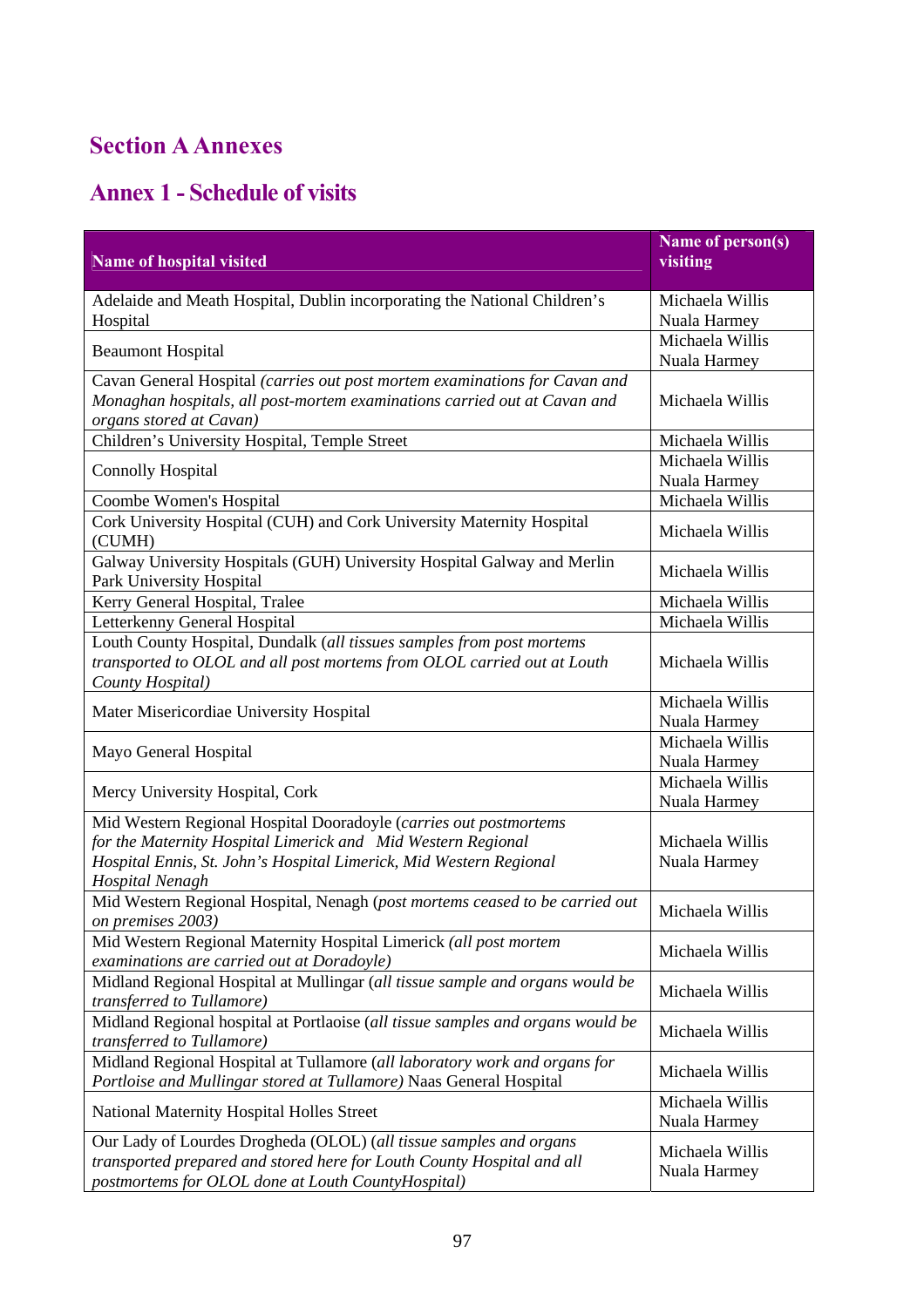# Section A Annexes

## Annex 1 - Schedule of visits

| Name of hospital visited | Name of person(s) visiting |
|---|---|
| Adelaide and Meath Hospital, Dublin incorporating the National Children's Hospital | Michaela Willis Nuala Harmey |
| Beaumont Hospital | Michaela Willis Nuala Harmey |
| Cavan General Hospital *(carries out post mortem examinations for Cavan and Monaghan hospitals, all post-mortem examinations carried out at Cavan and organs stored at Cavan)* | Michaela Willis |
| Children's University Hospital, Temple Street | Michaela Willis |
| Connolly Hospital | Michaela Willis Nuala Harmey |
| Coombe Women's Hospital | Michaela Willis |
| Cork University Hospital (CUH) and Cork University Maternity Hospital (CUMH) | Michaela Willis |
| Galway University Hospitals (GUH) University Hospital Galway and Merlin Park University Hospital | Michaela Willis |
| Kerry General Hospital, Tralee | Michaela Willis |
| Letterkenny General Hospital | Michaela Willis |
| Louth County Hospital, Dundalk (*all tissues samples from post mortems transported to OLOL and all post mortems from OLOL carried out at Louth County Hospital)* | Michaela Willis |
| Mater Misericordiae University Hospital | Michaela Willis Nuala Harmey |
| Mayo General Hospital | Michaela Willis Nuala Harmey |
| Mercy University Hospital, Cork | Michaela Willis Nuala Harmey |
| Mid Western Regional Hospital Dooradoyle (*carries out postmortems for the Maternity Hospital Limerick and Mid Western Regional Hospital Ennis, St. John's Hospital Limerick, Mid Western Regional Hospital Nenagh* | Michaela Willis Nuala Harmey |
| Mid Western Regional Hospital, Nenagh (*post mortems ceased to be carried out on premises 2003)* | Michaela Willis |
| Mid Western Regional Maternity Hospital Limerick *(all post mortem examinations are carried out at Doradoyle)* | Michaela Willis |
| Midland Regional Hospital at Mullingar (*all tissue sample and organs would be transferred to Tullamore)* | Michaela Willis |
| Midland Regional hospital at Portlaoise (*all tissue samples and organs would be transferred to Tullamore)* | Michaela Willis |
| Midland Regional Hospital at Tullamore (*all laboratory work and organs for Portloise and Mullingar stored at Tullamore)* Naas General Hospital | Michaela Willis |
| National Maternity Hospital Holles Street | Michaela Willis Nuala Harmey |
| Our Lady of Lourdes Drogheda (OLOL) (*all tissue samples and organs transported prepared and stored here for Louth County Hospital and all postmortems for OLOL done at Louth CountyHospital)* | Michaela Willis Nuala Harmey |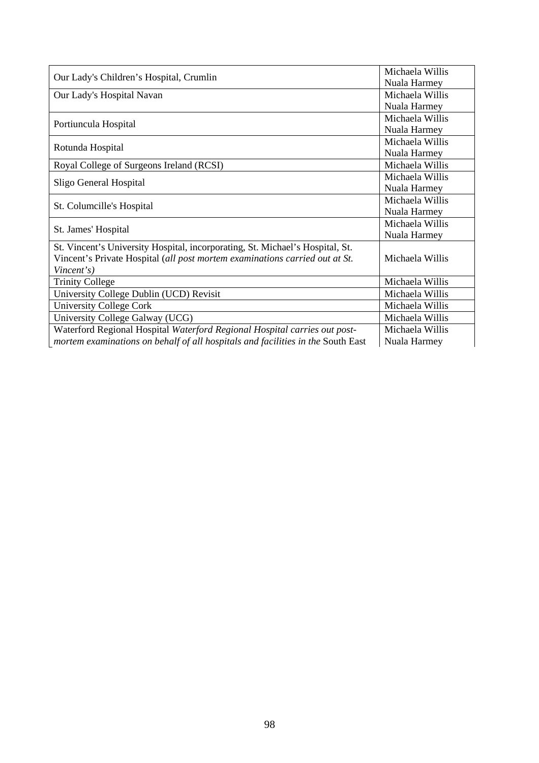| | |
|---|---|
| Our Lady's Children's Hospital, Crumlin | Michaela Willis<br>Nuala Harmey |
| Our Lady's Hospital Navan | Michaela Willis<br>Nuala Harmey |
| Portiuncula Hospital | Michaela Willis<br>Nuala Harmey |
| Rotunda Hospital | Michaela Willis<br>Nuala Harmey |
| Royal College of Surgeons Ireland (RCSI) | Michaela Willis |
| Sligo General Hospital | Michaela Willis<br>Nuala Harmey |
| St. Columcille's Hospital | Michaela Willis<br>Nuala Harmey |
| St. James' Hospital | Michaela Willis<br>Nuala Harmey |
| St. Vincent's University Hospital, incorporating, St. Michael's Hospital, St. Vincent's Private Hospital (*all post mortem examinations carried out at St. Vincent's)* | Michaela Willis |
| Trinity College | Michaela Willis |
| University College Dublin (UCD) Revisit | Michaela Willis |
| University College Cork | Michaela Willis |
| University College Galway (UCG) | Michaela Willis |
| Waterford Regional Hospital *Waterford Regional Hospital carries out post-mortem examinations on behalf of all hospitals and facilities in the* South East | Michaela Willis<br>Nuala Harmey |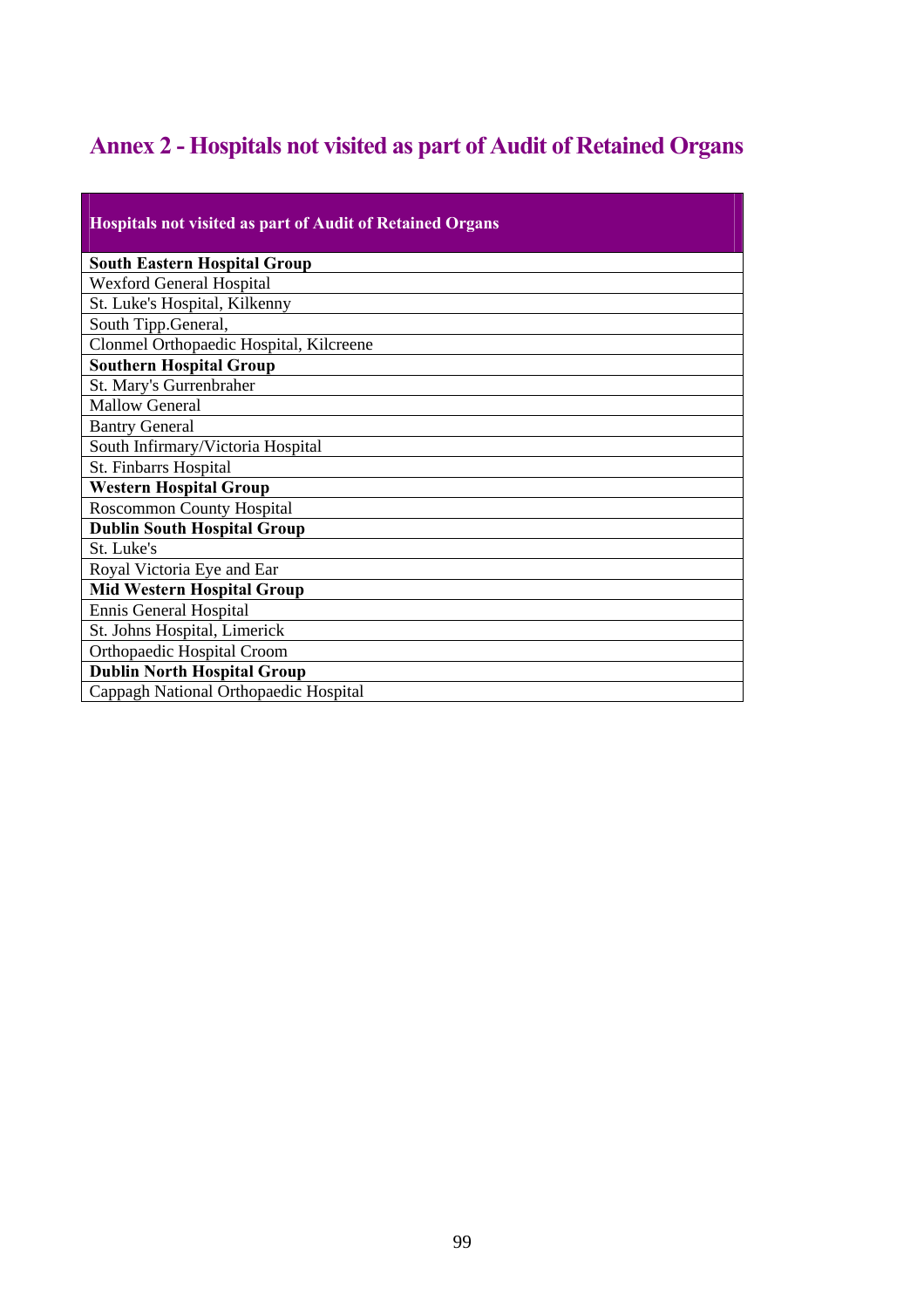# Annex 2 - Hospitals not visited as part of Audit of Retained Organs

| Hospitals not visited as part of Audit of Retained Organs |
| --- |
| **South Eastern Hospital Group** |
| Wexford General Hospital |
| St. Luke's Hospital, Kilkenny |
| South Tipp.General, |
| Clonmel Orthopaedic Hospital, Kilcreene |
| **Southern Hospital Group** |
| St. Mary's Gurrenbraher |
| Mallow General |
| Bantry General |
| South Infirmary/Victoria Hospital |
| St. Finbarrs Hospital |
| **Western Hospital Group** |
| Roscommon County Hospital |
| **Dublin South Hospital Group** |
| St. Luke's |
| Royal Victoria Eye and Ear |
| **Mid Western Hospital Group** |
| Ennis General Hospital |
| St. Johns Hospital, Limerick |
| Orthopaedic Hospital Croom |
| **Dublin North Hospital Group** |
| Cappagh National Orthopaedic Hospital |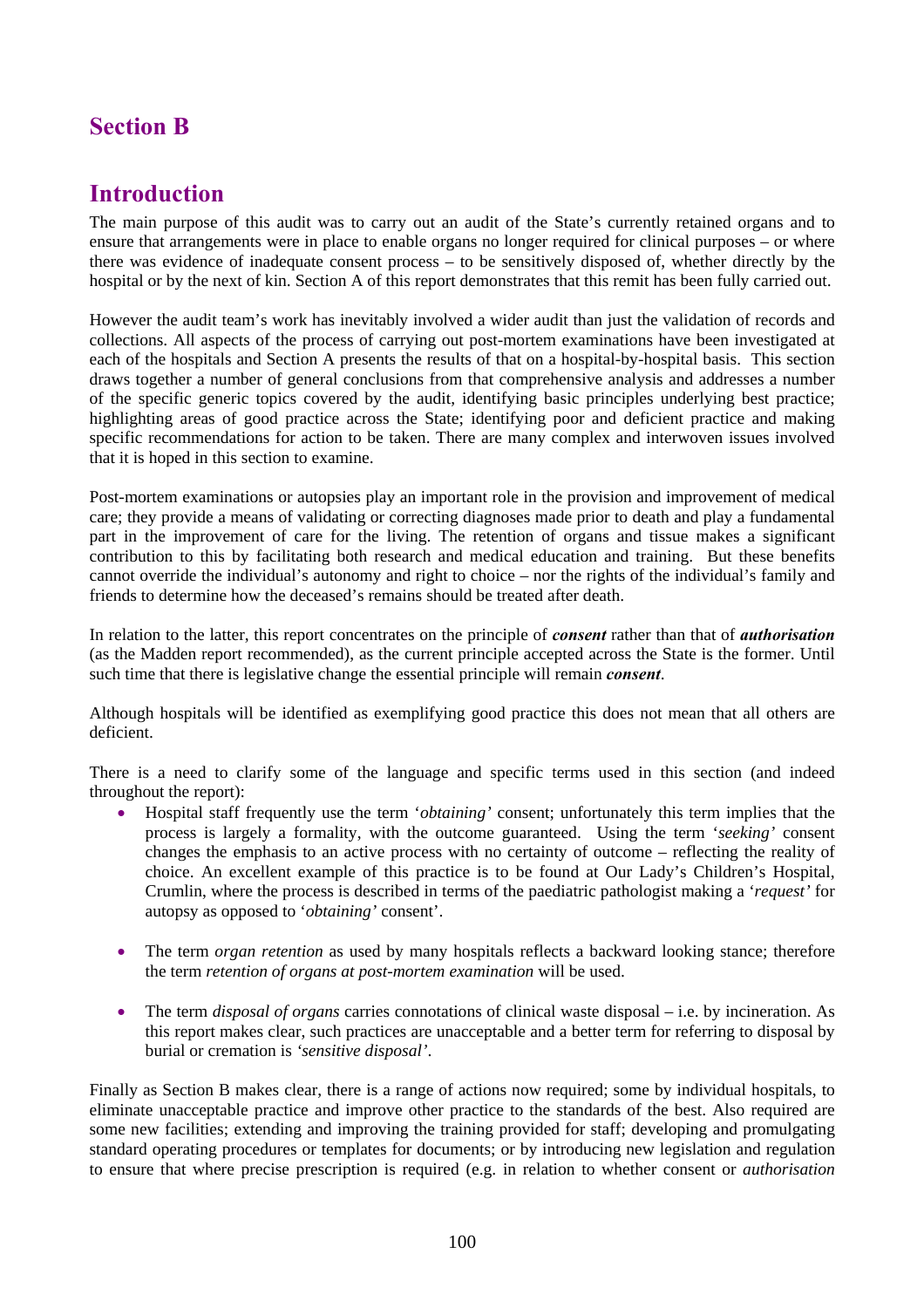# Section B

## Introduction

The main purpose of this audit was to carry out an audit of the State's currently retained organs and to ensure that arrangements were in place to enable organs no longer required for clinical purposes – or where there was evidence of inadequate consent process – to be sensitively disposed of, whether directly by the hospital or by the next of kin. Section A of this report demonstrates that this remit has been fully carried out.

However the audit team's work has inevitably involved a wider audit than just the validation of records and collections. All aspects of the process of carrying out post-mortem examinations have been investigated at each of the hospitals and Section A presents the results of that on a hospital-by-hospital basis. This section draws together a number of general conclusions from that comprehensive analysis and addresses a number of the specific generic topics covered by the audit, identifying basic principles underlying best practice; highlighting areas of good practice across the State; identifying poor and deficient practice and making specific recommendations for action to be taken. There are many complex and interwoven issues involved that it is hoped in this section to examine.

Post-mortem examinations or autopsies play an important role in the provision and improvement of medical care; they provide a means of validating or correcting diagnoses made prior to death and play a fundamental part in the improvement of care for the living. The retention of organs and tissue makes a significant contribution to this by facilitating both research and medical education and training. But these benefits cannot override the individual's autonomy and right to choice – nor the rights of the individual's family and friends to determine how the deceased's remains should be treated after death.

In relation to the latter, this report concentrates on the principle of ***consent*** rather than that of ***authorisation*** (as the Madden report recommended), as the current principle accepted across the State is the former. Until such time that there is legislative change the essential principle will remain ***consent***.

Although hospitals will be identified as exemplifying good practice this does not mean that all others are deficient.

There is a need to clarify some of the language and specific terms used in this section (and indeed throughout the report):

- Hospital staff frequently use the term '*obtaining*' consent; unfortunately this term implies that the process is largely a formality, with the outcome guaranteed. Using the term '*seeking*' consent changes the emphasis to an active process with no certainty of outcome – reflecting the reality of choice. An excellent example of this practice is to be found at Our Lady's Children's Hospital, Crumlin, where the process is described in terms of the paediatric pathologist making a '*request*' for autopsy as opposed to '*obtaining*' consent'.

- The term *organ retention* as used by many hospitals reflects a backward looking stance; therefore the term *retention of organs at post-mortem examination* will be used.

- The term *disposal of organs* carries connotations of clinical waste disposal – i.e. by incineration. As this report makes clear, such practices are unacceptable and a better term for referring to disposal by burial or cremation is *'sensitive disposal'*.

Finally as Section B makes clear, there is a range of actions now required; some by individual hospitals, to eliminate unacceptable practice and improve other practice to the standards of the best. Also required are some new facilities; extending and improving the training provided for staff; developing and promulgating standard operating procedures or templates for documents; or by introducing new legislation and regulation to ensure that where precise prescription is required (e.g. in relation to whether consent or *authorisation*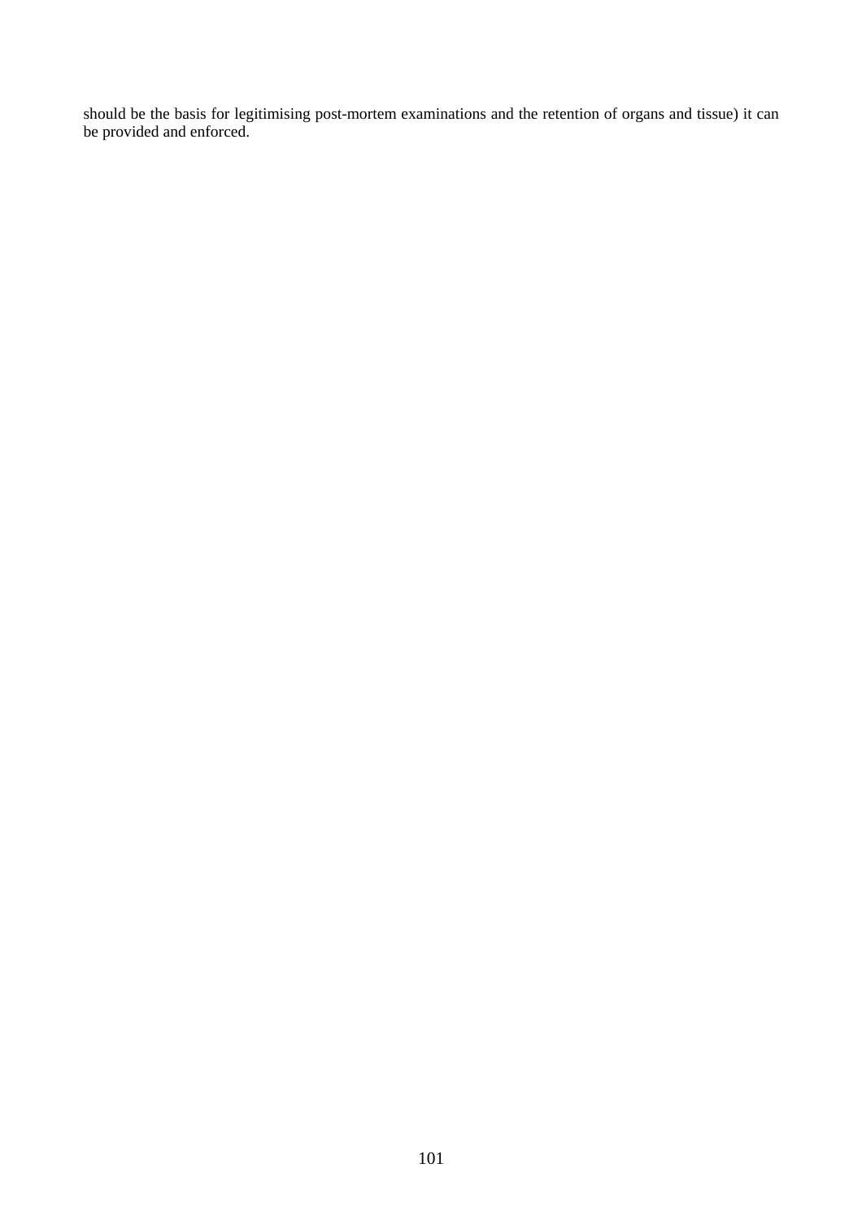should be the basis for legitimising post-mortem examinations and the retention of organs and tissue) it can be provided and enforced.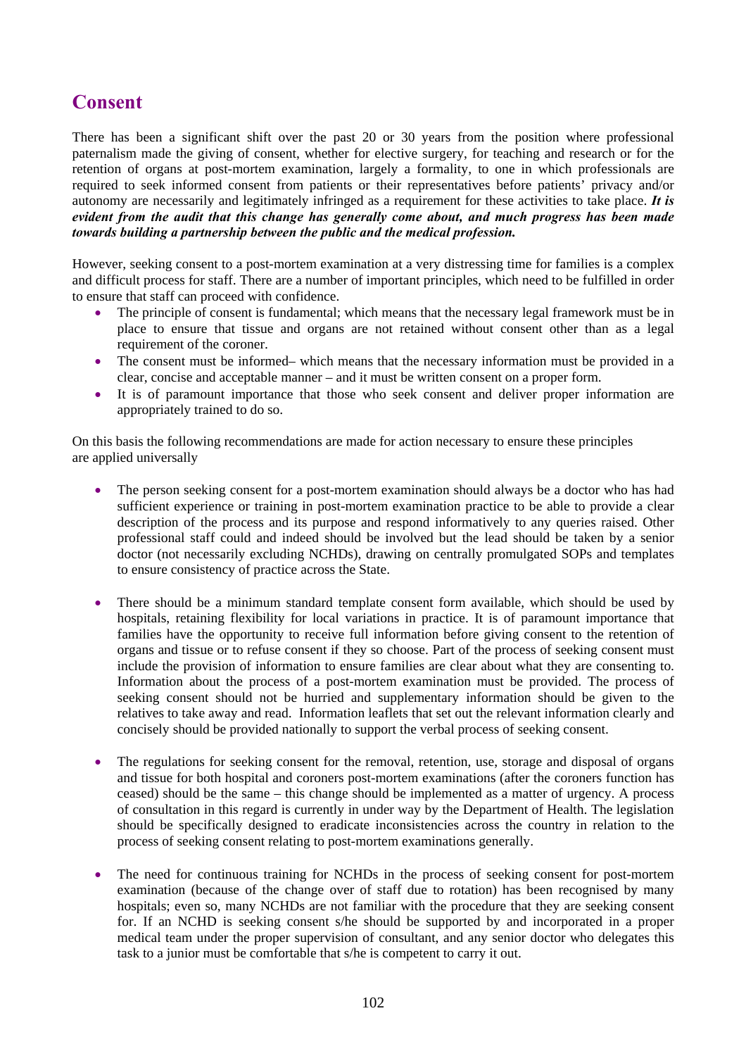## Consent

There has been a significant shift over the past 20 or 30 years from the position where professional paternalism made the giving of consent, whether for elective surgery, for teaching and research or for the retention of organs at post-mortem examination, largely a formality, to one in which professionals are required to seek informed consent from patients or their representatives before patients' privacy and/or autonomy are necessarily and legitimately infringed as a requirement for these activities to take place. ***It is evident from the audit that this change has generally come about, and much progress has been made towards building a partnership between the public and the medical profession.***

However, seeking consent to a post-mortem examination at a very distressing time for families is a complex and difficult process for staff. There are a number of important principles, which need to be fulfilled in order to ensure that staff can proceed with confidence.

- The principle of consent is fundamental; which means that the necessary legal framework must be in place to ensure that tissue and organs are not retained without consent other than as a legal requirement of the coroner.
- The consent must be informed– which means that the necessary information must be provided in a clear, concise and acceptable manner – and it must be written consent on a proper form.
- It is of paramount importance that those who seek consent and deliver proper information are appropriately trained to do so.

On this basis the following recommendations are made for action necessary to ensure these principles are applied universally

- The person seeking consent for a post-mortem examination should always be a doctor who has had sufficient experience or training in post-mortem examination practice to be able to provide a clear description of the process and its purpose and respond informatively to any queries raised. Other professional staff could and indeed should be involved but the lead should be taken by a senior doctor (not necessarily excluding NCHDs), drawing on centrally promulgated SOPs and templates to ensure consistency of practice across the State.

- There should be a minimum standard template consent form available, which should be used by hospitals, retaining flexibility for local variations in practice. It is of paramount importance that families have the opportunity to receive full information before giving consent to the retention of organs and tissue or to refuse consent if they so choose. Part of the process of seeking consent must include the provision of information to ensure families are clear about what they are consenting to. Information about the process of a post-mortem examination must be provided. The process of seeking consent should not be hurried and supplementary information should be given to the relatives to take away and read. Information leaflets that set out the relevant information clearly and concisely should be provided nationally to support the verbal process of seeking consent.

- The regulations for seeking consent for the removal, retention, use, storage and disposal of organs and tissue for both hospital and coroners post-mortem examinations (after the coroners function has ceased) should be the same – this change should be implemented as a matter of urgency. A process of consultation in this regard is currently in under way by the Department of Health. The legislation should be specifically designed to eradicate inconsistencies across the country in relation to the process of seeking consent relating to post-mortem examinations generally.

- The need for continuous training for NCHDs in the process of seeking consent for post-mortem examination (because of the change over of staff due to rotation) has been recognised by many hospitals; even so, many NCHDs are not familiar with the procedure that they are seeking consent for. If an NCHD is seeking consent s/he should be supported by and incorporated in a proper medical team under the proper supervision of consultant, and any senior doctor who delegates this task to a junior must be comfortable that s/he is competent to carry it out.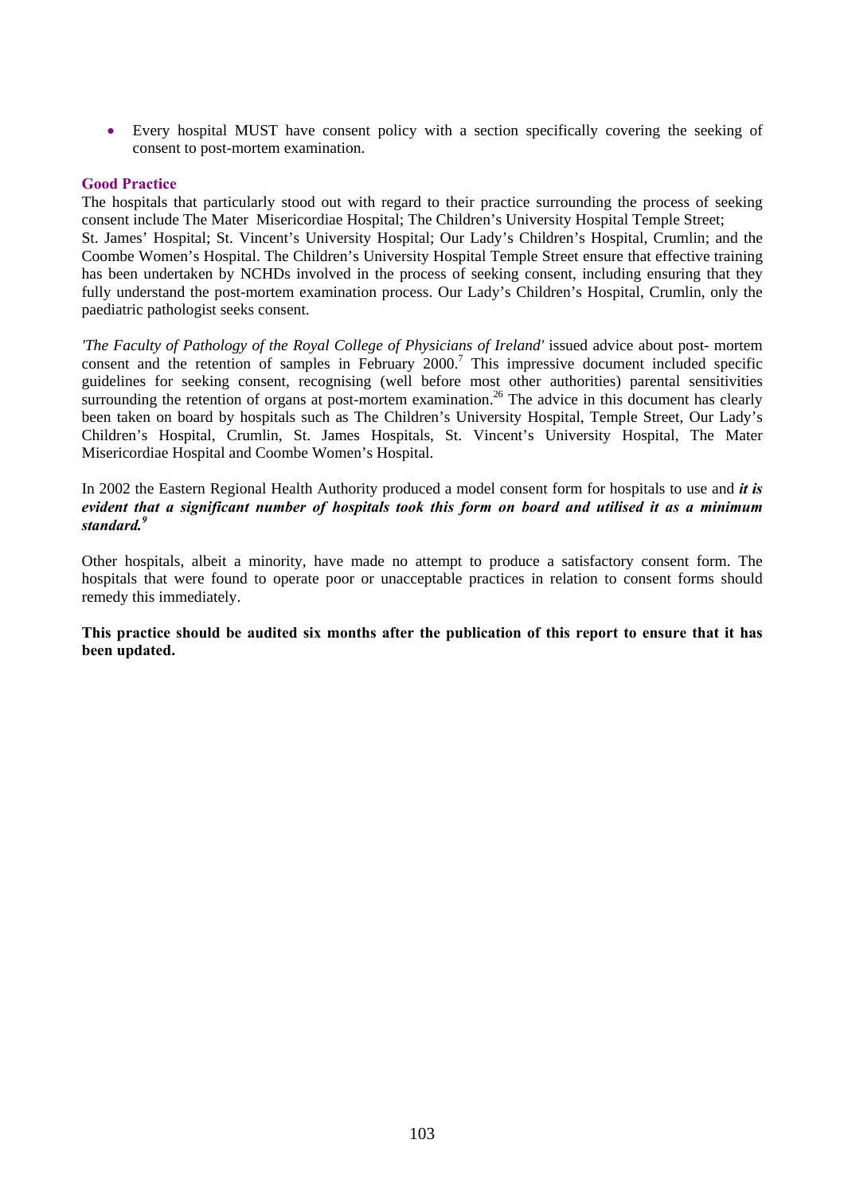- Every hospital MUST have consent policy with a section specifically covering the seeking of consent to post-mortem examination.

### Good Practice

The hospitals that particularly stood out with regard to their practice surrounding the process of seeking consent include The Mater Misericordiae Hospital; The Children's University Hospital Temple Street; St. James' Hospital; St. Vincent's University Hospital; Our Lady's Children's Hospital, Crumlin; and the Coombe Women's Hospital. The Children's University Hospital Temple Street ensure that effective training has been undertaken by NCHDs involved in the process of seeking consent, including ensuring that they fully understand the post-mortem examination process. Our Lady's Children's Hospital, Crumlin, only the paediatric pathologist seeks consent.

*'The Faculty of Pathology of the Royal College of Physicians of Ireland'* issued advice about post- mortem consent and the retention of samples in February 2000.[7] This impressive document included specific guidelines for seeking consent, recognising (well before most other authorities) parental sensitivities surrounding the retention of organs at post-mortem examination.[26] The advice in this document has clearly been taken on board by hospitals such as The Children's University Hospital, Temple Street, Our Lady's Children's Hospital, Crumlin, St. James Hospitals, St. Vincent's University Hospital, The Mater Misericordiae Hospital and Coombe Women's Hospital.

In 2002 the Eastern Regional Health Authority produced a model consent form for hospitals to use and ***it is evident that a significant number of hospitals took this form on board and utilised it as a minimum standard.***[9]

Other hospitals, albeit a minority, have made no attempt to produce a satisfactory consent form. The hospitals that were found to operate poor or unacceptable practices in relation to consent forms should remedy this immediately.

**This practice should be audited six months after the publication of this report to ensure that it has been updated.**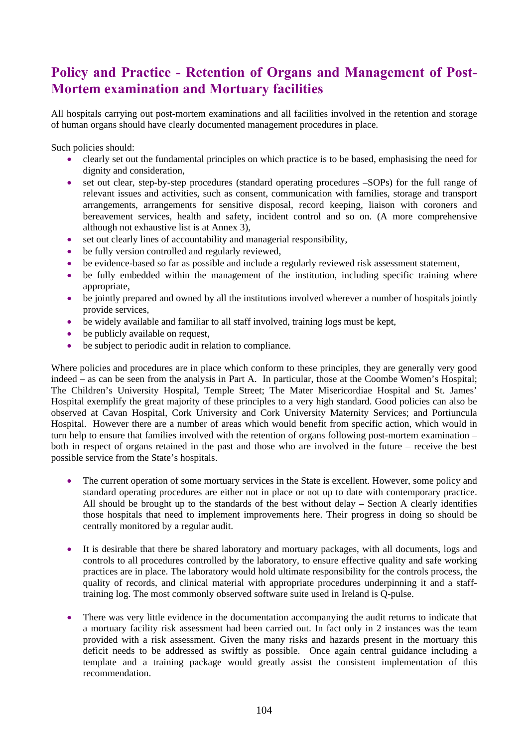## Policy and Practice - Retention of Organs and Management of Post-Mortem examination and Mortuary facilities

All hospitals carrying out post-mortem examinations and all facilities involved in the retention and storage of human organs should have clearly documented management procedures in place.

Such policies should:

- clearly set out the fundamental principles on which practice is to be based, emphasising the need for dignity and consideration,
- set out clear, step-by-step procedures (standard operating procedures –SOPs) for the full range of relevant issues and activities, such as consent, communication with families, storage and transport arrangements, arrangements for sensitive disposal, record keeping, liaison with coroners and bereavement services, health and safety, incident control and so on. (A more comprehensive although not exhaustive list is at Annex 3),
- set out clearly lines of accountability and managerial responsibility,
- be fully version controlled and regularly reviewed,
- be evidence-based so far as possible and include a regularly reviewed risk assessment statement,
- be fully embedded within the management of the institution, including specific training where appropriate,
- be jointly prepared and owned by all the institutions involved wherever a number of hospitals jointly provide services,
- be widely available and familiar to all staff involved, training logs must be kept,
- be publicly available on request,
- be subject to periodic audit in relation to compliance.

Where policies and procedures are in place which conform to these principles, they are generally very good indeed – as can be seen from the analysis in Part A. In particular, those at the Coombe Women's Hospital; The Children's University Hospital, Temple Street; The Mater Misericordiae Hospital and St. James' Hospital exemplify the great majority of these principles to a very high standard. Good policies can also be observed at Cavan Hospital, Cork University and Cork University Maternity Services; and Portiuncula Hospital. However there are a number of areas which would benefit from specific action, which would in turn help to ensure that families involved with the retention of organs following post-mortem examination – both in respect of organs retained in the past and those who are involved in the future – receive the best possible service from the State's hospitals.

- The current operation of some mortuary services in the State is excellent. However, some policy and standard operating procedures are either not in place or not up to date with contemporary practice. All should be brought up to the standards of the best without delay – Section A clearly identifies those hospitals that need to implement improvements here. Their progress in doing so should be centrally monitored by a regular audit.

- It is desirable that there be shared laboratory and mortuary packages, with all documents, logs and controls to all procedures controlled by the laboratory, to ensure effective quality and safe working practices are in place. The laboratory would hold ultimate responsibility for the controls process, the quality of records, and clinical material with appropriate procedures underpinning it and a staff-training log. The most commonly observed software suite used in Ireland is Q-pulse.

- There was very little evidence in the documentation accompanying the audit returns to indicate that a mortuary facility risk assessment had been carried out. In fact only in 2 instances was the team provided with a risk assessment. Given the many risks and hazards present in the mortuary this deficit needs to be addressed as swiftly as possible. Once again central guidance including a template and a training package would greatly assist the consistent implementation of this recommendation.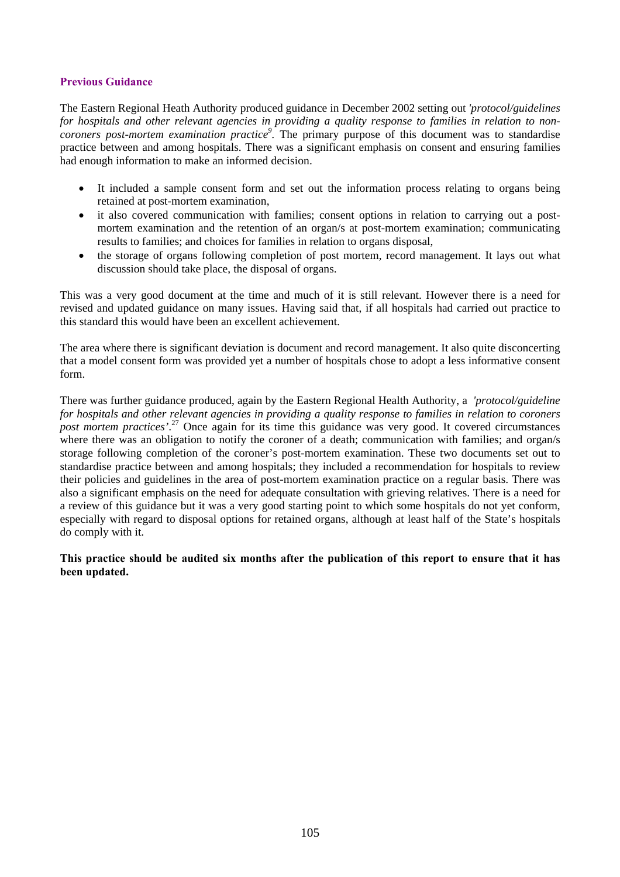### Previous Guidance

The Eastern Regional Heath Authority produced guidance in December 2002 setting out *'protocol/guidelines for hospitals and other relevant agencies in providing a quality response to families in relation to non-coroners post-mortem examination practice*[9]. The primary purpose of this document was to standardise practice between and among hospitals. There was a significant emphasis on consent and ensuring families had enough information to make an informed decision.

- It included a sample consent form and set out the information process relating to organs being retained at post-mortem examination,
- it also covered communication with families; consent options in relation to carrying out a post-mortem examination and the retention of an organ/s at post-mortem examination; communicating results to families; and choices for families in relation to organs disposal,
- the storage of organs following completion of post mortem, record management. It lays out what discussion should take place, the disposal of organs.

This was a very good document at the time and much of it is still relevant. However there is a need for revised and updated guidance on many issues. Having said that, if all hospitals had carried out practice to this standard this would have been an excellent achievement.

The area where there is significant deviation is document and record management. It also quite disconcerting that a model consent form was provided yet a number of hospitals chose to adopt a less informative consent form.

There was further guidance produced, again by the Eastern Regional Health Authority, a *'protocol/guideline for hospitals and other relevant agencies in providing a quality response to families in relation to coroners post mortem practices'*.[27] Once again for its time this guidance was very good. It covered circumstances where there was an obligation to notify the coroner of a death; communication with families; and organ/s storage following completion of the coroner's post-mortem examination. These two documents set out to standardise practice between and among hospitals; they included a recommendation for hospitals to review their policies and guidelines in the area of post-mortem examination practice on a regular basis. There was also a significant emphasis on the need for adequate consultation with grieving relatives. There is a need for a review of this guidance but it was a very good starting point to which some hospitals do not yet conform, especially with regard to disposal options for retained organs, although at least half of the State's hospitals do comply with it.

**This practice should be audited six months after the publication of this report to ensure that it has been updated.**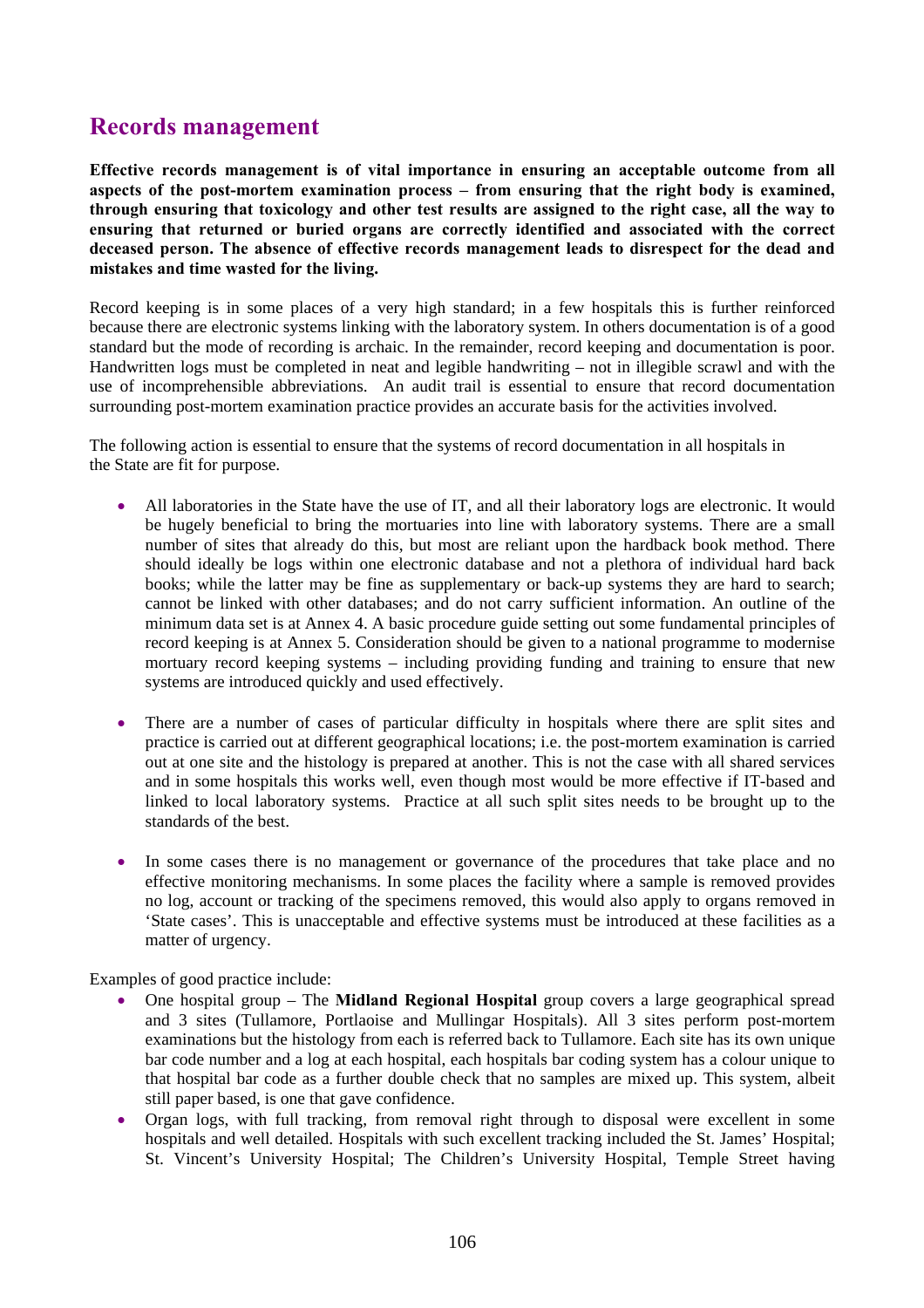## Records management

**Effective records management is of vital importance in ensuring an acceptable outcome from all aspects of the post-mortem examination process – from ensuring that the right body is examined, through ensuring that toxicology and other test results are assigned to the right case, all the way to ensuring that returned or buried organs are correctly identified and associated with the correct deceased person. The absence of effective records management leads to disrespect for the dead and mistakes and time wasted for the living.**

Record keeping is in some places of a very high standard; in a few hospitals this is further reinforced because there are electronic systems linking with the laboratory system. In others documentation is of a good standard but the mode of recording is archaic. In the remainder, record keeping and documentation is poor. Handwritten logs must be completed in neat and legible handwriting – not in illegible scrawl and with the use of incomprehensible abbreviations. An audit trail is essential to ensure that record documentation surrounding post-mortem examination practice provides an accurate basis for the activities involved.

The following action is essential to ensure that the systems of record documentation in all hospitals in the State are fit for purpose.

- All laboratories in the State have the use of IT, and all their laboratory logs are electronic. It would be hugely beneficial to bring the mortuaries into line with laboratory systems. There are a small number of sites that already do this, but most are reliant upon the hardback book method. There should ideally be logs within one electronic database and not a plethora of individual hard back books; while the latter may be fine as supplementary or back-up systems they are hard to search; cannot be linked with other databases; and do not carry sufficient information. An outline of the minimum data set is at Annex 4. A basic procedure guide setting out some fundamental principles of record keeping is at Annex 5. Consideration should be given to a national programme to modernise mortuary record keeping systems – including providing funding and training to ensure that new systems are introduced quickly and used effectively.

- There are a number of cases of particular difficulty in hospitals where there are split sites and practice is carried out at different geographical locations; i.e. the post-mortem examination is carried out at one site and the histology is prepared at another. This is not the case with all shared services and in some hospitals this works well, even though most would be more effective if IT-based and linked to local laboratory systems. Practice at all such split sites needs to be brought up to the standards of the best.

- In some cases there is no management or governance of the procedures that take place and no effective monitoring mechanisms. In some places the facility where a sample is removed provides no log, account or tracking of the specimens removed, this would also apply to organs removed in 'State cases'. This is unacceptable and effective systems must be introduced at these facilities as a matter of urgency.

Examples of good practice include:

- One hospital group – The **Midland Regional Hospital** group covers a large geographical spread and 3 sites (Tullamore, Portlaoise and Mullingar Hospitals). All 3 sites perform post-mortem examinations but the histology from each is referred back to Tullamore. Each site has its own unique bar code number and a log at each hospital, each hospitals bar coding system has a colour unique to that hospital bar code as a further double check that no samples are mixed up. This system, albeit still paper based, is one that gave confidence.
- Organ logs, with full tracking, from removal right through to disposal were excellent in some hospitals and well detailed. Hospitals with such excellent tracking included the St. James' Hospital; St. Vincent's University Hospital; The Children's University Hospital, Temple Street having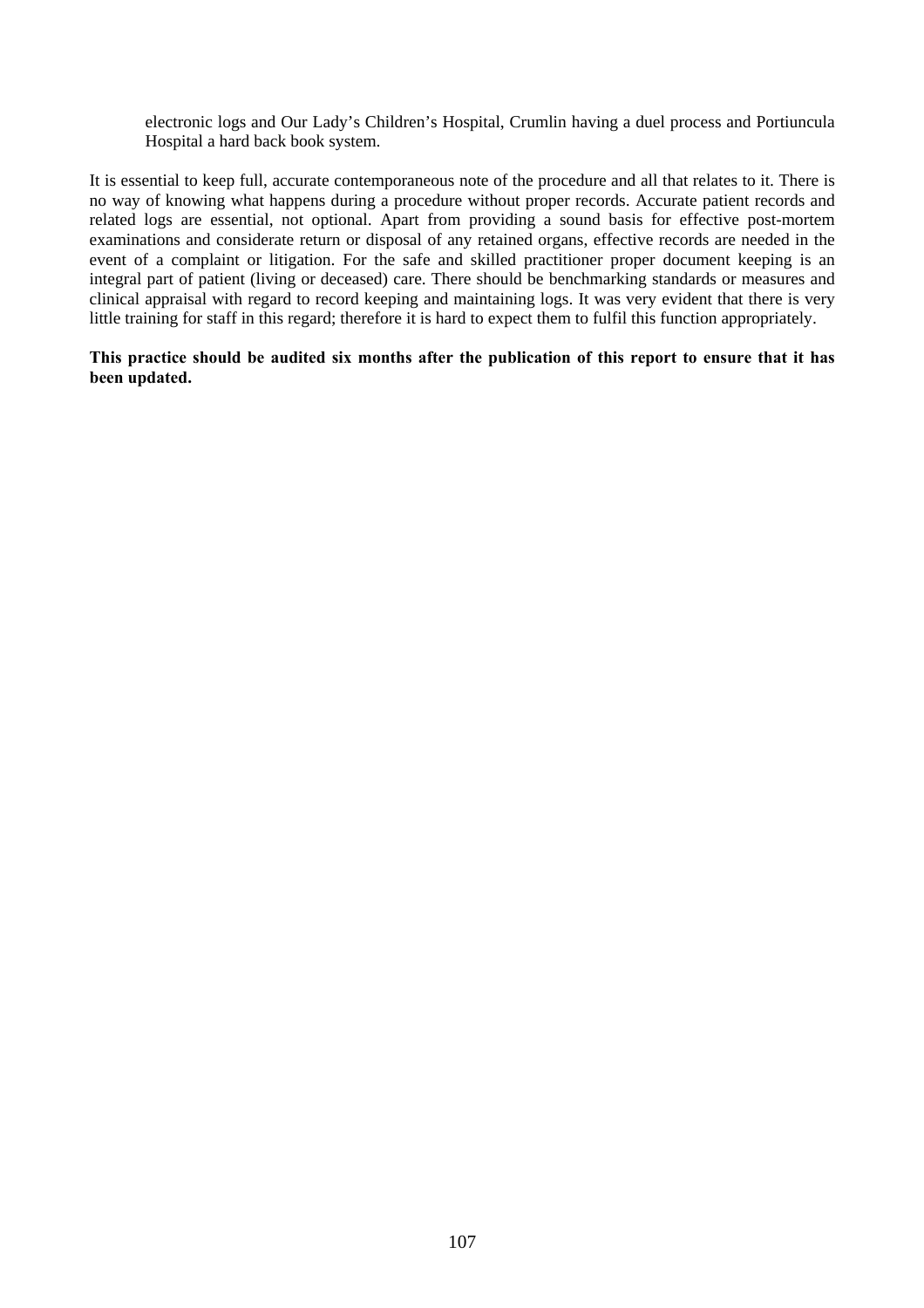electronic logs and Our Lady's Children's Hospital, Crumlin having a duel process and Portiuncula Hospital a hard back book system.

It is essential to keep full, accurate contemporaneous note of the procedure and all that relates to it. There is no way of knowing what happens during a procedure without proper records. Accurate patient records and related logs are essential, not optional. Apart from providing a sound basis for effective post-mortem examinations and considerate return or disposal of any retained organs, effective records are needed in the event of a complaint or litigation. For the safe and skilled practitioner proper document keeping is an integral part of patient (living or deceased) care. There should be benchmarking standards or measures and clinical appraisal with regard to record keeping and maintaining logs. It was very evident that there is very little training for staff in this regard; therefore it is hard to expect them to fulfil this function appropriately.

**This practice should be audited six months after the publication of this report to ensure that it has been updated.**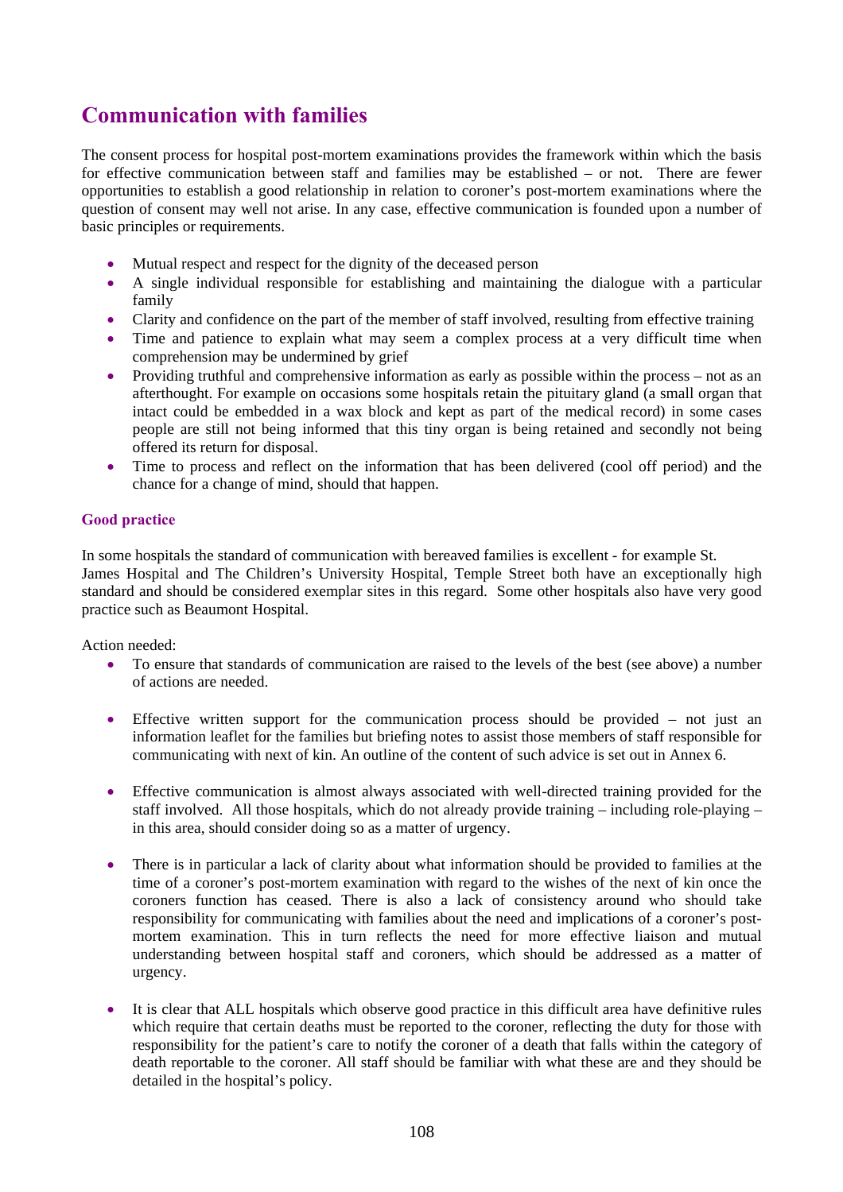## Communication with families

The consent process for hospital post-mortem examinations provides the framework within which the basis for effective communication between staff and families may be established – or not. There are fewer opportunities to establish a good relationship in relation to coroner's post-mortem examinations where the question of consent may well not arise. In any case, effective communication is founded upon a number of basic principles or requirements.

- Mutual respect and respect for the dignity of the deceased person
- A single individual responsible for establishing and maintaining the dialogue with a particular family
- Clarity and confidence on the part of the member of staff involved, resulting from effective training
- Time and patience to explain what may seem a complex process at a very difficult time when comprehension may be undermined by grief
- Providing truthful and comprehensive information as early as possible within the process – not as an afterthought. For example on occasions some hospitals retain the pituitary gland (a small organ that intact could be embedded in a wax block and kept as part of the medical record) in some cases people are still not being informed that this tiny organ is being retained and secondly not being offered its return for disposal.
- Time to process and reflect on the information that has been delivered (cool off period) and the chance for a change of mind, should that happen.

### Good practice

In some hospitals the standard of communication with bereaved families is excellent - for example St. James Hospital and The Children's University Hospital, Temple Street both have an exceptionally high standard and should be considered exemplar sites in this regard. Some other hospitals also have very good practice such as Beaumont Hospital.

Action needed:

- To ensure that standards of communication are raised to the levels of the best (see above) a number of actions are needed.

- Effective written support for the communication process should be provided – not just an information leaflet for the families but briefing notes to assist those members of staff responsible for communicating with next of kin. An outline of the content of such advice is set out in Annex 6.

- Effective communication is almost always associated with well-directed training provided for the staff involved. All those hospitals, which do not already provide training – including role-playing – in this area, should consider doing so as a matter of urgency.

- There is in particular a lack of clarity about what information should be provided to families at the time of a coroner's post-mortem examination with regard to the wishes of the next of kin once the coroners function has ceased. There is also a lack of consistency around who should take responsibility for communicating with families about the need and implications of a coroner's post-mortem examination. This in turn reflects the need for more effective liaison and mutual understanding between hospital staff and coroners, which should be addressed as a matter of urgency.

- It is clear that ALL hospitals which observe good practice in this difficult area have definitive rules which require that certain deaths must be reported to the coroner, reflecting the duty for those with responsibility for the patient's care to notify the coroner of a death that falls within the category of death reportable to the coroner. All staff should be familiar with what these are and they should be detailed in the hospital's policy.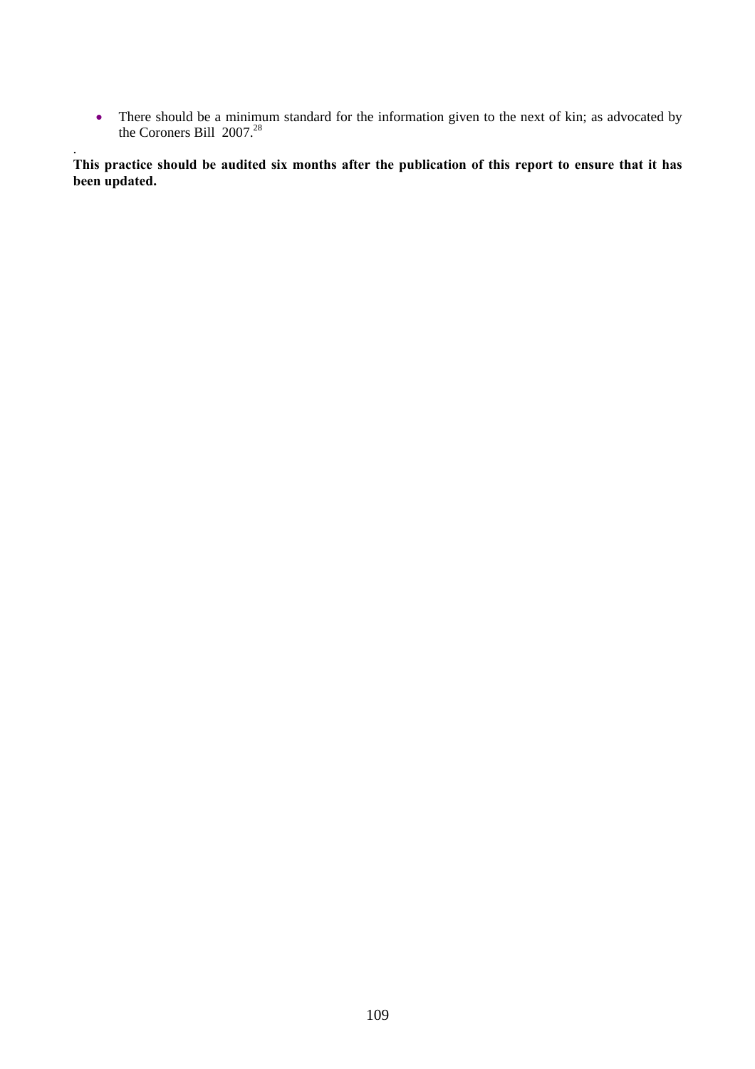- There should be a minimum standard for the information given to the next of kin; as advocated by the Coroners Bill 2007.[28]

.

**This practice should be audited six months after the publication of this report to ensure that it has been updated.**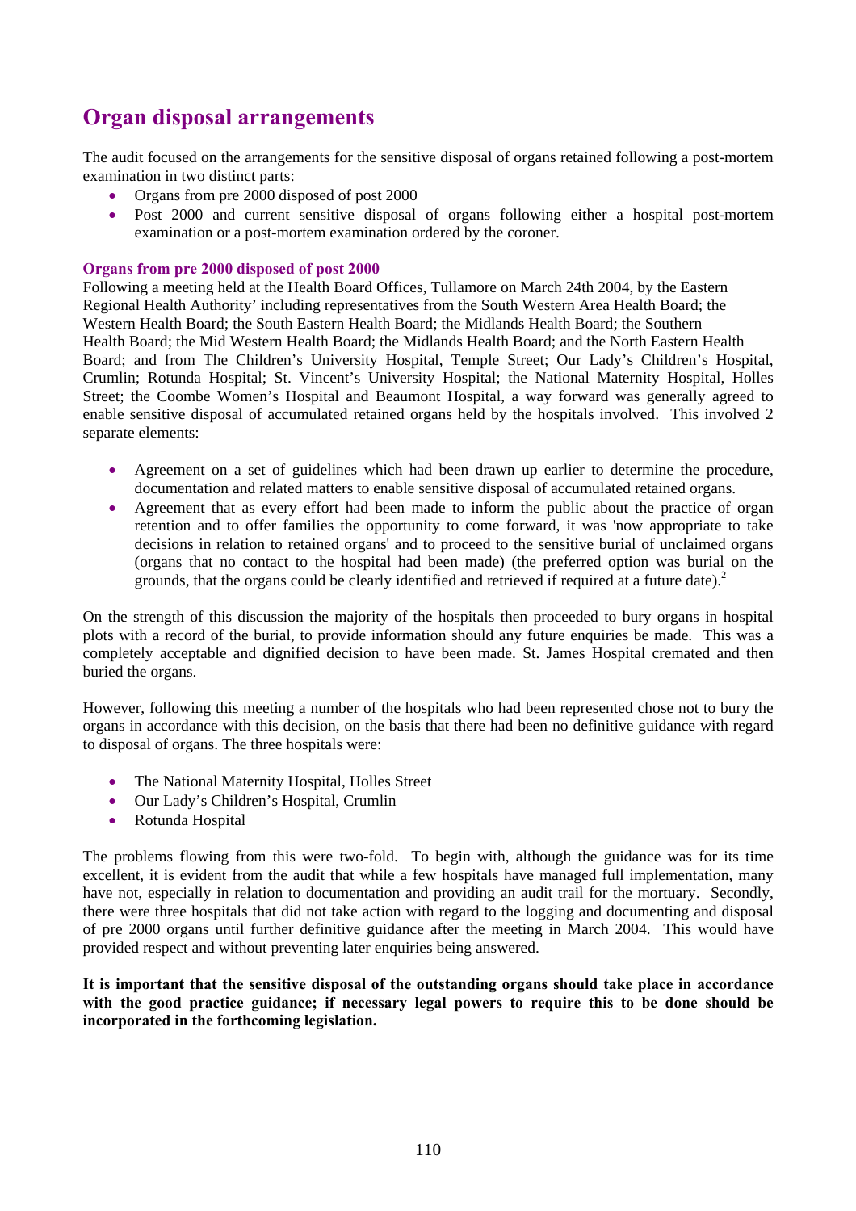## Organ disposal arrangements

The audit focused on the arrangements for the sensitive disposal of organs retained following a post-mortem examination in two distinct parts:

- Organs from pre 2000 disposed of post 2000
- Post 2000 and current sensitive disposal of organs following either a hospital post-mortem examination or a post-mortem examination ordered by the coroner.

### Organs from pre 2000 disposed of post 2000

Following a meeting held at the Health Board Offices, Tullamore on March 24th 2004, by the Eastern Regional Health Authority' including representatives from the South Western Area Health Board; the Western Health Board; the South Eastern Health Board; the Midlands Health Board; the Southern Health Board; the Mid Western Health Board; the Midlands Health Board; and the North Eastern Health Board; and from The Children's University Hospital, Temple Street; Our Lady's Children's Hospital, Crumlin; Rotunda Hospital; St. Vincent's University Hospital; the National Maternity Hospital, Holles Street; the Coombe Women's Hospital and Beaumont Hospital, a way forward was generally agreed to enable sensitive disposal of accumulated retained organs held by the hospitals involved. This involved 2 separate elements:

- Agreement on a set of guidelines which had been drawn up earlier to determine the procedure, documentation and related matters to enable sensitive disposal of accumulated retained organs.
- Agreement that as every effort had been made to inform the public about the practice of organ retention and to offer families the opportunity to come forward, it was 'now appropriate to take decisions in relation to retained organs' and to proceed to the sensitive burial of unclaimed organs (organs that no contact to the hospital had been made) (the preferred option was burial on the grounds, that the organs could be clearly identified and retrieved if required at a future date).[2]

On the strength of this discussion the majority of the hospitals then proceeded to bury organs in hospital plots with a record of the burial, to provide information should any future enquiries be made. This was a completely acceptable and dignified decision to have been made. St. James Hospital cremated and then buried the organs.

However, following this meeting a number of the hospitals who had been represented chose not to bury the organs in accordance with this decision, on the basis that there had been no definitive guidance with regard to disposal of organs. The three hospitals were:

- The National Maternity Hospital, Holles Street
- Our Lady's Children's Hospital, Crumlin
- Rotunda Hospital

The problems flowing from this were two-fold. To begin with, although the guidance was for its time excellent, it is evident from the audit that while a few hospitals have managed full implementation, many have not, especially in relation to documentation and providing an audit trail for the mortuary. Secondly, there were three hospitals that did not take action with regard to the logging and documenting and disposal of pre 2000 organs until further definitive guidance after the meeting in March 2004. This would have provided respect and without preventing later enquiries being answered.

**It is important that the sensitive disposal of the outstanding organs should take place in accordance with the good practice guidance; if necessary legal powers to require this to be done should be incorporated in the forthcoming legislation.**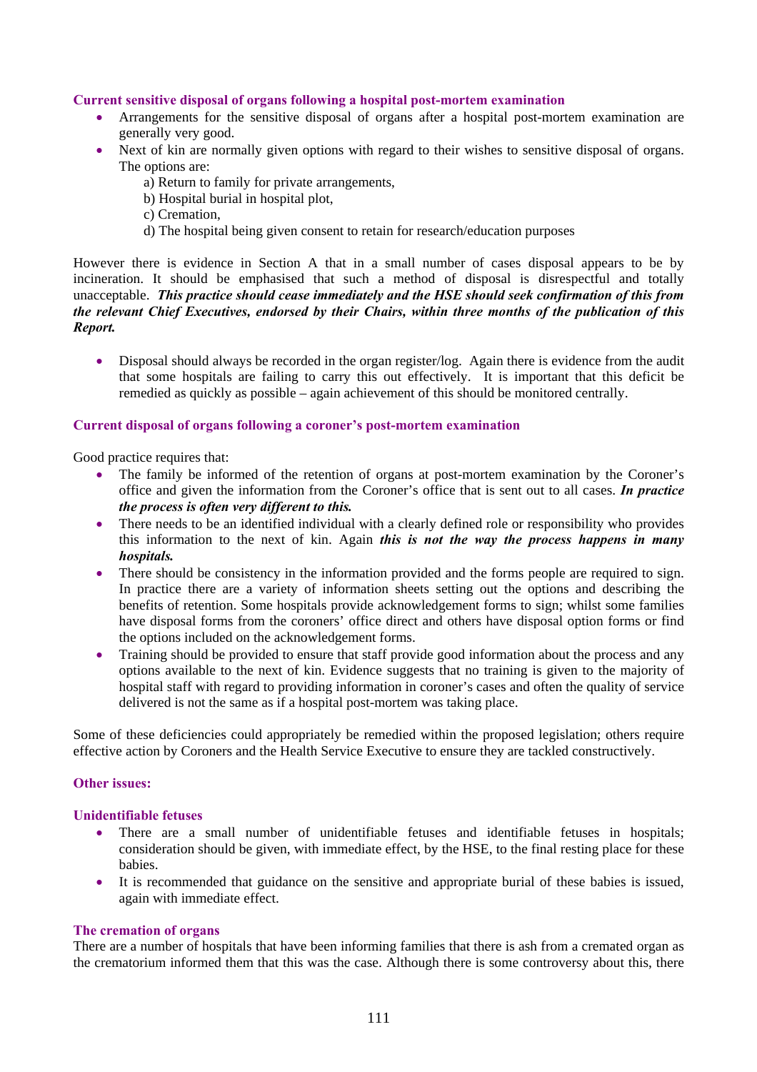### Current sensitive disposal of organs following a hospital post-mortem examination

- Arrangements for the sensitive disposal of organs after a hospital post-mortem examination are generally very good.
- Next of kin are normally given options with regard to their wishes to sensitive disposal of organs. The options are:
  - a) Return to family for private arrangements,
  - b) Hospital burial in hospital plot,
  - c) Cremation,
  - d) The hospital being given consent to retain for research/education purposes

However there is evidence in Section A that in a small number of cases disposal appears to be by incineration. It should be emphasised that such a method of disposal is disrespectful and totally unacceptable. ***This practice should cease immediately and the HSE should seek confirmation of this from the relevant Chief Executives, endorsed by their Chairs, within three months of the publication of this Report.***

- Disposal should always be recorded in the organ register/log. Again there is evidence from the audit that some hospitals are failing to carry this out effectively. It is important that this deficit be remedied as quickly as possible – again achievement of this should be monitored centrally.

### Current disposal of organs following a coroner's post-mortem examination

Good practice requires that:

- The family be informed of the retention of organs at post-mortem examination by the Coroner's office and given the information from the Coroner's office that is sent out to all cases. ***In practice the process is often very different to this.***
- There needs to be an identified individual with a clearly defined role or responsibility who provides this information to the next of kin. Again ***this is not the way the process happens in many hospitals.***
- There should be consistency in the information provided and the forms people are required to sign. In practice there are a variety of information sheets setting out the options and describing the benefits of retention. Some hospitals provide acknowledgement forms to sign; whilst some families have disposal forms from the coroners' office direct and others have disposal option forms or find the options included on the acknowledgement forms.
- Training should be provided to ensure that staff provide good information about the process and any options available to the next of kin. Evidence suggests that no training is given to the majority of hospital staff with regard to providing information in coroner's cases and often the quality of service delivered is not the same as if a hospital post-mortem was taking place.

Some of these deficiencies could appropriately be remedied within the proposed legislation; others require effective action by Coroners and the Health Service Executive to ensure they are tackled constructively.

### Other issues:

### Unidentifiable fetuses

- There are a small number of unidentifiable fetuses and identifiable fetuses in hospitals; consideration should be given, with immediate effect, by the HSE, to the final resting place for these babies.
- It is recommended that guidance on the sensitive and appropriate burial of these babies is issued, again with immediate effect.

### The cremation of organs

There are a number of hospitals that have been informing families that there is ash from a cremated organ as the crematorium informed them that this was the case. Although there is some controversy about this, there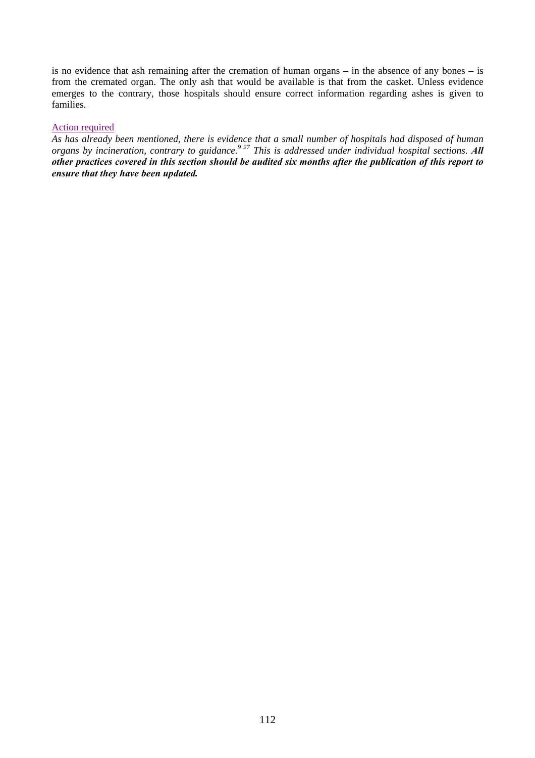is no evidence that ash remaining after the cremation of human organs – in the absence of any bones – is from the cremated organ. The only ash that would be available is that from the casket. Unless evidence emerges to the contrary, those hospitals should ensure correct information regarding ashes is given to families.

Action required

*As has already been mentioned, there is evidence that a small number of hospitals had disposed of human organs by incineration, contrary to guidance.[9 27] This is addressed under individual hospital sections.* ***All other practices covered in this section should be audited six months after the publication of this report to ensure that they have been updated.***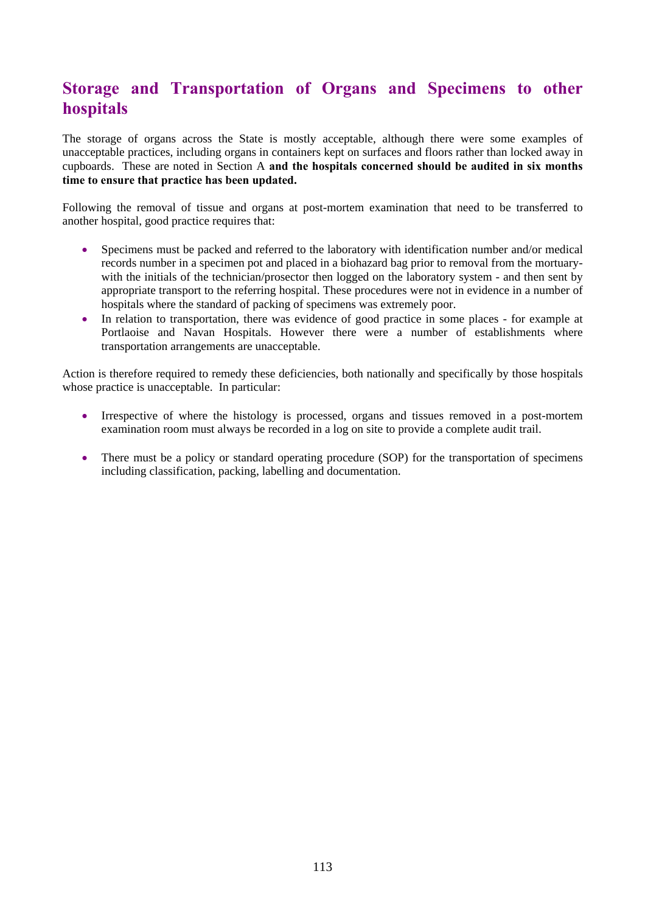## Storage and Transportation of Organs and Specimens to other hospitals

The storage of organs across the State is mostly acceptable, although there were some examples of unacceptable practices, including organs in containers kept on surfaces and floors rather than locked away in cupboards. These are noted in Section A **and the hospitals concerned should be audited in six months time to ensure that practice has been updated.**

Following the removal of tissue and organs at post-mortem examination that need to be transferred to another hospital, good practice requires that:

- Specimens must be packed and referred to the laboratory with identification number and/or medical records number in a specimen pot and placed in a biohazard bag prior to removal from the mortuary- with the initials of the technician/prosector then logged on the laboratory system - and then sent by appropriate transport to the referring hospital. These procedures were not in evidence in a number of hospitals where the standard of packing of specimens was extremely poor.
- In relation to transportation, there was evidence of good practice in some places - for example at Portlaoise and Navan Hospitals. However there were a number of establishments where transportation arrangements are unacceptable.

Action is therefore required to remedy these deficiencies, both nationally and specifically by those hospitals whose practice is unacceptable. In particular:

- Irrespective of where the histology is processed, organs and tissues removed in a post-mortem examination room must always be recorded in a log on site to provide a complete audit trail.
- There must be a policy or standard operating procedure (SOP) for the transportation of specimens including classification, packing, labelling and documentation.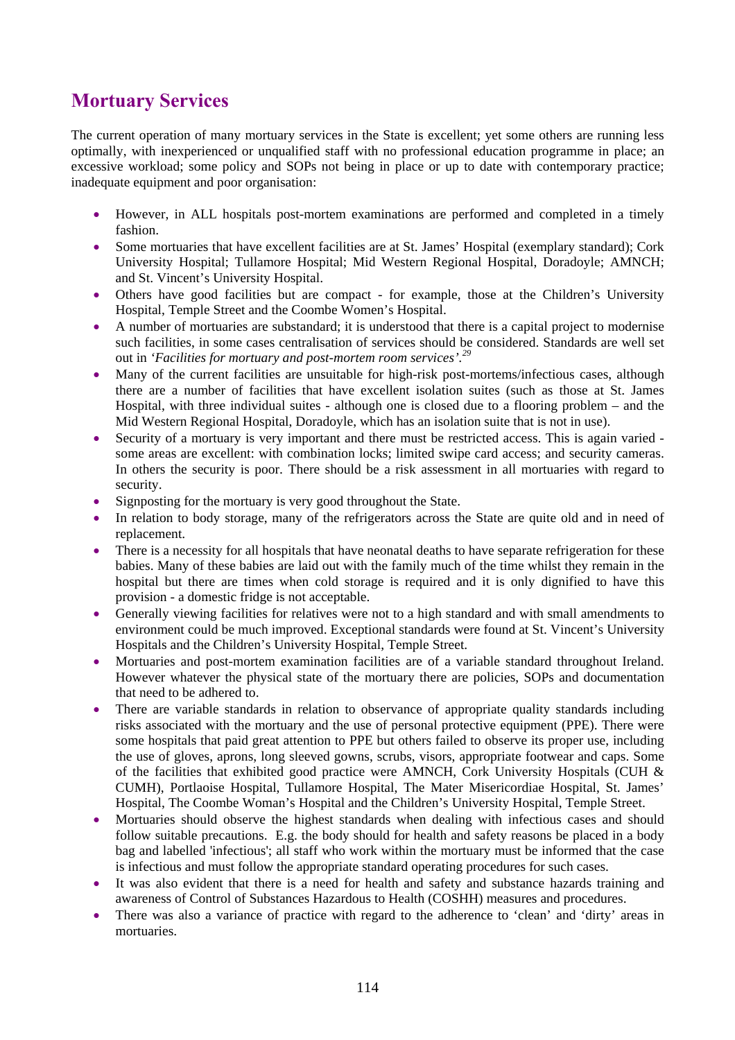## Mortuary Services

The current operation of many mortuary services in the State is excellent; yet some others are running less optimally, with inexperienced or unqualified staff with no professional education programme in place; an excessive workload; some policy and SOPs not being in place or up to date with contemporary practice; inadequate equipment and poor organisation:

- However, in ALL hospitals post-mortem examinations are performed and completed in a timely fashion.
- Some mortuaries that have excellent facilities are at St. James' Hospital (exemplary standard); Cork University Hospital; Tullamore Hospital; Mid Western Regional Hospital, Doradoyle; AMNCH; and St. Vincent's University Hospital.
- Others have good facilities but are compact - for example, those at the Children's University Hospital, Temple Street and the Coombe Women's Hospital.
- A number of mortuaries are substandard; it is understood that there is a capital project to modernise such facilities, in some cases centralisation of services should be considered. Standards are well set out in *'Facilities for mortuary and post-mortem room services'*.[29]
- Many of the current facilities are unsuitable for high-risk post-mortems/infectious cases, although there are a number of facilities that have excellent isolation suites (such as those at St. James Hospital, with three individual suites - although one is closed due to a flooring problem – and the Mid Western Regional Hospital, Doradoyle, which has an isolation suite that is not in use).
- Security of a mortuary is very important and there must be restricted access. This is again varied - some areas are excellent: with combination locks; limited swipe card access; and security cameras. In others the security is poor. There should be a risk assessment in all mortuaries with regard to security.
- Signposting for the mortuary is very good throughout the State.
- In relation to body storage, many of the refrigerators across the State are quite old and in need of replacement.
- There is a necessity for all hospitals that have neonatal deaths to have separate refrigeration for these babies. Many of these babies are laid out with the family much of the time whilst they remain in the hospital but there are times when cold storage is required and it is only dignified to have this provision - a domestic fridge is not acceptable.
- Generally viewing facilities for relatives were not to a high standard and with small amendments to environment could be much improved. Exceptional standards were found at St. Vincent's University Hospitals and the Children's University Hospital, Temple Street.
- Mortuaries and post-mortem examination facilities are of a variable standard throughout Ireland. However whatever the physical state of the mortuary there are policies, SOPs and documentation that need to be adhered to.
- There are variable standards in relation to observance of appropriate quality standards including risks associated with the mortuary and the use of personal protective equipment (PPE). There were some hospitals that paid great attention to PPE but others failed to observe its proper use, including the use of gloves, aprons, long sleeved gowns, scrubs, visors, appropriate footwear and caps. Some of the facilities that exhibited good practice were AMNCH, Cork University Hospitals (CUH & CUMH), Portlaoise Hospital, Tullamore Hospital, The Mater Misericordiae Hospital, St. James' Hospital, The Coombe Woman's Hospital and the Children's University Hospital, Temple Street.
- Mortuaries should observe the highest standards when dealing with infectious cases and should follow suitable precautions. E.g. the body should for health and safety reasons be placed in a body bag and labelled 'infectious'; all staff who work within the mortuary must be informed that the case is infectious and must follow the appropriate standard operating procedures for such cases.
- It was also evident that there is a need for health and safety and substance hazards training and awareness of Control of Substances Hazardous to Health (COSHH) measures and procedures.
- There was also a variance of practice with regard to the adherence to 'clean' and 'dirty' areas in mortuaries.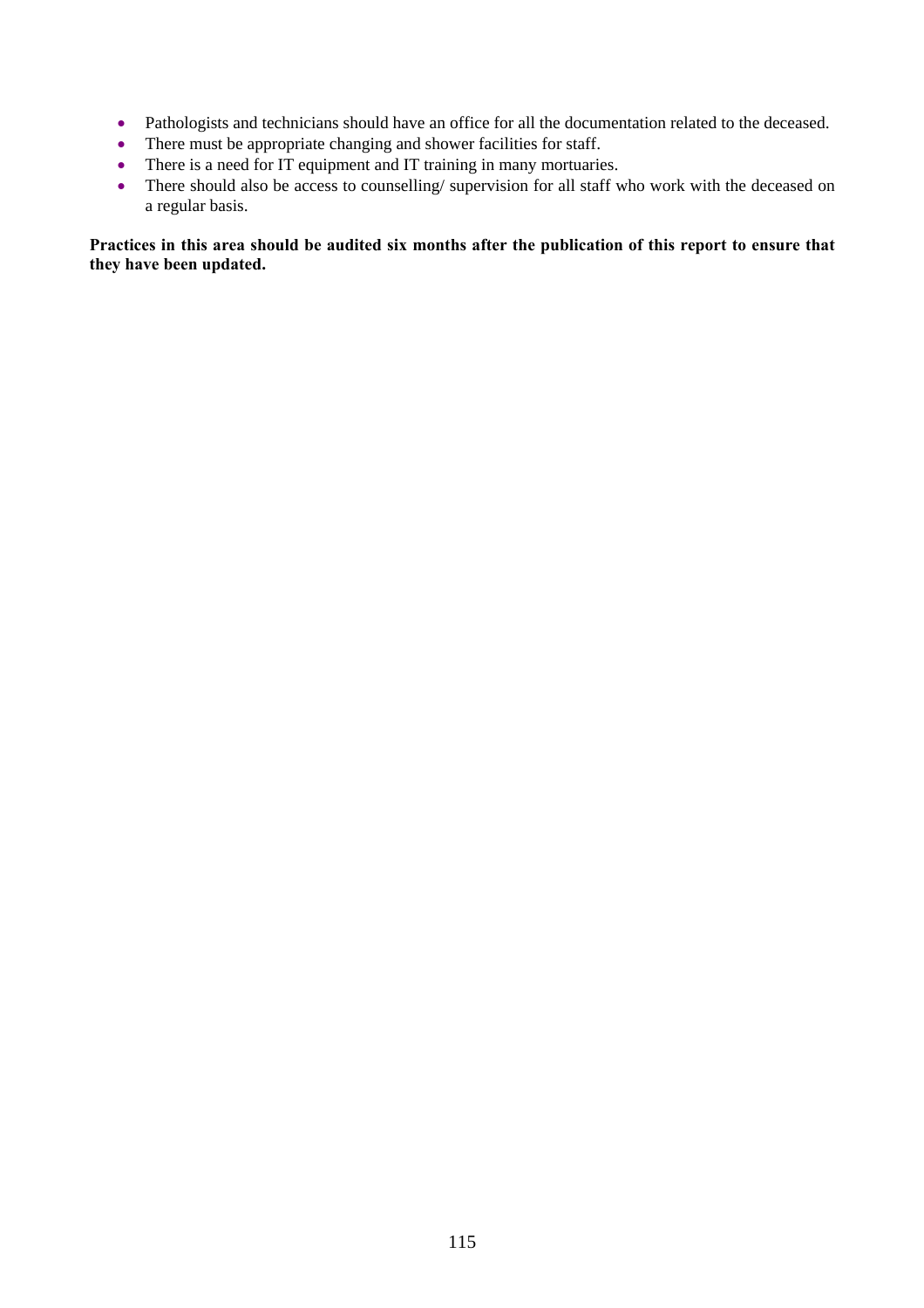- Pathologists and technicians should have an office for all the documentation related to the deceased.
- There must be appropriate changing and shower facilities for staff.
- There is a need for IT equipment and IT training in many mortuaries.
- There should also be access to counselling/ supervision for all staff who work with the deceased on a regular basis.

**Practices in this area should be audited six months after the publication of this report to ensure that they have been updated.**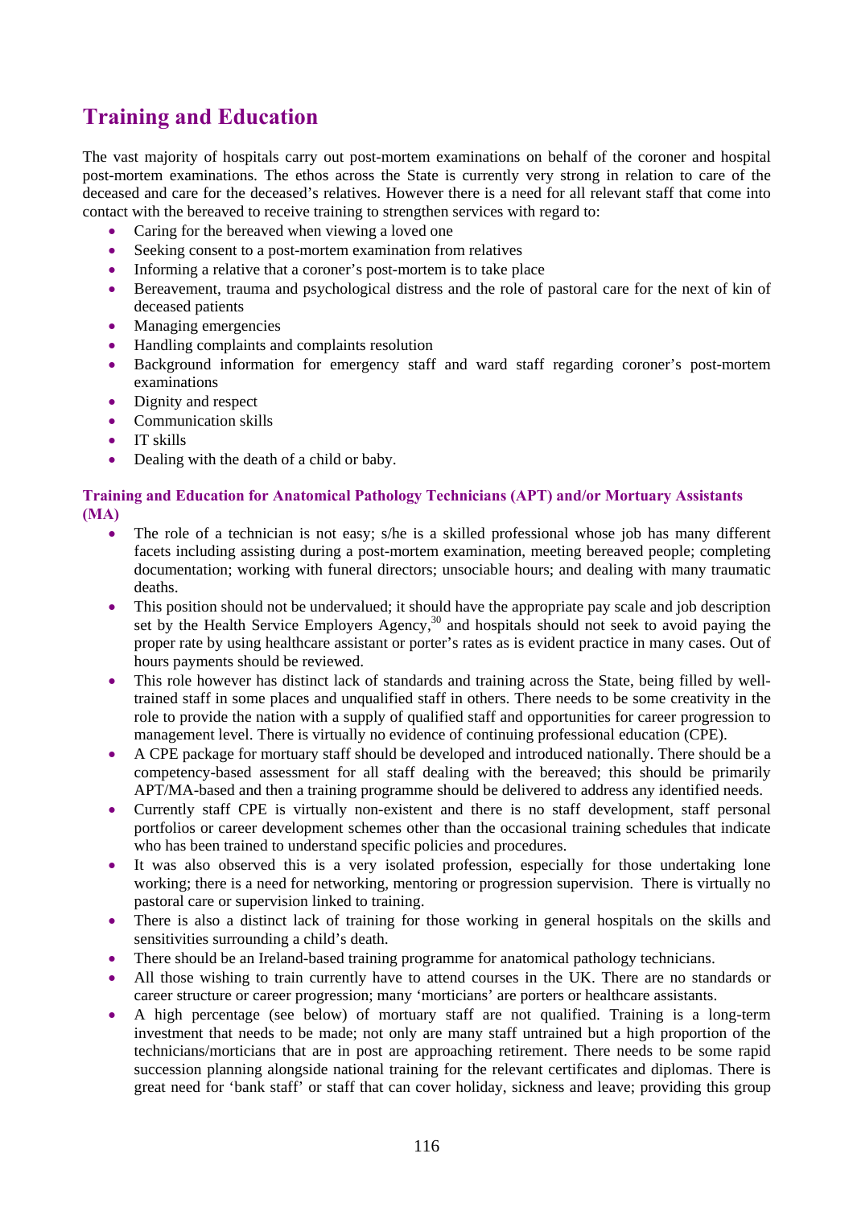## Training and Education

The vast majority of hospitals carry out post-mortem examinations on behalf of the coroner and hospital post-mortem examinations. The ethos across the State is currently very strong in relation to care of the deceased and care for the deceased's relatives. However there is a need for all relevant staff that come into contact with the bereaved to receive training to strengthen services with regard to:

- Caring for the bereaved when viewing a loved one
- Seeking consent to a post-mortem examination from relatives
- Informing a relative that a coroner's post-mortem is to take place
- Bereavement, trauma and psychological distress and the role of pastoral care for the next of kin of deceased patients
- Managing emergencies
- Handling complaints and complaints resolution
- Background information for emergency staff and ward staff regarding coroner's post-mortem examinations
- Dignity and respect
- Communication skills
- IT skills
- Dealing with the death of a child or baby.

### Training and Education for Anatomical Pathology Technicians (APT) and/or Mortuary Assistants (MA)

- The role of a technician is not easy; s/he is a skilled professional whose job has many different facets including assisting during a post-mortem examination, meeting bereaved people; completing documentation; working with funeral directors; unsociable hours; and dealing with many traumatic deaths.
- This position should not be undervalued; it should have the appropriate pay scale and job description set by the Health Service Employers Agency,[30] and hospitals should not seek to avoid paying the proper rate by using healthcare assistant or porter's rates as is evident practice in many cases. Out of hours payments should be reviewed.
- This role however has distinct lack of standards and training across the State, being filled by well-trained staff in some places and unqualified staff in others. There needs to be some creativity in the role to provide the nation with a supply of qualified staff and opportunities for career progression to management level. There is virtually no evidence of continuing professional education (CPE).
- A CPE package for mortuary staff should be developed and introduced nationally. There should be a competency-based assessment for all staff dealing with the bereaved; this should be primarily APT/MA-based and then a training programme should be delivered to address any identified needs.
- Currently staff CPE is virtually non-existent and there is no staff development, staff personal portfolios or career development schemes other than the occasional training schedules that indicate who has been trained to understand specific policies and procedures.
- It was also observed this is a very isolated profession, especially for those undertaking lone working; there is a need for networking, mentoring or progression supervision. There is virtually no pastoral care or supervision linked to training.
- There is also a distinct lack of training for those working in general hospitals on the skills and sensitivities surrounding a child's death.
- There should be an Ireland-based training programme for anatomical pathology technicians.
- All those wishing to train currently have to attend courses in the UK. There are no standards or career structure or career progression; many 'morticians' are porters or healthcare assistants.
- A high percentage (see below) of mortuary staff are not qualified. Training is a long-term investment that needs to be made; not only are many staff untrained but a high proportion of the technicians/morticians that are in post are approaching retirement. There needs to be some rapid succession planning alongside national training for the relevant certificates and diplomas. There is great need for 'bank staff' or staff that can cover holiday, sickness and leave; providing this group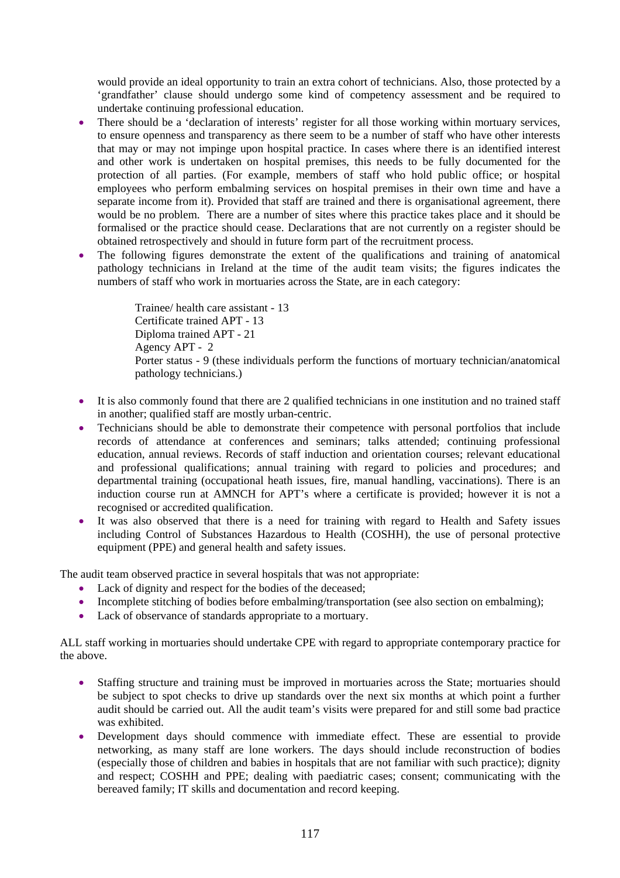would provide an ideal opportunity to train an extra cohort of technicians. Also, those protected by a 'grandfather' clause should undergo some kind of competency assessment and be required to undertake continuing professional education.

- There should be a 'declaration of interests' register for all those working within mortuary services, to ensure openness and transparency as there seem to be a number of staff who have other interests that may or may not impinge upon hospital practice. In cases where there is an identified interest and other work is undertaken on hospital premises, this needs to be fully documented for the protection of all parties. (For example, members of staff who hold public office; or hospital employees who perform embalming services on hospital premises in their own time and have a separate income from it). Provided that staff are trained and there is organisational agreement, there would be no problem. There are a number of sites where this practice takes place and it should be formalised or the practice should cease. Declarations that are not currently on a register should be obtained retrospectively and should in future form part of the recruitment process.
- The following figures demonstrate the extent of the qualifications and training of anatomical pathology technicians in Ireland at the time of the audit team visits; the figures indicates the numbers of staff who work in mortuaries across the State, are in each category:

  Trainee/ health care assistant - 13
  Certificate trained APT - 13
  Diploma trained APT - 21
  Agency APT - 2
  Porter status - 9 (these individuals perform the functions of mortuary technician/anatomical pathology technicians.)

- It is also commonly found that there are 2 qualified technicians in one institution and no trained staff in another; qualified staff are mostly urban-centric.
- Technicians should be able to demonstrate their competence with personal portfolios that include records of attendance at conferences and seminars; talks attended; continuing professional education, annual reviews. Records of staff induction and orientation courses; relevant educational and professional qualifications; annual training with regard to policies and procedures; and departmental training (occupational heath issues, fire, manual handling, vaccinations). There is an induction course run at AMNCH for APT's where a certificate is provided; however it is not a recognised or accredited qualification.
- It was also observed that there is a need for training with regard to Health and Safety issues including Control of Substances Hazardous to Health (COSHH), the use of personal protective equipment (PPE) and general health and safety issues.

The audit team observed practice in several hospitals that was not appropriate:

- Lack of dignity and respect for the bodies of the deceased;
- Incomplete stitching of bodies before embalming/transportation (see also section on embalming);
- Lack of observance of standards appropriate to a mortuary.

ALL staff working in mortuaries should undertake CPE with regard to appropriate contemporary practice for the above.

- Staffing structure and training must be improved in mortuaries across the State; mortuaries should be subject to spot checks to drive up standards over the next six months at which point a further audit should be carried out. All the audit team's visits were prepared for and still some bad practice was exhibited.
- Development days should commence with immediate effect. These are essential to provide networking, as many staff are lone workers. The days should include reconstruction of bodies (especially those of children and babies in hospitals that are not familiar with such practice); dignity and respect; COSHH and PPE; dealing with paediatric cases; consent; communicating with the bereaved family; IT skills and documentation and record keeping.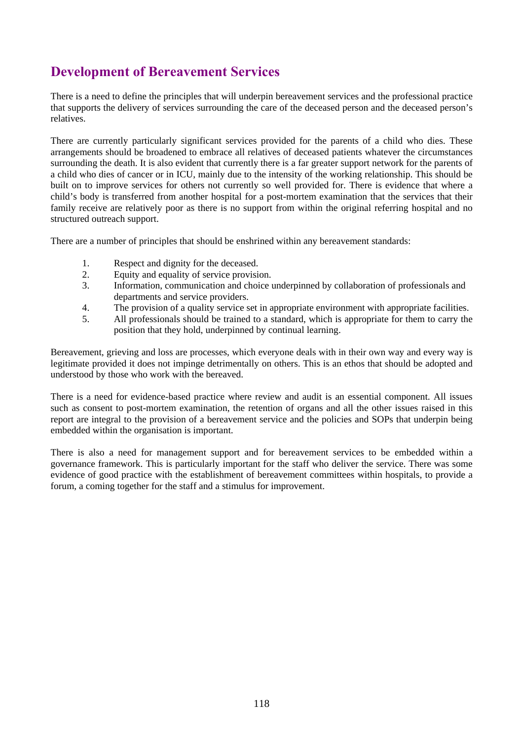## Development of Bereavement Services

There is a need to define the principles that will underpin bereavement services and the professional practice that supports the delivery of services surrounding the care of the deceased person and the deceased person's relatives.

There are currently particularly significant services provided for the parents of a child who dies. These arrangements should be broadened to embrace all relatives of deceased patients whatever the circumstances surrounding the death. It is also evident that currently there is a far greater support network for the parents of a child who dies of cancer or in ICU, mainly due to the intensity of the working relationship. This should be built on to improve services for others not currently so well provided for. There is evidence that where a child's body is transferred from another hospital for a post-mortem examination that the services that their family receive are relatively poor as there is no support from within the original referring hospital and no structured outreach support.

There are a number of principles that should be enshrined within any bereavement standards:

1. Respect and dignity for the deceased.
2. Equity and equality of service provision.
3. Information, communication and choice underpinned by collaboration of professionals and departments and service providers.
4. The provision of a quality service set in appropriate environment with appropriate facilities.
5. All professionals should be trained to a standard, which is appropriate for them to carry the position that they hold, underpinned by continual learning.

Bereavement, grieving and loss are processes, which everyone deals with in their own way and every way is legitimate provided it does not impinge detrimentally on others. This is an ethos that should be adopted and understood by those who work with the bereaved.

There is a need for evidence-based practice where review and audit is an essential component. All issues such as consent to post-mortem examination, the retention of organs and all the other issues raised in this report are integral to the provision of a bereavement service and the policies and SOPs that underpin being embedded within the organisation is important.

There is also a need for management support and for bereavement services to be embedded within a governance framework. This is particularly important for the staff who deliver the service. There was some evidence of good practice with the establishment of bereavement committees within hospitals, to provide a forum, a coming together for the staff and a stimulus for improvement.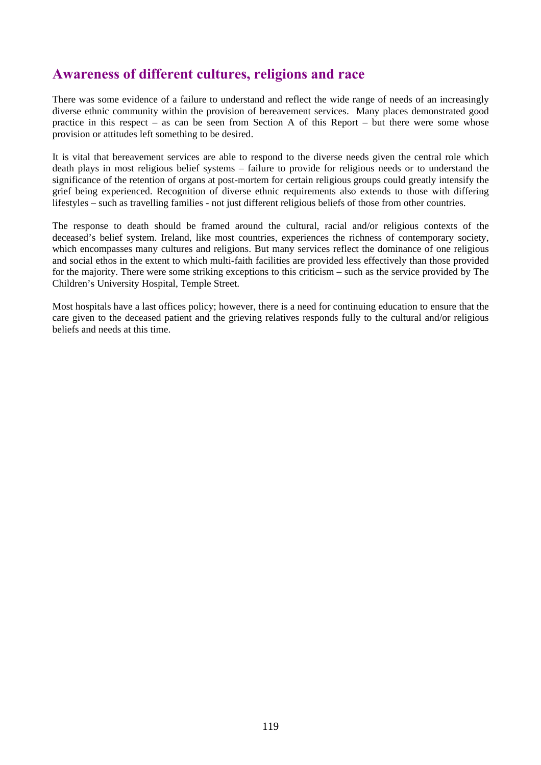## Awareness of different cultures, religions and race

There was some evidence of a failure to understand and reflect the wide range of needs of an increasingly diverse ethnic community within the provision of bereavement services. Many places demonstrated good practice in this respect – as can be seen from Section A of this Report – but there were some whose provision or attitudes left something to be desired.

It is vital that bereavement services are able to respond to the diverse needs given the central role which death plays in most religious belief systems – failure to provide for religious needs or to understand the significance of the retention of organs at post-mortem for certain religious groups could greatly intensify the grief being experienced. Recognition of diverse ethnic requirements also extends to those with differing lifestyles – such as travelling families - not just different religious beliefs of those from other countries.

The response to death should be framed around the cultural, racial and/or religious contexts of the deceased's belief system. Ireland, like most countries, experiences the richness of contemporary society, which encompasses many cultures and religions. But many services reflect the dominance of one religious and social ethos in the extent to which multi-faith facilities are provided less effectively than those provided for the majority. There were some striking exceptions to this criticism – such as the service provided by The Children's University Hospital, Temple Street.

Most hospitals have a last offices policy; however, there is a need for continuing education to ensure that the care given to the deceased patient and the grieving relatives responds fully to the cultural and/or religious beliefs and needs at this time.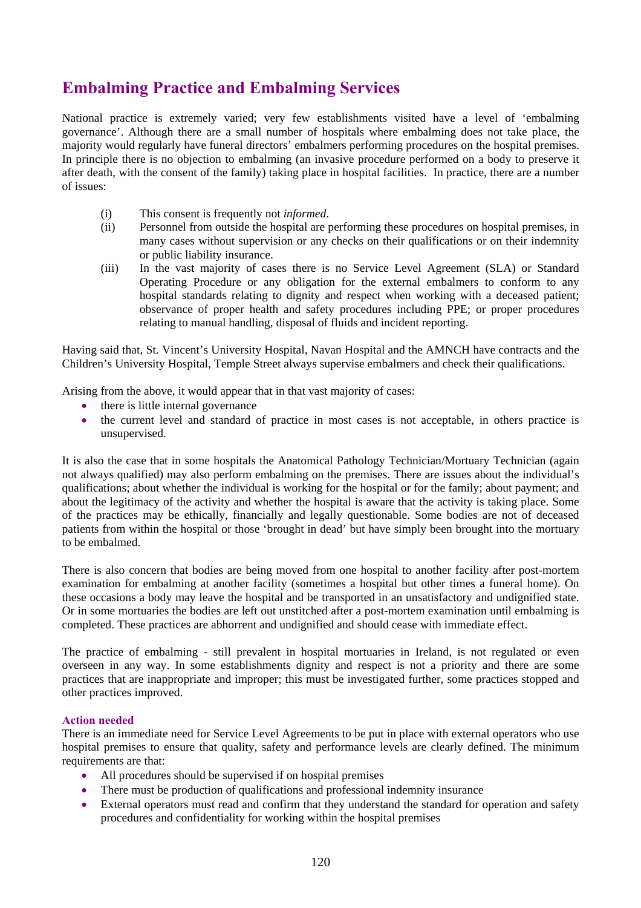## Embalming Practice and Embalming Services

National practice is extremely varied; very few establishments visited have a level of 'embalming governance'. Although there are a small number of hospitals where embalming does not take place, the majority would regularly have funeral directors' embalmers performing procedures on the hospital premises. In principle there is no objection to embalming (an invasive procedure performed on a body to preserve it after death, with the consent of the family) taking place in hospital facilities. In practice, there are a number of issues:

(i) This consent is frequently not *informed*.

(ii) Personnel from outside the hospital are performing these procedures on hospital premises, in many cases without supervision or any checks on their qualifications or on their indemnity or public liability insurance.

(iii) In the vast majority of cases there is no Service Level Agreement (SLA) or Standard Operating Procedure or any obligation for the external embalmers to conform to any hospital standards relating to dignity and respect when working with a deceased patient; observance of proper health and safety procedures including PPE; or proper procedures relating to manual handling, disposal of fluids and incident reporting.

Having said that, St. Vincent's University Hospital, Navan Hospital and the AMNCH have contracts and the Children's University Hospital, Temple Street always supervise embalmers and check their qualifications.

Arising from the above, it would appear that in that vast majority of cases:

- there is little internal governance
- the current level and standard of practice in most cases is not acceptable, in others practice is unsupervised.

It is also the case that in some hospitals the Anatomical Pathology Technician/Mortuary Technician (again not always qualified) may also perform embalming on the premises. There are issues about the individual's qualifications; about whether the individual is working for the hospital or for the family; about payment; and about the legitimacy of the activity and whether the hospital is aware that the activity is taking place. Some of the practices may be ethically, financially and legally questionable. Some bodies are not of deceased patients from within the hospital or those 'brought in dead' but have simply been brought into the mortuary to be embalmed.

There is also concern that bodies are being moved from one hospital to another facility after post-mortem examination for embalming at another facility (sometimes a hospital but other times a funeral home). On these occasions a body may leave the hospital and be transported in an unsatisfactory and undignified state. Or in some mortuaries the bodies are left out unstitched after a post-mortem examination until embalming is completed. These practices are abhorrent and undignified and should cease with immediate effect.

The practice of embalming - still prevalent in hospital mortuaries in Ireland, is not regulated or even overseen in any way. In some establishments dignity and respect is not a priority and there are some practices that are inappropriate and improper; this must be investigated further, some practices stopped and other practices improved.

#### Action needed

There is an immediate need for Service Level Agreements to be put in place with external operators who use hospital premises to ensure that quality, safety and performance levels are clearly defined. The minimum requirements are that:

- All procedures should be supervised if on hospital premises
- There must be production of qualifications and professional indemnity insurance
- External operators must read and confirm that they understand the standard for operation and safety procedures and confidentiality for working within the hospital premises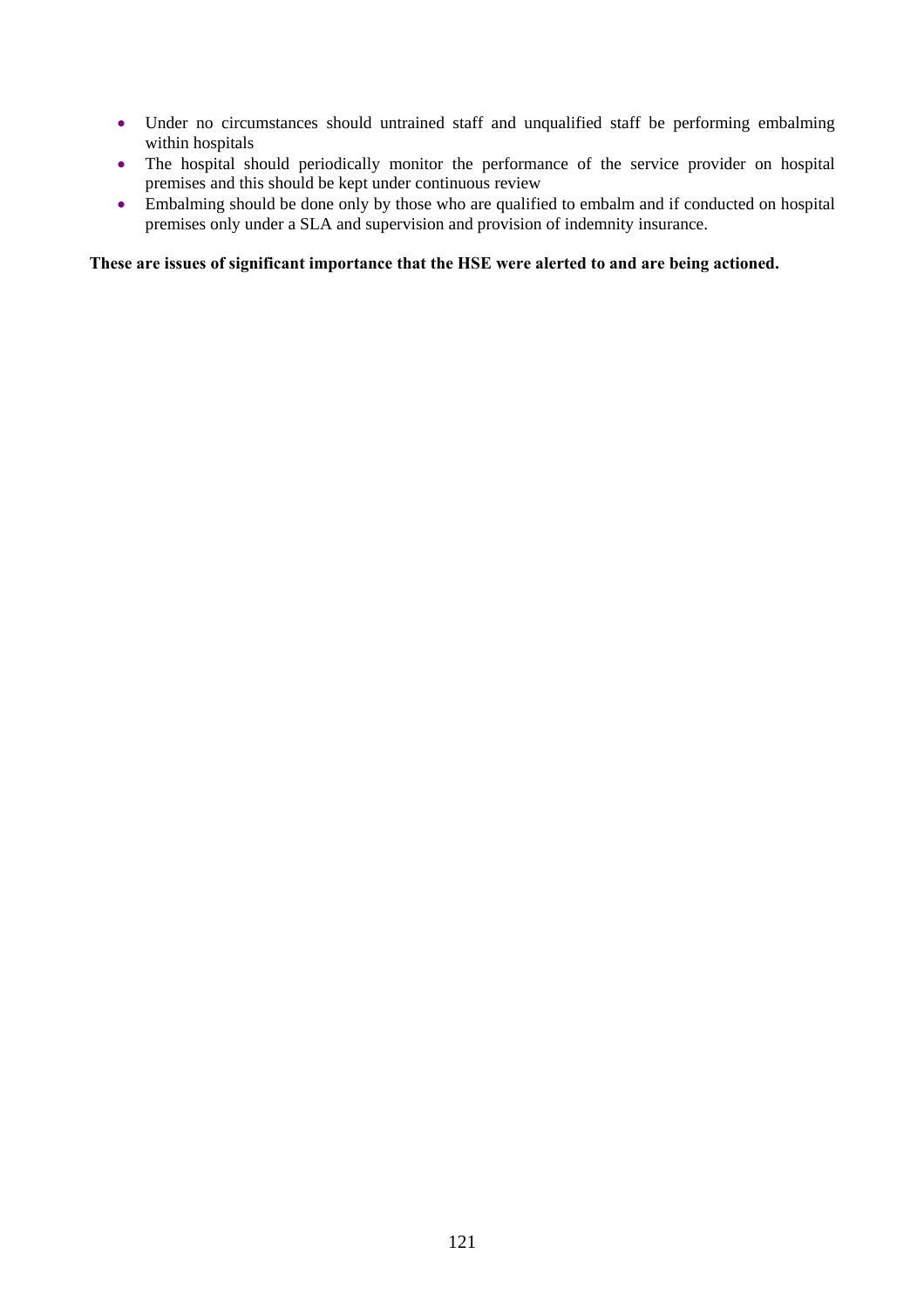- Under no circumstances should untrained staff and unqualified staff be performing embalming within hospitals
- The hospital should periodically monitor the performance of the service provider on hospital premises and this should be kept under continuous review
- Embalming should be done only by those who are qualified to embalm and if conducted on hospital premises only under a SLA and supervision and provision of indemnity insurance.

**These are issues of significant importance that the HSE were alerted to and are being actioned.**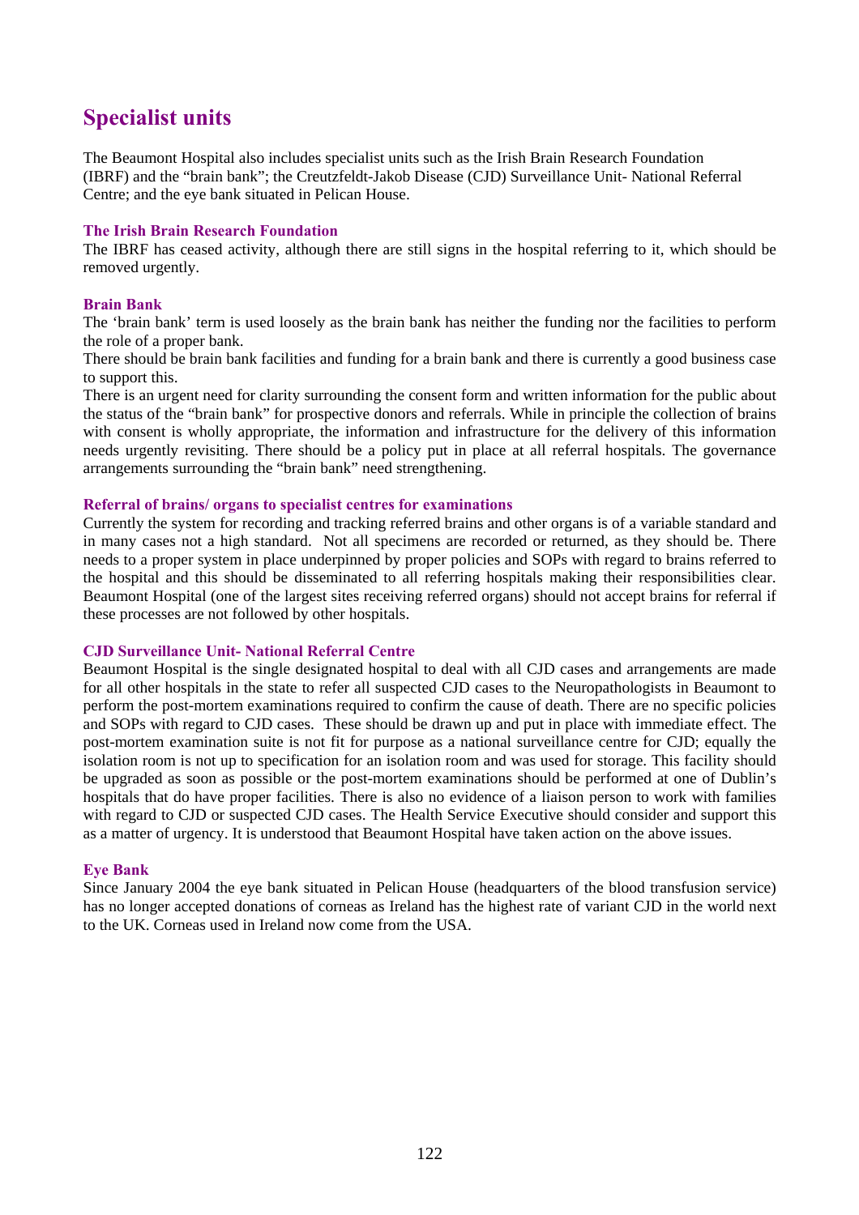# Specialist units

The Beaumont Hospital also includes specialist units such as the Irish Brain Research Foundation (IBRF) and the "brain bank"; the Creutzfeldt-Jakob Disease (CJD) Surveillance Unit- National Referral Centre; and the eye bank situated in Pelican House.

### The Irish Brain Research Foundation

The IBRF has ceased activity, although there are still signs in the hospital referring to it, which should be removed urgently.

### Brain Bank

The 'brain bank' term is used loosely as the brain bank has neither the funding nor the facilities to perform the role of a proper bank.

There should be brain bank facilities and funding for a brain bank and there is currently a good business case to support this.

There is an urgent need for clarity surrounding the consent form and written information for the public about the status of the "brain bank" for prospective donors and referrals. While in principle the collection of brains with consent is wholly appropriate, the information and infrastructure for the delivery of this information needs urgently revisiting. There should be a policy put in place at all referral hospitals. The governance arrangements surrounding the "brain bank" need strengthening.

### Referral of brains/ organs to specialist centres for examinations

Currently the system for recording and tracking referred brains and other organs is of a variable standard and in many cases not a high standard. Not all specimens are recorded or returned, as they should be. There needs to a proper system in place underpinned by proper policies and SOPs with regard to brains referred to the hospital and this should be disseminated to all referring hospitals making their responsibilities clear. Beaumont Hospital (one of the largest sites receiving referred organs) should not accept brains for referral if these processes are not followed by other hospitals.

### CJD Surveillance Unit- National Referral Centre

Beaumont Hospital is the single designated hospital to deal with all CJD cases and arrangements are made for all other hospitals in the state to refer all suspected CJD cases to the Neuropathologists in Beaumont to perform the post-mortem examinations required to confirm the cause of death. There are no specific policies and SOPs with regard to CJD cases. These should be drawn up and put in place with immediate effect. The post-mortem examination suite is not fit for purpose as a national surveillance centre for CJD; equally the isolation room is not up to specification for an isolation room and was used for storage. This facility should be upgraded as soon as possible or the post-mortem examinations should be performed at one of Dublin's hospitals that do have proper facilities. There is also no evidence of a liaison person to work with families with regard to CJD or suspected CJD cases. The Health Service Executive should consider and support this as a matter of urgency. It is understood that Beaumont Hospital have taken action on the above issues.

### Eye Bank

Since January 2004 the eye bank situated in Pelican House (headquarters of the blood transfusion service) has no longer accepted donations of corneas as Ireland has the highest rate of variant CJD in the world next to the UK. Corneas used in Ireland now come from the USA.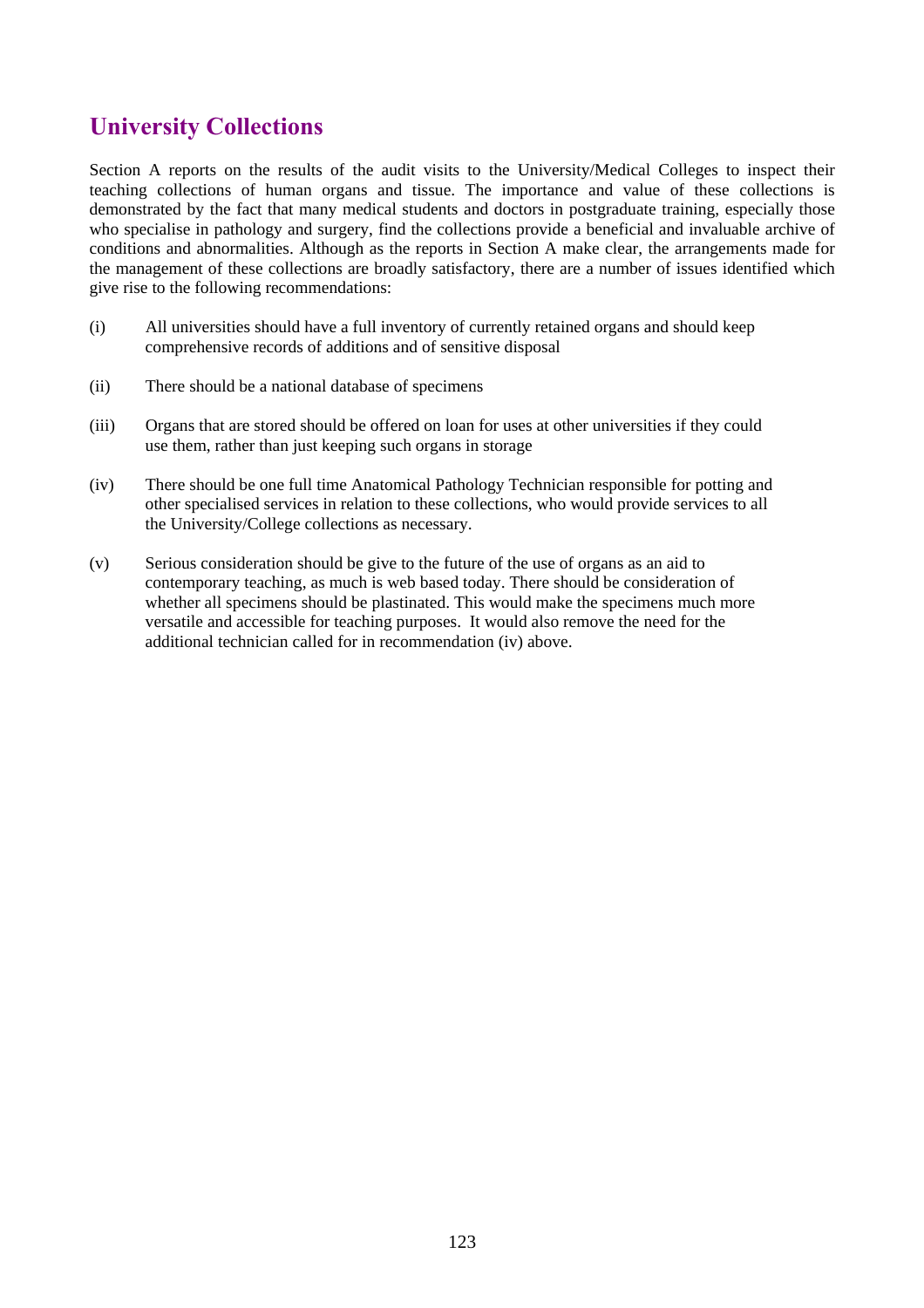## University Collections

Section A reports on the results of the audit visits to the University/Medical Colleges to inspect their teaching collections of human organs and tissue. The importance and value of these collections is demonstrated by the fact that many medical students and doctors in postgraduate training, especially those who specialise in pathology and surgery, find the collections provide a beneficial and invaluable archive of conditions and abnormalities. Although as the reports in Section A make clear, the arrangements made for the management of these collections are broadly satisfactory, there are a number of issues identified which give rise to the following recommendations:

(i) All universities should have a full inventory of currently retained organs and should keep comprehensive records of additions and of sensitive disposal

(ii) There should be a national database of specimens

(iii) Organs that are stored should be offered on loan for uses at other universities if they could use them, rather than just keeping such organs in storage

(iv) There should be one full time Anatomical Pathology Technician responsible for potting and other specialised services in relation to these collections, who would provide services to all the University/College collections as necessary.

(v) Serious consideration should be give to the future of the use of organs as an aid to contemporary teaching, as much is web based today. There should be consideration of whether all specimens should be plastinated. This would make the specimens much more versatile and accessible for teaching purposes. It would also remove the need for the additional technician called for in recommendation (iv) above.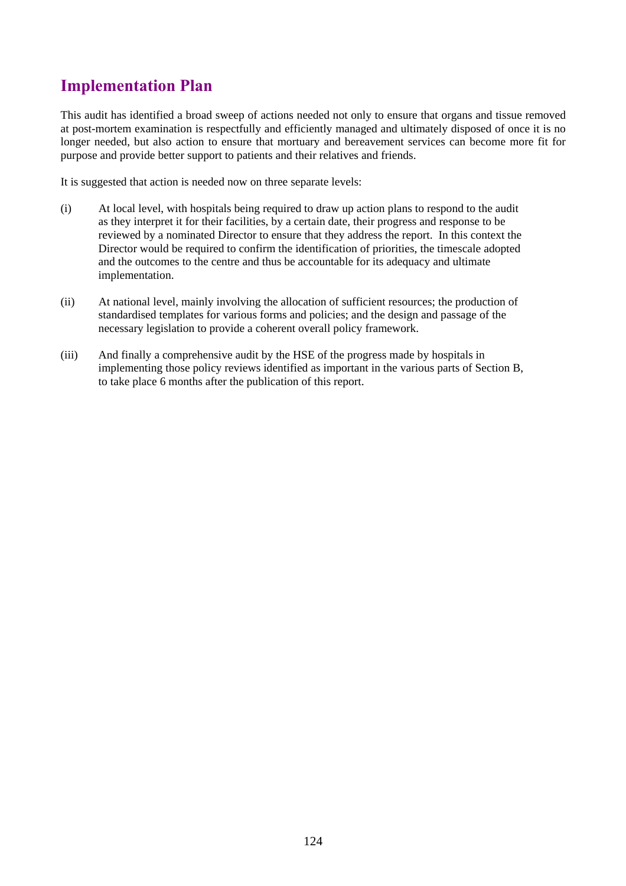## Implementation Plan

This audit has identified a broad sweep of actions needed not only to ensure that organs and tissue removed at post-mortem examination is respectfully and efficiently managed and ultimately disposed of once it is no longer needed, but also action to ensure that mortuary and bereavement services can become more fit for purpose and provide better support to patients and their relatives and friends.

It is suggested that action is needed now on three separate levels:

(i) At local level, with hospitals being required to draw up action plans to respond to the audit as they interpret it for their facilities, by a certain date, their progress and response to be reviewed by a nominated Director to ensure that they address the report. In this context the Director would be required to confirm the identification of priorities, the timescale adopted and the outcomes to the centre and thus be accountable for its adequacy and ultimate implementation.

(ii) At national level, mainly involving the allocation of sufficient resources; the production of standardised templates for various forms and policies; and the design and passage of the necessary legislation to provide a coherent overall policy framework.

(iii) And finally a comprehensive audit by the HSE of the progress made by hospitals in implementing those policy reviews identified as important in the various parts of Section B, to take place 6 months after the publication of this report.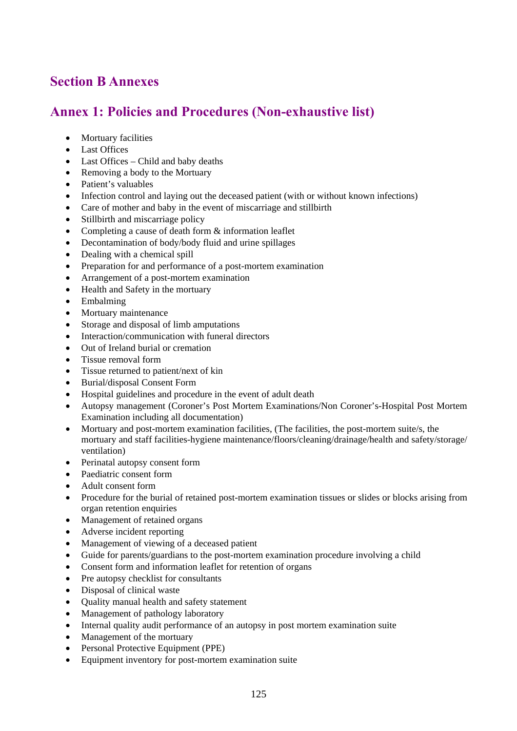## Section B Annexes

## Annex 1: Policies and Procedures (Non-exhaustive list)

- Mortuary facilities
- Last Offices
- Last Offices – Child and baby deaths
- Removing a body to the Mortuary
- Patient's valuables
- Infection control and laying out the deceased patient (with or without known infections)
- Care of mother and baby in the event of miscarriage and stillbirth
- Stillbirth and miscarriage policy
- Completing a cause of death form & information leaflet
- Decontamination of body/body fluid and urine spillages
- Dealing with a chemical spill
- Preparation for and performance of a post-mortem examination
- Arrangement of a post-mortem examination
- Health and Safety in the mortuary
- Embalming
- Mortuary maintenance
- Storage and disposal of limb amputations
- Interaction/communication with funeral directors
- Out of Ireland burial or cremation
- Tissue removal form
- Tissue returned to patient/next of kin
- Burial/disposal Consent Form
- Hospital guidelines and procedure in the event of adult death
- Autopsy management (Coroner's Post Mortem Examinations/Non Coroner's-Hospital Post Mortem Examination including all documentation)
- Mortuary and post-mortem examination facilities, (The facilities, the post-mortem suite/s, the mortuary and staff facilities-hygiene maintenance/floors/cleaning/drainage/health and safety/storage/ventilation)
- Perinatal autopsy consent form
- Paediatric consent form
- Adult consent form
- Procedure for the burial of retained post-mortem examination tissues or slides or blocks arising from organ retention enquiries
- Management of retained organs
- Adverse incident reporting
- Management of viewing of a deceased patient
- Guide for parents/guardians to the post-mortem examination procedure involving a child
- Consent form and information leaflet for retention of organs
- Pre autopsy checklist for consultants
- Disposal of clinical waste
- Quality manual health and safety statement
- Management of pathology laboratory
- Internal quality audit performance of an autopsy in post mortem examination suite
- Management of the mortuary
- Personal Protective Equipment (PPE)
- Equipment inventory for post-mortem examination suite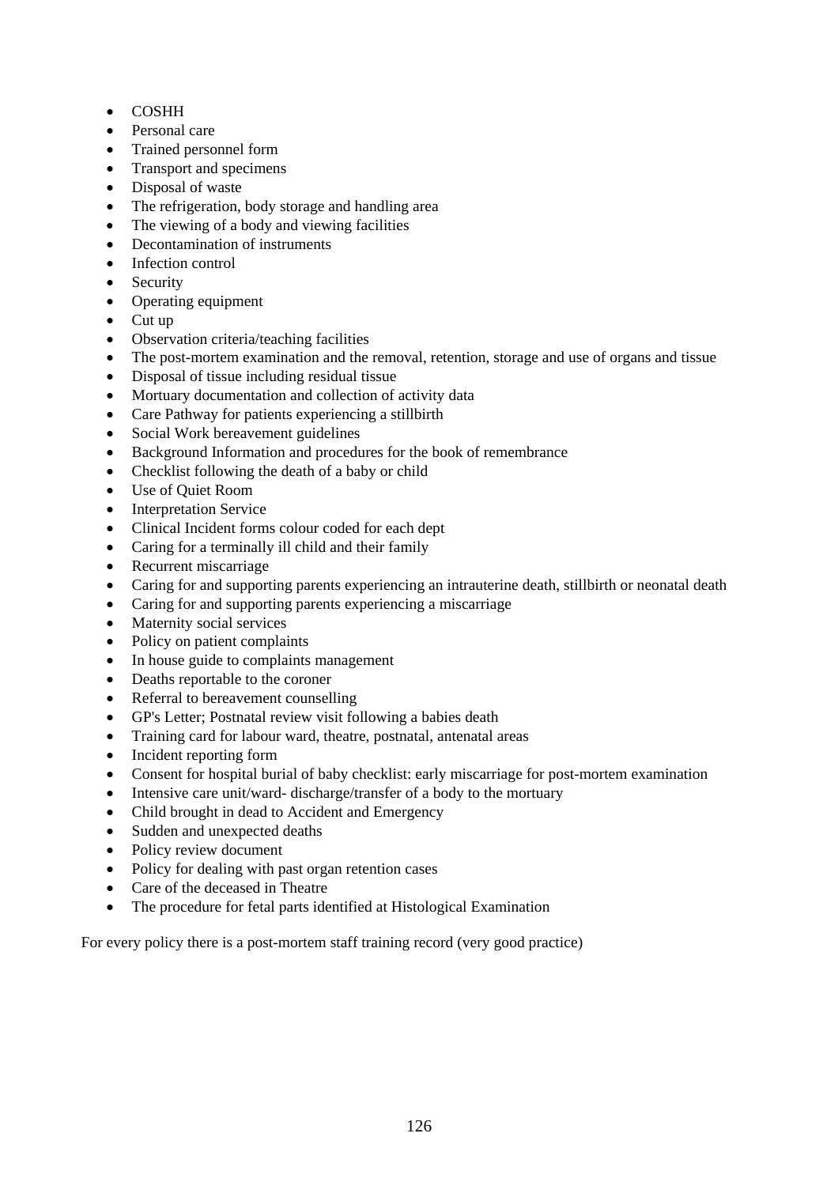- COSHH
- Personal care
- Trained personnel form
- Transport and specimens
- Disposal of waste
- The refrigeration, body storage and handling area
- The viewing of a body and viewing facilities
- Decontamination of instruments
- Infection control
- Security
- Operating equipment
- Cut up
- Observation criteria/teaching facilities
- The post-mortem examination and the removal, retention, storage and use of organs and tissue
- Disposal of tissue including residual tissue
- Mortuary documentation and collection of activity data
- Care Pathway for patients experiencing a stillbirth
- Social Work bereavement guidelines
- Background Information and procedures for the book of remembrance
- Checklist following the death of a baby or child
- Use of Quiet Room
- Interpretation Service
- Clinical Incident forms colour coded for each dept
- Caring for a terminally ill child and their family
- Recurrent miscarriage
- Caring for and supporting parents experiencing an intrauterine death, stillbirth or neonatal death
- Caring for and supporting parents experiencing a miscarriage
- Maternity social services
- Policy on patient complaints
- In house guide to complaints management
- Deaths reportable to the coroner
- Referral to bereavement counselling
- GP's Letter; Postnatal review visit following a babies death
- Training card for labour ward, theatre, postnatal, antenatal areas
- Incident reporting form
- Consent for hospital burial of baby checklist: early miscarriage for post-mortem examination
- Intensive care unit/ward- discharge/transfer of a body to the mortuary
- Child brought in dead to Accident and Emergency
- Sudden and unexpected deaths
- Policy review document
- Policy for dealing with past organ retention cases
- Care of the deceased in Theatre
- The procedure for fetal parts identified at Histological Examination

For every policy there is a post-mortem staff training record (very good practice)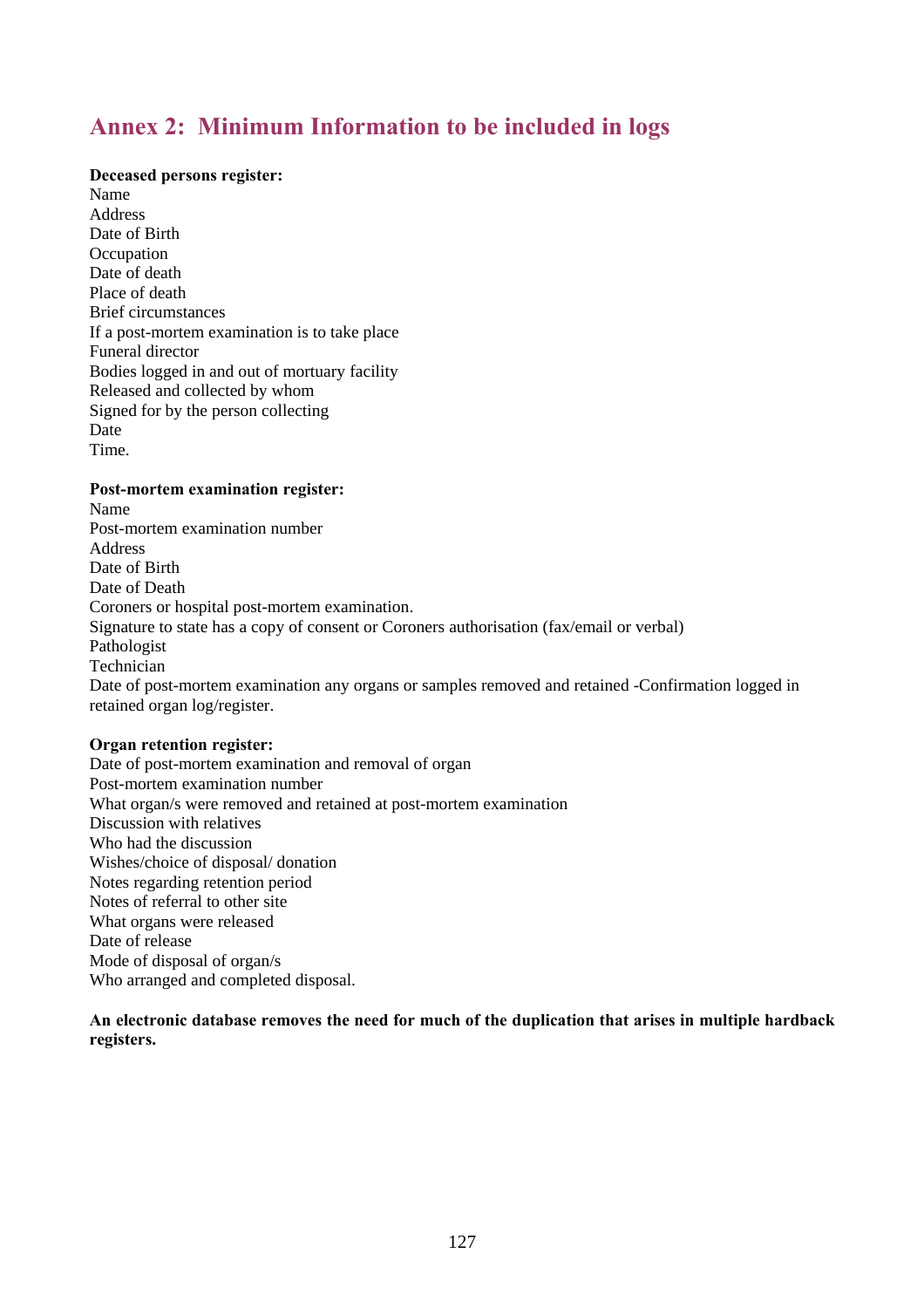## Annex 2: Minimum Information to be included in logs

**Deceased persons register:**
Name
Address
Date of Birth
Occupation
Date of death
Place of death
Brief circumstances
If a post-mortem examination is to take place
Funeral director
Bodies logged in and out of mortuary facility
Released and collected by whom
Signed for by the person collecting
Date
Time.

**Post-mortem examination register:**
Name
Post-mortem examination number
Address
Date of Birth
Date of Death
Coroners or hospital post-mortem examination.
Signature to state has a copy of consent or Coroners authorisation (fax/email or verbal)
Pathologist
Technician
Date of post-mortem examination any organs or samples removed and retained -Confirmation logged in retained organ log/register.

**Organ retention register:**
Date of post-mortem examination and removal of organ
Post-mortem examination number
What organ/s were removed and retained at post-mortem examination
Discussion with relatives
Who had the discussion
Wishes/choice of disposal/ donation
Notes regarding retention period
Notes of referral to other site
What organs were released
Date of release
Mode of disposal of organ/s
Who arranged and completed disposal.

**An electronic database removes the need for much of the duplication that arises in multiple hardback registers.**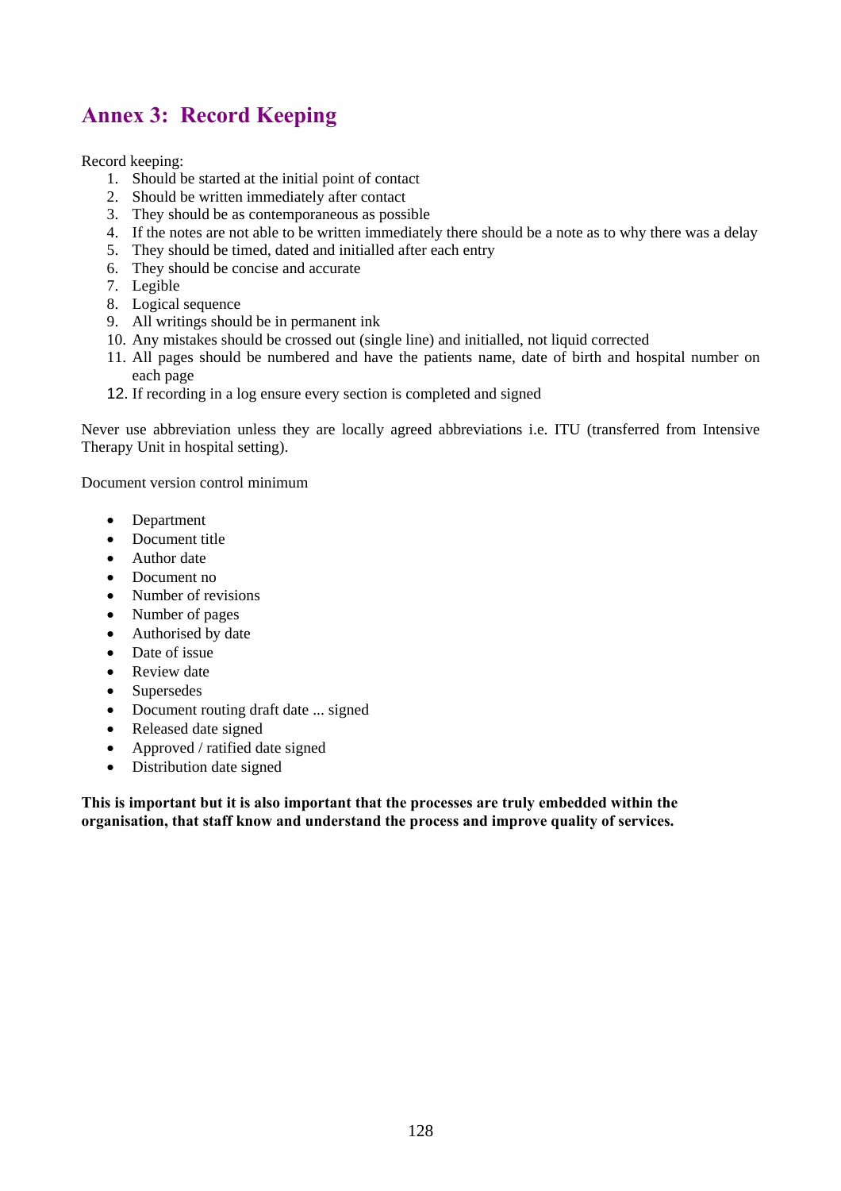## Annex 3: Record Keeping

Record keeping:

1. Should be started at the initial point of contact
2. Should be written immediately after contact
3. They should be as contemporaneous as possible
4. If the notes are not able to be written immediately there should be a note as to why there was a delay
5. They should be timed, dated and initialled after each entry
6. They should be concise and accurate
7. Legible
8. Logical sequence
9. All writings should be in permanent ink
10. Any mistakes should be crossed out (single line) and initialled, not liquid corrected
11. All pages should be numbered and have the patients name, date of birth and hospital number on each page
12. If recording in a log ensure every section is completed and signed

Never use abbreviation unless they are locally agreed abbreviations i.e. ITU (transferred from Intensive Therapy Unit in hospital setting).

Document version control minimum

- Department
- Document title
- Author date
- Document no
- Number of revisions
- Number of pages
- Authorised by date
- Date of issue
- Review date
- Supersedes
- Document routing draft date ... signed
- Released date signed
- Approved / ratified date signed
- Distribution date signed

**This is important but it is also important that the processes are truly embedded within the organisation, that staff know and understand the process and improve quality of services.**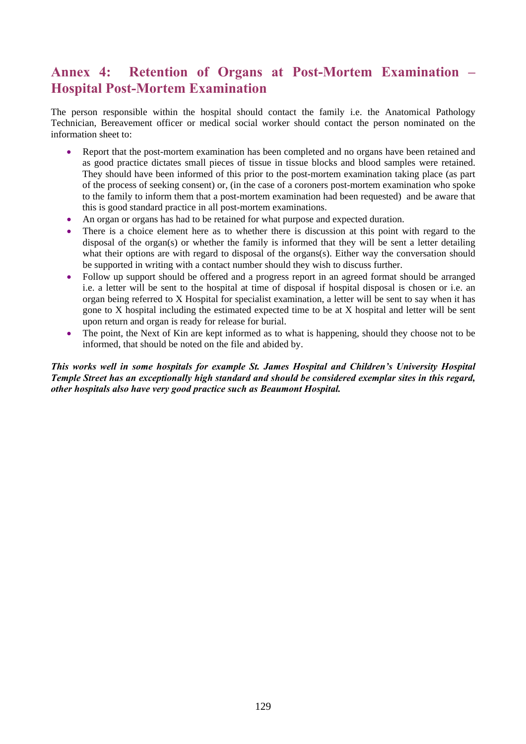# Annex 4: Retention of Organs at Post-Mortem Examination – Hospital Post-Mortem Examination

The person responsible within the hospital should contact the family i.e. the Anatomical Pathology Technician, Bereavement officer or medical social worker should contact the person nominated on the information sheet to:

- Report that the post-mortem examination has been completed and no organs have been retained and as good practice dictates small pieces of tissue in tissue blocks and blood samples were retained. They should have been informed of this prior to the post-mortem examination taking place (as part of the process of seeking consent) or, (in the case of a coroners post-mortem examination who spoke to the family to inform them that a post-mortem examination had been requested) and be aware that this is good standard practice in all post-mortem examinations.
- An organ or organs has had to be retained for what purpose and expected duration.
- There is a choice element here as to whether there is discussion at this point with regard to the disposal of the organ(s) or whether the family is informed that they will be sent a letter detailing what their options are with regard to disposal of the organs(s). Either way the conversation should be supported in writing with a contact number should they wish to discuss further.
- Follow up support should be offered and a progress report in an agreed format should be arranged i.e. a letter will be sent to the hospital at time of disposal if hospital disposal is chosen or i.e. an organ being referred to X Hospital for specialist examination, a letter will be sent to say when it has gone to X hospital including the estimated expected time to be at X hospital and letter will be sent upon return and organ is ready for release for burial.
- The point, the Next of Kin are kept informed as to what is happening, should they choose not to be informed, that should be noted on the file and abided by.

***This works well in some hospitals for example St. James Hospital and Children's University Hospital Temple Street has an exceptionally high standard and should be considered exemplar sites in this regard, other hospitals also have very good practice such as Beaumont Hospital.***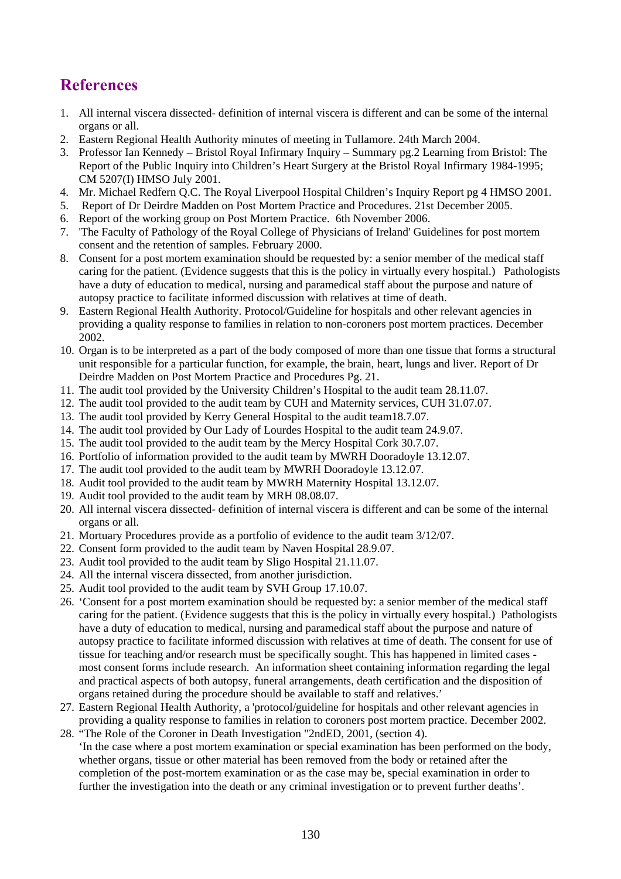## References

1. All internal viscera dissected- definition of internal viscera is different and can be some of the internal organs or all.
2. Eastern Regional Health Authority minutes of meeting in Tullamore. 24th March 2004.
3. Professor Ian Kennedy – Bristol Royal Infirmary Inquiry – Summary pg.2 Learning from Bristol: The Report of the Public Inquiry into Children's Heart Surgery at the Bristol Royal Infirmary 1984-1995; CM 5207(I) HMSO July 2001.
4. Mr. Michael Redfern Q.C. The Royal Liverpool Hospital Children's Inquiry Report pg 4 HMSO 2001.
5. Report of Dr Deirdre Madden on Post Mortem Practice and Procedures. 21st December 2005.
6. Report of the working group on Post Mortem Practice. 6th November 2006.
7. 'The Faculty of Pathology of the Royal College of Physicians of Ireland' Guidelines for post mortem consent and the retention of samples. February 2000.
8. Consent for a post mortem examination should be requested by: a senior member of the medical staff caring for the patient. (Evidence suggests that this is the policy in virtually every hospital.) Pathologists have a duty of education to medical, nursing and paramedical staff about the purpose and nature of autopsy practice to facilitate informed discussion with relatives at time of death.
9. Eastern Regional Health Authority. Protocol/Guideline for hospitals and other relevant agencies in providing a quality response to families in relation to non-coroners post mortem practices. December 2002.
10. Organ is to be interpreted as a part of the body composed of more than one tissue that forms a structural unit responsible for a particular function, for example, the brain, heart, lungs and liver. Report of Dr Deirdre Madden on Post Mortem Practice and Procedures Pg. 21.
11. The audit tool provided by the University Children's Hospital to the audit team 28.11.07.
12. The audit tool provided to the audit team by CUH and Maternity services, CUH 31.07.07.
13. The audit tool provided by Kerry General Hospital to the audit team18.7.07.
14. The audit tool provided by Our Lady of Lourdes Hospital to the audit team 24.9.07.
15. The audit tool provided to the audit team by the Mercy Hospital Cork 30.7.07.
16. Portfolio of information provided to the audit team by MWRH Dooradoyle 13.12.07.
17. The audit tool provided to the audit team by MWRH Dooradoyle 13.12.07.
18. Audit tool provided to the audit team by MWRH Maternity Hospital 13.12.07.
19. Audit tool provided to the audit team by MRH 08.08.07.
20. All internal viscera dissected- definition of internal viscera is different and can be some of the internal organs or all.
21. Mortuary Procedures provide as a portfolio of evidence to the audit team 3/12/07.
22. Consent form provided to the audit team by Naven Hospital 28.9.07.
23. Audit tool provided to the audit team by Sligo Hospital 21.11.07.
24. All the internal viscera dissected, from another jurisdiction.
25. Audit tool provided to the audit team by SVH Group 17.10.07.
26. 'Consent for a post mortem examination should be requested by: a senior member of the medical staff caring for the patient. (Evidence suggests that this is the policy in virtually every hospital.) Pathologists have a duty of education to medical, nursing and paramedical staff about the purpose and nature of autopsy practice to facilitate informed discussion with relatives at time of death. The consent for use of tissue for teaching and/or research must be specifically sought. This has happened in limited cases - most consent forms include research. An information sheet containing information regarding the legal and practical aspects of both autopsy, funeral arrangements, death certification and the disposition of organs retained during the procedure should be available to staff and relatives.'
27. Eastern Regional Health Authority, a 'protocol/guideline for hospitals and other relevant agencies in providing a quality response to families in relation to coroners post mortem practice. December 2002.
28. "The Role of the Coroner in Death Investigation "2ndED, 2001, (section 4).
   'In the case where a post mortem examination or special examination has been performed on the body, whether organs, tissue or other material has been removed from the body or retained after the completion of the post-mortem examination or as the case may be, special examination in order to further the investigation into the death or any criminal investigation or to prevent further deaths'.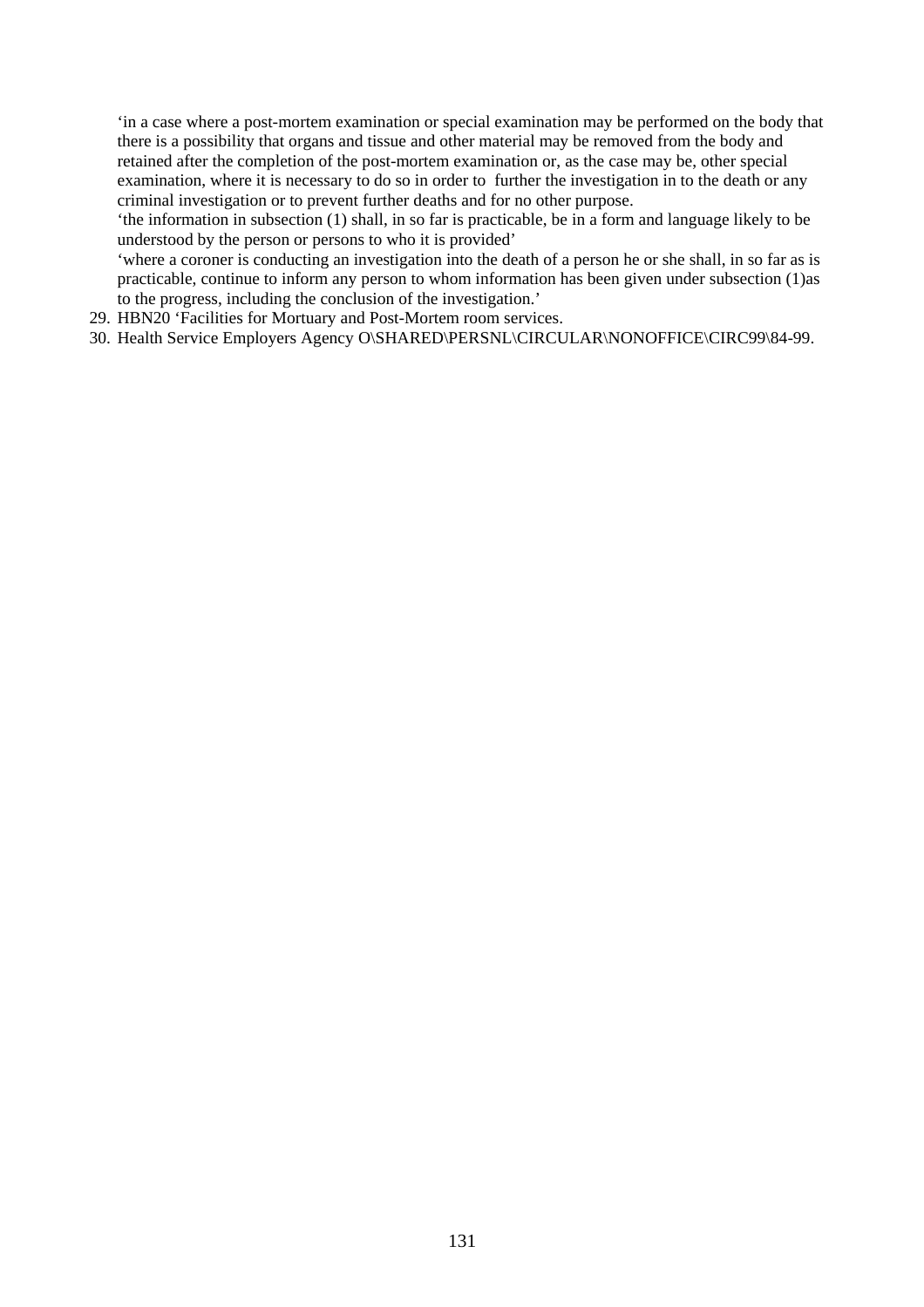'in a case where a post-mortem examination or special examination may be performed on the body that there is a possibility that organs and tissue and other material may be removed from the body and retained after the completion of the post-mortem examination or, as the case may be, other special examination, where it is necessary to do so in order to further the investigation in to the death or any criminal investigation or to prevent further deaths and for no other purpose.

'the information in subsection (1) shall, in so far is practicable, be in a form and language likely to be understood by the person or persons to who it is provided'

'where a coroner is conducting an investigation into the death of a person he or she shall, in so far as is practicable, continue to inform any person to whom information has been given under subsection (1)as to the progress, including the conclusion of the investigation.'

29. HBN20 'Facilities for Mortuary and Post-Mortem room services.
30. Health Service Employers Agency O\SHARED\PERSNL\CIRCULAR\NONOFFICE\CIRC99\84-99.